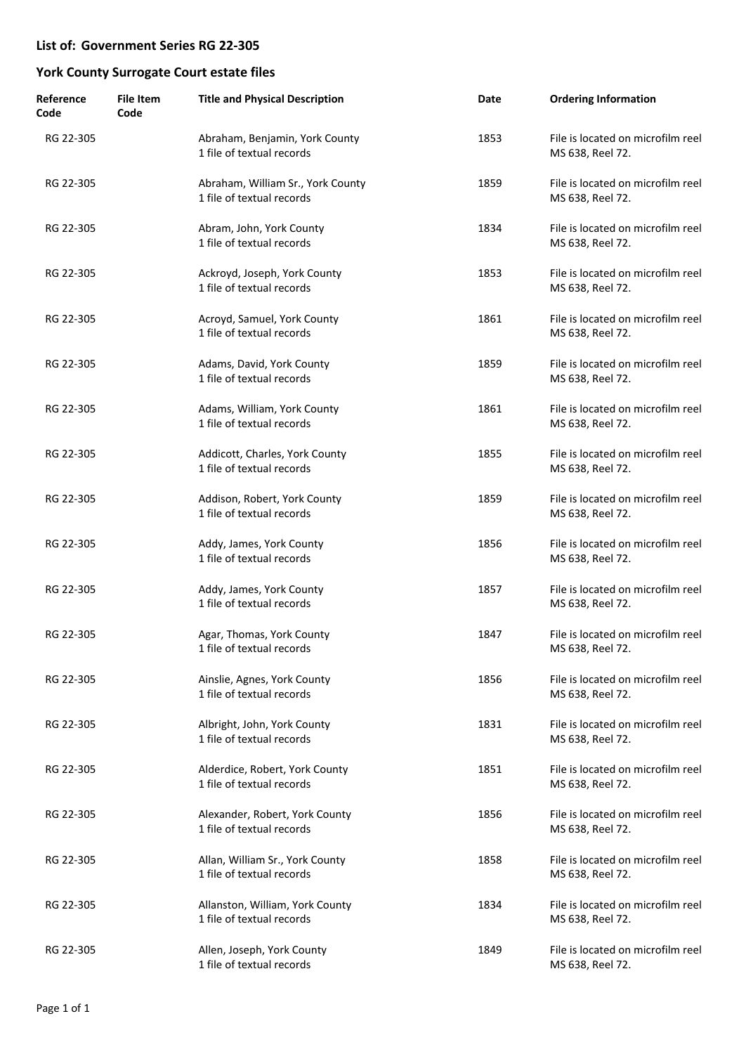## List of: Government Series RG 22-305

## York County Surrogate Court estate files

| Reference Code | File Item Code | Title and Physical Description | Date | Ordering Information |
|---|---|---|---|---|
| RG 22-305 | | Abraham, Benjamin, York County<br>1 file of textual records | 1853 | File is located on microfilm reel MS 638, Reel 72. |
| RG 22-305 | | Abraham, William Sr., York County<br>1 file of textual records | 1859 | File is located on microfilm reel MS 638, Reel 72. |
| RG 22-305 | | Abram, John, York County<br>1 file of textual records | 1834 | File is located on microfilm reel MS 638, Reel 72. |
| RG 22-305 | | Ackroyd, Joseph, York County<br>1 file of textual records | 1853 | File is located on microfilm reel MS 638, Reel 72. |
| RG 22-305 | | Acroyd, Samuel, York County<br>1 file of textual records | 1861 | File is located on microfilm reel MS 638, Reel 72. |
| RG 22-305 | | Adams, David, York County<br>1 file of textual records | 1859 | File is located on microfilm reel MS 638, Reel 72. |
| RG 22-305 | | Adams, William, York County<br>1 file of textual records | 1861 | File is located on microfilm reel MS 638, Reel 72. |
| RG 22-305 | | Addicott, Charles, York County<br>1 file of textual records | 1855 | File is located on microfilm reel MS 638, Reel 72. |
| RG 22-305 | | Addison, Robert, York County<br>1 file of textual records | 1859 | File is located on microfilm reel MS 638, Reel 72. |
| RG 22-305 | | Addy, James, York County<br>1 file of textual records | 1856 | File is located on microfilm reel MS 638, Reel 72. |
| RG 22-305 | | Addy, James, York County<br>1 file of textual records | 1857 | File is located on microfilm reel MS 638, Reel 72. |
| RG 22-305 | | Agar, Thomas, York County<br>1 file of textual records | 1847 | File is located on microfilm reel MS 638, Reel 72. |
| RG 22-305 | | Ainslie, Agnes, York County<br>1 file of textual records | 1856 | File is located on microfilm reel MS 638, Reel 72. |
| RG 22-305 | | Albright, John, York County<br>1 file of textual records | 1831 | File is located on microfilm reel MS 638, Reel 72. |
| RG 22-305 | | Alderdice, Robert, York County<br>1 file of textual records | 1851 | File is located on microfilm reel MS 638, Reel 72. |
| RG 22-305 | | Alexander, Robert, York County<br>1 file of textual records | 1856 | File is located on microfilm reel MS 638, Reel 72. |
| RG 22-305 | | Allan, William Sr., York County<br>1 file of textual records | 1858 | File is located on microfilm reel MS 638, Reel 72. |
| RG 22-305 | | Allanston, William, York County<br>1 file of textual records | 1834 | File is located on microfilm reel MS 638, Reel 72. |
| RG 22-305 | | Allen, Joseph, York County<br>1 file of textual records | 1849 | File is located on microfilm reel MS 638, Reel 72. |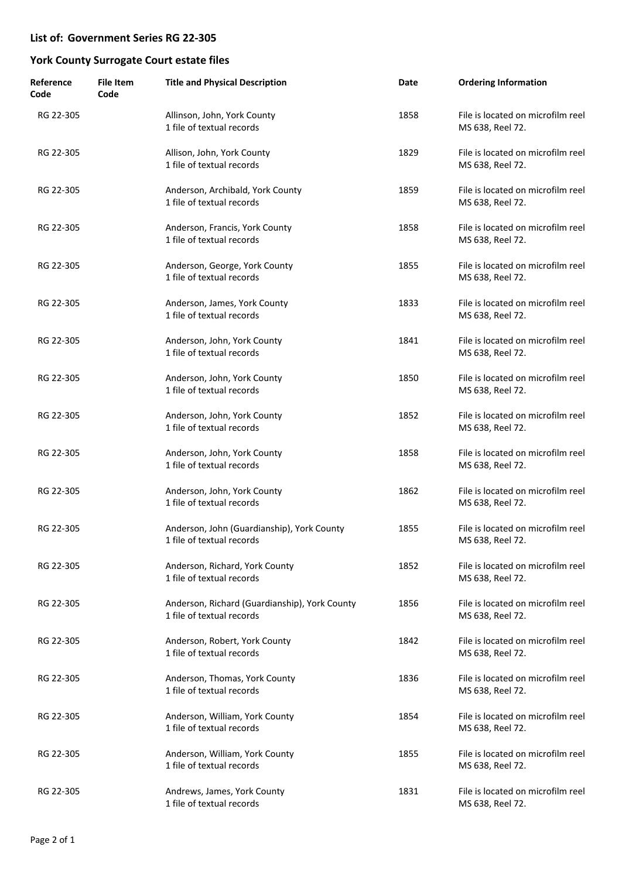## List of: Government Series RG 22-305

## York County Surrogate Court estate files

| Reference Code | File Item Code | Title and Physical Description | Date | Ordering Information |
|---|---|---|---|---|
| RG 22-305 | | Allinson, John, York County<br>1 file of textual records | 1858 | File is located on microfilm reel MS 638, Reel 72. |
| RG 22-305 | | Allison, John, York County<br>1 file of textual records | 1829 | File is located on microfilm reel MS 638, Reel 72. |
| RG 22-305 | | Anderson, Archibald, York County<br>1 file of textual records | 1859 | File is located on microfilm reel MS 638, Reel 72. |
| RG 22-305 | | Anderson, Francis, York County<br>1 file of textual records | 1858 | File is located on microfilm reel MS 638, Reel 72. |
| RG 22-305 | | Anderson, George, York County<br>1 file of textual records | 1855 | File is located on microfilm reel MS 638, Reel 72. |
| RG 22-305 | | Anderson, James, York County<br>1 file of textual records | 1833 | File is located on microfilm reel MS 638, Reel 72. |
| RG 22-305 | | Anderson, John, York County<br>1 file of textual records | 1841 | File is located on microfilm reel MS 638, Reel 72. |
| RG 22-305 | | Anderson, John, York County<br>1 file of textual records | 1850 | File is located on microfilm reel MS 638, Reel 72. |
| RG 22-305 | | Anderson, John, York County<br>1 file of textual records | 1852 | File is located on microfilm reel MS 638, Reel 72. |
| RG 22-305 | | Anderson, John, York County<br>1 file of textual records | 1858 | File is located on microfilm reel MS 638, Reel 72. |
| RG 22-305 | | Anderson, John, York County<br>1 file of textual records | 1862 | File is located on microfilm reel MS 638, Reel 72. |
| RG 22-305 | | Anderson, John (Guardianship), York County<br>1 file of textual records | 1855 | File is located on microfilm reel MS 638, Reel 72. |
| RG 22-305 | | Anderson, Richard, York County<br>1 file of textual records | 1852 | File is located on microfilm reel MS 638, Reel 72. |
| RG 22-305 | | Anderson, Richard (Guardianship), York County<br>1 file of textual records | 1856 | File is located on microfilm reel MS 638, Reel 72. |
| RG 22-305 | | Anderson, Robert, York County<br>1 file of textual records | 1842 | File is located on microfilm reel MS 638, Reel 72. |
| RG 22-305 | | Anderson, Thomas, York County<br>1 file of textual records | 1836 | File is located on microfilm reel MS 638, Reel 72. |
| RG 22-305 | | Anderson, William, York County<br>1 file of textual records | 1854 | File is located on microfilm reel MS 638, Reel 72. |
| RG 22-305 | | Anderson, William, York County<br>1 file of textual records | 1855 | File is located on microfilm reel MS 638, Reel 72. |
| RG 22-305 | | Andrews, James, York County<br>1 file of textual records | 1831 | File is located on microfilm reel MS 638, Reel 72. |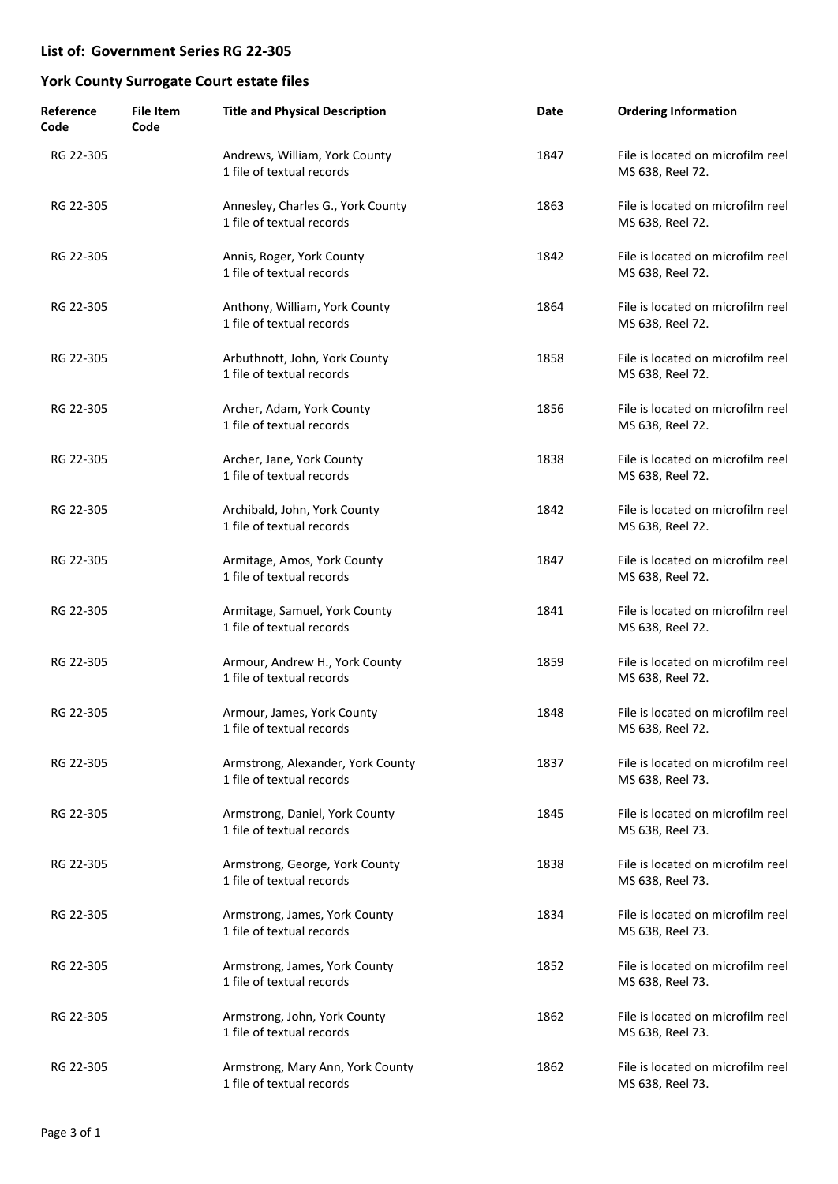## List of: Government Series RG 22-305

## York County Surrogate Court estate files

| Reference Code | File Item Code | Title and Physical Description | Date | Ordering Information |
|---|---|---|---|---|
| RG 22-305 | | Andrews, William, York County<br>1 file of textual records | 1847 | File is located on microfilm reel MS 638, Reel 72. |
| RG 22-305 | | Annesley, Charles G., York County<br>1 file of textual records | 1863 | File is located on microfilm reel MS 638, Reel 72. |
| RG 22-305 | | Annis, Roger, York County<br>1 file of textual records | 1842 | File is located on microfilm reel MS 638, Reel 72. |
| RG 22-305 | | Anthony, William, York County<br>1 file of textual records | 1864 | File is located on microfilm reel MS 638, Reel 72. |
| RG 22-305 | | Arbuthnott, John, York County<br>1 file of textual records | 1858 | File is located on microfilm reel MS 638, Reel 72. |
| RG 22-305 | | Archer, Adam, York County<br>1 file of textual records | 1856 | File is located on microfilm reel MS 638, Reel 72. |
| RG 22-305 | | Archer, Jane, York County<br>1 file of textual records | 1838 | File is located on microfilm reel MS 638, Reel 72. |
| RG 22-305 | | Archibald, John, York County<br>1 file of textual records | 1842 | File is located on microfilm reel MS 638, Reel 72. |
| RG 22-305 | | Armitage, Amos, York County<br>1 file of textual records | 1847 | File is located on microfilm reel MS 638, Reel 72. |
| RG 22-305 | | Armitage, Samuel, York County<br>1 file of textual records | 1841 | File is located on microfilm reel MS 638, Reel 72. |
| RG 22-305 | | Armour, Andrew H., York County<br>1 file of textual records | 1859 | File is located on microfilm reel MS 638, Reel 72. |
| RG 22-305 | | Armour, James, York County<br>1 file of textual records | 1848 | File is located on microfilm reel MS 638, Reel 72. |
| RG 22-305 | | Armstrong, Alexander, York County<br>1 file of textual records | 1837 | File is located on microfilm reel MS 638, Reel 73. |
| RG 22-305 | | Armstrong, Daniel, York County<br>1 file of textual records | 1845 | File is located on microfilm reel MS 638, Reel 73. |
| RG 22-305 | | Armstrong, George, York County<br>1 file of textual records | 1838 | File is located on microfilm reel MS 638, Reel 73. |
| RG 22-305 | | Armstrong, James, York County<br>1 file of textual records | 1834 | File is located on microfilm reel MS 638, Reel 73. |
| RG 22-305 | | Armstrong, James, York County<br>1 file of textual records | 1852 | File is located on microfilm reel MS 638, Reel 73. |
| RG 22-305 | | Armstrong, John, York County<br>1 file of textual records | 1862 | File is located on microfilm reel MS 638, Reel 73. |
| RG 22-305 | | Armstrong, Mary Ann, York County<br>1 file of textual records | 1862 | File is located on microfilm reel MS 638, Reel 73. |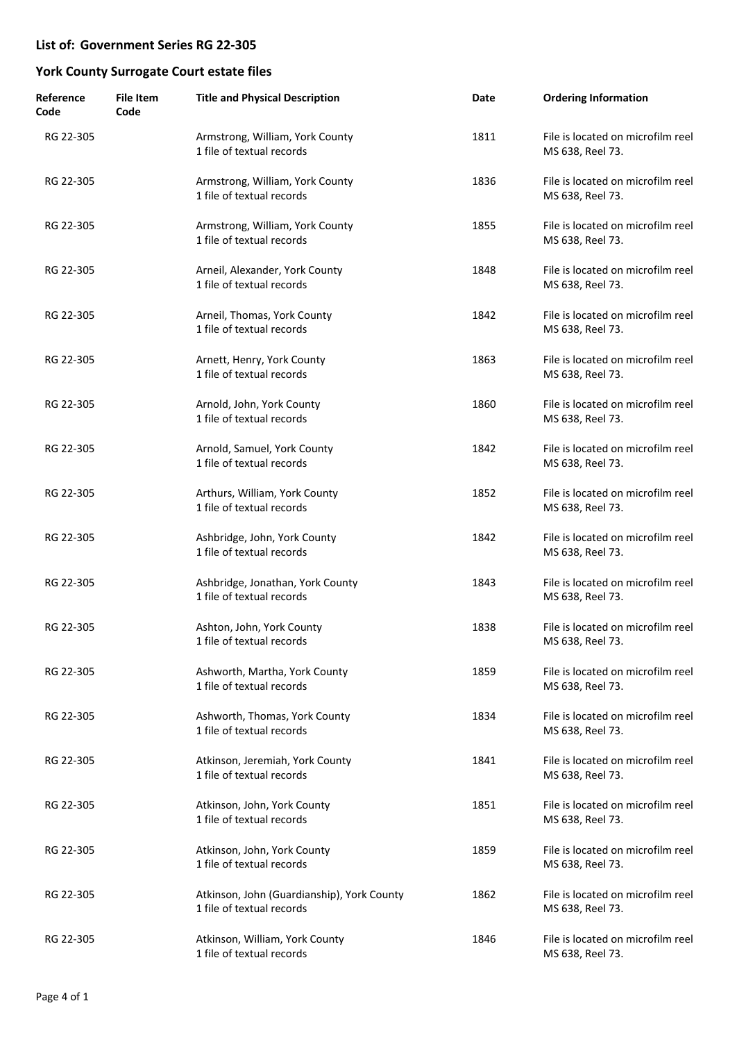## List of: Government Series RG 22-305

## York County Surrogate Court estate files

| Reference Code | File Item Code | Title and Physical Description | Date | Ordering Information |
|---|---|---|---|---|
| RG 22-305 | | Armstrong, William, York County<br>1 file of textual records | 1811 | File is located on microfilm reel MS 638, Reel 73. |
| RG 22-305 | | Armstrong, William, York County<br>1 file of textual records | 1836 | File is located on microfilm reel MS 638, Reel 73. |
| RG 22-305 | | Armstrong, William, York County<br>1 file of textual records | 1855 | File is located on microfilm reel MS 638, Reel 73. |
| RG 22-305 | | Arneil, Alexander, York County<br>1 file of textual records | 1848 | File is located on microfilm reel MS 638, Reel 73. |
| RG 22-305 | | Arneil, Thomas, York County<br>1 file of textual records | 1842 | File is located on microfilm reel MS 638, Reel 73. |
| RG 22-305 | | Arnett, Henry, York County<br>1 file of textual records | 1863 | File is located on microfilm reel MS 638, Reel 73. |
| RG 22-305 | | Arnold, John, York County<br>1 file of textual records | 1860 | File is located on microfilm reel MS 638, Reel 73. |
| RG 22-305 | | Arnold, Samuel, York County<br>1 file of textual records | 1842 | File is located on microfilm reel MS 638, Reel 73. |
| RG 22-305 | | Arthurs, William, York County<br>1 file of textual records | 1852 | File is located on microfilm reel MS 638, Reel 73. |
| RG 22-305 | | Ashbridge, John, York County<br>1 file of textual records | 1842 | File is located on microfilm reel MS 638, Reel 73. |
| RG 22-305 | | Ashbridge, Jonathan, York County<br>1 file of textual records | 1843 | File is located on microfilm reel MS 638, Reel 73. |
| RG 22-305 | | Ashton, John, York County<br>1 file of textual records | 1838 | File is located on microfilm reel MS 638, Reel 73. |
| RG 22-305 | | Ashworth, Martha, York County<br>1 file of textual records | 1859 | File is located on microfilm reel MS 638, Reel 73. |
| RG 22-305 | | Ashworth, Thomas, York County<br>1 file of textual records | 1834 | File is located on microfilm reel MS 638, Reel 73. |
| RG 22-305 | | Atkinson, Jeremiah, York County<br>1 file of textual records | 1841 | File is located on microfilm reel MS 638, Reel 73. |
| RG 22-305 | | Atkinson, John, York County<br>1 file of textual records | 1851 | File is located on microfilm reel MS 638, Reel 73. |
| RG 22-305 | | Atkinson, John, York County<br>1 file of textual records | 1859 | File is located on microfilm reel MS 638, Reel 73. |
| RG 22-305 | | Atkinson, John (Guardianship), York County<br>1 file of textual records | 1862 | File is located on microfilm reel MS 638, Reel 73. |
| RG 22-305 | | Atkinson, William, York County<br>1 file of textual records | 1846 | File is located on microfilm reel MS 638, Reel 73. |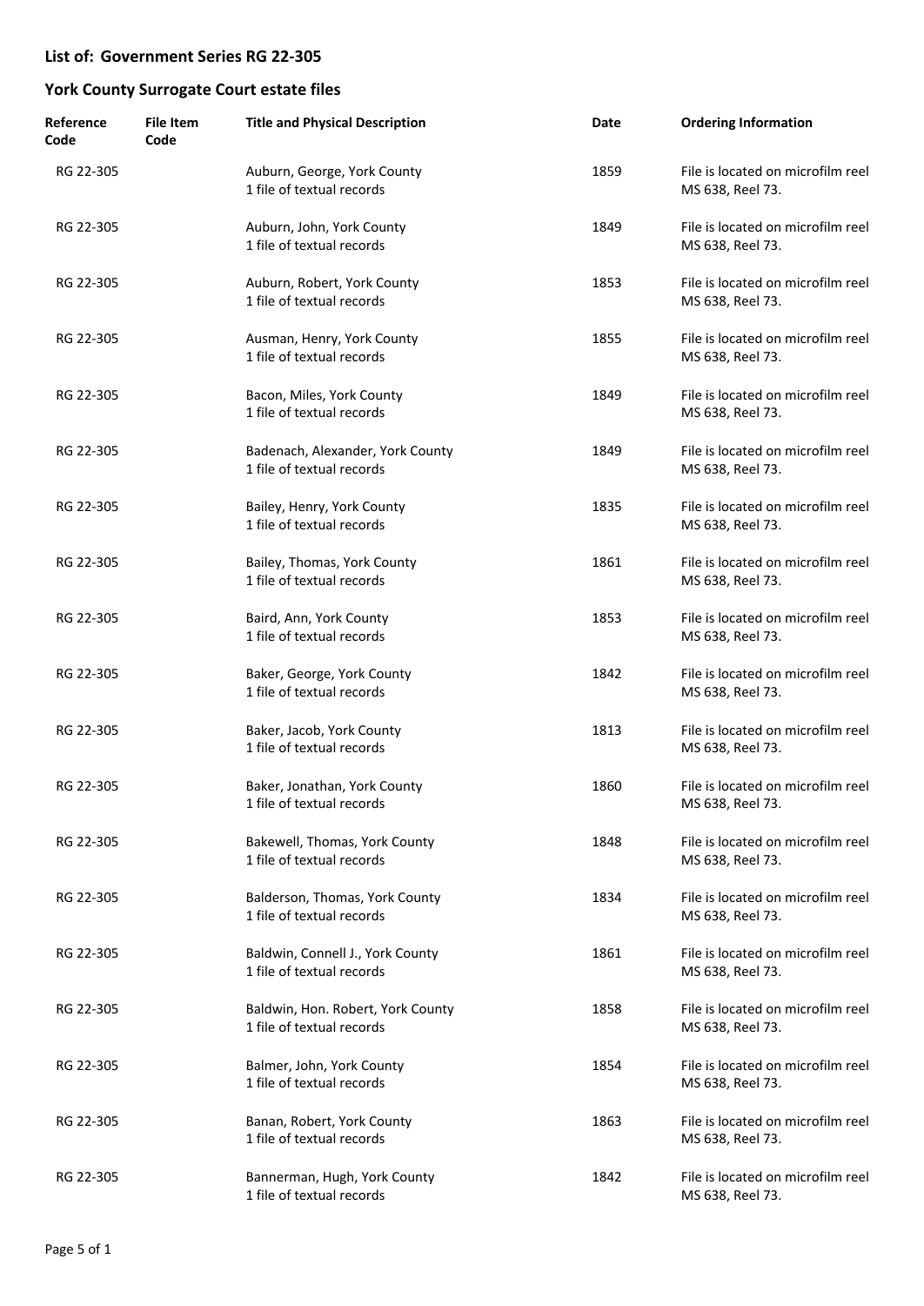**List of: Government Series RG 22-305**

**York County Surrogate Court estate files**

| Reference Code | File Item Code | Title and Physical Description | Date | Ordering Information |
|---|---|---|---|---|
| RG 22-305 | | Auburn, George, York County<br>1 file of textual records | 1859 | File is located on microfilm reel MS 638, Reel 73. |
| RG 22-305 | | Auburn, John, York County<br>1 file of textual records | 1849 | File is located on microfilm reel MS 638, Reel 73. |
| RG 22-305 | | Auburn, Robert, York County<br>1 file of textual records | 1853 | File is located on microfilm reel MS 638, Reel 73. |
| RG 22-305 | | Ausman, Henry, York County<br>1 file of textual records | 1855 | File is located on microfilm reel MS 638, Reel 73. |
| RG 22-305 | | Bacon, Miles, York County<br>1 file of textual records | 1849 | File is located on microfilm reel MS 638, Reel 73. |
| RG 22-305 | | Badenach, Alexander, York County<br>1 file of textual records | 1849 | File is located on microfilm reel MS 638, Reel 73. |
| RG 22-305 | | Bailey, Henry, York County<br>1 file of textual records | 1835 | File is located on microfilm reel MS 638, Reel 73. |
| RG 22-305 | | Bailey, Thomas, York County<br>1 file of textual records | 1861 | File is located on microfilm reel MS 638, Reel 73. |
| RG 22-305 | | Baird, Ann, York County<br>1 file of textual records | 1853 | File is located on microfilm reel MS 638, Reel 73. |
| RG 22-305 | | Baker, George, York County<br>1 file of textual records | 1842 | File is located on microfilm reel MS 638, Reel 73. |
| RG 22-305 | | Baker, Jacob, York County<br>1 file of textual records | 1813 | File is located on microfilm reel MS 638, Reel 73. |
| RG 22-305 | | Baker, Jonathan, York County<br>1 file of textual records | 1860 | File is located on microfilm reel MS 638, Reel 73. |
| RG 22-305 | | Bakewell, Thomas, York County<br>1 file of textual records | 1848 | File is located on microfilm reel MS 638, Reel 73. |
| RG 22-305 | | Balderson, Thomas, York County<br>1 file of textual records | 1834 | File is located on microfilm reel MS 638, Reel 73. |
| RG 22-305 | | Baldwin, Connell J., York County<br>1 file of textual records | 1861 | File is located on microfilm reel MS 638, Reel 73. |
| RG 22-305 | | Baldwin, Hon. Robert, York County<br>1 file of textual records | 1858 | File is located on microfilm reel MS 638, Reel 73. |
| RG 22-305 | | Balmer, John, York County<br>1 file of textual records | 1854 | File is located on microfilm reel MS 638, Reel 73. |
| RG 22-305 | | Banan, Robert, York County<br>1 file of textual records | 1863 | File is located on microfilm reel MS 638, Reel 73. |
| RG 22-305 | | Bannerman, Hugh, York County<br>1 file of textual records | 1842 | File is located on microfilm reel MS 638, Reel 73. |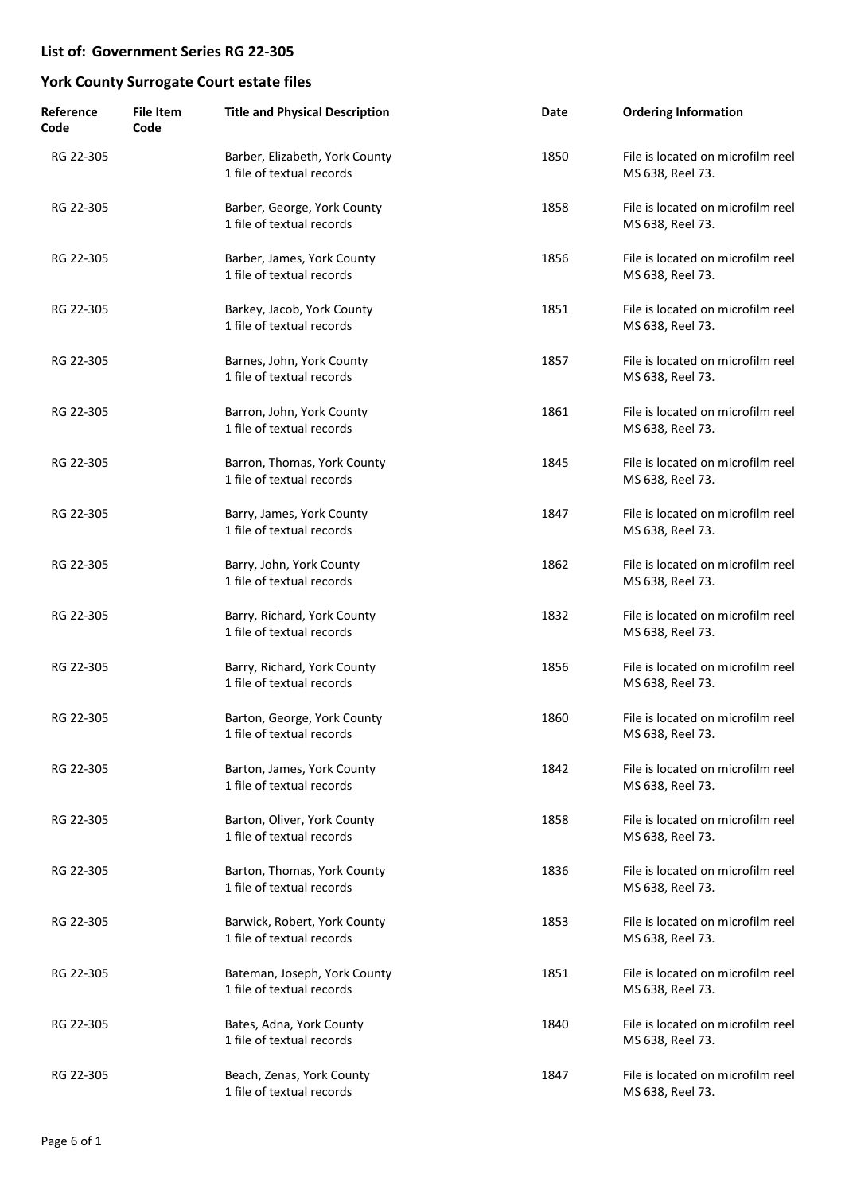## List of: Government Series RG 22-305

## York County Surrogate Court estate files

| Reference Code | File Item Code | Title and Physical Description | Date | Ordering Information |
|---|---|---|---|---|
| RG 22-305 | | Barber, Elizabeth, York County<br>1 file of textual records | 1850 | File is located on microfilm reel MS 638, Reel 73. |
| RG 22-305 | | Barber, George, York County<br>1 file of textual records | 1858 | File is located on microfilm reel MS 638, Reel 73. |
| RG 22-305 | | Barber, James, York County<br>1 file of textual records | 1856 | File is located on microfilm reel MS 638, Reel 73. |
| RG 22-305 | | Barkey, Jacob, York County<br>1 file of textual records | 1851 | File is located on microfilm reel MS 638, Reel 73. |
| RG 22-305 | | Barnes, John, York County<br>1 file of textual records | 1857 | File is located on microfilm reel MS 638, Reel 73. |
| RG 22-305 | | Barron, John, York County<br>1 file of textual records | 1861 | File is located on microfilm reel MS 638, Reel 73. |
| RG 22-305 | | Barron, Thomas, York County<br>1 file of textual records | 1845 | File is located on microfilm reel MS 638, Reel 73. |
| RG 22-305 | | Barry, James, York County<br>1 file of textual records | 1847 | File is located on microfilm reel MS 638, Reel 73. |
| RG 22-305 | | Barry, John, York County<br>1 file of textual records | 1862 | File is located on microfilm reel MS 638, Reel 73. |
| RG 22-305 | | Barry, Richard, York County<br>1 file of textual records | 1832 | File is located on microfilm reel MS 638, Reel 73. |
| RG 22-305 | | Barry, Richard, York County<br>1 file of textual records | 1856 | File is located on microfilm reel MS 638, Reel 73. |
| RG 22-305 | | Barton, George, York County<br>1 file of textual records | 1860 | File is located on microfilm reel MS 638, Reel 73. |
| RG 22-305 | | Barton, James, York County<br>1 file of textual records | 1842 | File is located on microfilm reel MS 638, Reel 73. |
| RG 22-305 | | Barton, Oliver, York County<br>1 file of textual records | 1858 | File is located on microfilm reel MS 638, Reel 73. |
| RG 22-305 | | Barton, Thomas, York County<br>1 file of textual records | 1836 | File is located on microfilm reel MS 638, Reel 73. |
| RG 22-305 | | Barwick, Robert, York County<br>1 file of textual records | 1853 | File is located on microfilm reel MS 638, Reel 73. |
| RG 22-305 | | Bateman, Joseph, York County<br>1 file of textual records | 1851 | File is located on microfilm reel MS 638, Reel 73. |
| RG 22-305 | | Bates, Adna, York County<br>1 file of textual records | 1840 | File is located on microfilm reel MS 638, Reel 73. |
| RG 22-305 | | Beach, Zenas, York County<br>1 file of textual records | 1847 | File is located on microfilm reel MS 638, Reel 73. |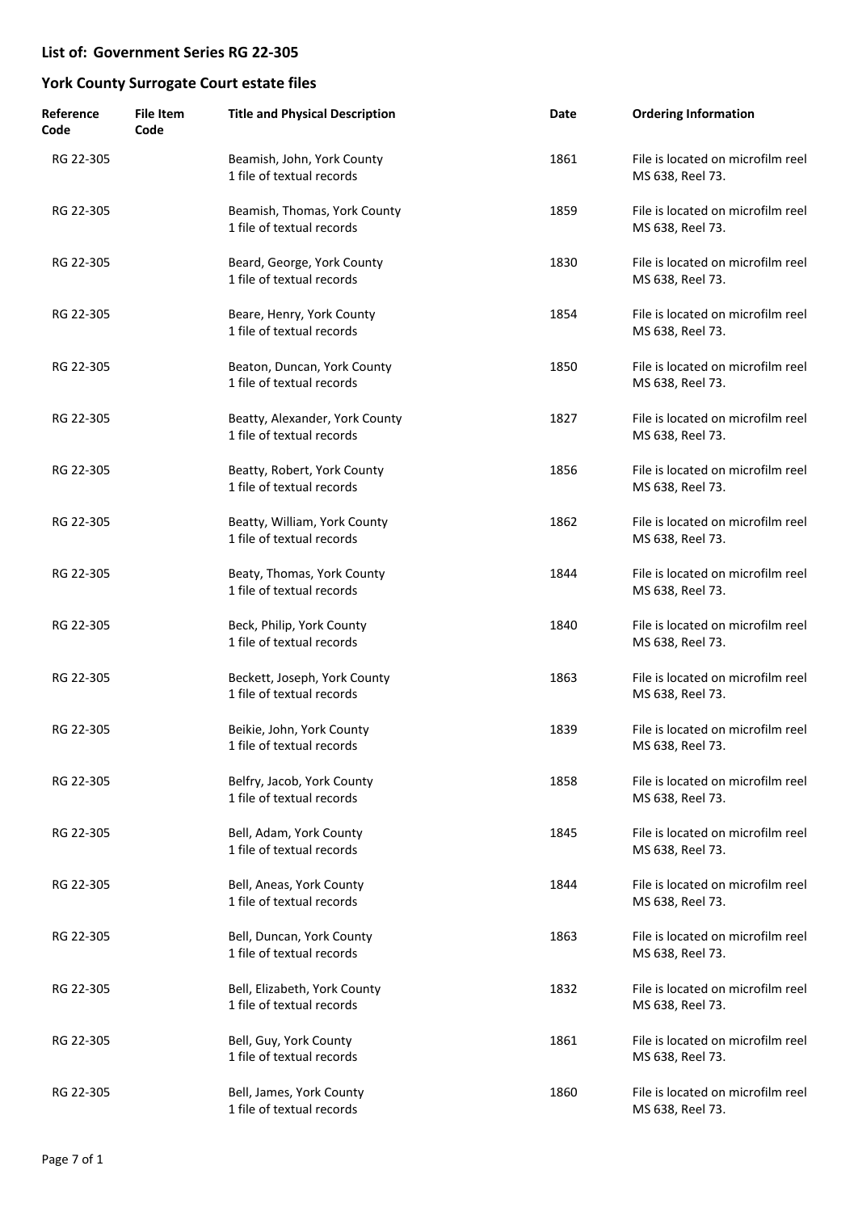## List of: Government Series RG 22-305

## York County Surrogate Court estate files

| Reference Code | File Item Code | Title and Physical Description | Date | Ordering Information |
|---|---|---|---|---|
| RG 22-305 | | Beamish, John, York County<br>1 file of textual records | 1861 | File is located on microfilm reel MS 638, Reel 73. |
| RG 22-305 | | Beamish, Thomas, York County<br>1 file of textual records | 1859 | File is located on microfilm reel MS 638, Reel 73. |
| RG 22-305 | | Beard, George, York County<br>1 file of textual records | 1830 | File is located on microfilm reel MS 638, Reel 73. |
| RG 22-305 | | Beare, Henry, York County<br>1 file of textual records | 1854 | File is located on microfilm reel MS 638, Reel 73. |
| RG 22-305 | | Beaton, Duncan, York County<br>1 file of textual records | 1850 | File is located on microfilm reel MS 638, Reel 73. |
| RG 22-305 | | Beatty, Alexander, York County<br>1 file of textual records | 1827 | File is located on microfilm reel MS 638, Reel 73. |
| RG 22-305 | | Beatty, Robert, York County<br>1 file of textual records | 1856 | File is located on microfilm reel MS 638, Reel 73. |
| RG 22-305 | | Beatty, William, York County<br>1 file of textual records | 1862 | File is located on microfilm reel MS 638, Reel 73. |
| RG 22-305 | | Beaty, Thomas, York County<br>1 file of textual records | 1844 | File is located on microfilm reel MS 638, Reel 73. |
| RG 22-305 | | Beck, Philip, York County<br>1 file of textual records | 1840 | File is located on microfilm reel MS 638, Reel 73. |
| RG 22-305 | | Beckett, Joseph, York County<br>1 file of textual records | 1863 | File is located on microfilm reel MS 638, Reel 73. |
| RG 22-305 | | Beikie, John, York County<br>1 file of textual records | 1839 | File is located on microfilm reel MS 638, Reel 73. |
| RG 22-305 | | Belfry, Jacob, York County<br>1 file of textual records | 1858 | File is located on microfilm reel MS 638, Reel 73. |
| RG 22-305 | | Bell, Adam, York County<br>1 file of textual records | 1845 | File is located on microfilm reel MS 638, Reel 73. |
| RG 22-305 | | Bell, Aneas, York County<br>1 file of textual records | 1844 | File is located on microfilm reel MS 638, Reel 73. |
| RG 22-305 | | Bell, Duncan, York County<br>1 file of textual records | 1863 | File is located on microfilm reel MS 638, Reel 73. |
| RG 22-305 | | Bell, Elizabeth, York County<br>1 file of textual records | 1832 | File is located on microfilm reel MS 638, Reel 73. |
| RG 22-305 | | Bell, Guy, York County<br>1 file of textual records | 1861 | File is located on microfilm reel MS 638, Reel 73. |
| RG 22-305 | | Bell, James, York County<br>1 file of textual records | 1860 | File is located on microfilm reel MS 638, Reel 73. |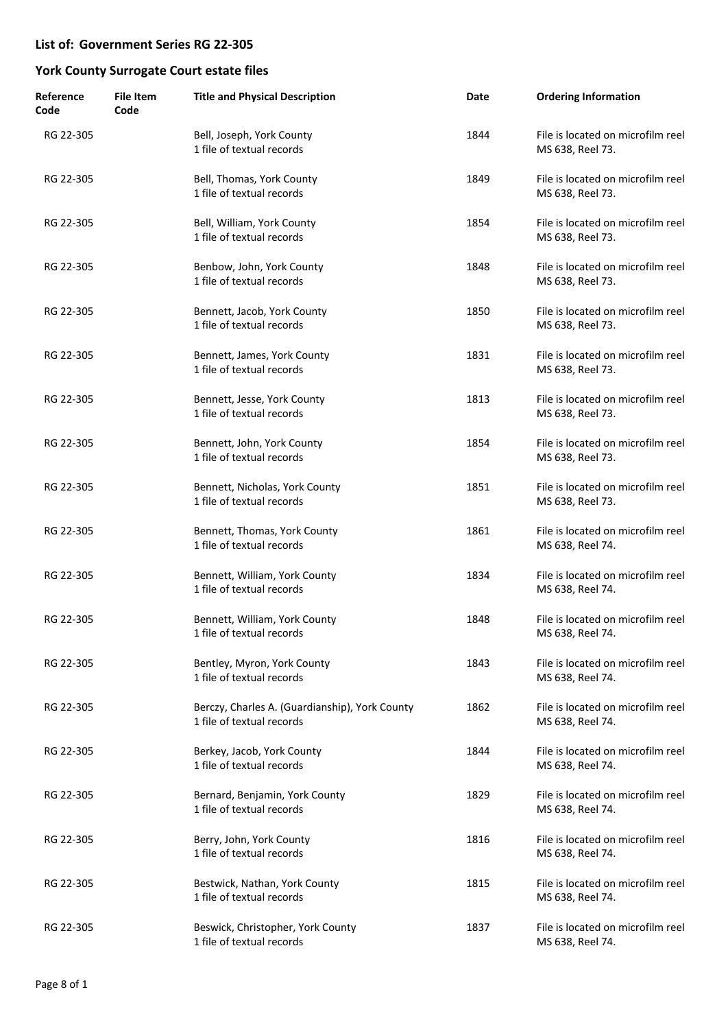## List of: Government Series RG 22-305

## York County Surrogate Court estate files

| Reference Code | File Item Code | Title and Physical Description | Date | Ordering Information |
|---|---|---|---|---|
| RG 22-305 | | Bell, Joseph, York County<br>1 file of textual records | 1844 | File is located on microfilm reel MS 638, Reel 73. |
| RG 22-305 | | Bell, Thomas, York County<br>1 file of textual records | 1849 | File is located on microfilm reel MS 638, Reel 73. |
| RG 22-305 | | Bell, William, York County<br>1 file of textual records | 1854 | File is located on microfilm reel MS 638, Reel 73. |
| RG 22-305 | | Benbow, John, York County<br>1 file of textual records | 1848 | File is located on microfilm reel MS 638, Reel 73. |
| RG 22-305 | | Bennett, Jacob, York County<br>1 file of textual records | 1850 | File is located on microfilm reel MS 638, Reel 73. |
| RG 22-305 | | Bennett, James, York County<br>1 file of textual records | 1831 | File is located on microfilm reel MS 638, Reel 73. |
| RG 22-305 | | Bennett, Jesse, York County<br>1 file of textual records | 1813 | File is located on microfilm reel MS 638, Reel 73. |
| RG 22-305 | | Bennett, John, York County<br>1 file of textual records | 1854 | File is located on microfilm reel MS 638, Reel 73. |
| RG 22-305 | | Bennett, Nicholas, York County<br>1 file of textual records | 1851 | File is located on microfilm reel MS 638, Reel 73. |
| RG 22-305 | | Bennett, Thomas, York County<br>1 file of textual records | 1861 | File is located on microfilm reel MS 638, Reel 74. |
| RG 22-305 | | Bennett, William, York County<br>1 file of textual records | 1834 | File is located on microfilm reel MS 638, Reel 74. |
| RG 22-305 | | Bennett, William, York County<br>1 file of textual records | 1848 | File is located on microfilm reel MS 638, Reel 74. |
| RG 22-305 | | Bentley, Myron, York County<br>1 file of textual records | 1843 | File is located on microfilm reel MS 638, Reel 74. |
| RG 22-305 | | Berczy, Charles A. (Guardianship), York County<br>1 file of textual records | 1862 | File is located on microfilm reel MS 638, Reel 74. |
| RG 22-305 | | Berkey, Jacob, York County<br>1 file of textual records | 1844 | File is located on microfilm reel MS 638, Reel 74. |
| RG 22-305 | | Bernard, Benjamin, York County<br>1 file of textual records | 1829 | File is located on microfilm reel MS 638, Reel 74. |
| RG 22-305 | | Berry, John, York County<br>1 file of textual records | 1816 | File is located on microfilm reel MS 638, Reel 74. |
| RG 22-305 | | Bestwick, Nathan, York County<br>1 file of textual records | 1815 | File is located on microfilm reel MS 638, Reel 74. |
| RG 22-305 | | Beswick, Christopher, York County<br>1 file of textual records | 1837 | File is located on microfilm reel MS 638, Reel 74. |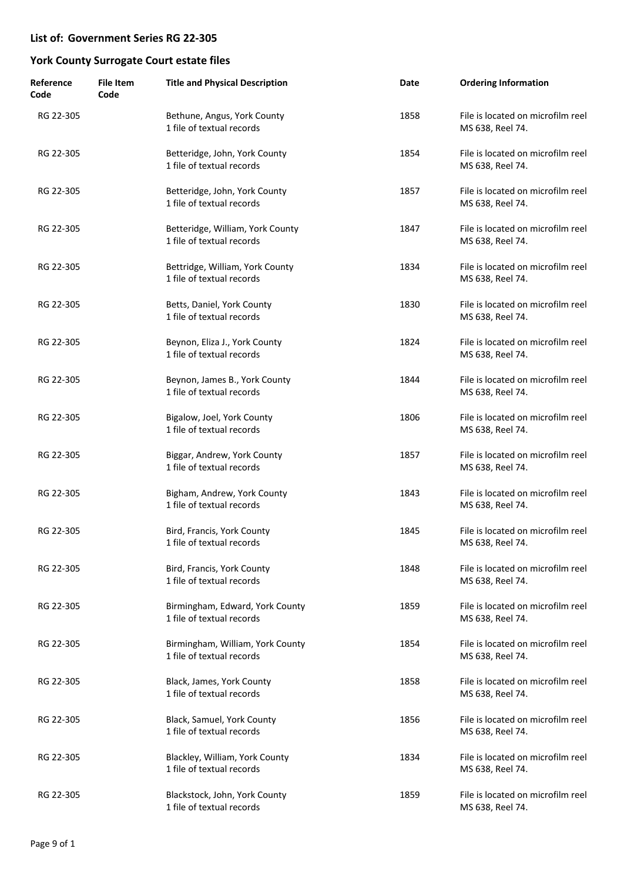## List of: Government Series RG 22-305

## York County Surrogate Court estate files

| Reference Code | File Item Code | Title and Physical Description | Date | Ordering Information |
|---|---|---|---|---|
| RG 22-305 | | Bethune, Angus, York County<br>1 file of textual records | 1858 | File is located on microfilm reel MS 638, Reel 74. |
| RG 22-305 | | Betteridge, John, York County<br>1 file of textual records | 1854 | File is located on microfilm reel MS 638, Reel 74. |
| RG 22-305 | | Betteridge, John, York County<br>1 file of textual records | 1857 | File is located on microfilm reel MS 638, Reel 74. |
| RG 22-305 | | Betteridge, William, York County<br>1 file of textual records | 1847 | File is located on microfilm reel MS 638, Reel 74. |
| RG 22-305 | | Bettridge, William, York County<br>1 file of textual records | 1834 | File is located on microfilm reel MS 638, Reel 74. |
| RG 22-305 | | Betts, Daniel, York County<br>1 file of textual records | 1830 | File is located on microfilm reel MS 638, Reel 74. |
| RG 22-305 | | Beynon, Eliza J., York County<br>1 file of textual records | 1824 | File is located on microfilm reel MS 638, Reel 74. |
| RG 22-305 | | Beynon, James B., York County<br>1 file of textual records | 1844 | File is located on microfilm reel MS 638, Reel 74. |
| RG 22-305 | | Bigalow, Joel, York County<br>1 file of textual records | 1806 | File is located on microfilm reel MS 638, Reel 74. |
| RG 22-305 | | Biggar, Andrew, York County<br>1 file of textual records | 1857 | File is located on microfilm reel MS 638, Reel 74. |
| RG 22-305 | | Bigham, Andrew, York County<br>1 file of textual records | 1843 | File is located on microfilm reel MS 638, Reel 74. |
| RG 22-305 | | Bird, Francis, York County<br>1 file of textual records | 1845 | File is located on microfilm reel MS 638, Reel 74. |
| RG 22-305 | | Bird, Francis, York County<br>1 file of textual records | 1848 | File is located on microfilm reel MS 638, Reel 74. |
| RG 22-305 | | Birmingham, Edward, York County<br>1 file of textual records | 1859 | File is located on microfilm reel MS 638, Reel 74. |
| RG 22-305 | | Birmingham, William, York County<br>1 file of textual records | 1854 | File is located on microfilm reel MS 638, Reel 74. |
| RG 22-305 | | Black, James, York County<br>1 file of textual records | 1858 | File is located on microfilm reel MS 638, Reel 74. |
| RG 22-305 | | Black, Samuel, York County<br>1 file of textual records | 1856 | File is located on microfilm reel MS 638, Reel 74. |
| RG 22-305 | | Blackley, William, York County<br>1 file of textual records | 1834 | File is located on microfilm reel MS 638, Reel 74. |
| RG 22-305 | | Blackstock, John, York County<br>1 file of textual records | 1859 | File is located on microfilm reel MS 638, Reel 74. |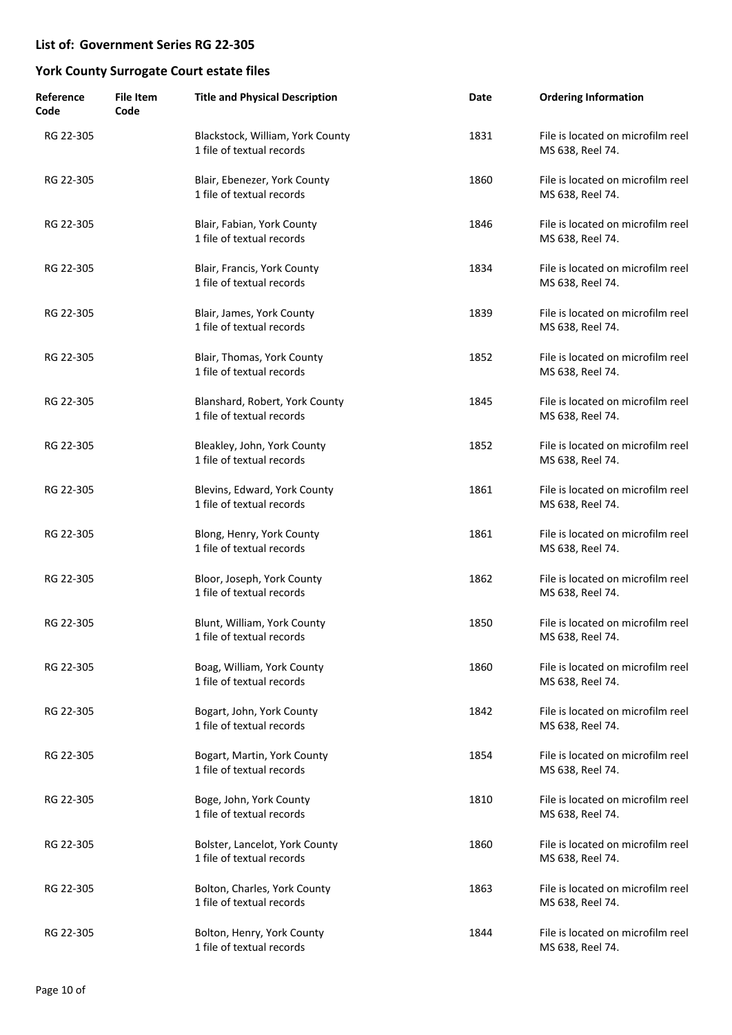## List of: Government Series RG 22-305

## York County Surrogate Court estate files

| Reference Code | File Item Code | Title and Physical Description | Date | Ordering Information |
|---|---|---|---|---|
| RG 22-305 | | Blackstock, William, York County<br>1 file of textual records | 1831 | File is located on microfilm reel MS 638, Reel 74. |
| RG 22-305 | | Blair, Ebenezer, York County<br>1 file of textual records | 1860 | File is located on microfilm reel MS 638, Reel 74. |
| RG 22-305 | | Blair, Fabian, York County<br>1 file of textual records | 1846 | File is located on microfilm reel MS 638, Reel 74. |
| RG 22-305 | | Blair, Francis, York County<br>1 file of textual records | 1834 | File is located on microfilm reel MS 638, Reel 74. |
| RG 22-305 | | Blair, James, York County<br>1 file of textual records | 1839 | File is located on microfilm reel MS 638, Reel 74. |
| RG 22-305 | | Blair, Thomas, York County<br>1 file of textual records | 1852 | File is located on microfilm reel MS 638, Reel 74. |
| RG 22-305 | | Blanshard, Robert, York County<br>1 file of textual records | 1845 | File is located on microfilm reel MS 638, Reel 74. |
| RG 22-305 | | Bleakley, John, York County<br>1 file of textual records | 1852 | File is located on microfilm reel MS 638, Reel 74. |
| RG 22-305 | | Blevins, Edward, York County<br>1 file of textual records | 1861 | File is located on microfilm reel MS 638, Reel 74. |
| RG 22-305 | | Blong, Henry, York County<br>1 file of textual records | 1861 | File is located on microfilm reel MS 638, Reel 74. |
| RG 22-305 | | Bloor, Joseph, York County<br>1 file of textual records | 1862 | File is located on microfilm reel MS 638, Reel 74. |
| RG 22-305 | | Blunt, William, York County<br>1 file of textual records | 1850 | File is located on microfilm reel MS 638, Reel 74. |
| RG 22-305 | | Boag, William, York County<br>1 file of textual records | 1860 | File is located on microfilm reel MS 638, Reel 74. |
| RG 22-305 | | Bogart, John, York County<br>1 file of textual records | 1842 | File is located on microfilm reel MS 638, Reel 74. |
| RG 22-305 | | Bogart, Martin, York County<br>1 file of textual records | 1854 | File is located on microfilm reel MS 638, Reel 74. |
| RG 22-305 | | Boge, John, York County<br>1 file of textual records | 1810 | File is located on microfilm reel MS 638, Reel 74. |
| RG 22-305 | | Bolster, Lancelot, York County<br>1 file of textual records | 1860 | File is located on microfilm reel MS 638, Reel 74. |
| RG 22-305 | | Bolton, Charles, York County<br>1 file of textual records | 1863 | File is located on microfilm reel MS 638, Reel 74. |
| RG 22-305 | | Bolton, Henry, York County<br>1 file of textual records | 1844 | File is located on microfilm reel MS 638, Reel 74. |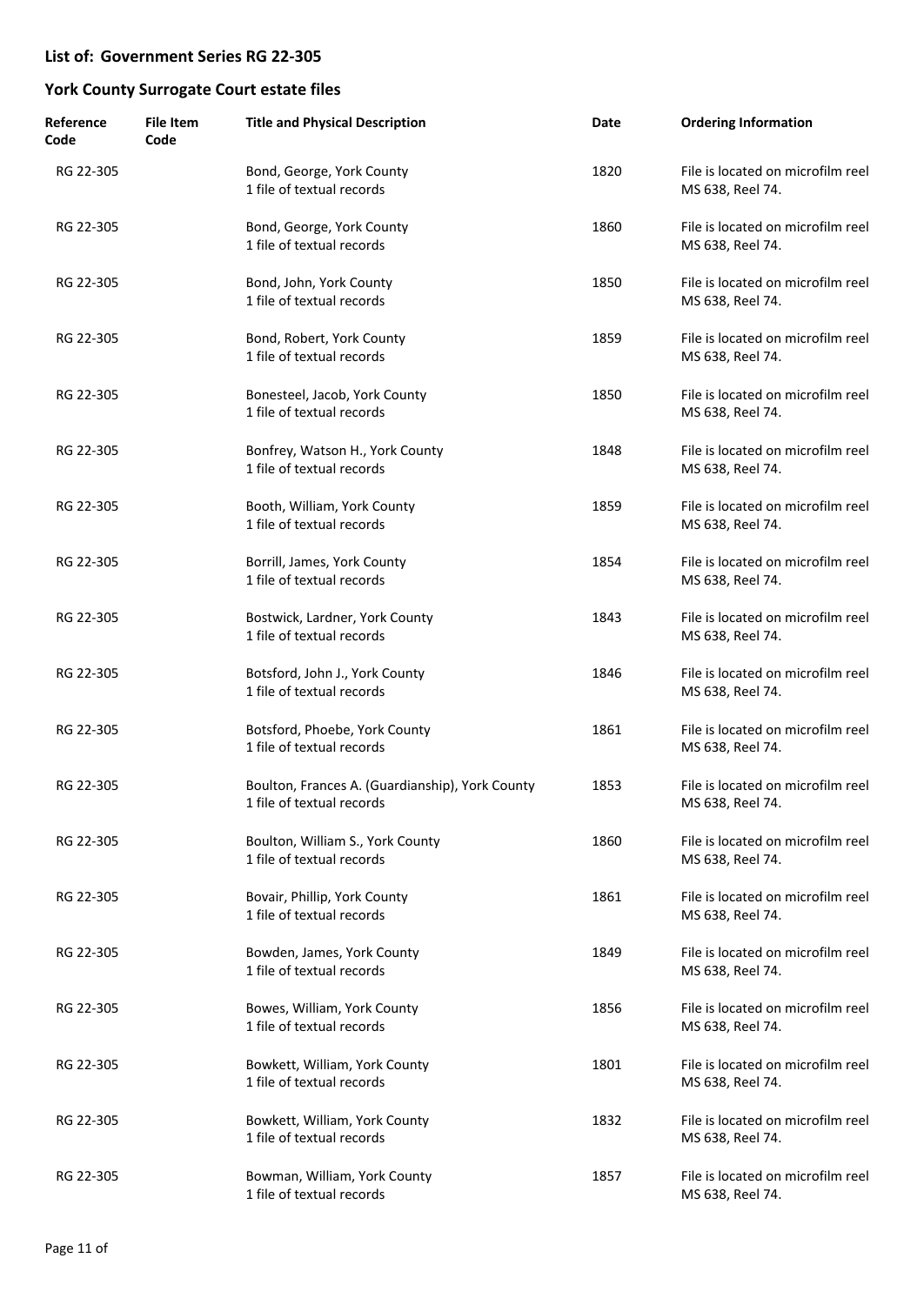## List of: Government Series RG 22-305

## York County Surrogate Court estate files

| Reference Code | File Item Code | Title and Physical Description | Date | Ordering Information |
| --- | --- | --- | --- | --- |
| RG 22-305 | | Bond, George, York County<br>1 file of textual records | 1820 | File is located on microfilm reel MS 638, Reel 74. |
| RG 22-305 | | Bond, George, York County<br>1 file of textual records | 1860 | File is located on microfilm reel MS 638, Reel 74. |
| RG 22-305 | | Bond, John, York County<br>1 file of textual records | 1850 | File is located on microfilm reel MS 638, Reel 74. |
| RG 22-305 | | Bond, Robert, York County<br>1 file of textual records | 1859 | File is located on microfilm reel MS 638, Reel 74. |
| RG 22-305 | | Bonesteel, Jacob, York County<br>1 file of textual records | 1850 | File is located on microfilm reel MS 638, Reel 74. |
| RG 22-305 | | Bonfrey, Watson H., York County<br>1 file of textual records | 1848 | File is located on microfilm reel MS 638, Reel 74. |
| RG 22-305 | | Booth, William, York County<br>1 file of textual records | 1859 | File is located on microfilm reel MS 638, Reel 74. |
| RG 22-305 | | Borrill, James, York County<br>1 file of textual records | 1854 | File is located on microfilm reel MS 638, Reel 74. |
| RG 22-305 | | Bostwick, Lardner, York County<br>1 file of textual records | 1843 | File is located on microfilm reel MS 638, Reel 74. |
| RG 22-305 | | Botsford, John J., York County<br>1 file of textual records | 1846 | File is located on microfilm reel MS 638, Reel 74. |
| RG 22-305 | | Botsford, Phoebe, York County<br>1 file of textual records | 1861 | File is located on microfilm reel MS 638, Reel 74. |
| RG 22-305 | | Boulton, Frances A. (Guardianship), York County<br>1 file of textual records | 1853 | File is located on microfilm reel MS 638, Reel 74. |
| RG 22-305 | | Boulton, William S., York County<br>1 file of textual records | 1860 | File is located on microfilm reel MS 638, Reel 74. |
| RG 22-305 | | Bovair, Phillip, York County<br>1 file of textual records | 1861 | File is located on microfilm reel MS 638, Reel 74. |
| RG 22-305 | | Bowden, James, York County<br>1 file of textual records | 1849 | File is located on microfilm reel MS 638, Reel 74. |
| RG 22-305 | | Bowes, William, York County<br>1 file of textual records | 1856 | File is located on microfilm reel MS 638, Reel 74. |
| RG 22-305 | | Bowkett, William, York County<br>1 file of textual records | 1801 | File is located on microfilm reel MS 638, Reel 74. |
| RG 22-305 | | Bowkett, William, York County<br>1 file of textual records | 1832 | File is located on microfilm reel MS 638, Reel 74. |
| RG 22-305 | | Bowman, William, York County<br>1 file of textual records | 1857 | File is located on microfilm reel MS 638, Reel 74. |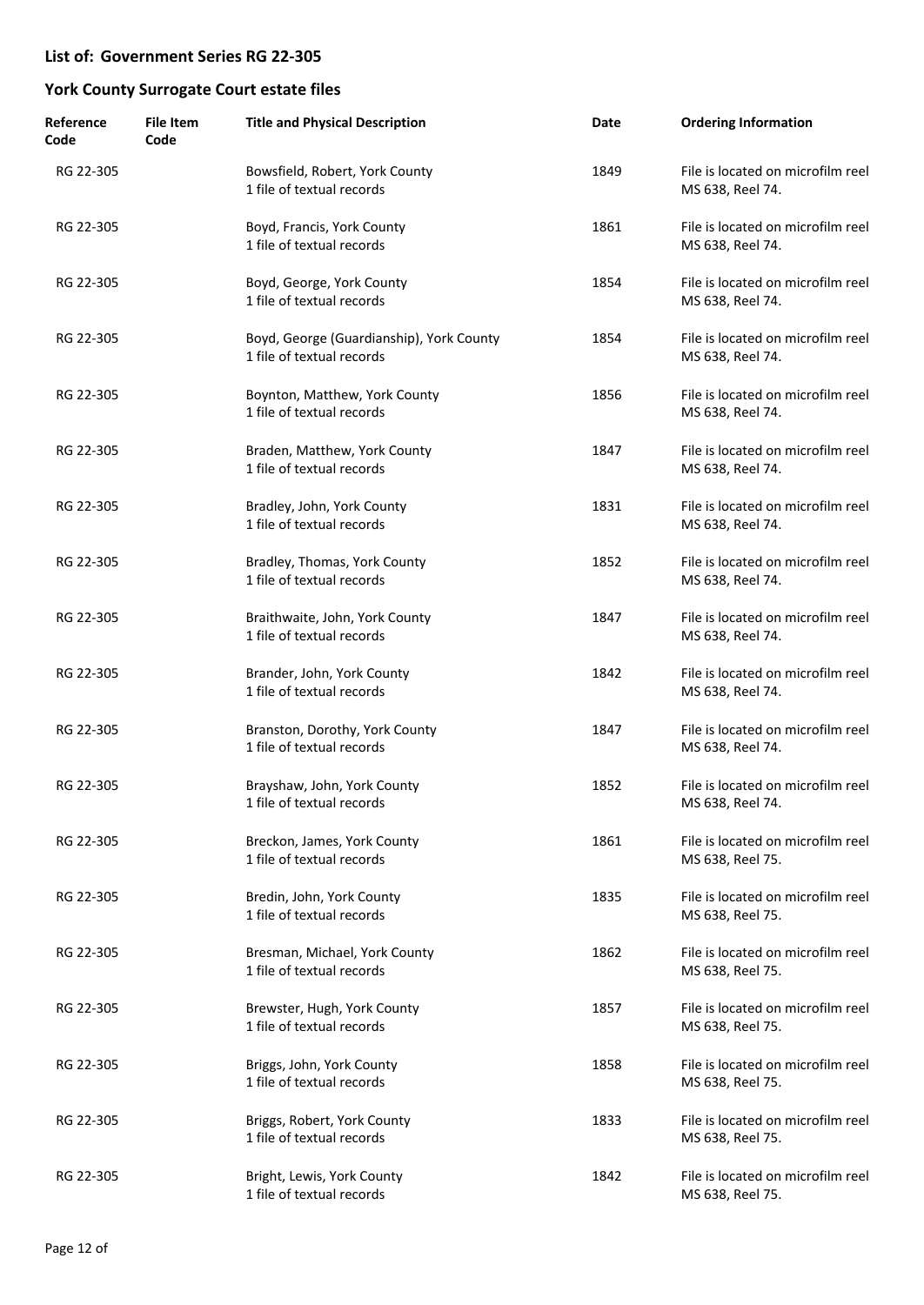## List of: Government Series RG 22-305

## York County Surrogate Court estate files

| Reference Code | File Item Code | Title and Physical Description | Date | Ordering Information |
|---|---|---|---|---|
| RG 22-305 | | Bowsfield, Robert, York County<br>1 file of textual records | 1849 | File is located on microfilm reel MS 638, Reel 74. |
| RG 22-305 | | Boyd, Francis, York County<br>1 file of textual records | 1861 | File is located on microfilm reel MS 638, Reel 74. |
| RG 22-305 | | Boyd, George, York County<br>1 file of textual records | 1854 | File is located on microfilm reel MS 638, Reel 74. |
| RG 22-305 | | Boyd, George (Guardianship), York County<br>1 file of textual records | 1854 | File is located on microfilm reel MS 638, Reel 74. |
| RG 22-305 | | Boynton, Matthew, York County<br>1 file of textual records | 1856 | File is located on microfilm reel MS 638, Reel 74. |
| RG 22-305 | | Braden, Matthew, York County<br>1 file of textual records | 1847 | File is located on microfilm reel MS 638, Reel 74. |
| RG 22-305 | | Bradley, John, York County<br>1 file of textual records | 1831 | File is located on microfilm reel MS 638, Reel 74. |
| RG 22-305 | | Bradley, Thomas, York County<br>1 file of textual records | 1852 | File is located on microfilm reel MS 638, Reel 74. |
| RG 22-305 | | Braithwaite, John, York County<br>1 file of textual records | 1847 | File is located on microfilm reel MS 638, Reel 74. |
| RG 22-305 | | Brander, John, York County<br>1 file of textual records | 1842 | File is located on microfilm reel MS 638, Reel 74. |
| RG 22-305 | | Branston, Dorothy, York County<br>1 file of textual records | 1847 | File is located on microfilm reel MS 638, Reel 74. |
| RG 22-305 | | Brayshaw, John, York County<br>1 file of textual records | 1852 | File is located on microfilm reel MS 638, Reel 74. |
| RG 22-305 | | Breckon, James, York County<br>1 file of textual records | 1861 | File is located on microfilm reel MS 638, Reel 75. |
| RG 22-305 | | Bredin, John, York County<br>1 file of textual records | 1835 | File is located on microfilm reel MS 638, Reel 75. |
| RG 22-305 | | Bresman, Michael, York County<br>1 file of textual records | 1862 | File is located on microfilm reel MS 638, Reel 75. |
| RG 22-305 | | Brewster, Hugh, York County<br>1 file of textual records | 1857 | File is located on microfilm reel MS 638, Reel 75. |
| RG 22-305 | | Briggs, John, York County<br>1 file of textual records | 1858 | File is located on microfilm reel MS 638, Reel 75. |
| RG 22-305 | | Briggs, Robert, York County<br>1 file of textual records | 1833 | File is located on microfilm reel MS 638, Reel 75. |
| RG 22-305 | | Bright, Lewis, York County<br>1 file of textual records | 1842 | File is located on microfilm reel MS 638, Reel 75. |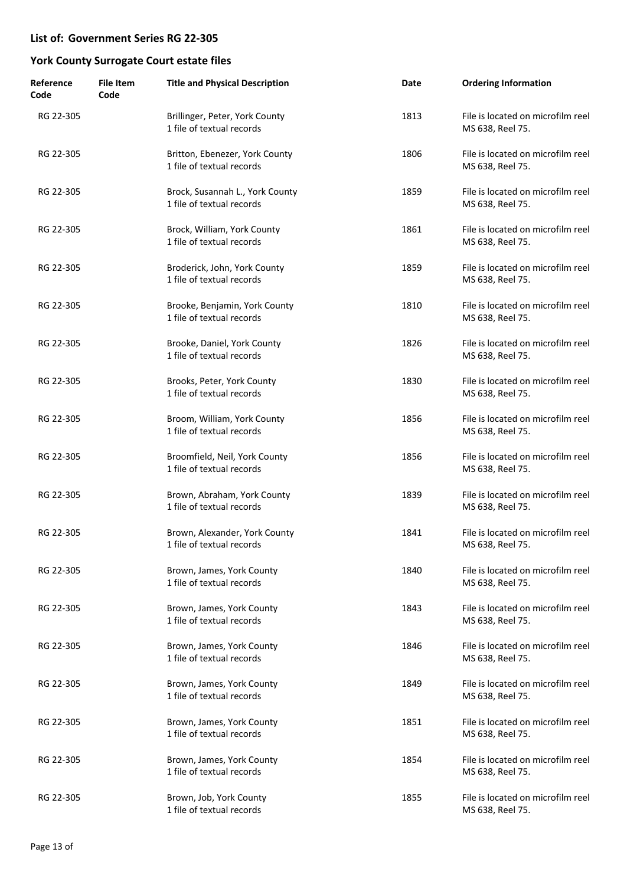## List of: Government Series RG 22-305

## York County Surrogate Court estate files

| Reference Code | File Item Code | Title and Physical Description | Date | Ordering Information |
|---|---|---|---|---|
| RG 22-305 | | Brillinger, Peter, York County<br>1 file of textual records | 1813 | File is located on microfilm reel MS 638, Reel 75. |
| RG 22-305 | | Britton, Ebenezer, York County<br>1 file of textual records | 1806 | File is located on microfilm reel MS 638, Reel 75. |
| RG 22-305 | | Brock, Susannah L., York County<br>1 file of textual records | 1859 | File is located on microfilm reel MS 638, Reel 75. |
| RG 22-305 | | Brock, William, York County<br>1 file of textual records | 1861 | File is located on microfilm reel MS 638, Reel 75. |
| RG 22-305 | | Broderick, John, York County<br>1 file of textual records | 1859 | File is located on microfilm reel MS 638, Reel 75. |
| RG 22-305 | | Brooke, Benjamin, York County<br>1 file of textual records | 1810 | File is located on microfilm reel MS 638, Reel 75. |
| RG 22-305 | | Brooke, Daniel, York County<br>1 file of textual records | 1826 | File is located on microfilm reel MS 638, Reel 75. |
| RG 22-305 | | Brooks, Peter, York County<br>1 file of textual records | 1830 | File is located on microfilm reel MS 638, Reel 75. |
| RG 22-305 | | Broom, William, York County<br>1 file of textual records | 1856 | File is located on microfilm reel MS 638, Reel 75. |
| RG 22-305 | | Broomfield, Neil, York County<br>1 file of textual records | 1856 | File is located on microfilm reel MS 638, Reel 75. |
| RG 22-305 | | Brown, Abraham, York County<br>1 file of textual records | 1839 | File is located on microfilm reel MS 638, Reel 75. |
| RG 22-305 | | Brown, Alexander, York County<br>1 file of textual records | 1841 | File is located on microfilm reel MS 638, Reel 75. |
| RG 22-305 | | Brown, James, York County<br>1 file of textual records | 1840 | File is located on microfilm reel MS 638, Reel 75. |
| RG 22-305 | | Brown, James, York County<br>1 file of textual records | 1843 | File is located on microfilm reel MS 638, Reel 75. |
| RG 22-305 | | Brown, James, York County<br>1 file of textual records | 1846 | File is located on microfilm reel MS 638, Reel 75. |
| RG 22-305 | | Brown, James, York County<br>1 file of textual records | 1849 | File is located on microfilm reel MS 638, Reel 75. |
| RG 22-305 | | Brown, James, York County<br>1 file of textual records | 1851 | File is located on microfilm reel MS 638, Reel 75. |
| RG 22-305 | | Brown, James, York County<br>1 file of textual records | 1854 | File is located on microfilm reel MS 638, Reel 75. |
| RG 22-305 | | Brown, Job, York County<br>1 file of textual records | 1855 | File is located on microfilm reel MS 638, Reel 75. |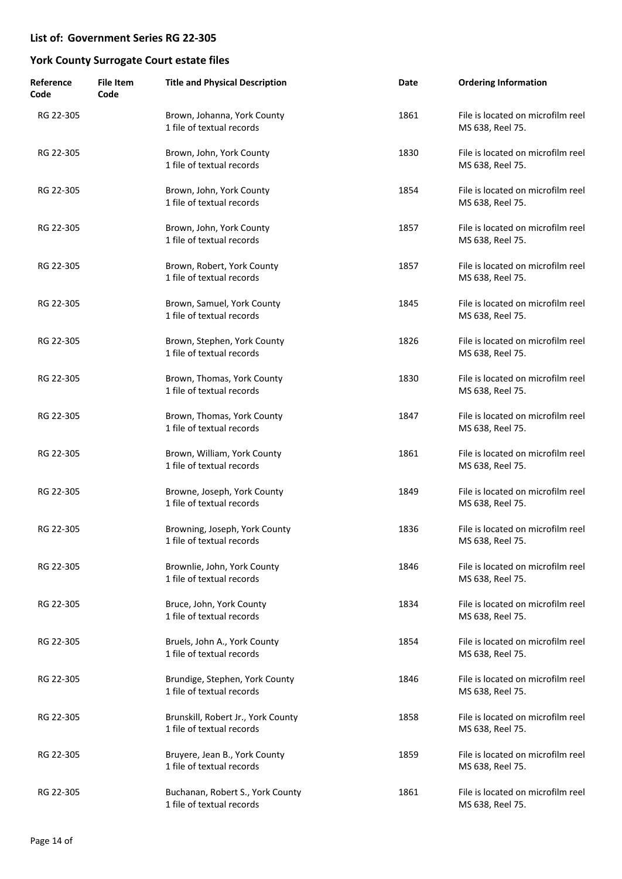**List of: Government Series RG 22-305**

**York County Surrogate Court estate files**

| Reference Code | File Item Code | Title and Physical Description | Date | Ordering Information |
|---|---|---|---|---|
| RG 22-305 | | Brown, Johanna, York County<br>1 file of textual records | 1861 | File is located on microfilm reel MS 638, Reel 75. |
| RG 22-305 | | Brown, John, York County<br>1 file of textual records | 1830 | File is located on microfilm reel MS 638, Reel 75. |
| RG 22-305 | | Brown, John, York County<br>1 file of textual records | 1854 | File is located on microfilm reel MS 638, Reel 75. |
| RG 22-305 | | Brown, John, York County<br>1 file of textual records | 1857 | File is located on microfilm reel MS 638, Reel 75. |
| RG 22-305 | | Brown, Robert, York County<br>1 file of textual records | 1857 | File is located on microfilm reel MS 638, Reel 75. |
| RG 22-305 | | Brown, Samuel, York County<br>1 file of textual records | 1845 | File is located on microfilm reel MS 638, Reel 75. |
| RG 22-305 | | Brown, Stephen, York County<br>1 file of textual records | 1826 | File is located on microfilm reel MS 638, Reel 75. |
| RG 22-305 | | Brown, Thomas, York County<br>1 file of textual records | 1830 | File is located on microfilm reel MS 638, Reel 75. |
| RG 22-305 | | Brown, Thomas, York County<br>1 file of textual records | 1847 | File is located on microfilm reel MS 638, Reel 75. |
| RG 22-305 | | Brown, William, York County<br>1 file of textual records | 1861 | File is located on microfilm reel MS 638, Reel 75. |
| RG 22-305 | | Browne, Joseph, York County<br>1 file of textual records | 1849 | File is located on microfilm reel MS 638, Reel 75. |
| RG 22-305 | | Browning, Joseph, York County<br>1 file of textual records | 1836 | File is located on microfilm reel MS 638, Reel 75. |
| RG 22-305 | | Brownlie, John, York County<br>1 file of textual records | 1846 | File is located on microfilm reel MS 638, Reel 75. |
| RG 22-305 | | Bruce, John, York County<br>1 file of textual records | 1834 | File is located on microfilm reel MS 638, Reel 75. |
| RG 22-305 | | Bruels, John A., York County<br>1 file of textual records | 1854 | File is located on microfilm reel MS 638, Reel 75. |
| RG 22-305 | | Brundige, Stephen, York County<br>1 file of textual records | 1846 | File is located on microfilm reel MS 638, Reel 75. |
| RG 22-305 | | Brunskill, Robert Jr., York County<br>1 file of textual records | 1858 | File is located on microfilm reel MS 638, Reel 75. |
| RG 22-305 | | Bruyere, Jean B., York County<br>1 file of textual records | 1859 | File is located on microfilm reel MS 638, Reel 75. |
| RG 22-305 | | Buchanan, Robert S., York County<br>1 file of textual records | 1861 | File is located on microfilm reel MS 638, Reel 75. |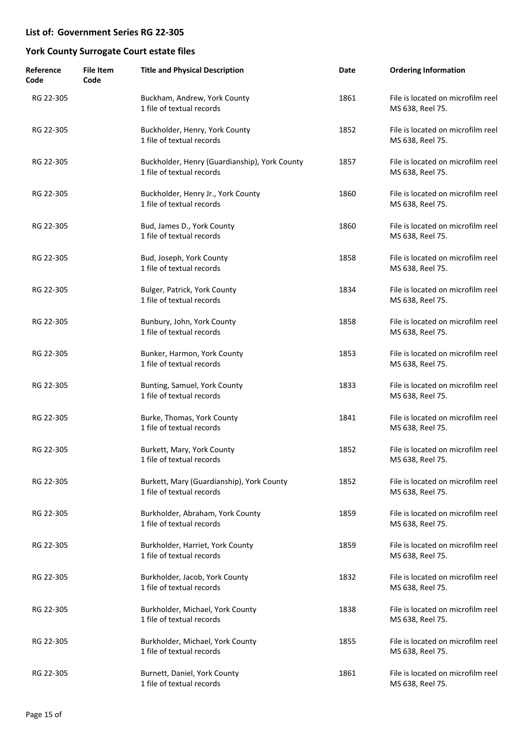## List of: Government Series RG 22-305

## York County Surrogate Court estate files

| Reference Code | File Item Code | Title and Physical Description | Date | Ordering Information |
|---|---|---|---|---|
| RG 22-305 | | Buckham, Andrew, York County<br>1 file of textual records | 1861 | File is located on microfilm reel MS 638, Reel 75. |
| RG 22-305 | | Buckholder, Henry, York County<br>1 file of textual records | 1852 | File is located on microfilm reel MS 638, Reel 75. |
| RG 22-305 | | Buckholder, Henry (Guardianship), York County<br>1 file of textual records | 1857 | File is located on microfilm reel MS 638, Reel 75. |
| RG 22-305 | | Buckholder, Henry Jr., York County<br>1 file of textual records | 1860 | File is located on microfilm reel MS 638, Reel 75. |
| RG 22-305 | | Bud, James D., York County<br>1 file of textual records | 1860 | File is located on microfilm reel MS 638, Reel 75. |
| RG 22-305 | | Bud, Joseph, York County<br>1 file of textual records | 1858 | File is located on microfilm reel MS 638, Reel 75. |
| RG 22-305 | | Bulger, Patrick, York County<br>1 file of textual records | 1834 | File is located on microfilm reel MS 638, Reel 75. |
| RG 22-305 | | Bunbury, John, York County<br>1 file of textual records | 1858 | File is located on microfilm reel MS 638, Reel 75. |
| RG 22-305 | | Bunker, Harmon, York County<br>1 file of textual records | 1853 | File is located on microfilm reel MS 638, Reel 75. |
| RG 22-305 | | Bunting, Samuel, York County<br>1 file of textual records | 1833 | File is located on microfilm reel MS 638, Reel 75. |
| RG 22-305 | | Burke, Thomas, York County<br>1 file of textual records | 1841 | File is located on microfilm reel MS 638, Reel 75. |
| RG 22-305 | | Burkett, Mary, York County<br>1 file of textual records | 1852 | File is located on microfilm reel MS 638, Reel 75. |
| RG 22-305 | | Burkett, Mary (Guardianship), York County<br>1 file of textual records | 1852 | File is located on microfilm reel MS 638, Reel 75. |
| RG 22-305 | | Burkholder, Abraham, York County<br>1 file of textual records | 1859 | File is located on microfilm reel MS 638, Reel 75. |
| RG 22-305 | | Burkholder, Harriet, York County<br>1 file of textual records | 1859 | File is located on microfilm reel MS 638, Reel 75. |
| RG 22-305 | | Burkholder, Jacob, York County<br>1 file of textual records | 1832 | File is located on microfilm reel MS 638, Reel 75. |
| RG 22-305 | | Burkholder, Michael, York County<br>1 file of textual records | 1838 | File is located on microfilm reel MS 638, Reel 75. |
| RG 22-305 | | Burkholder, Michael, York County<br>1 file of textual records | 1855 | File is located on microfilm reel MS 638, Reel 75. |
| RG 22-305 | | Burnett, Daniel, York County<br>1 file of textual records | 1861 | File is located on microfilm reel MS 638, Reel 75. |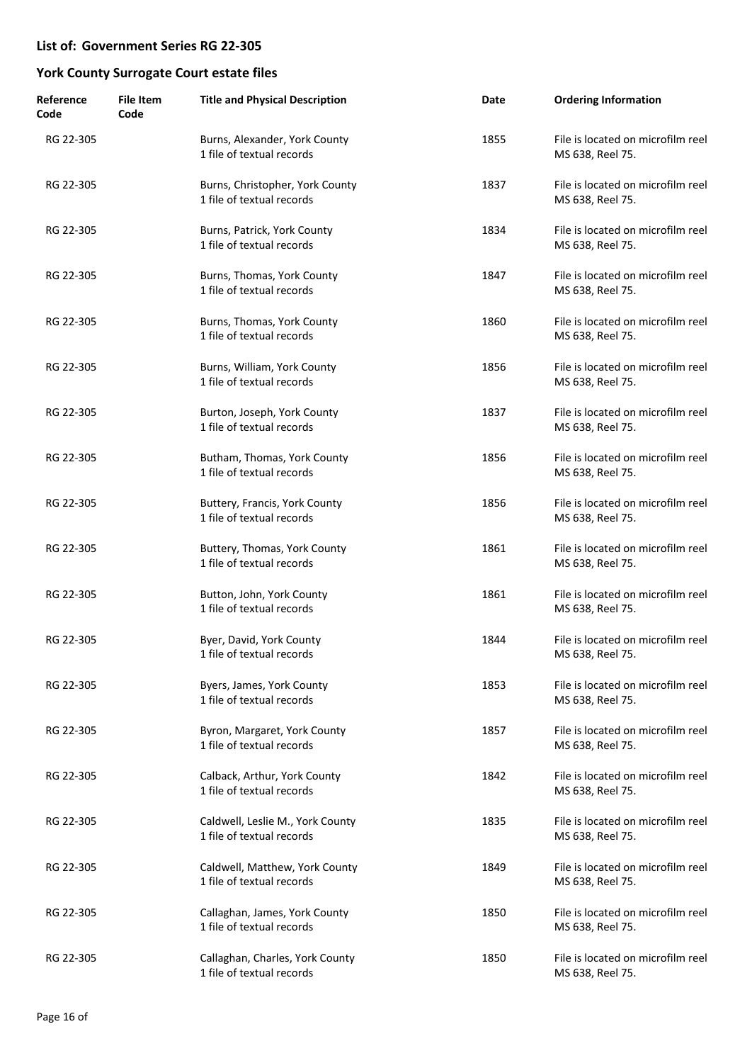## List of: Government Series RG 22-305

## York County Surrogate Court estate files

| Reference Code | File Item Code | Title and Physical Description | Date | Ordering Information |
|---|---|---|---|---|
| RG 22-305 | | Burns, Alexander, York County<br>1 file of textual records | 1855 | File is located on microfilm reel MS 638, Reel 75. |
| RG 22-305 | | Burns, Christopher, York County<br>1 file of textual records | 1837 | File is located on microfilm reel MS 638, Reel 75. |
| RG 22-305 | | Burns, Patrick, York County<br>1 file of textual records | 1834 | File is located on microfilm reel MS 638, Reel 75. |
| RG 22-305 | | Burns, Thomas, York County<br>1 file of textual records | 1847 | File is located on microfilm reel MS 638, Reel 75. |
| RG 22-305 | | Burns, Thomas, York County<br>1 file of textual records | 1860 | File is located on microfilm reel MS 638, Reel 75. |
| RG 22-305 | | Burns, William, York County<br>1 file of textual records | 1856 | File is located on microfilm reel MS 638, Reel 75. |
| RG 22-305 | | Burton, Joseph, York County<br>1 file of textual records | 1837 | File is located on microfilm reel MS 638, Reel 75. |
| RG 22-305 | | Butham, Thomas, York County<br>1 file of textual records | 1856 | File is located on microfilm reel MS 638, Reel 75. |
| RG 22-305 | | Buttery, Francis, York County<br>1 file of textual records | 1856 | File is located on microfilm reel MS 638, Reel 75. |
| RG 22-305 | | Buttery, Thomas, York County<br>1 file of textual records | 1861 | File is located on microfilm reel MS 638, Reel 75. |
| RG 22-305 | | Button, John, York County<br>1 file of textual records | 1861 | File is located on microfilm reel MS 638, Reel 75. |
| RG 22-305 | | Byer, David, York County<br>1 file of textual records | 1844 | File is located on microfilm reel MS 638, Reel 75. |
| RG 22-305 | | Byers, James, York County<br>1 file of textual records | 1853 | File is located on microfilm reel MS 638, Reel 75. |
| RG 22-305 | | Byron, Margaret, York County<br>1 file of textual records | 1857 | File is located on microfilm reel MS 638, Reel 75. |
| RG 22-305 | | Calback, Arthur, York County<br>1 file of textual records | 1842 | File is located on microfilm reel MS 638, Reel 75. |
| RG 22-305 | | Caldwell, Leslie M., York County<br>1 file of textual records | 1835 | File is located on microfilm reel MS 638, Reel 75. |
| RG 22-305 | | Caldwell, Matthew, York County<br>1 file of textual records | 1849 | File is located on microfilm reel MS 638, Reel 75. |
| RG 22-305 | | Callaghan, James, York County<br>1 file of textual records | 1850 | File is located on microfilm reel MS 638, Reel 75. |
| RG 22-305 | | Callaghan, Charles, York County<br>1 file of textual records | 1850 | File is located on microfilm reel MS 638, Reel 75. |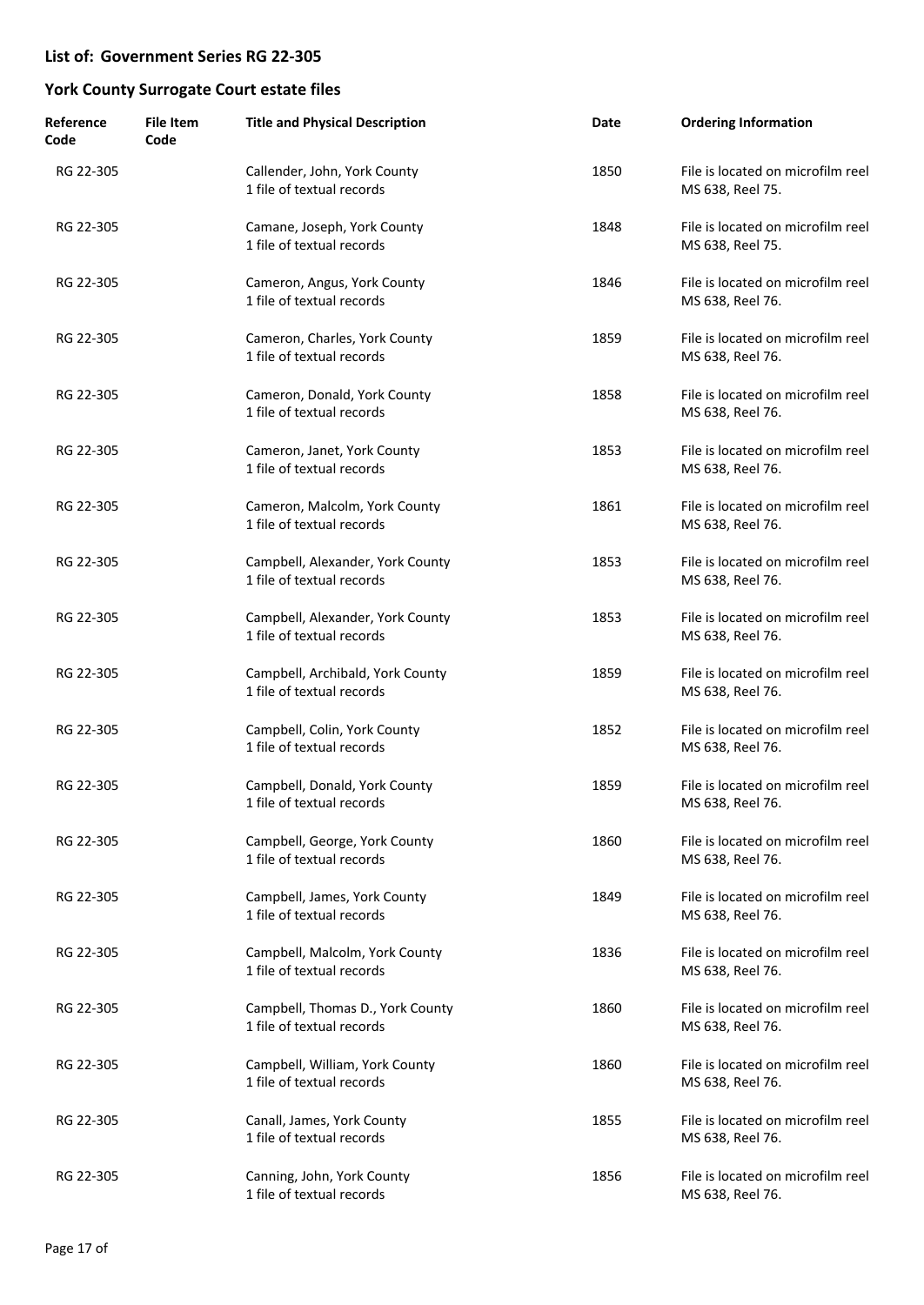## List of: Government Series RG 22-305

## York County Surrogate Court estate files

| Reference Code | File Item Code | Title and Physical Description | Date | Ordering Information |
|---|---|---|---|---|
| RG 22-305 | | Callender, John, York County<br>1 file of textual records | 1850 | File is located on microfilm reel MS 638, Reel 75. |
| RG 22-305 | | Camane, Joseph, York County<br>1 file of textual records | 1848 | File is located on microfilm reel MS 638, Reel 75. |
| RG 22-305 | | Cameron, Angus, York County<br>1 file of textual records | 1846 | File is located on microfilm reel MS 638, Reel 76. |
| RG 22-305 | | Cameron, Charles, York County<br>1 file of textual records | 1859 | File is located on microfilm reel MS 638, Reel 76. |
| RG 22-305 | | Cameron, Donald, York County<br>1 file of textual records | 1858 | File is located on microfilm reel MS 638, Reel 76. |
| RG 22-305 | | Cameron, Janet, York County<br>1 file of textual records | 1853 | File is located on microfilm reel MS 638, Reel 76. |
| RG 22-305 | | Cameron, Malcolm, York County<br>1 file of textual records | 1861 | File is located on microfilm reel MS 638, Reel 76. |
| RG 22-305 | | Campbell, Alexander, York County<br>1 file of textual records | 1853 | File is located on microfilm reel MS 638, Reel 76. |
| RG 22-305 | | Campbell, Alexander, York County<br>1 file of textual records | 1853 | File is located on microfilm reel MS 638, Reel 76. |
| RG 22-305 | | Campbell, Archibald, York County<br>1 file of textual records | 1859 | File is located on microfilm reel MS 638, Reel 76. |
| RG 22-305 | | Campbell, Colin, York County<br>1 file of textual records | 1852 | File is located on microfilm reel MS 638, Reel 76. |
| RG 22-305 | | Campbell, Donald, York County<br>1 file of textual records | 1859 | File is located on microfilm reel MS 638, Reel 76. |
| RG 22-305 | | Campbell, George, York County<br>1 file of textual records | 1860 | File is located on microfilm reel MS 638, Reel 76. |
| RG 22-305 | | Campbell, James, York County<br>1 file of textual records | 1849 | File is located on microfilm reel MS 638, Reel 76. |
| RG 22-305 | | Campbell, Malcolm, York County<br>1 file of textual records | 1836 | File is located on microfilm reel MS 638, Reel 76. |
| RG 22-305 | | Campbell, Thomas D., York County<br>1 file of textual records | 1860 | File is located on microfilm reel MS 638, Reel 76. |
| RG 22-305 | | Campbell, William, York County<br>1 file of textual records | 1860 | File is located on microfilm reel MS 638, Reel 76. |
| RG 22-305 | | Canall, James, York County<br>1 file of textual records | 1855 | File is located on microfilm reel MS 638, Reel 76. |
| RG 22-305 | | Canning, John, York County<br>1 file of textual records | 1856 | File is located on microfilm reel MS 638, Reel 76. |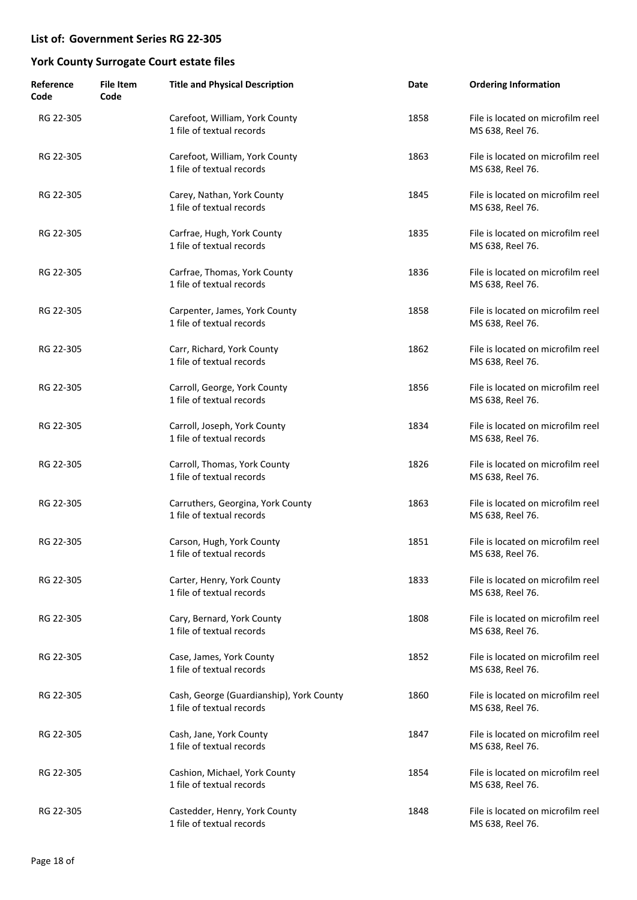## List of: Government Series RG 22-305

## York County Surrogate Court estate files

| Reference Code | File Item Code | Title and Physical Description | Date | Ordering Information |
|---|---|---|---|---|
| RG 22-305 | | Carefoot, William, York County<br>1 file of textual records | 1858 | File is located on microfilm reel MS 638, Reel 76. |
| RG 22-305 | | Carefoot, William, York County<br>1 file of textual records | 1863 | File is located on microfilm reel MS 638, Reel 76. |
| RG 22-305 | | Carey, Nathan, York County<br>1 file of textual records | 1845 | File is located on microfilm reel MS 638, Reel 76. |
| RG 22-305 | | Carfrae, Hugh, York County<br>1 file of textual records | 1835 | File is located on microfilm reel MS 638, Reel 76. |
| RG 22-305 | | Carfrae, Thomas, York County<br>1 file of textual records | 1836 | File is located on microfilm reel MS 638, Reel 76. |
| RG 22-305 | | Carpenter, James, York County<br>1 file of textual records | 1858 | File is located on microfilm reel MS 638, Reel 76. |
| RG 22-305 | | Carr, Richard, York County<br>1 file of textual records | 1862 | File is located on microfilm reel MS 638, Reel 76. |
| RG 22-305 | | Carroll, George, York County<br>1 file of textual records | 1856 | File is located on microfilm reel MS 638, Reel 76. |
| RG 22-305 | | Carroll, Joseph, York County<br>1 file of textual records | 1834 | File is located on microfilm reel MS 638, Reel 76. |
| RG 22-305 | | Carroll, Thomas, York County<br>1 file of textual records | 1826 | File is located on microfilm reel MS 638, Reel 76. |
| RG 22-305 | | Carruthers, Georgina, York County<br>1 file of textual records | 1863 | File is located on microfilm reel MS 638, Reel 76. |
| RG 22-305 | | Carson, Hugh, York County<br>1 file of textual records | 1851 | File is located on microfilm reel MS 638, Reel 76. |
| RG 22-305 | | Carter, Henry, York County<br>1 file of textual records | 1833 | File is located on microfilm reel MS 638, Reel 76. |
| RG 22-305 | | Cary, Bernard, York County<br>1 file of textual records | 1808 | File is located on microfilm reel MS 638, Reel 76. |
| RG 22-305 | | Case, James, York County<br>1 file of textual records | 1852 | File is located on microfilm reel MS 638, Reel 76. |
| RG 22-305 | | Cash, George (Guardianship), York County<br>1 file of textual records | 1860 | File is located on microfilm reel MS 638, Reel 76. |
| RG 22-305 | | Cash, Jane, York County<br>1 file of textual records | 1847 | File is located on microfilm reel MS 638, Reel 76. |
| RG 22-305 | | Cashion, Michael, York County<br>1 file of textual records | 1854 | File is located on microfilm reel MS 638, Reel 76. |
| RG 22-305 | | Castedder, Henry, York County<br>1 file of textual records | 1848 | File is located on microfilm reel MS 638, Reel 76. |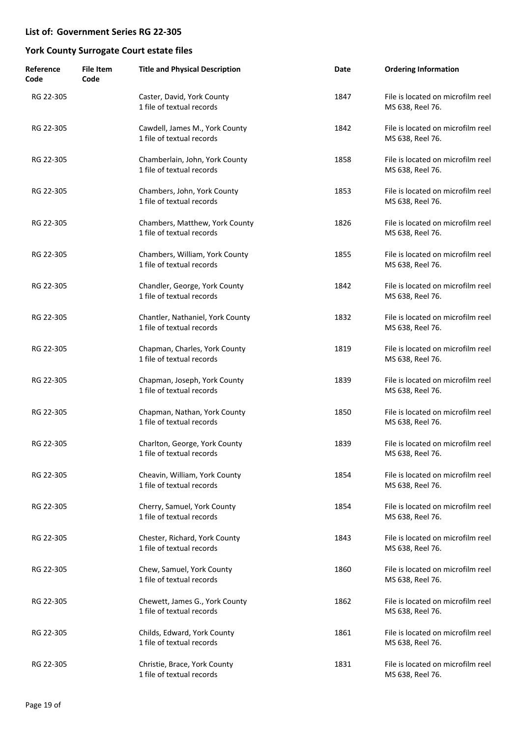## List of: Government Series RG 22-305

## York County Surrogate Court estate files

| Reference Code | File Item Code | Title and Physical Description | Date | Ordering Information |
|---|---|---|---|---|
| RG 22-305 | | Caster, David, York County<br>1 file of textual records | 1847 | File is located on microfilm reel MS 638, Reel 76. |
| RG 22-305 | | Cawdell, James M., York County<br>1 file of textual records | 1842 | File is located on microfilm reel MS 638, Reel 76. |
| RG 22-305 | | Chamberlain, John, York County<br>1 file of textual records | 1858 | File is located on microfilm reel MS 638, Reel 76. |
| RG 22-305 | | Chambers, John, York County<br>1 file of textual records | 1853 | File is located on microfilm reel MS 638, Reel 76. |
| RG 22-305 | | Chambers, Matthew, York County<br>1 file of textual records | 1826 | File is located on microfilm reel MS 638, Reel 76. |
| RG 22-305 | | Chambers, William, York County<br>1 file of textual records | 1855 | File is located on microfilm reel MS 638, Reel 76. |
| RG 22-305 | | Chandler, George, York County<br>1 file of textual records | 1842 | File is located on microfilm reel MS 638, Reel 76. |
| RG 22-305 | | Chantler, Nathaniel, York County<br>1 file of textual records | 1832 | File is located on microfilm reel MS 638, Reel 76. |
| RG 22-305 | | Chapman, Charles, York County<br>1 file of textual records | 1819 | File is located on microfilm reel MS 638, Reel 76. |
| RG 22-305 | | Chapman, Joseph, York County<br>1 file of textual records | 1839 | File is located on microfilm reel MS 638, Reel 76. |
| RG 22-305 | | Chapman, Nathan, York County<br>1 file of textual records | 1850 | File is located on microfilm reel MS 638, Reel 76. |
| RG 22-305 | | Charlton, George, York County<br>1 file of textual records | 1839 | File is located on microfilm reel MS 638, Reel 76. |
| RG 22-305 | | Cheavin, William, York County<br>1 file of textual records | 1854 | File is located on microfilm reel MS 638, Reel 76. |
| RG 22-305 | | Cherry, Samuel, York County<br>1 file of textual records | 1854 | File is located on microfilm reel MS 638, Reel 76. |
| RG 22-305 | | Chester, Richard, York County<br>1 file of textual records | 1843 | File is located on microfilm reel MS 638, Reel 76. |
| RG 22-305 | | Chew, Samuel, York County<br>1 file of textual records | 1860 | File is located on microfilm reel MS 638, Reel 76. |
| RG 22-305 | | Chewett, James G., York County<br>1 file of textual records | 1862 | File is located on microfilm reel MS 638, Reel 76. |
| RG 22-305 | | Childs, Edward, York County<br>1 file of textual records | 1861 | File is located on microfilm reel MS 638, Reel 76. |
| RG 22-305 | | Christie, Brace, York County<br>1 file of textual records | 1831 | File is located on microfilm reel MS 638, Reel 76. |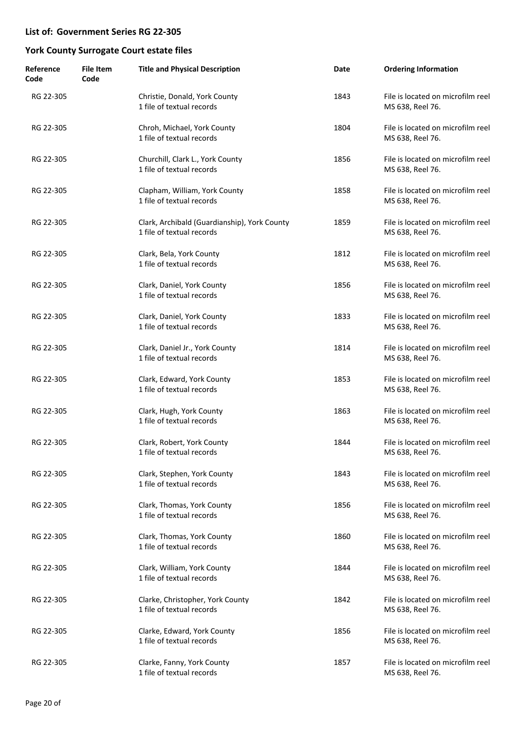## List of: Government Series RG 22-305

## York County Surrogate Court estate files

| Reference Code | File Item Code | Title and Physical Description | Date | Ordering Information |
|---|---|---|---|---|
| RG 22-305 | | Christie, Donald, York County<br>1 file of textual records | 1843 | File is located on microfilm reel MS 638, Reel 76. |
| RG 22-305 | | Chroh, Michael, York County<br>1 file of textual records | 1804 | File is located on microfilm reel MS 638, Reel 76. |
| RG 22-305 | | Churchill, Clark L., York County<br>1 file of textual records | 1856 | File is located on microfilm reel MS 638, Reel 76. |
| RG 22-305 | | Clapham, William, York County<br>1 file of textual records | 1858 | File is located on microfilm reel MS 638, Reel 76. |
| RG 22-305 | | Clark, Archibald (Guardianship), York County<br>1 file of textual records | 1859 | File is located on microfilm reel MS 638, Reel 76. |
| RG 22-305 | | Clark, Bela, York County<br>1 file of textual records | 1812 | File is located on microfilm reel MS 638, Reel 76. |
| RG 22-305 | | Clark, Daniel, York County<br>1 file of textual records | 1856 | File is located on microfilm reel MS 638, Reel 76. |
| RG 22-305 | | Clark, Daniel, York County<br>1 file of textual records | 1833 | File is located on microfilm reel MS 638, Reel 76. |
| RG 22-305 | | Clark, Daniel Jr., York County<br>1 file of textual records | 1814 | File is located on microfilm reel MS 638, Reel 76. |
| RG 22-305 | | Clark, Edward, York County<br>1 file of textual records | 1853 | File is located on microfilm reel MS 638, Reel 76. |
| RG 22-305 | | Clark, Hugh, York County<br>1 file of textual records | 1863 | File is located on microfilm reel MS 638, Reel 76. |
| RG 22-305 | | Clark, Robert, York County<br>1 file of textual records | 1844 | File is located on microfilm reel MS 638, Reel 76. |
| RG 22-305 | | Clark, Stephen, York County<br>1 file of textual records | 1843 | File is located on microfilm reel MS 638, Reel 76. |
| RG 22-305 | | Clark, Thomas, York County<br>1 file of textual records | 1856 | File is located on microfilm reel MS 638, Reel 76. |
| RG 22-305 | | Clark, Thomas, York County<br>1 file of textual records | 1860 | File is located on microfilm reel MS 638, Reel 76. |
| RG 22-305 | | Clark, William, York County<br>1 file of textual records | 1844 | File is located on microfilm reel MS 638, Reel 76. |
| RG 22-305 | | Clarke, Christopher, York County<br>1 file of textual records | 1842 | File is located on microfilm reel MS 638, Reel 76. |
| RG 22-305 | | Clarke, Edward, York County<br>1 file of textual records | 1856 | File is located on microfilm reel MS 638, Reel 76. |
| RG 22-305 | | Clarke, Fanny, York County<br>1 file of textual records | 1857 | File is located on microfilm reel MS 638, Reel 76. |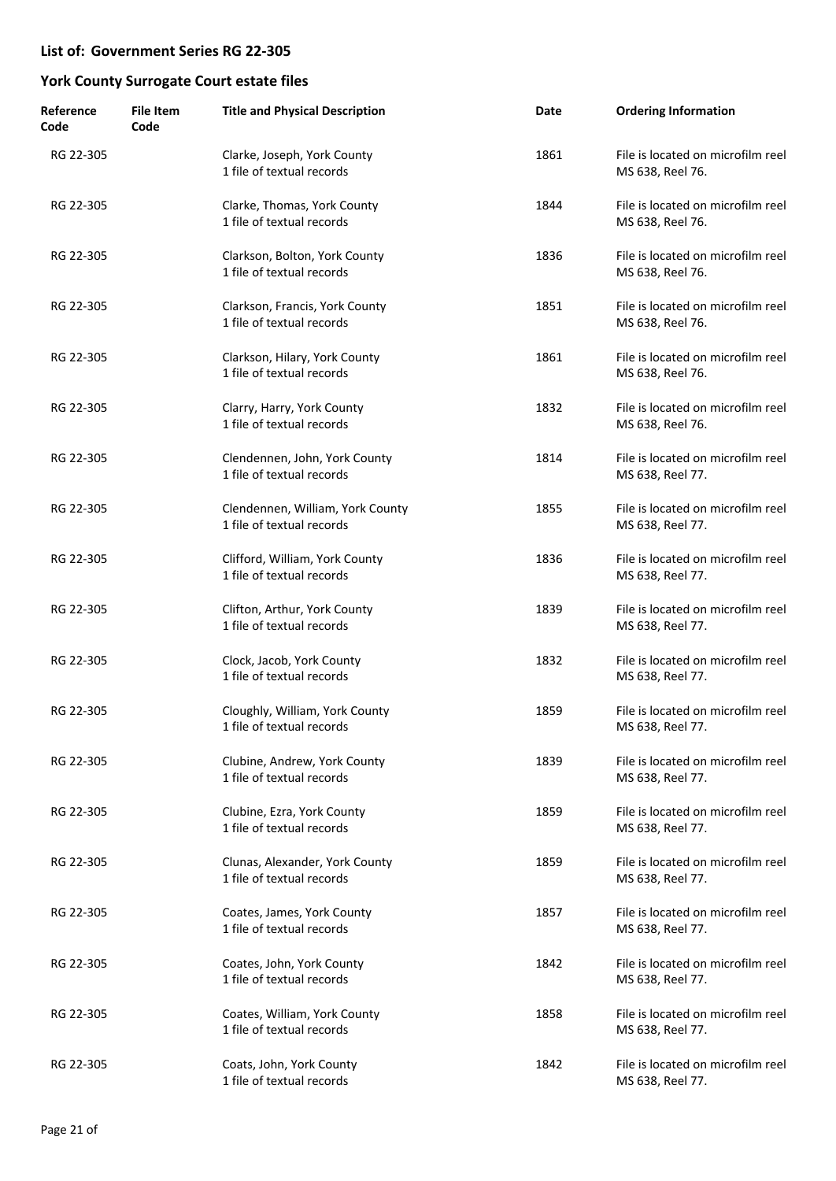## List of: Government Series RG 22-305

## York County Surrogate Court estate files

| Reference Code | File Item Code | Title and Physical Description | Date | Ordering Information |
|---|---|---|---|---|
| RG 22-305 | | Clarke, Joseph, York County<br>1 file of textual records | 1861 | File is located on microfilm reel MS 638, Reel 76. |
| RG 22-305 | | Clarke, Thomas, York County<br>1 file of textual records | 1844 | File is located on microfilm reel MS 638, Reel 76. |
| RG 22-305 | | Clarkson, Bolton, York County<br>1 file of textual records | 1836 | File is located on microfilm reel MS 638, Reel 76. |
| RG 22-305 | | Clarkson, Francis, York County<br>1 file of textual records | 1851 | File is located on microfilm reel MS 638, Reel 76. |
| RG 22-305 | | Clarkson, Hilary, York County<br>1 file of textual records | 1861 | File is located on microfilm reel MS 638, Reel 76. |
| RG 22-305 | | Clarry, Harry, York County<br>1 file of textual records | 1832 | File is located on microfilm reel MS 638, Reel 76. |
| RG 22-305 | | Clendennen, John, York County<br>1 file of textual records | 1814 | File is located on microfilm reel MS 638, Reel 77. |
| RG 22-305 | | Clendennen, William, York County<br>1 file of textual records | 1855 | File is located on microfilm reel MS 638, Reel 77. |
| RG 22-305 | | Clifford, William, York County<br>1 file of textual records | 1836 | File is located on microfilm reel MS 638, Reel 77. |
| RG 22-305 | | Clifton, Arthur, York County<br>1 file of textual records | 1839 | File is located on microfilm reel MS 638, Reel 77. |
| RG 22-305 | | Clock, Jacob, York County<br>1 file of textual records | 1832 | File is located on microfilm reel MS 638, Reel 77. |
| RG 22-305 | | Cloughly, William, York County<br>1 file of textual records | 1859 | File is located on microfilm reel MS 638, Reel 77. |
| RG 22-305 | | Clubine, Andrew, York County<br>1 file of textual records | 1839 | File is located on microfilm reel MS 638, Reel 77. |
| RG 22-305 | | Clubine, Ezra, York County<br>1 file of textual records | 1859 | File is located on microfilm reel MS 638, Reel 77. |
| RG 22-305 | | Clunas, Alexander, York County<br>1 file of textual records | 1859 | File is located on microfilm reel MS 638, Reel 77. |
| RG 22-305 | | Coates, James, York County<br>1 file of textual records | 1857 | File is located on microfilm reel MS 638, Reel 77. |
| RG 22-305 | | Coates, John, York County<br>1 file of textual records | 1842 | File is located on microfilm reel MS 638, Reel 77. |
| RG 22-305 | | Coates, William, York County<br>1 file of textual records | 1858 | File is located on microfilm reel MS 638, Reel 77. |
| RG 22-305 | | Coats, John, York County<br>1 file of textual records | 1842 | File is located on microfilm reel MS 638, Reel 77. |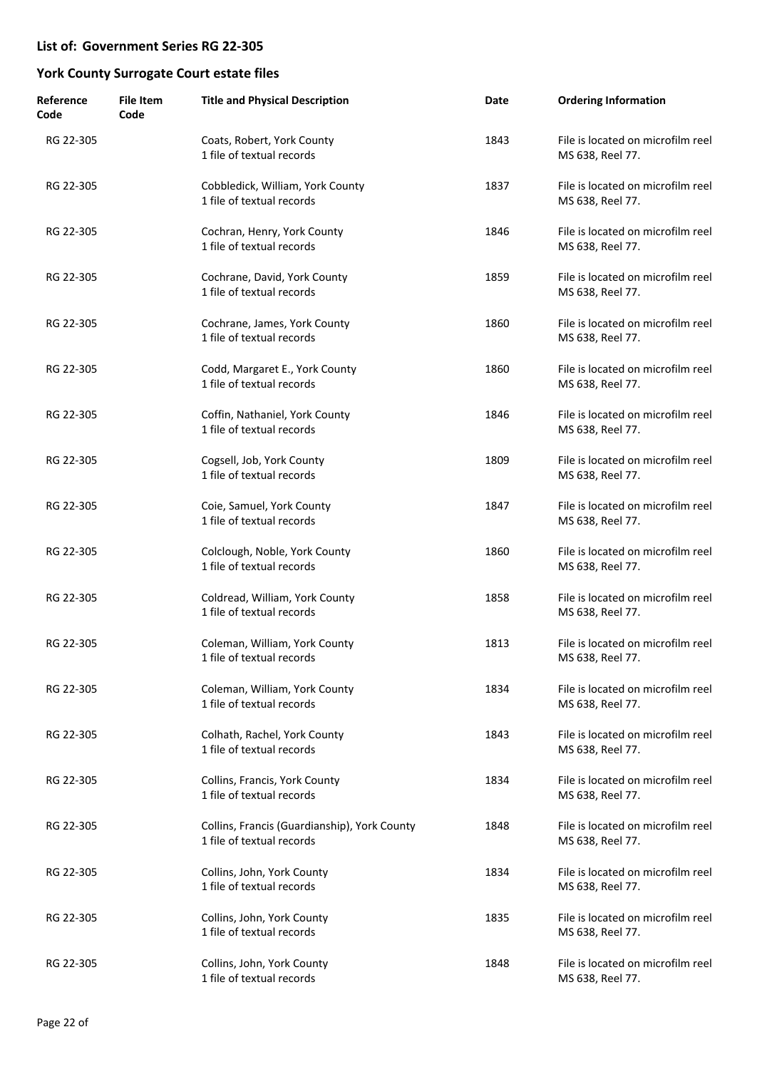## List of: Government Series RG 22-305

## York County Surrogate Court estate files

| Reference Code | File Item Code | Title and Physical Description | Date | Ordering Information |
| --- | --- | --- | --- | --- |
| RG 22-305 | | Coats, Robert, York County<br>1 file of textual records | 1843 | File is located on microfilm reel MS 638, Reel 77. |
| RG 22-305 | | Cobbledick, William, York County<br>1 file of textual records | 1837 | File is located on microfilm reel MS 638, Reel 77. |
| RG 22-305 | | Cochran, Henry, York County<br>1 file of textual records | 1846 | File is located on microfilm reel MS 638, Reel 77. |
| RG 22-305 | | Cochrane, David, York County<br>1 file of textual records | 1859 | File is located on microfilm reel MS 638, Reel 77. |
| RG 22-305 | | Cochrane, James, York County<br>1 file of textual records | 1860 | File is located on microfilm reel MS 638, Reel 77. |
| RG 22-305 | | Codd, Margaret E., York County<br>1 file of textual records | 1860 | File is located on microfilm reel MS 638, Reel 77. |
| RG 22-305 | | Coffin, Nathaniel, York County<br>1 file of textual records | 1846 | File is located on microfilm reel MS 638, Reel 77. |
| RG 22-305 | | Cogsell, Job, York County<br>1 file of textual records | 1809 | File is located on microfilm reel MS 638, Reel 77. |
| RG 22-305 | | Coie, Samuel, York County<br>1 file of textual records | 1847 | File is located on microfilm reel MS 638, Reel 77. |
| RG 22-305 | | Colclough, Noble, York County<br>1 file of textual records | 1860 | File is located on microfilm reel MS 638, Reel 77. |
| RG 22-305 | | Coldread, William, York County<br>1 file of textual records | 1858 | File is located on microfilm reel MS 638, Reel 77. |
| RG 22-305 | | Coleman, William, York County<br>1 file of textual records | 1813 | File is located on microfilm reel MS 638, Reel 77. |
| RG 22-305 | | Coleman, William, York County<br>1 file of textual records | 1834 | File is located on microfilm reel MS 638, Reel 77. |
| RG 22-305 | | Colhath, Rachel, York County<br>1 file of textual records | 1843 | File is located on microfilm reel MS 638, Reel 77. |
| RG 22-305 | | Collins, Francis, York County<br>1 file of textual records | 1834 | File is located on microfilm reel MS 638, Reel 77. |
| RG 22-305 | | Collins, Francis (Guardianship), York County<br>1 file of textual records | 1848 | File is located on microfilm reel MS 638, Reel 77. |
| RG 22-305 | | Collins, John, York County<br>1 file of textual records | 1834 | File is located on microfilm reel MS 638, Reel 77. |
| RG 22-305 | | Collins, John, York County<br>1 file of textual records | 1835 | File is located on microfilm reel MS 638, Reel 77. |
| RG 22-305 | | Collins, John, York County<br>1 file of textual records | 1848 | File is located on microfilm reel MS 638, Reel 77. |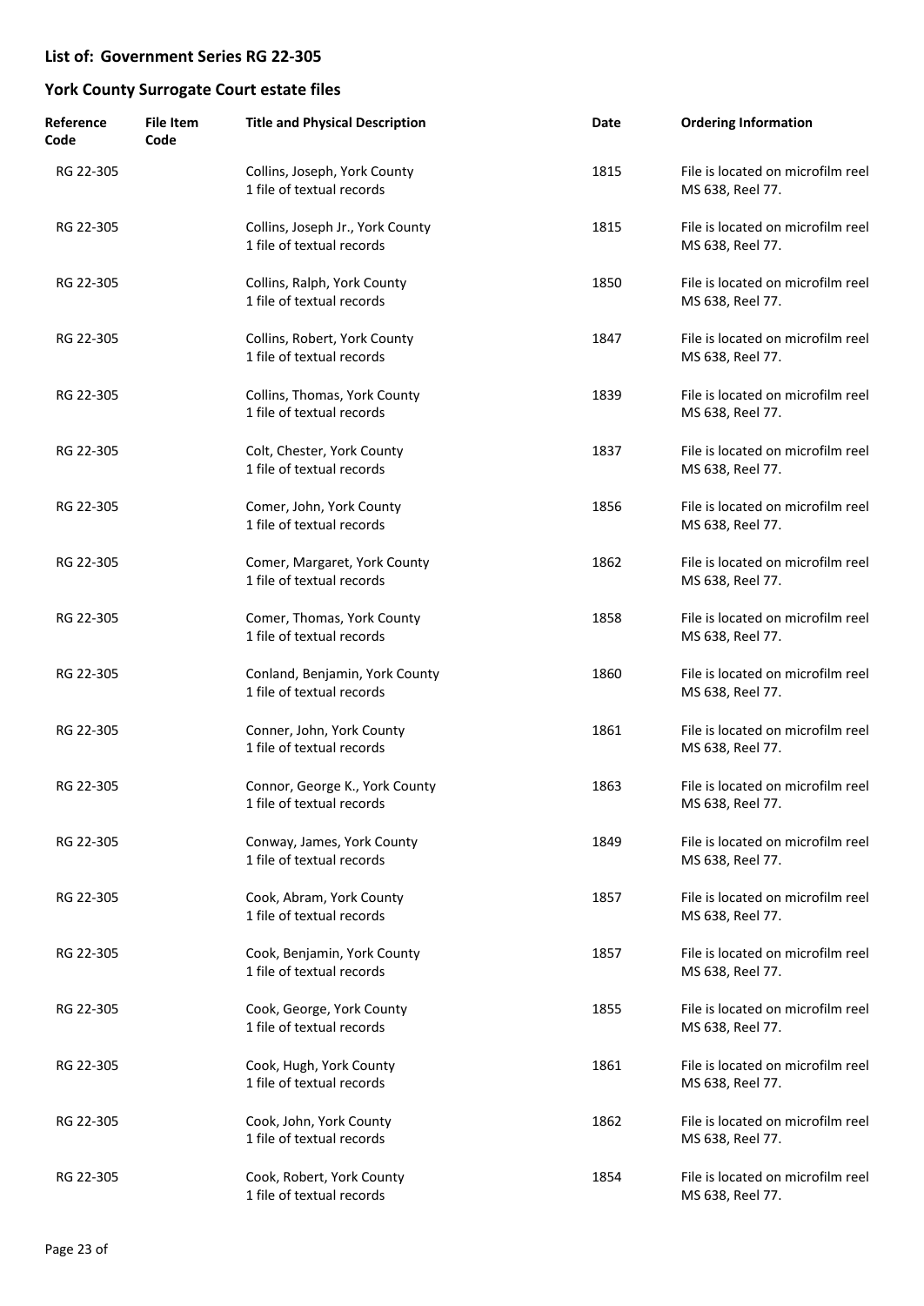## List of: Government Series RG 22-305

## York County Surrogate Court estate files

| Reference Code | File Item Code | Title and Physical Description | Date | Ordering Information |
|---|---|---|---|---|
| RG 22-305 | | Collins, Joseph, York County<br>1 file of textual records | 1815 | File is located on microfilm reel MS 638, Reel 77. |
| RG 22-305 | | Collins, Joseph Jr., York County<br>1 file of textual records | 1815 | File is located on microfilm reel MS 638, Reel 77. |
| RG 22-305 | | Collins, Ralph, York County<br>1 file of textual records | 1850 | File is located on microfilm reel MS 638, Reel 77. |
| RG 22-305 | | Collins, Robert, York County<br>1 file of textual records | 1847 | File is located on microfilm reel MS 638, Reel 77. |
| RG 22-305 | | Collins, Thomas, York County<br>1 file of textual records | 1839 | File is located on microfilm reel MS 638, Reel 77. |
| RG 22-305 | | Colt, Chester, York County<br>1 file of textual records | 1837 | File is located on microfilm reel MS 638, Reel 77. |
| RG 22-305 | | Comer, John, York County<br>1 file of textual records | 1856 | File is located on microfilm reel MS 638, Reel 77. |
| RG 22-305 | | Comer, Margaret, York County<br>1 file of textual records | 1862 | File is located on microfilm reel MS 638, Reel 77. |
| RG 22-305 | | Comer, Thomas, York County<br>1 file of textual records | 1858 | File is located on microfilm reel MS 638, Reel 77. |
| RG 22-305 | | Conland, Benjamin, York County<br>1 file of textual records | 1860 | File is located on microfilm reel MS 638, Reel 77. |
| RG 22-305 | | Conner, John, York County<br>1 file of textual records | 1861 | File is located on microfilm reel MS 638, Reel 77. |
| RG 22-305 | | Connor, George K., York County<br>1 file of textual records | 1863 | File is located on microfilm reel MS 638, Reel 77. |
| RG 22-305 | | Conway, James, York County<br>1 file of textual records | 1849 | File is located on microfilm reel MS 638, Reel 77. |
| RG 22-305 | | Cook, Abram, York County<br>1 file of textual records | 1857 | File is located on microfilm reel MS 638, Reel 77. |
| RG 22-305 | | Cook, Benjamin, York County<br>1 file of textual records | 1857 | File is located on microfilm reel MS 638, Reel 77. |
| RG 22-305 | | Cook, George, York County<br>1 file of textual records | 1855 | File is located on microfilm reel MS 638, Reel 77. |
| RG 22-305 | | Cook, Hugh, York County<br>1 file of textual records | 1861 | File is located on microfilm reel MS 638, Reel 77. |
| RG 22-305 | | Cook, John, York County<br>1 file of textual records | 1862 | File is located on microfilm reel MS 638, Reel 77. |
| RG 22-305 | | Cook, Robert, York County<br>1 file of textual records | 1854 | File is located on microfilm reel MS 638, Reel 77. |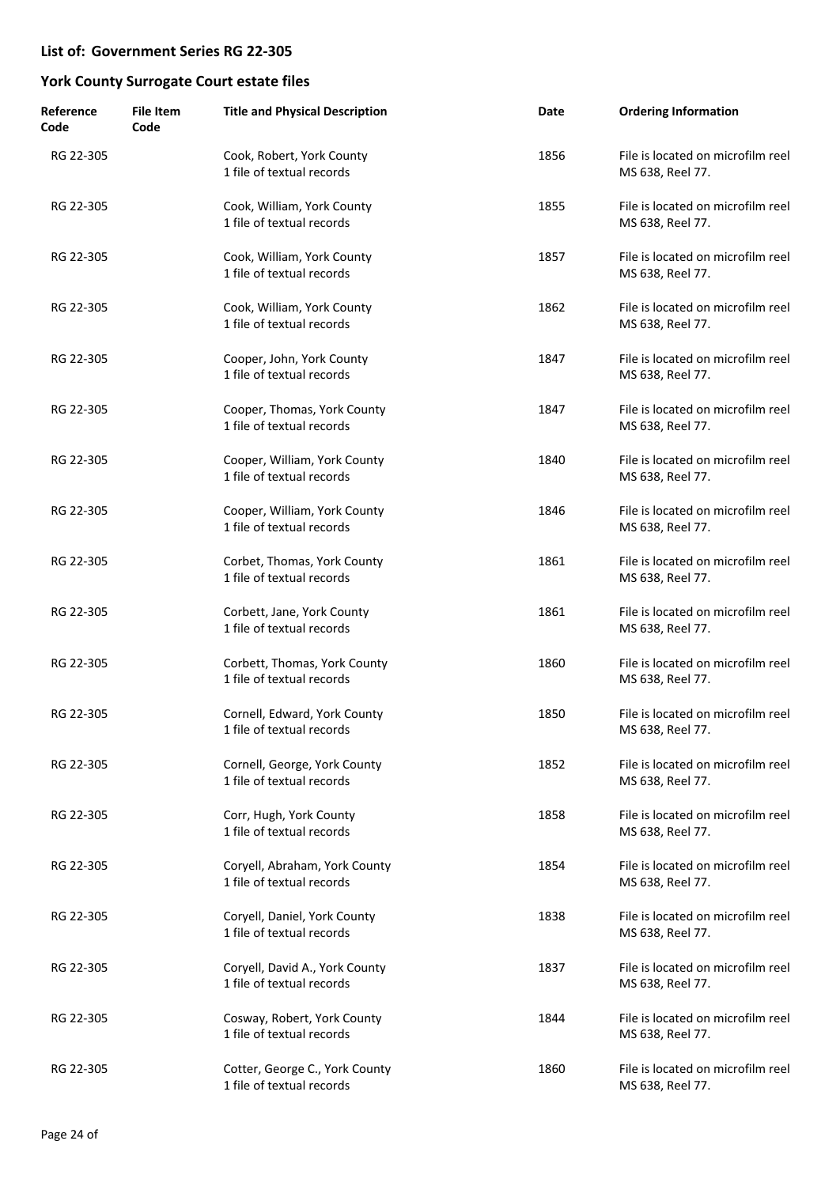## List of: Government Series RG 22-305

## York County Surrogate Court estate files

| Reference Code | File Item Code | Title and Physical Description | Date | Ordering Information |
|---|---|---|---|---|
| RG 22-305 | | Cook, Robert, York County<br>1 file of textual records | 1856 | File is located on microfilm reel MS 638, Reel 77. |
| RG 22-305 | | Cook, William, York County<br>1 file of textual records | 1855 | File is located on microfilm reel MS 638, Reel 77. |
| RG 22-305 | | Cook, William, York County<br>1 file of textual records | 1857 | File is located on microfilm reel MS 638, Reel 77. |
| RG 22-305 | | Cook, William, York County<br>1 file of textual records | 1862 | File is located on microfilm reel MS 638, Reel 77. |
| RG 22-305 | | Cooper, John, York County<br>1 file of textual records | 1847 | File is located on microfilm reel MS 638, Reel 77. |
| RG 22-305 | | Cooper, Thomas, York County<br>1 file of textual records | 1847 | File is located on microfilm reel MS 638, Reel 77. |
| RG 22-305 | | Cooper, William, York County<br>1 file of textual records | 1840 | File is located on microfilm reel MS 638, Reel 77. |
| RG 22-305 | | Cooper, William, York County<br>1 file of textual records | 1846 | File is located on microfilm reel MS 638, Reel 77. |
| RG 22-305 | | Corbet, Thomas, York County<br>1 file of textual records | 1861 | File is located on microfilm reel MS 638, Reel 77. |
| RG 22-305 | | Corbett, Jane, York County<br>1 file of textual records | 1861 | File is located on microfilm reel MS 638, Reel 77. |
| RG 22-305 | | Corbett, Thomas, York County<br>1 file of textual records | 1860 | File is located on microfilm reel MS 638, Reel 77. |
| RG 22-305 | | Cornell, Edward, York County<br>1 file of textual records | 1850 | File is located on microfilm reel MS 638, Reel 77. |
| RG 22-305 | | Cornell, George, York County<br>1 file of textual records | 1852 | File is located on microfilm reel MS 638, Reel 77. |
| RG 22-305 | | Corr, Hugh, York County<br>1 file of textual records | 1858 | File is located on microfilm reel MS 638, Reel 77. |
| RG 22-305 | | Coryell, Abraham, York County<br>1 file of textual records | 1854 | File is located on microfilm reel MS 638, Reel 77. |
| RG 22-305 | | Coryell, Daniel, York County<br>1 file of textual records | 1838 | File is located on microfilm reel MS 638, Reel 77. |
| RG 22-305 | | Coryell, David A., York County<br>1 file of textual records | 1837 | File is located on microfilm reel MS 638, Reel 77. |
| RG 22-305 | | Cosway, Robert, York County<br>1 file of textual records | 1844 | File is located on microfilm reel MS 638, Reel 77. |
| RG 22-305 | | Cotter, George C., York County<br>1 file of textual records | 1860 | File is located on microfilm reel MS 638, Reel 77. |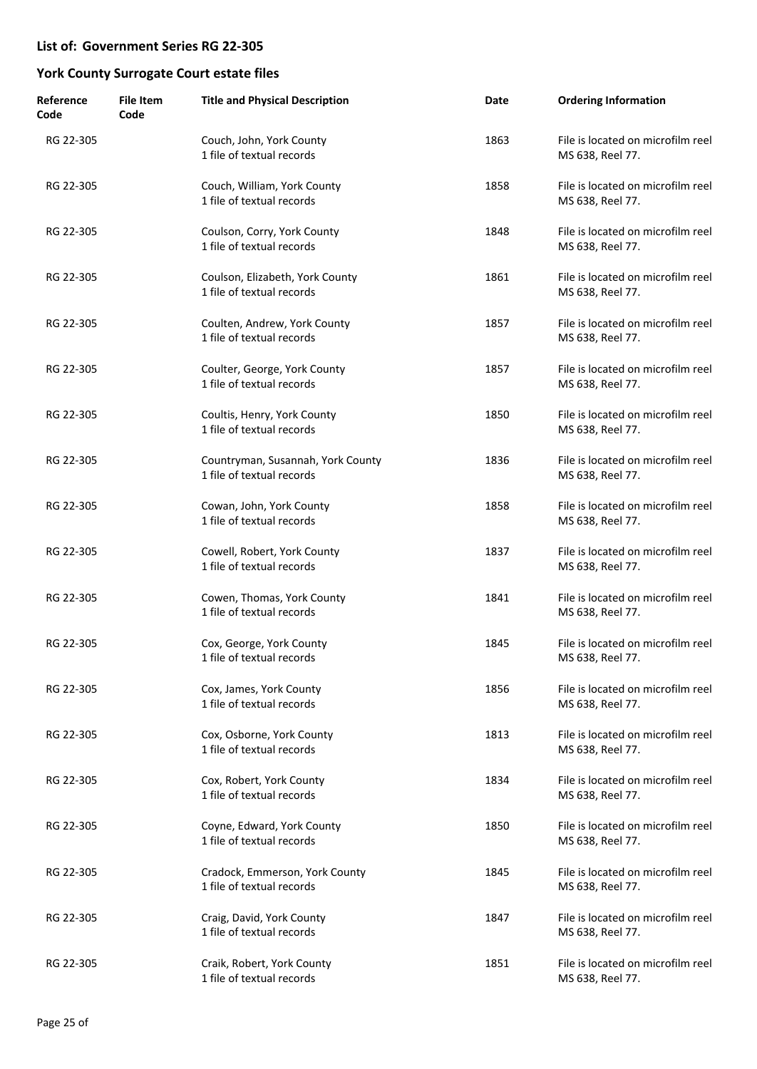## List of: Government Series RG 22-305

## York County Surrogate Court estate files

| Reference Code | File Item Code | Title and Physical Description | Date | Ordering Information |
|---|---|---|---|---|
| RG 22-305 | | Couch, John, York County<br>1 file of textual records | 1863 | File is located on microfilm reel MS 638, Reel 77. |
| RG 22-305 | | Couch, William, York County<br>1 file of textual records | 1858 | File is located on microfilm reel MS 638, Reel 77. |
| RG 22-305 | | Coulson, Corry, York County<br>1 file of textual records | 1848 | File is located on microfilm reel MS 638, Reel 77. |
| RG 22-305 | | Coulson, Elizabeth, York County<br>1 file of textual records | 1861 | File is located on microfilm reel MS 638, Reel 77. |
| RG 22-305 | | Coulten, Andrew, York County<br>1 file of textual records | 1857 | File is located on microfilm reel MS 638, Reel 77. |
| RG 22-305 | | Coulter, George, York County<br>1 file of textual records | 1857 | File is located on microfilm reel MS 638, Reel 77. |
| RG 22-305 | | Coultis, Henry, York County<br>1 file of textual records | 1850 | File is located on microfilm reel MS 638, Reel 77. |
| RG 22-305 | | Countryman, Susannah, York County<br>1 file of textual records | 1836 | File is located on microfilm reel MS 638, Reel 77. |
| RG 22-305 | | Cowan, John, York County<br>1 file of textual records | 1858 | File is located on microfilm reel MS 638, Reel 77. |
| RG 22-305 | | Cowell, Robert, York County<br>1 file of textual records | 1837 | File is located on microfilm reel MS 638, Reel 77. |
| RG 22-305 | | Cowen, Thomas, York County<br>1 file of textual records | 1841 | File is located on microfilm reel MS 638, Reel 77. |
| RG 22-305 | | Cox, George, York County<br>1 file of textual records | 1845 | File is located on microfilm reel MS 638, Reel 77. |
| RG 22-305 | | Cox, James, York County<br>1 file of textual records | 1856 | File is located on microfilm reel MS 638, Reel 77. |
| RG 22-305 | | Cox, Osborne, York County<br>1 file of textual records | 1813 | File is located on microfilm reel MS 638, Reel 77. |
| RG 22-305 | | Cox, Robert, York County<br>1 file of textual records | 1834 | File is located on microfilm reel MS 638, Reel 77. |
| RG 22-305 | | Coyne, Edward, York County<br>1 file of textual records | 1850 | File is located on microfilm reel MS 638, Reel 77. |
| RG 22-305 | | Cradock, Emmerson, York County<br>1 file of textual records | 1845 | File is located on microfilm reel MS 638, Reel 77. |
| RG 22-305 | | Craig, David, York County<br>1 file of textual records | 1847 | File is located on microfilm reel MS 638, Reel 77. |
| RG 22-305 | | Craik, Robert, York County<br>1 file of textual records | 1851 | File is located on microfilm reel MS 638, Reel 77. |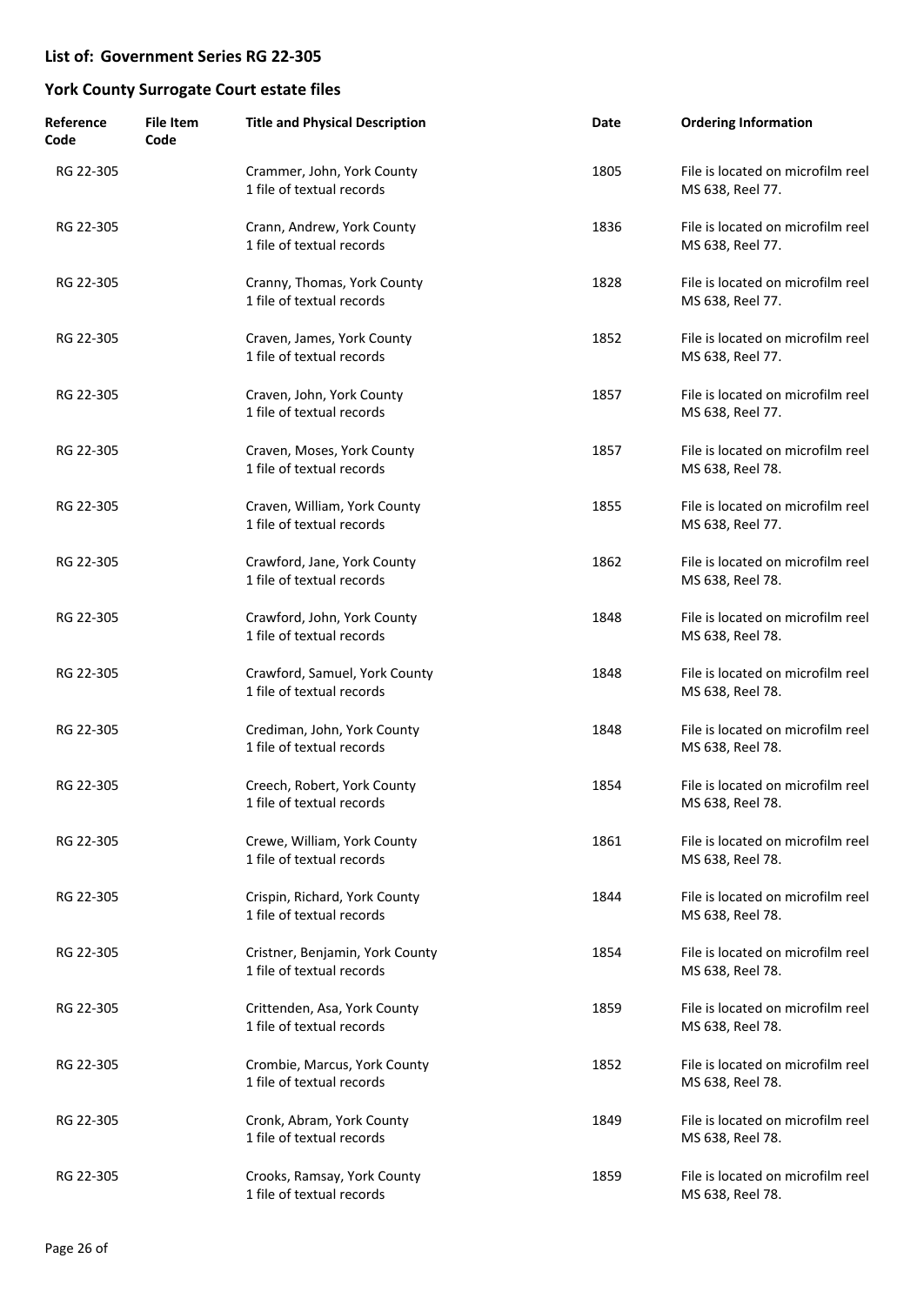## List of: Government Series RG 22-305

## York County Surrogate Court estate files

| Reference Code | File Item Code | Title and Physical Description | Date | Ordering Information |
|---|---|---|---|---|
| RG 22-305 | | Crammer, John, York County<br>1 file of textual records | 1805 | File is located on microfilm reel MS 638, Reel 77. |
| RG 22-305 | | Crann, Andrew, York County<br>1 file of textual records | 1836 | File is located on microfilm reel MS 638, Reel 77. |
| RG 22-305 | | Cranny, Thomas, York County<br>1 file of textual records | 1828 | File is located on microfilm reel MS 638, Reel 77. |
| RG 22-305 | | Craven, James, York County<br>1 file of textual records | 1852 | File is located on microfilm reel MS 638, Reel 77. |
| RG 22-305 | | Craven, John, York County<br>1 file of textual records | 1857 | File is located on microfilm reel MS 638, Reel 77. |
| RG 22-305 | | Craven, Moses, York County<br>1 file of textual records | 1857 | File is located on microfilm reel MS 638, Reel 78. |
| RG 22-305 | | Craven, William, York County<br>1 file of textual records | 1855 | File is located on microfilm reel MS 638, Reel 77. |
| RG 22-305 | | Crawford, Jane, York County<br>1 file of textual records | 1862 | File is located on microfilm reel MS 638, Reel 78. |
| RG 22-305 | | Crawford, John, York County<br>1 file of textual records | 1848 | File is located on microfilm reel MS 638, Reel 78. |
| RG 22-305 | | Crawford, Samuel, York County<br>1 file of textual records | 1848 | File is located on microfilm reel MS 638, Reel 78. |
| RG 22-305 | | Crediman, John, York County<br>1 file of textual records | 1848 | File is located on microfilm reel MS 638, Reel 78. |
| RG 22-305 | | Creech, Robert, York County<br>1 file of textual records | 1854 | File is located on microfilm reel MS 638, Reel 78. |
| RG 22-305 | | Crewe, William, York County<br>1 file of textual records | 1861 | File is located on microfilm reel MS 638, Reel 78. |
| RG 22-305 | | Crispin, Richard, York County<br>1 file of textual records | 1844 | File is located on microfilm reel MS 638, Reel 78. |
| RG 22-305 | | Cristner, Benjamin, York County<br>1 file of textual records | 1854 | File is located on microfilm reel MS 638, Reel 78. |
| RG 22-305 | | Crittenden, Asa, York County<br>1 file of textual records | 1859 | File is located on microfilm reel MS 638, Reel 78. |
| RG 22-305 | | Crombie, Marcus, York County<br>1 file of textual records | 1852 | File is located on microfilm reel MS 638, Reel 78. |
| RG 22-305 | | Cronk, Abram, York County<br>1 file of textual records | 1849 | File is located on microfilm reel MS 638, Reel 78. |
| RG 22-305 | | Crooks, Ramsay, York County<br>1 file of textual records | 1859 | File is located on microfilm reel MS 638, Reel 78. |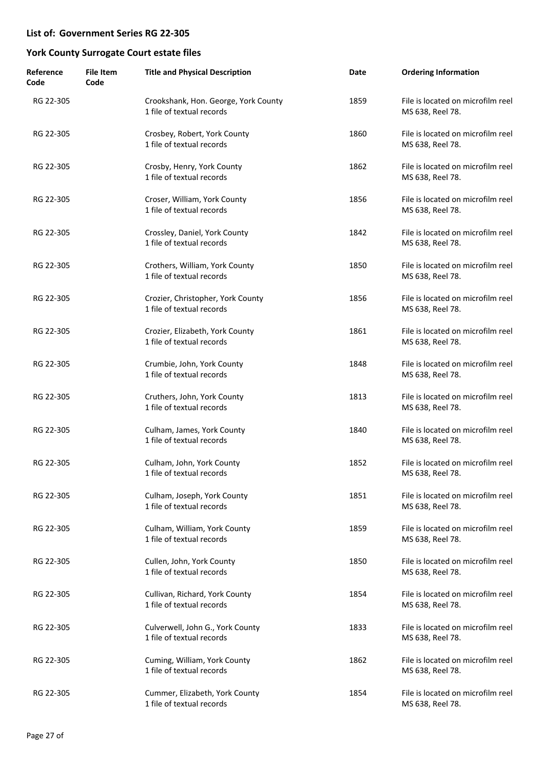## List of: Government Series RG 22-305

## York County Surrogate Court estate files

| Reference Code | File Item Code | Title and Physical Description | Date | Ordering Information |
|---|---|---|---|---|
| RG 22-305 | | Crookshank, Hon. George, York County<br>1 file of textual records | 1859 | File is located on microfilm reel MS 638, Reel 78. |
| RG 22-305 | | Crosbey, Robert, York County<br>1 file of textual records | 1860 | File is located on microfilm reel MS 638, Reel 78. |
| RG 22-305 | | Crosby, Henry, York County<br>1 file of textual records | 1862 | File is located on microfilm reel MS 638, Reel 78. |
| RG 22-305 | | Croser, William, York County<br>1 file of textual records | 1856 | File is located on microfilm reel MS 638, Reel 78. |
| RG 22-305 | | Crossley, Daniel, York County<br>1 file of textual records | 1842 | File is located on microfilm reel MS 638, Reel 78. |
| RG 22-305 | | Crothers, William, York County<br>1 file of textual records | 1850 | File is located on microfilm reel MS 638, Reel 78. |
| RG 22-305 | | Crozier, Christopher, York County<br>1 file of textual records | 1856 | File is located on microfilm reel MS 638, Reel 78. |
| RG 22-305 | | Crozier, Elizabeth, York County<br>1 file of textual records | 1861 | File is located on microfilm reel MS 638, Reel 78. |
| RG 22-305 | | Crumbie, John, York County<br>1 file of textual records | 1848 | File is located on microfilm reel MS 638, Reel 78. |
| RG 22-305 | | Cruthers, John, York County<br>1 file of textual records | 1813 | File is located on microfilm reel MS 638, Reel 78. |
| RG 22-305 | | Culham, James, York County<br>1 file of textual records | 1840 | File is located on microfilm reel MS 638, Reel 78. |
| RG 22-305 | | Culham, John, York County<br>1 file of textual records | 1852 | File is located on microfilm reel MS 638, Reel 78. |
| RG 22-305 | | Culham, Joseph, York County<br>1 file of textual records | 1851 | File is located on microfilm reel MS 638, Reel 78. |
| RG 22-305 | | Culham, William, York County<br>1 file of textual records | 1859 | File is located on microfilm reel MS 638, Reel 78. |
| RG 22-305 | | Cullen, John, York County<br>1 file of textual records | 1850 | File is located on microfilm reel MS 638, Reel 78. |
| RG 22-305 | | Cullivan, Richard, York County<br>1 file of textual records | 1854 | File is located on microfilm reel MS 638, Reel 78. |
| RG 22-305 | | Culverwell, John G., York County<br>1 file of textual records | 1833 | File is located on microfilm reel MS 638, Reel 78. |
| RG 22-305 | | Cuming, William, York County<br>1 file of textual records | 1862 | File is located on microfilm reel MS 638, Reel 78. |
| RG 22-305 | | Cummer, Elizabeth, York County<br>1 file of textual records | 1854 | File is located on microfilm reel MS 638, Reel 78. |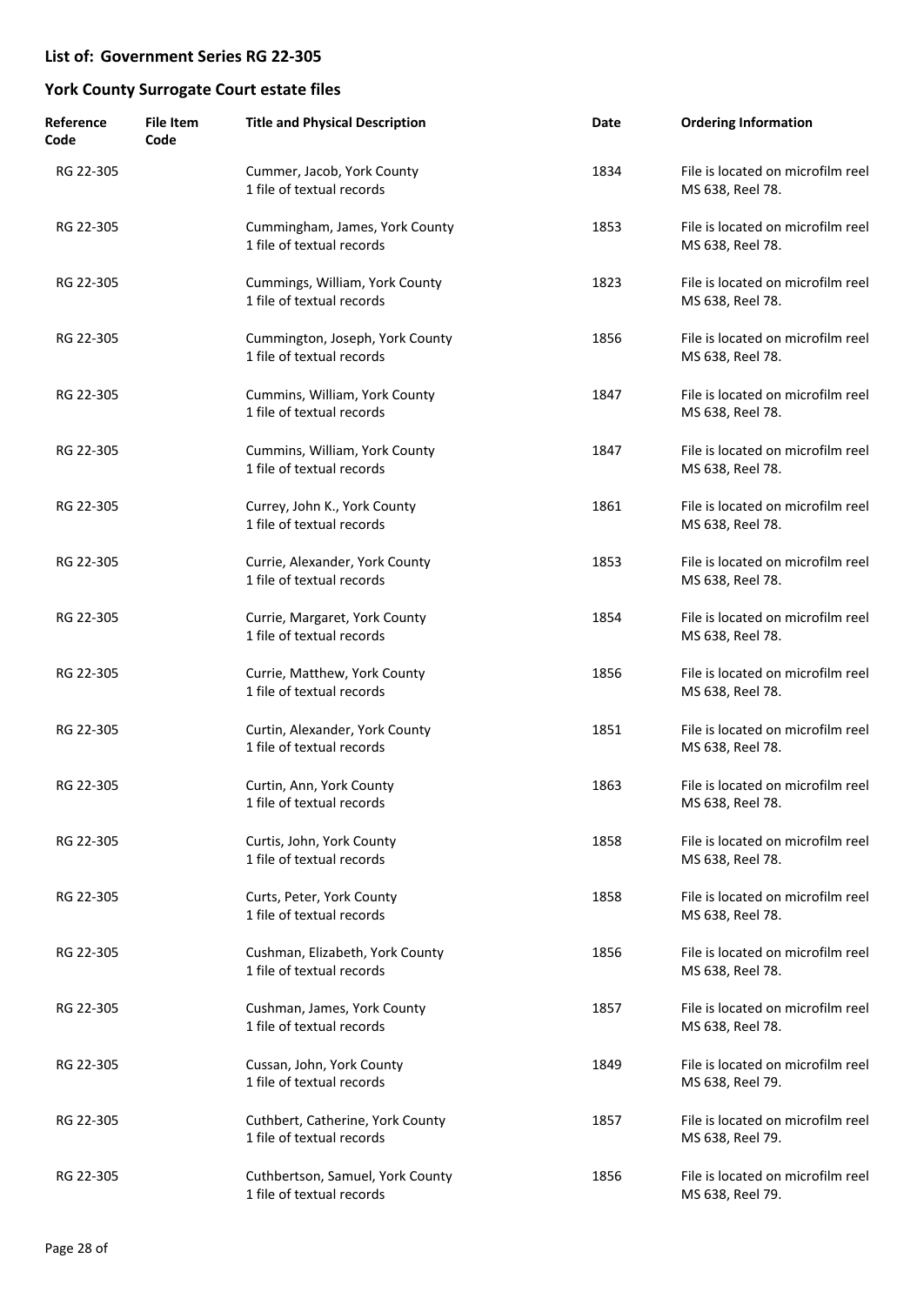## List of: Government Series RG 22-305

## York County Surrogate Court estate files

| Reference Code | File Item Code | Title and Physical Description | Date | Ordering Information |
|---|---|---|---|---|
| RG 22-305 | | Cummer, Jacob, York County<br>1 file of textual records | 1834 | File is located on microfilm reel MS 638, Reel 78. |
| RG 22-305 | | Cummingham, James, York County<br>1 file of textual records | 1853 | File is located on microfilm reel MS 638, Reel 78. |
| RG 22-305 | | Cummings, William, York County<br>1 file of textual records | 1823 | File is located on microfilm reel MS 638, Reel 78. |
| RG 22-305 | | Cummington, Joseph, York County<br>1 file of textual records | 1856 | File is located on microfilm reel MS 638, Reel 78. |
| RG 22-305 | | Cummins, William, York County<br>1 file of textual records | 1847 | File is located on microfilm reel MS 638, Reel 78. |
| RG 22-305 | | Cummins, William, York County<br>1 file of textual records | 1847 | File is located on microfilm reel MS 638, Reel 78. |
| RG 22-305 | | Currey, John K., York County<br>1 file of textual records | 1861 | File is located on microfilm reel MS 638, Reel 78. |
| RG 22-305 | | Currie, Alexander, York County<br>1 file of textual records | 1853 | File is located on microfilm reel MS 638, Reel 78. |
| RG 22-305 | | Currie, Margaret, York County<br>1 file of textual records | 1854 | File is located on microfilm reel MS 638, Reel 78. |
| RG 22-305 | | Currie, Matthew, York County<br>1 file of textual records | 1856 | File is located on microfilm reel MS 638, Reel 78. |
| RG 22-305 | | Curtin, Alexander, York County<br>1 file of textual records | 1851 | File is located on microfilm reel MS 638, Reel 78. |
| RG 22-305 | | Curtin, Ann, York County<br>1 file of textual records | 1863 | File is located on microfilm reel MS 638, Reel 78. |
| RG 22-305 | | Curtis, John, York County<br>1 file of textual records | 1858 | File is located on microfilm reel MS 638, Reel 78. |
| RG 22-305 | | Curts, Peter, York County<br>1 file of textual records | 1858 | File is located on microfilm reel MS 638, Reel 78. |
| RG 22-305 | | Cushman, Elizabeth, York County<br>1 file of textual records | 1856 | File is located on microfilm reel MS 638, Reel 78. |
| RG 22-305 | | Cushman, James, York County<br>1 file of textual records | 1857 | File is located on microfilm reel MS 638, Reel 78. |
| RG 22-305 | | Cussan, John, York County<br>1 file of textual records | 1849 | File is located on microfilm reel MS 638, Reel 79. |
| RG 22-305 | | Cuthbert, Catherine, York County<br>1 file of textual records | 1857 | File is located on microfilm reel MS 638, Reel 79. |
| RG 22-305 | | Cuthbertson, Samuel, York County<br>1 file of textual records | 1856 | File is located on microfilm reel MS 638, Reel 79. |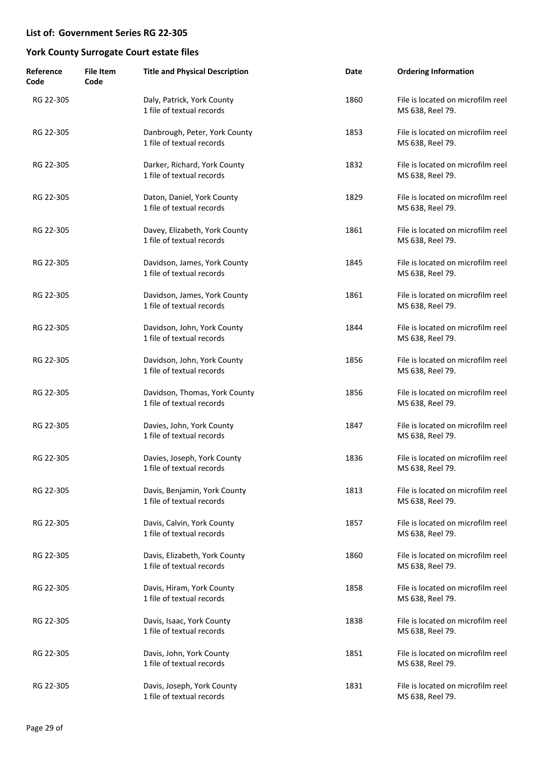**List of: Government Series RG 22-305**

**York County Surrogate Court estate files**

| Reference Code | File Item Code | Title and Physical Description | Date | Ordering Information |
|---|---|---|---|---|
| RG 22-305 | | Daly, Patrick, York County<br>1 file of textual records | 1860 | File is located on microfilm reel MS 638, Reel 79. |
| RG 22-305 | | Danbrough, Peter, York County<br>1 file of textual records | 1853 | File is located on microfilm reel MS 638, Reel 79. |
| RG 22-305 | | Darker, Richard, York County<br>1 file of textual records | 1832 | File is located on microfilm reel MS 638, Reel 79. |
| RG 22-305 | | Daton, Daniel, York County<br>1 file of textual records | 1829 | File is located on microfilm reel MS 638, Reel 79. |
| RG 22-305 | | Davey, Elizabeth, York County<br>1 file of textual records | 1861 | File is located on microfilm reel MS 638, Reel 79. |
| RG 22-305 | | Davidson, James, York County<br>1 file of textual records | 1845 | File is located on microfilm reel MS 638, Reel 79. |
| RG 22-305 | | Davidson, James, York County<br>1 file of textual records | 1861 | File is located on microfilm reel MS 638, Reel 79. |
| RG 22-305 | | Davidson, John, York County<br>1 file of textual records | 1844 | File is located on microfilm reel MS 638, Reel 79. |
| RG 22-305 | | Davidson, John, York County<br>1 file of textual records | 1856 | File is located on microfilm reel MS 638, Reel 79. |
| RG 22-305 | | Davidson, Thomas, York County<br>1 file of textual records | 1856 | File is located on microfilm reel MS 638, Reel 79. |
| RG 22-305 | | Davies, John, York County<br>1 file of textual records | 1847 | File is located on microfilm reel MS 638, Reel 79. |
| RG 22-305 | | Davies, Joseph, York County<br>1 file of textual records | 1836 | File is located on microfilm reel MS 638, Reel 79. |
| RG 22-305 | | Davis, Benjamin, York County<br>1 file of textual records | 1813 | File is located on microfilm reel MS 638, Reel 79. |
| RG 22-305 | | Davis, Calvin, York County<br>1 file of textual records | 1857 | File is located on microfilm reel MS 638, Reel 79. |
| RG 22-305 | | Davis, Elizabeth, York County<br>1 file of textual records | 1860 | File is located on microfilm reel MS 638, Reel 79. |
| RG 22-305 | | Davis, Hiram, York County<br>1 file of textual records | 1858 | File is located on microfilm reel MS 638, Reel 79. |
| RG 22-305 | | Davis, Isaac, York County<br>1 file of textual records | 1838 | File is located on microfilm reel MS 638, Reel 79. |
| RG 22-305 | | Davis, John, York County<br>1 file of textual records | 1851 | File is located on microfilm reel MS 638, Reel 79. |
| RG 22-305 | | Davis, Joseph, York County<br>1 file of textual records | 1831 | File is located on microfilm reel MS 638, Reel 79. |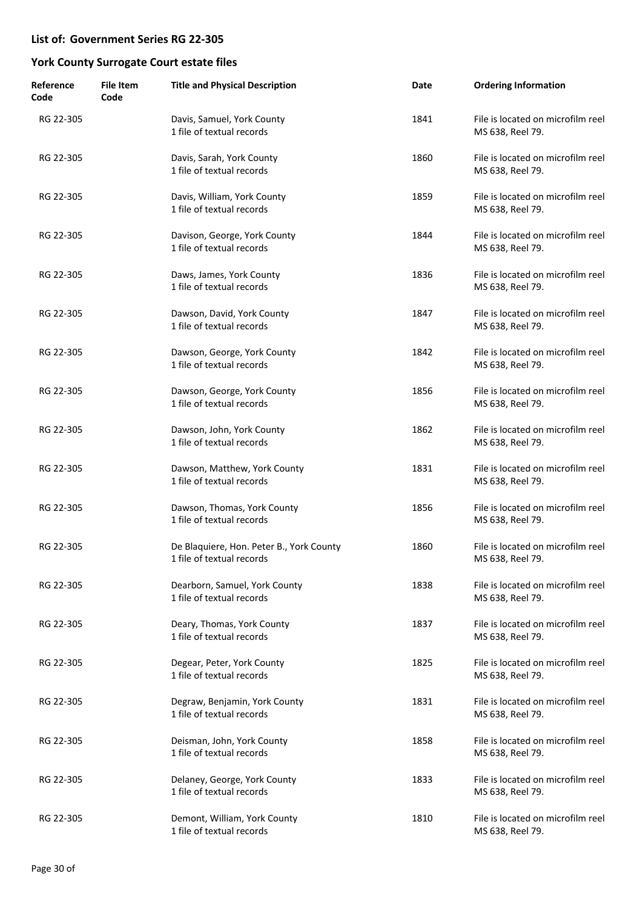## List of: Government Series RG 22-305

## York County Surrogate Court estate files

| Reference Code | File Item Code | Title and Physical Description | Date | Ordering Information |
|---|---|---|---|---|
| RG 22-305 | | Davis, Samuel, York County<br>1 file of textual records | 1841 | File is located on microfilm reel MS 638, Reel 79. |
| RG 22-305 | | Davis, Sarah, York County<br>1 file of textual records | 1860 | File is located on microfilm reel MS 638, Reel 79. |
| RG 22-305 | | Davis, William, York County<br>1 file of textual records | 1859 | File is located on microfilm reel MS 638, Reel 79. |
| RG 22-305 | | Davison, George, York County<br>1 file of textual records | 1844 | File is located on microfilm reel MS 638, Reel 79. |
| RG 22-305 | | Daws, James, York County<br>1 file of textual records | 1836 | File is located on microfilm reel MS 638, Reel 79. |
| RG 22-305 | | Dawson, David, York County<br>1 file of textual records | 1847 | File is located on microfilm reel MS 638, Reel 79. |
| RG 22-305 | | Dawson, George, York County<br>1 file of textual records | 1842 | File is located on microfilm reel MS 638, Reel 79. |
| RG 22-305 | | Dawson, George, York County<br>1 file of textual records | 1856 | File is located on microfilm reel MS 638, Reel 79. |
| RG 22-305 | | Dawson, John, York County<br>1 file of textual records | 1862 | File is located on microfilm reel MS 638, Reel 79. |
| RG 22-305 | | Dawson, Matthew, York County<br>1 file of textual records | 1831 | File is located on microfilm reel MS 638, Reel 79. |
| RG 22-305 | | Dawson, Thomas, York County<br>1 file of textual records | 1856 | File is located on microfilm reel MS 638, Reel 79. |
| RG 22-305 | | De Blaquiere, Hon. Peter B., York County<br>1 file of textual records | 1860 | File is located on microfilm reel MS 638, Reel 79. |
| RG 22-305 | | Dearborn, Samuel, York County<br>1 file of textual records | 1838 | File is located on microfilm reel MS 638, Reel 79. |
| RG 22-305 | | Deary, Thomas, York County<br>1 file of textual records | 1837 | File is located on microfilm reel MS 638, Reel 79. |
| RG 22-305 | | Degear, Peter, York County<br>1 file of textual records | 1825 | File is located on microfilm reel MS 638, Reel 79. |
| RG 22-305 | | Degraw, Benjamin, York County<br>1 file of textual records | 1831 | File is located on microfilm reel MS 638, Reel 79. |
| RG 22-305 | | Deisman, John, York County<br>1 file of textual records | 1858 | File is located on microfilm reel MS 638, Reel 79. |
| RG 22-305 | | Delaney, George, York County<br>1 file of textual records | 1833 | File is located on microfilm reel MS 638, Reel 79. |
| RG 22-305 | | Demont, William, York County<br>1 file of textual records | 1810 | File is located on microfilm reel MS 638, Reel 79. |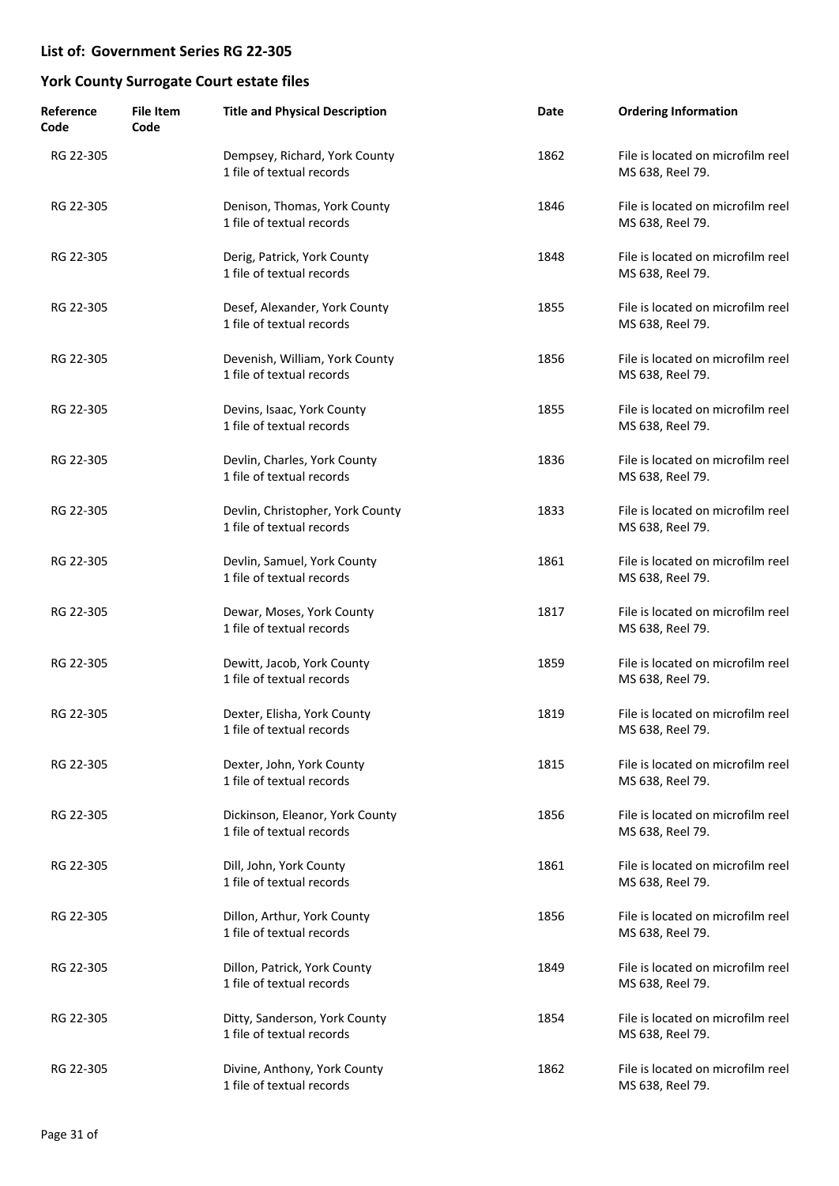## List of: Government Series RG 22-305

## York County Surrogate Court estate files

| Reference Code | File Item Code | Title and Physical Description | Date | Ordering Information |
| --- | --- | --- | --- | --- |
| RG 22-305 | | Dempsey, Richard, York County<br>1 file of textual records | 1862 | File is located on microfilm reel MS 638, Reel 79. |
| RG 22-305 | | Denison, Thomas, York County<br>1 file of textual records | 1846 | File is located on microfilm reel MS 638, Reel 79. |
| RG 22-305 | | Derig, Patrick, York County<br>1 file of textual records | 1848 | File is located on microfilm reel MS 638, Reel 79. |
| RG 22-305 | | Desef, Alexander, York County<br>1 file of textual records | 1855 | File is located on microfilm reel MS 638, Reel 79. |
| RG 22-305 | | Devenish, William, York County<br>1 file of textual records | 1856 | File is located on microfilm reel MS 638, Reel 79. |
| RG 22-305 | | Devins, Isaac, York County<br>1 file of textual records | 1855 | File is located on microfilm reel MS 638, Reel 79. |
| RG 22-305 | | Devlin, Charles, York County<br>1 file of textual records | 1836 | File is located on microfilm reel MS 638, Reel 79. |
| RG 22-305 | | Devlin, Christopher, York County<br>1 file of textual records | 1833 | File is located on microfilm reel MS 638, Reel 79. |
| RG 22-305 | | Devlin, Samuel, York County<br>1 file of textual records | 1861 | File is located on microfilm reel MS 638, Reel 79. |
| RG 22-305 | | Dewar, Moses, York County<br>1 file of textual records | 1817 | File is located on microfilm reel MS 638, Reel 79. |
| RG 22-305 | | Dewitt, Jacob, York County<br>1 file of textual records | 1859 | File is located on microfilm reel MS 638, Reel 79. |
| RG 22-305 | | Dexter, Elisha, York County<br>1 file of textual records | 1819 | File is located on microfilm reel MS 638, Reel 79. |
| RG 22-305 | | Dexter, John, York County<br>1 file of textual records | 1815 | File is located on microfilm reel MS 638, Reel 79. |
| RG 22-305 | | Dickinson, Eleanor, York County<br>1 file of textual records | 1856 | File is located on microfilm reel MS 638, Reel 79. |
| RG 22-305 | | Dill, John, York County<br>1 file of textual records | 1861 | File is located on microfilm reel MS 638, Reel 79. |
| RG 22-305 | | Dillon, Arthur, York County<br>1 file of textual records | 1856 | File is located on microfilm reel MS 638, Reel 79. |
| RG 22-305 | | Dillon, Patrick, York County<br>1 file of textual records | 1849 | File is located on microfilm reel MS 638, Reel 79. |
| RG 22-305 | | Ditty, Sanderson, York County<br>1 file of textual records | 1854 | File is located on microfilm reel MS 638, Reel 79. |
| RG 22-305 | | Divine, Anthony, York County<br>1 file of textual records | 1862 | File is located on microfilm reel MS 638, Reel 79. |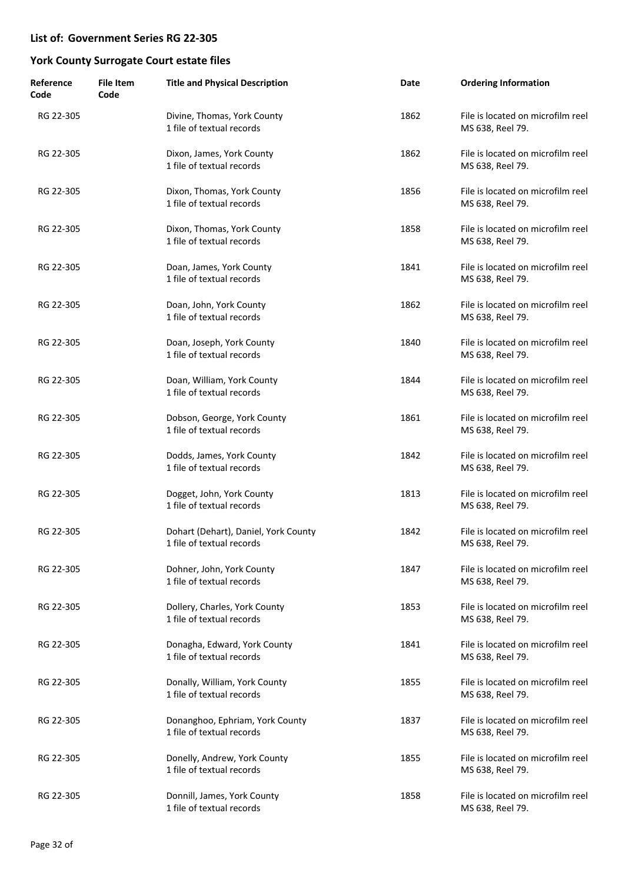## List of: Government Series RG 22-305

## York County Surrogate Court estate files

| Reference Code | File Item Code | Title and Physical Description | Date | Ordering Information |
|---|---|---|---|---|
| RG 22-305 | | Divine, Thomas, York County<br>1 file of textual records | 1862 | File is located on microfilm reel MS 638, Reel 79. |
| RG 22-305 | | Dixon, James, York County<br>1 file of textual records | 1862 | File is located on microfilm reel MS 638, Reel 79. |
| RG 22-305 | | Dixon, Thomas, York County<br>1 file of textual records | 1856 | File is located on microfilm reel MS 638, Reel 79. |
| RG 22-305 | | Dixon, Thomas, York County<br>1 file of textual records | 1858 | File is located on microfilm reel MS 638, Reel 79. |
| RG 22-305 | | Doan, James, York County<br>1 file of textual records | 1841 | File is located on microfilm reel MS 638, Reel 79. |
| RG 22-305 | | Doan, John, York County<br>1 file of textual records | 1862 | File is located on microfilm reel MS 638, Reel 79. |
| RG 22-305 | | Doan, Joseph, York County<br>1 file of textual records | 1840 | File is located on microfilm reel MS 638, Reel 79. |
| RG 22-305 | | Doan, William, York County<br>1 file of textual records | 1844 | File is located on microfilm reel MS 638, Reel 79. |
| RG 22-305 | | Dobson, George, York County<br>1 file of textual records | 1861 | File is located on microfilm reel MS 638, Reel 79. |
| RG 22-305 | | Dodds, James, York County<br>1 file of textual records | 1842 | File is located on microfilm reel MS 638, Reel 79. |
| RG 22-305 | | Dogget, John, York County<br>1 file of textual records | 1813 | File is located on microfilm reel MS 638, Reel 79. |
| RG 22-305 | | Dohart (Dehart), Daniel, York County<br>1 file of textual records | 1842 | File is located on microfilm reel MS 638, Reel 79. |
| RG 22-305 | | Dohner, John, York County<br>1 file of textual records | 1847 | File is located on microfilm reel MS 638, Reel 79. |
| RG 22-305 | | Dollery, Charles, York County<br>1 file of textual records | 1853 | File is located on microfilm reel MS 638, Reel 79. |
| RG 22-305 | | Donagha, Edward, York County<br>1 file of textual records | 1841 | File is located on microfilm reel MS 638, Reel 79. |
| RG 22-305 | | Donally, William, York County<br>1 file of textual records | 1855 | File is located on microfilm reel MS 638, Reel 79. |
| RG 22-305 | | Donanghoo, Ephriam, York County<br>1 file of textual records | 1837 | File is located on microfilm reel MS 638, Reel 79. |
| RG 22-305 | | Donelly, Andrew, York County<br>1 file of textual records | 1855 | File is located on microfilm reel MS 638, Reel 79. |
| RG 22-305 | | Donnill, James, York County<br>1 file of textual records | 1858 | File is located on microfilm reel MS 638, Reel 79. |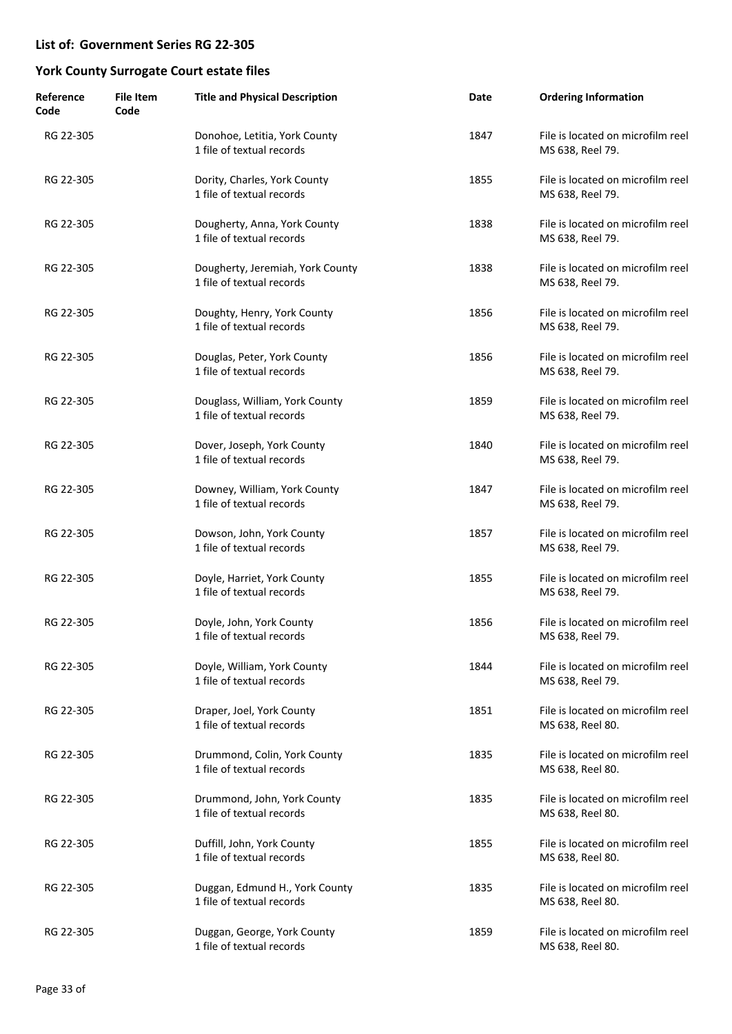**List of: Government Series RG 22-305**

**York County Surrogate Court estate files**

| Reference Code | File Item Code | Title and Physical Description | Date | Ordering Information |
|---|---|---|---|---|
| RG 22-305 | | Donohoe, Letitia, York County<br>1 file of textual records | 1847 | File is located on microfilm reel MS 638, Reel 79. |
| RG 22-305 | | Dority, Charles, York County<br>1 file of textual records | 1855 | File is located on microfilm reel MS 638, Reel 79. |
| RG 22-305 | | Dougherty, Anna, York County<br>1 file of textual records | 1838 | File is located on microfilm reel MS 638, Reel 79. |
| RG 22-305 | | Dougherty, Jeremiah, York County<br>1 file of textual records | 1838 | File is located on microfilm reel MS 638, Reel 79. |
| RG 22-305 | | Doughty, Henry, York County<br>1 file of textual records | 1856 | File is located on microfilm reel MS 638, Reel 79. |
| RG 22-305 | | Douglas, Peter, York County<br>1 file of textual records | 1856 | File is located on microfilm reel MS 638, Reel 79. |
| RG 22-305 | | Douglass, William, York County<br>1 file of textual records | 1859 | File is located on microfilm reel MS 638, Reel 79. |
| RG 22-305 | | Dover, Joseph, York County<br>1 file of textual records | 1840 | File is located on microfilm reel MS 638, Reel 79. |
| RG 22-305 | | Downey, William, York County<br>1 file of textual records | 1847 | File is located on microfilm reel MS 638, Reel 79. |
| RG 22-305 | | Dowson, John, York County<br>1 file of textual records | 1857 | File is located on microfilm reel MS 638, Reel 79. |
| RG 22-305 | | Doyle, Harriet, York County<br>1 file of textual records | 1855 | File is located on microfilm reel MS 638, Reel 79. |
| RG 22-305 | | Doyle, John, York County<br>1 file of textual records | 1856 | File is located on microfilm reel MS 638, Reel 79. |
| RG 22-305 | | Doyle, William, York County<br>1 file of textual records | 1844 | File is located on microfilm reel MS 638, Reel 79. |
| RG 22-305 | | Draper, Joel, York County<br>1 file of textual records | 1851 | File is located on microfilm reel MS 638, Reel 80. |
| RG 22-305 | | Drummond, Colin, York County<br>1 file of textual records | 1835 | File is located on microfilm reel MS 638, Reel 80. |
| RG 22-305 | | Drummond, John, York County<br>1 file of textual records | 1835 | File is located on microfilm reel MS 638, Reel 80. |
| RG 22-305 | | Duffill, John, York County<br>1 file of textual records | 1855 | File is located on microfilm reel MS 638, Reel 80. |
| RG 22-305 | | Duggan, Edmund H., York County<br>1 file of textual records | 1835 | File is located on microfilm reel MS 638, Reel 80. |
| RG 22-305 | | Duggan, George, York County<br>1 file of textual records | 1859 | File is located on microfilm reel MS 638, Reel 80. |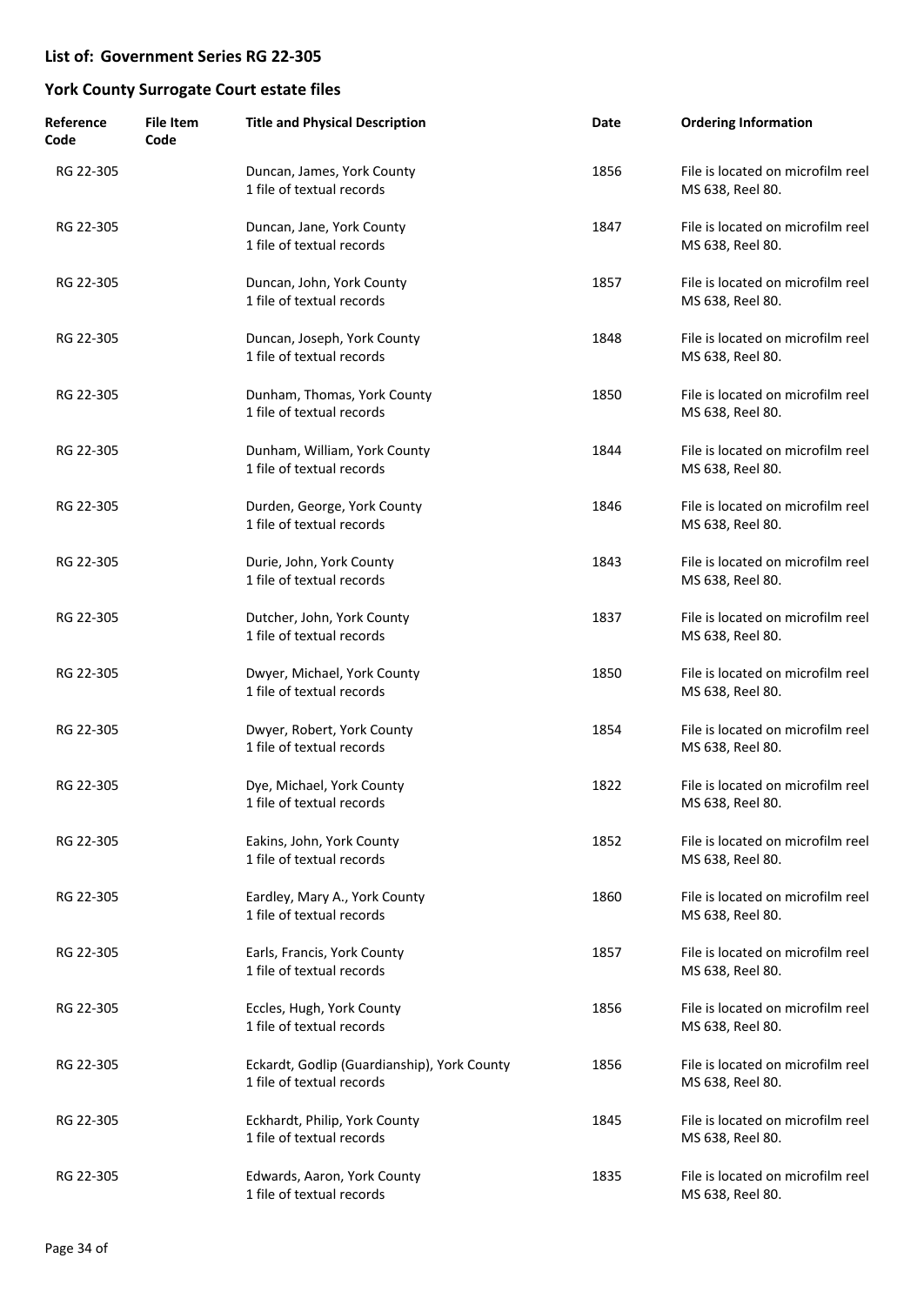## List of: Government Series RG 22-305

## York County Surrogate Court estate files

| Reference Code | File Item Code | Title and Physical Description | Date | Ordering Information |
| --- | --- | --- | --- | --- |
| RG 22-305 | | Duncan, James, York County<br>1 file of textual records | 1856 | File is located on microfilm reel MS 638, Reel 80. |
| RG 22-305 | | Duncan, Jane, York County<br>1 file of textual records | 1847 | File is located on microfilm reel MS 638, Reel 80. |
| RG 22-305 | | Duncan, John, York County<br>1 file of textual records | 1857 | File is located on microfilm reel MS 638, Reel 80. |
| RG 22-305 | | Duncan, Joseph, York County<br>1 file of textual records | 1848 | File is located on microfilm reel MS 638, Reel 80. |
| RG 22-305 | | Dunham, Thomas, York County<br>1 file of textual records | 1850 | File is located on microfilm reel MS 638, Reel 80. |
| RG 22-305 | | Dunham, William, York County<br>1 file of textual records | 1844 | File is located on microfilm reel MS 638, Reel 80. |
| RG 22-305 | | Durden, George, York County<br>1 file of textual records | 1846 | File is located on microfilm reel MS 638, Reel 80. |
| RG 22-305 | | Durie, John, York County<br>1 file of textual records | 1843 | File is located on microfilm reel MS 638, Reel 80. |
| RG 22-305 | | Dutcher, John, York County<br>1 file of textual records | 1837 | File is located on microfilm reel MS 638, Reel 80. |
| RG 22-305 | | Dwyer, Michael, York County<br>1 file of textual records | 1850 | File is located on microfilm reel MS 638, Reel 80. |
| RG 22-305 | | Dwyer, Robert, York County<br>1 file of textual records | 1854 | File is located on microfilm reel MS 638, Reel 80. |
| RG 22-305 | | Dye, Michael, York County<br>1 file of textual records | 1822 | File is located on microfilm reel MS 638, Reel 80. |
| RG 22-305 | | Eakins, John, York County<br>1 file of textual records | 1852 | File is located on microfilm reel MS 638, Reel 80. |
| RG 22-305 | | Eardley, Mary A., York County<br>1 file of textual records | 1860 | File is located on microfilm reel MS 638, Reel 80. |
| RG 22-305 | | Earls, Francis, York County<br>1 file of textual records | 1857 | File is located on microfilm reel MS 638, Reel 80. |
| RG 22-305 | | Eccles, Hugh, York County<br>1 file of textual records | 1856 | File is located on microfilm reel MS 638, Reel 80. |
| RG 22-305 | | Eckardt, Godlip (Guardianship), York County<br>1 file of textual records | 1856 | File is located on microfilm reel MS 638, Reel 80. |
| RG 22-305 | | Eckhardt, Philip, York County<br>1 file of textual records | 1845 | File is located on microfilm reel MS 638, Reel 80. |
| RG 22-305 | | Edwards, Aaron, York County<br>1 file of textual records | 1835 | File is located on microfilm reel MS 638, Reel 80. |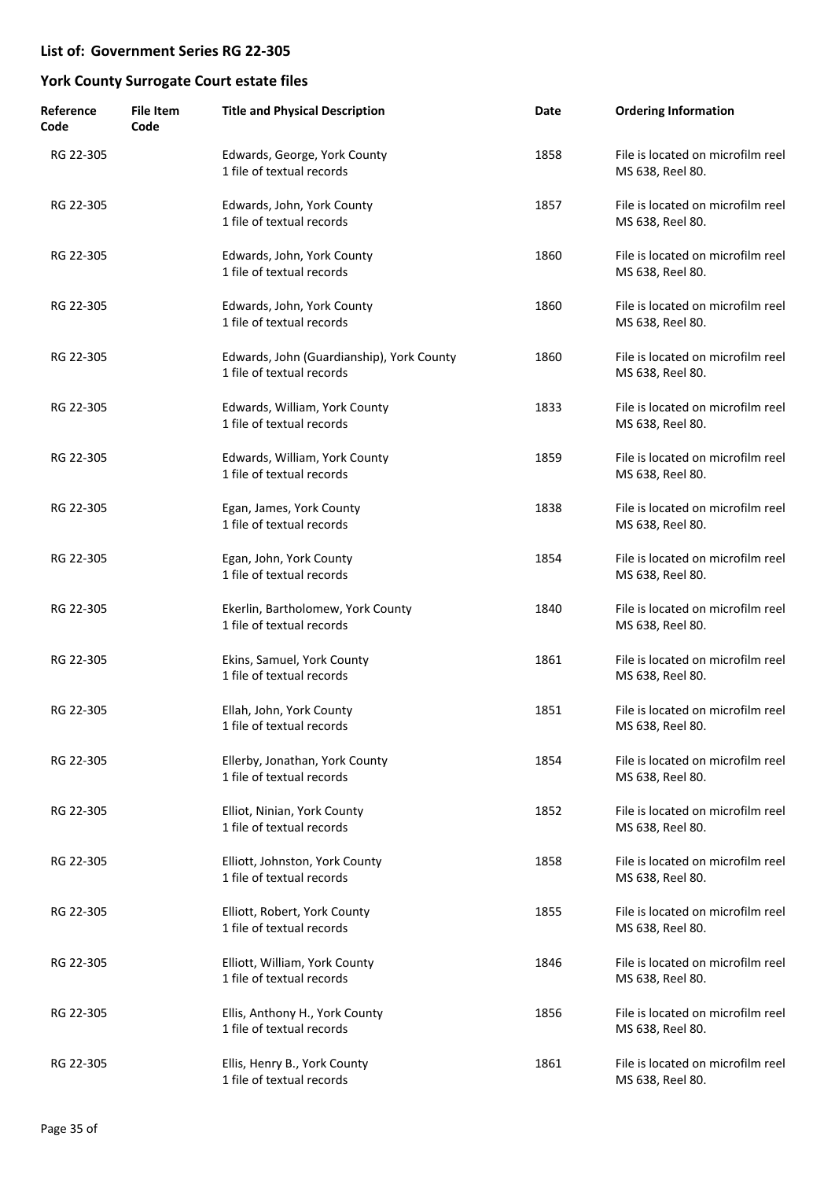## List of: Government Series RG 22-305

## York County Surrogate Court estate files

| Reference Code | File Item Code | Title and Physical Description | Date | Ordering Information |
|---|---|---|---|---|
| RG 22-305 | | Edwards, George, York County<br>1 file of textual records | 1858 | File is located on microfilm reel MS 638, Reel 80. |
| RG 22-305 | | Edwards, John, York County<br>1 file of textual records | 1857 | File is located on microfilm reel MS 638, Reel 80. |
| RG 22-305 | | Edwards, John, York County<br>1 file of textual records | 1860 | File is located on microfilm reel MS 638, Reel 80. |
| RG 22-305 | | Edwards, John, York County<br>1 file of textual records | 1860 | File is located on microfilm reel MS 638, Reel 80. |
| RG 22-305 | | Edwards, John (Guardianship), York County<br>1 file of textual records | 1860 | File is located on microfilm reel MS 638, Reel 80. |
| RG 22-305 | | Edwards, William, York County<br>1 file of textual records | 1833 | File is located on microfilm reel MS 638, Reel 80. |
| RG 22-305 | | Edwards, William, York County<br>1 file of textual records | 1859 | File is located on microfilm reel MS 638, Reel 80. |
| RG 22-305 | | Egan, James, York County<br>1 file of textual records | 1838 | File is located on microfilm reel MS 638, Reel 80. |
| RG 22-305 | | Egan, John, York County<br>1 file of textual records | 1854 | File is located on microfilm reel MS 638, Reel 80. |
| RG 22-305 | | Ekerlin, Bartholomew, York County<br>1 file of textual records | 1840 | File is located on microfilm reel MS 638, Reel 80. |
| RG 22-305 | | Ekins, Samuel, York County<br>1 file of textual records | 1861 | File is located on microfilm reel MS 638, Reel 80. |
| RG 22-305 | | Ellah, John, York County<br>1 file of textual records | 1851 | File is located on microfilm reel MS 638, Reel 80. |
| RG 22-305 | | Ellerby, Jonathan, York County<br>1 file of textual records | 1854 | File is located on microfilm reel MS 638, Reel 80. |
| RG 22-305 | | Elliot, Ninian, York County<br>1 file of textual records | 1852 | File is located on microfilm reel MS 638, Reel 80. |
| RG 22-305 | | Elliott, Johnston, York County<br>1 file of textual records | 1858 | File is located on microfilm reel MS 638, Reel 80. |
| RG 22-305 | | Elliott, Robert, York County<br>1 file of textual records | 1855 | File is located on microfilm reel MS 638, Reel 80. |
| RG 22-305 | | Elliott, William, York County<br>1 file of textual records | 1846 | File is located on microfilm reel MS 638, Reel 80. |
| RG 22-305 | | Ellis, Anthony H., York County<br>1 file of textual records | 1856 | File is located on microfilm reel MS 638, Reel 80. |
| RG 22-305 | | Ellis, Henry B., York County<br>1 file of textual records | 1861 | File is located on microfilm reel MS 638, Reel 80. |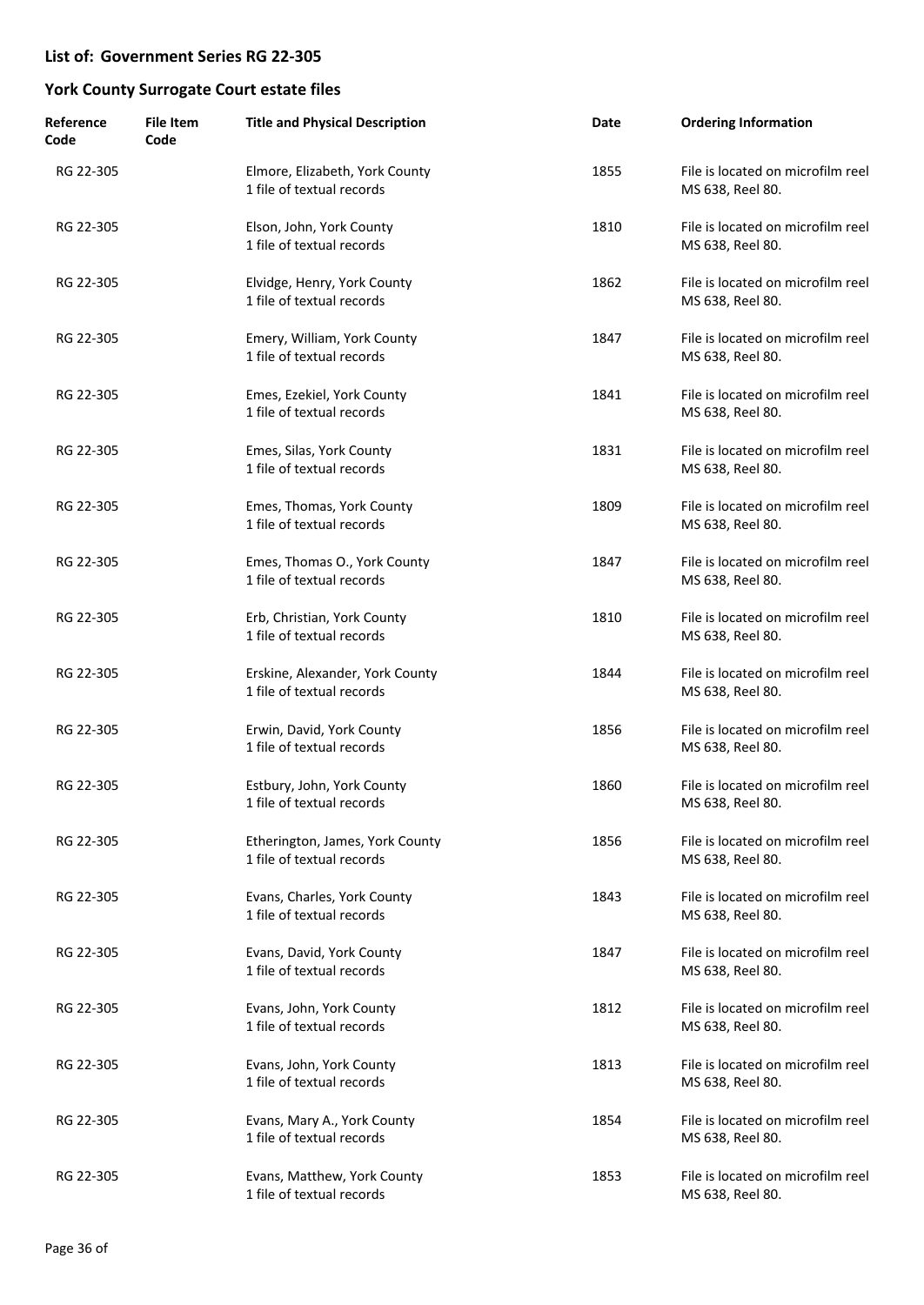## List of: Government Series RG 22-305

## York County Surrogate Court estate files

| Reference Code | File Item Code | Title and Physical Description | Date | Ordering Information |
|---|---|---|---|---|
| RG 22-305 | | Elmore, Elizabeth, York County<br>1 file of textual records | 1855 | File is located on microfilm reel MS 638, Reel 80. |
| RG 22-305 | | Elson, John, York County<br>1 file of textual records | 1810 | File is located on microfilm reel MS 638, Reel 80. |
| RG 22-305 | | Elvidge, Henry, York County<br>1 file of textual records | 1862 | File is located on microfilm reel MS 638, Reel 80. |
| RG 22-305 | | Emery, William, York County<br>1 file of textual records | 1847 | File is located on microfilm reel MS 638, Reel 80. |
| RG 22-305 | | Emes, Ezekiel, York County<br>1 file of textual records | 1841 | File is located on microfilm reel MS 638, Reel 80. |
| RG 22-305 | | Emes, Silas, York County<br>1 file of textual records | 1831 | File is located on microfilm reel MS 638, Reel 80. |
| RG 22-305 | | Emes, Thomas, York County<br>1 file of textual records | 1809 | File is located on microfilm reel MS 638, Reel 80. |
| RG 22-305 | | Emes, Thomas O., York County<br>1 file of textual records | 1847 | File is located on microfilm reel MS 638, Reel 80. |
| RG 22-305 | | Erb, Christian, York County<br>1 file of textual records | 1810 | File is located on microfilm reel MS 638, Reel 80. |
| RG 22-305 | | Erskine, Alexander, York County<br>1 file of textual records | 1844 | File is located on microfilm reel MS 638, Reel 80. |
| RG 22-305 | | Erwin, David, York County<br>1 file of textual records | 1856 | File is located on microfilm reel MS 638, Reel 80. |
| RG 22-305 | | Estbury, John, York County<br>1 file of textual records | 1860 | File is located on microfilm reel MS 638, Reel 80. |
| RG 22-305 | | Etherington, James, York County<br>1 file of textual records | 1856 | File is located on microfilm reel MS 638, Reel 80. |
| RG 22-305 | | Evans, Charles, York County<br>1 file of textual records | 1843 | File is located on microfilm reel MS 638, Reel 80. |
| RG 22-305 | | Evans, David, York County<br>1 file of textual records | 1847 | File is located on microfilm reel MS 638, Reel 80. |
| RG 22-305 | | Evans, John, York County<br>1 file of textual records | 1812 | File is located on microfilm reel MS 638, Reel 80. |
| RG 22-305 | | Evans, John, York County<br>1 file of textual records | 1813 | File is located on microfilm reel MS 638, Reel 80. |
| RG 22-305 | | Evans, Mary A., York County<br>1 file of textual records | 1854 | File is located on microfilm reel MS 638, Reel 80. |
| RG 22-305 | | Evans, Matthew, York County<br>1 file of textual records | 1853 | File is located on microfilm reel MS 638, Reel 80. |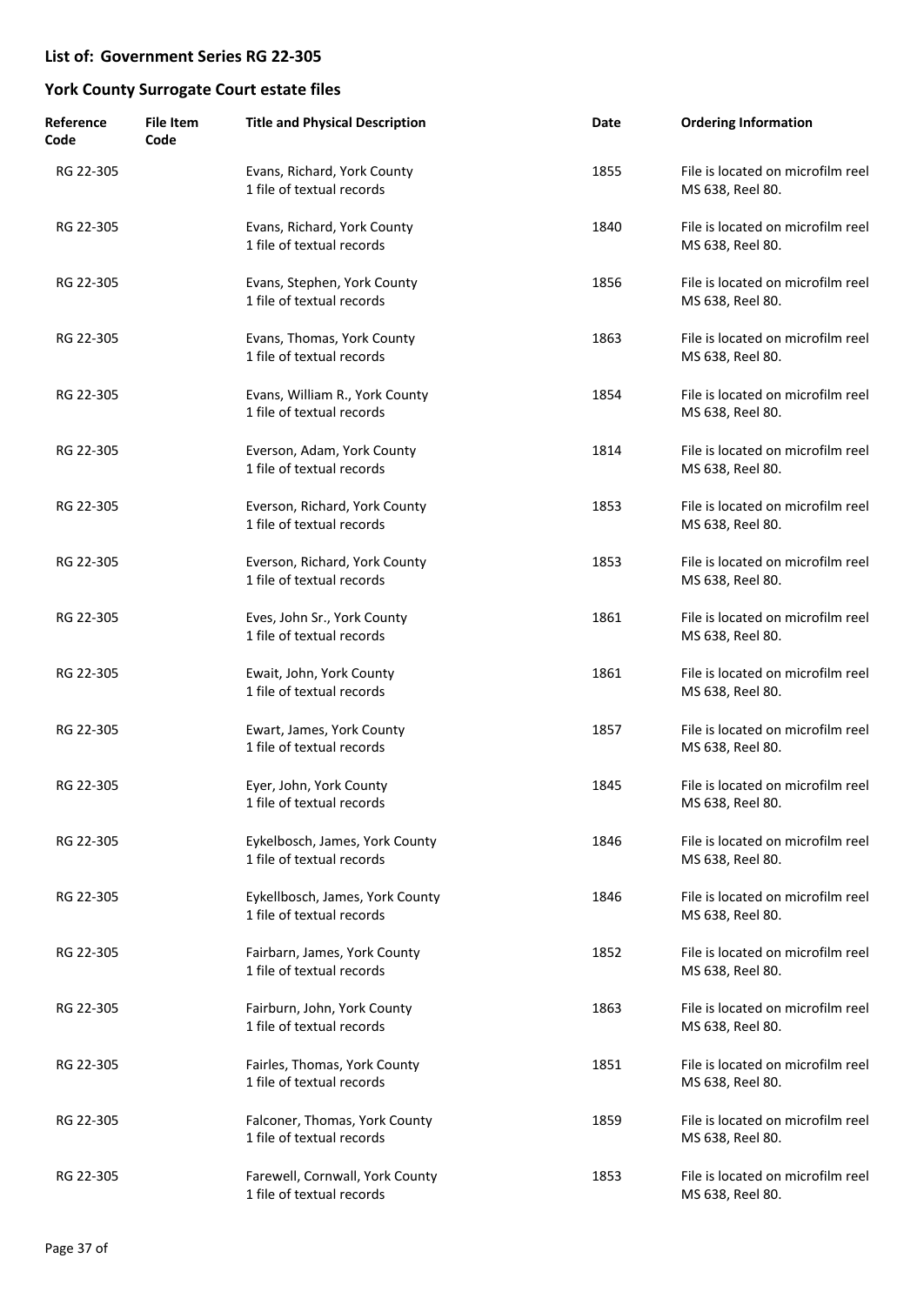## List of: Government Series RG 22-305

## York County Surrogate Court estate files

| Reference Code | File Item Code | Title and Physical Description | Date | Ordering Information |
|---|---|---|---|---|
| RG 22-305 | | Evans, Richard, York County<br>1 file of textual records | 1855 | File is located on microfilm reel MS 638, Reel 80. |
| RG 22-305 | | Evans, Richard, York County<br>1 file of textual records | 1840 | File is located on microfilm reel MS 638, Reel 80. |
| RG 22-305 | | Evans, Stephen, York County<br>1 file of textual records | 1856 | File is located on microfilm reel MS 638, Reel 80. |
| RG 22-305 | | Evans, Thomas, York County<br>1 file of textual records | 1863 | File is located on microfilm reel MS 638, Reel 80. |
| RG 22-305 | | Evans, William R., York County<br>1 file of textual records | 1854 | File is located on microfilm reel MS 638, Reel 80. |
| RG 22-305 | | Everson, Adam, York County<br>1 file of textual records | 1814 | File is located on microfilm reel MS 638, Reel 80. |
| RG 22-305 | | Everson, Richard, York County<br>1 file of textual records | 1853 | File is located on microfilm reel MS 638, Reel 80. |
| RG 22-305 | | Everson, Richard, York County<br>1 file of textual records | 1853 | File is located on microfilm reel MS 638, Reel 80. |
| RG 22-305 | | Eves, John Sr., York County<br>1 file of textual records | 1861 | File is located on microfilm reel MS 638, Reel 80. |
| RG 22-305 | | Ewait, John, York County<br>1 file of textual records | 1861 | File is located on microfilm reel MS 638, Reel 80. |
| RG 22-305 | | Ewart, James, York County<br>1 file of textual records | 1857 | File is located on microfilm reel MS 638, Reel 80. |
| RG 22-305 | | Eyer, John, York County<br>1 file of textual records | 1845 | File is located on microfilm reel MS 638, Reel 80. |
| RG 22-305 | | Eykelbosch, James, York County<br>1 file of textual records | 1846 | File is located on microfilm reel MS 638, Reel 80. |
| RG 22-305 | | Eykellbosch, James, York County<br>1 file of textual records | 1846 | File is located on microfilm reel MS 638, Reel 80. |
| RG 22-305 | | Fairbarn, James, York County<br>1 file of textual records | 1852 | File is located on microfilm reel MS 638, Reel 80. |
| RG 22-305 | | Fairburn, John, York County<br>1 file of textual records | 1863 | File is located on microfilm reel MS 638, Reel 80. |
| RG 22-305 | | Fairles, Thomas, York County<br>1 file of textual records | 1851 | File is located on microfilm reel MS 638, Reel 80. |
| RG 22-305 | | Falconer, Thomas, York County<br>1 file of textual records | 1859 | File is located on microfilm reel MS 638, Reel 80. |
| RG 22-305 | | Farewell, Cornwall, York County<br>1 file of textual records | 1853 | File is located on microfilm reel MS 638, Reel 80. |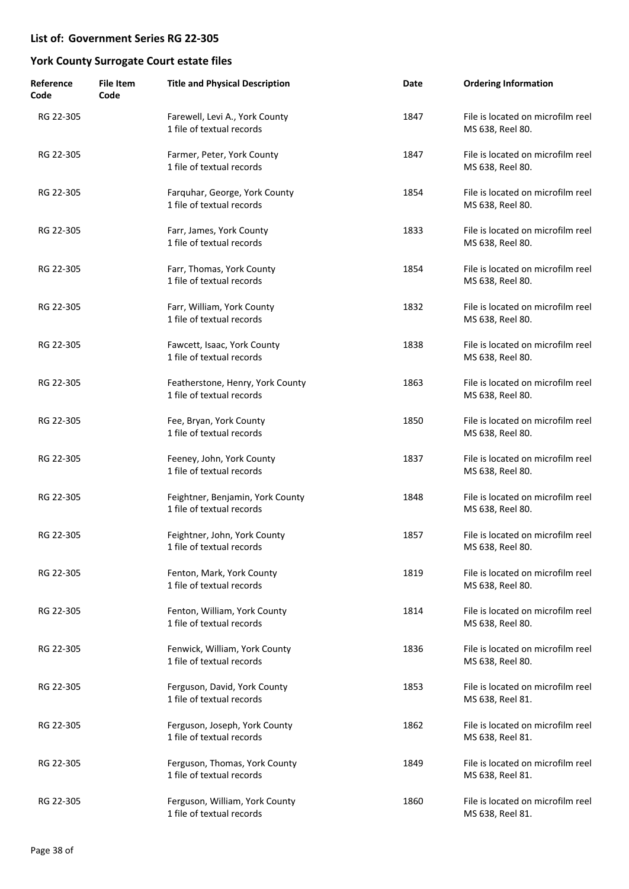## List of: Government Series RG 22-305

## York County Surrogate Court estate files

| Reference Code | File Item Code | Title and Physical Description | Date | Ordering Information |
|---|---|---|---|---|
| RG 22-305 | | Farewell, Levi A., York County<br>1 file of textual records | 1847 | File is located on microfilm reel MS 638, Reel 80. |
| RG 22-305 | | Farmer, Peter, York County<br>1 file of textual records | 1847 | File is located on microfilm reel MS 638, Reel 80. |
| RG 22-305 | | Farquhar, George, York County<br>1 file of textual records | 1854 | File is located on microfilm reel MS 638, Reel 80. |
| RG 22-305 | | Farr, James, York County<br>1 file of textual records | 1833 | File is located on microfilm reel MS 638, Reel 80. |
| RG 22-305 | | Farr, Thomas, York County<br>1 file of textual records | 1854 | File is located on microfilm reel MS 638, Reel 80. |
| RG 22-305 | | Farr, William, York County<br>1 file of textual records | 1832 | File is located on microfilm reel MS 638, Reel 80. |
| RG 22-305 | | Fawcett, Isaac, York County<br>1 file of textual records | 1838 | File is located on microfilm reel MS 638, Reel 80. |
| RG 22-305 | | Featherstone, Henry, York County<br>1 file of textual records | 1863 | File is located on microfilm reel MS 638, Reel 80. |
| RG 22-305 | | Fee, Bryan, York County<br>1 file of textual records | 1850 | File is located on microfilm reel MS 638, Reel 80. |
| RG 22-305 | | Feeney, John, York County<br>1 file of textual records | 1837 | File is located on microfilm reel MS 638, Reel 80. |
| RG 22-305 | | Feightner, Benjamin, York County<br>1 file of textual records | 1848 | File is located on microfilm reel MS 638, Reel 80. |
| RG 22-305 | | Feightner, John, York County<br>1 file of textual records | 1857 | File is located on microfilm reel MS 638, Reel 80. |
| RG 22-305 | | Fenton, Mark, York County<br>1 file of textual records | 1819 | File is located on microfilm reel MS 638, Reel 80. |
| RG 22-305 | | Fenton, William, York County<br>1 file of textual records | 1814 | File is located on microfilm reel MS 638, Reel 80. |
| RG 22-305 | | Fenwick, William, York County<br>1 file of textual records | 1836 | File is located on microfilm reel MS 638, Reel 80. |
| RG 22-305 | | Ferguson, David, York County<br>1 file of textual records | 1853 | File is located on microfilm reel MS 638, Reel 81. |
| RG 22-305 | | Ferguson, Joseph, York County<br>1 file of textual records | 1862 | File is located on microfilm reel MS 638, Reel 81. |
| RG 22-305 | | Ferguson, Thomas, York County<br>1 file of textual records | 1849 | File is located on microfilm reel MS 638, Reel 81. |
| RG 22-305 | | Ferguson, William, York County<br>1 file of textual records | 1860 | File is located on microfilm reel MS 638, Reel 81. |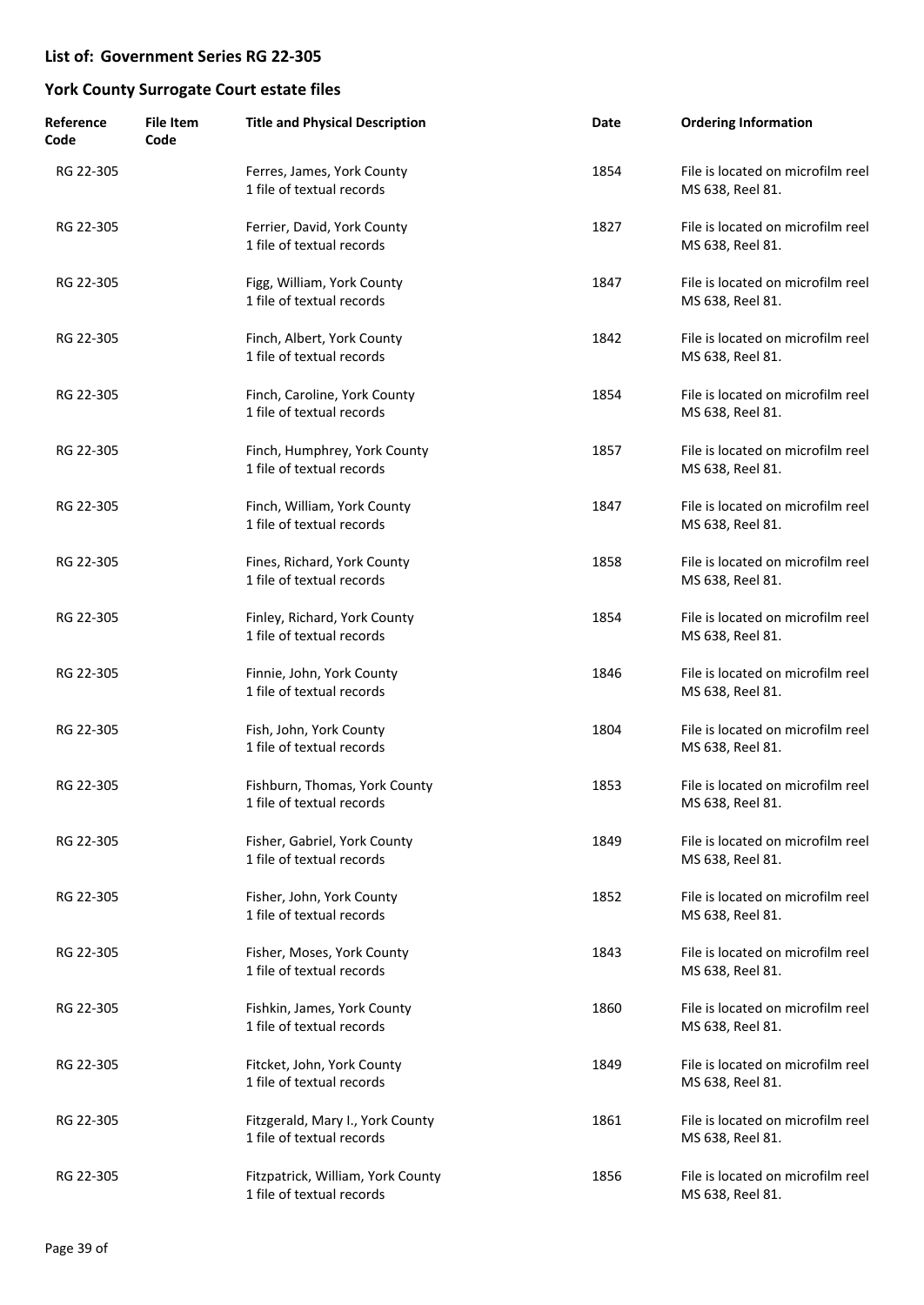## List of: Government Series RG 22-305

## York County Surrogate Court estate files

| Reference Code | File Item Code | Title and Physical Description | Date | Ordering Information |
|---|---|---|---|---|
| RG 22-305 | | Ferres, James, York County<br>1 file of textual records | 1854 | File is located on microfilm reel MS 638, Reel 81. |
| RG 22-305 | | Ferrier, David, York County<br>1 file of textual records | 1827 | File is located on microfilm reel MS 638, Reel 81. |
| RG 22-305 | | Figg, William, York County<br>1 file of textual records | 1847 | File is located on microfilm reel MS 638, Reel 81. |
| RG 22-305 | | Finch, Albert, York County<br>1 file of textual records | 1842 | File is located on microfilm reel MS 638, Reel 81. |
| RG 22-305 | | Finch, Caroline, York County<br>1 file of textual records | 1854 | File is located on microfilm reel MS 638, Reel 81. |
| RG 22-305 | | Finch, Humphrey, York County<br>1 file of textual records | 1857 | File is located on microfilm reel MS 638, Reel 81. |
| RG 22-305 | | Finch, William, York County<br>1 file of textual records | 1847 | File is located on microfilm reel MS 638, Reel 81. |
| RG 22-305 | | Fines, Richard, York County<br>1 file of textual records | 1858 | File is located on microfilm reel MS 638, Reel 81. |
| RG 22-305 | | Finley, Richard, York County<br>1 file of textual records | 1854 | File is located on microfilm reel MS 638, Reel 81. |
| RG 22-305 | | Finnie, John, York County<br>1 file of textual records | 1846 | File is located on microfilm reel MS 638, Reel 81. |
| RG 22-305 | | Fish, John, York County<br>1 file of textual records | 1804 | File is located on microfilm reel MS 638, Reel 81. |
| RG 22-305 | | Fishburn, Thomas, York County<br>1 file of textual records | 1853 | File is located on microfilm reel MS 638, Reel 81. |
| RG 22-305 | | Fisher, Gabriel, York County<br>1 file of textual records | 1849 | File is located on microfilm reel MS 638, Reel 81. |
| RG 22-305 | | Fisher, John, York County<br>1 file of textual records | 1852 | File is located on microfilm reel MS 638, Reel 81. |
| RG 22-305 | | Fisher, Moses, York County<br>1 file of textual records | 1843 | File is located on microfilm reel MS 638, Reel 81. |
| RG 22-305 | | Fishkin, James, York County<br>1 file of textual records | 1860 | File is located on microfilm reel MS 638, Reel 81. |
| RG 22-305 | | Fitcket, John, York County<br>1 file of textual records | 1849 | File is located on microfilm reel MS 638, Reel 81. |
| RG 22-305 | | Fitzgerald, Mary I., York County<br>1 file of textual records | 1861 | File is located on microfilm reel MS 638, Reel 81. |
| RG 22-305 | | Fitzpatrick, William, York County<br>1 file of textual records | 1856 | File is located on microfilm reel MS 638, Reel 81. |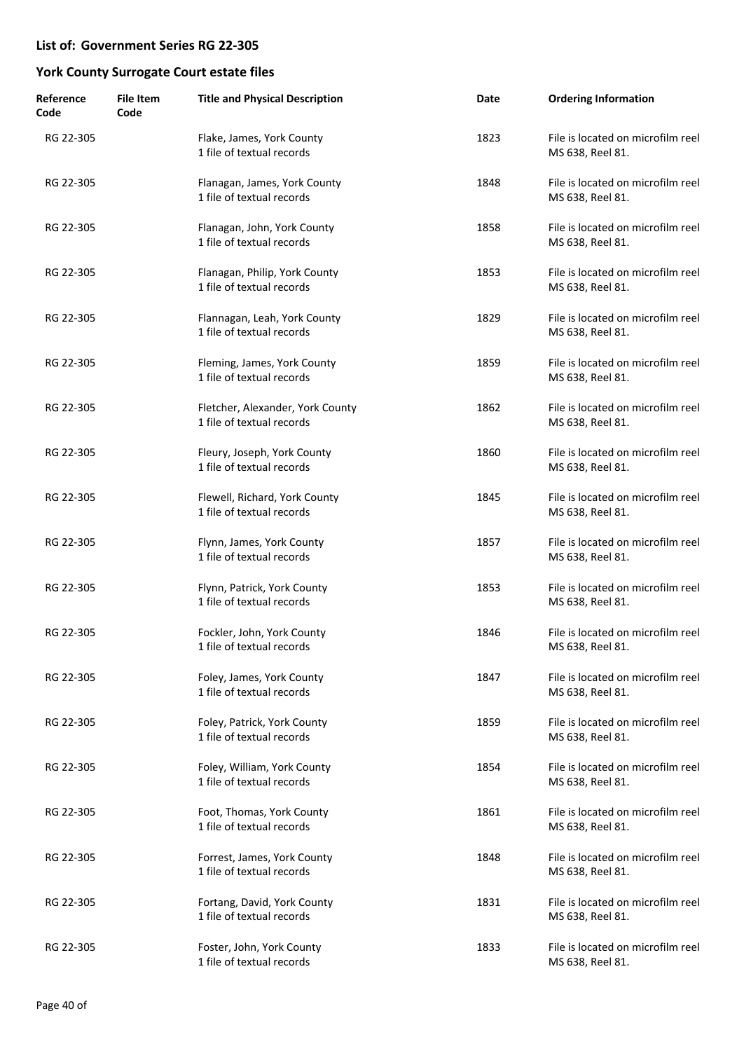## List of: Government Series RG 22-305

## York County Surrogate Court estate files

| Reference Code | File Item Code | Title and Physical Description | Date | Ordering Information |
|---|---|---|---|---|
| RG 22-305 | | Flake, James, York County<br>1 file of textual records | 1823 | File is located on microfilm reel MS 638, Reel 81. |
| RG 22-305 | | Flanagan, James, York County<br>1 file of textual records | 1848 | File is located on microfilm reel MS 638, Reel 81. |
| RG 22-305 | | Flanagan, John, York County<br>1 file of textual records | 1858 | File is located on microfilm reel MS 638, Reel 81. |
| RG 22-305 | | Flanagan, Philip, York County<br>1 file of textual records | 1853 | File is located on microfilm reel MS 638, Reel 81. |
| RG 22-305 | | Flannagan, Leah, York County<br>1 file of textual records | 1829 | File is located on microfilm reel MS 638, Reel 81. |
| RG 22-305 | | Fleming, James, York County<br>1 file of textual records | 1859 | File is located on microfilm reel MS 638, Reel 81. |
| RG 22-305 | | Fletcher, Alexander, York County<br>1 file of textual records | 1862 | File is located on microfilm reel MS 638, Reel 81. |
| RG 22-305 | | Fleury, Joseph, York County<br>1 file of textual records | 1860 | File is located on microfilm reel MS 638, Reel 81. |
| RG 22-305 | | Flewell, Richard, York County<br>1 file of textual records | 1845 | File is located on microfilm reel MS 638, Reel 81. |
| RG 22-305 | | Flynn, James, York County<br>1 file of textual records | 1857 | File is located on microfilm reel MS 638, Reel 81. |
| RG 22-305 | | Flynn, Patrick, York County<br>1 file of textual records | 1853 | File is located on microfilm reel MS 638, Reel 81. |
| RG 22-305 | | Fockler, John, York County<br>1 file of textual records | 1846 | File is located on microfilm reel MS 638, Reel 81. |
| RG 22-305 | | Foley, James, York County<br>1 file of textual records | 1847 | File is located on microfilm reel MS 638, Reel 81. |
| RG 22-305 | | Foley, Patrick, York County<br>1 file of textual records | 1859 | File is located on microfilm reel MS 638, Reel 81. |
| RG 22-305 | | Foley, William, York County<br>1 file of textual records | 1854 | File is located on microfilm reel MS 638, Reel 81. |
| RG 22-305 | | Foot, Thomas, York County<br>1 file of textual records | 1861 | File is located on microfilm reel MS 638, Reel 81. |
| RG 22-305 | | Forrest, James, York County<br>1 file of textual records | 1848 | File is located on microfilm reel MS 638, Reel 81. |
| RG 22-305 | | Fortang, David, York County<br>1 file of textual records | 1831 | File is located on microfilm reel MS 638, Reel 81. |
| RG 22-305 | | Foster, John, York County<br>1 file of textual records | 1833 | File is located on microfilm reel MS 638, Reel 81. |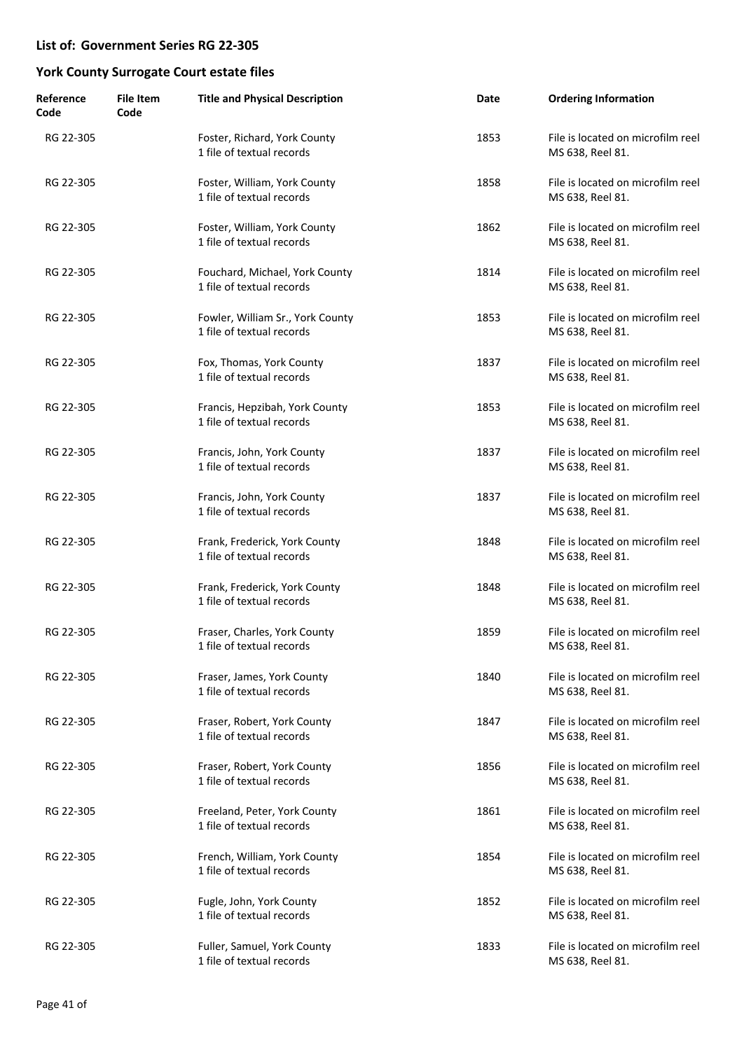## List of: Government Series RG 22-305

## York County Surrogate Court estate files

| Reference Code | File Item Code | Title and Physical Description | Date | Ordering Information |
|---|---|---|---|---|
| RG 22-305 | | Foster, Richard, York County<br>1 file of textual records | 1853 | File is located on microfilm reel MS 638, Reel 81. |
| RG 22-305 | | Foster, William, York County<br>1 file of textual records | 1858 | File is located on microfilm reel MS 638, Reel 81. |
| RG 22-305 | | Foster, William, York County<br>1 file of textual records | 1862 | File is located on microfilm reel MS 638, Reel 81. |
| RG 22-305 | | Fouchard, Michael, York County<br>1 file of textual records | 1814 | File is located on microfilm reel MS 638, Reel 81. |
| RG 22-305 | | Fowler, William Sr., York County<br>1 file of textual records | 1853 | File is located on microfilm reel MS 638, Reel 81. |
| RG 22-305 | | Fox, Thomas, York County<br>1 file of textual records | 1837 | File is located on microfilm reel MS 638, Reel 81. |
| RG 22-305 | | Francis, Hepzibah, York County<br>1 file of textual records | 1853 | File is located on microfilm reel MS 638, Reel 81. |
| RG 22-305 | | Francis, John, York County<br>1 file of textual records | 1837 | File is located on microfilm reel MS 638, Reel 81. |
| RG 22-305 | | Francis, John, York County<br>1 file of textual records | 1837 | File is located on microfilm reel MS 638, Reel 81. |
| RG 22-305 | | Frank, Frederick, York County<br>1 file of textual records | 1848 | File is located on microfilm reel MS 638, Reel 81. |
| RG 22-305 | | Frank, Frederick, York County<br>1 file of textual records | 1848 | File is located on microfilm reel MS 638, Reel 81. |
| RG 22-305 | | Fraser, Charles, York County<br>1 file of textual records | 1859 | File is located on microfilm reel MS 638, Reel 81. |
| RG 22-305 | | Fraser, James, York County<br>1 file of textual records | 1840 | File is located on microfilm reel MS 638, Reel 81. |
| RG 22-305 | | Fraser, Robert, York County<br>1 file of textual records | 1847 | File is located on microfilm reel MS 638, Reel 81. |
| RG 22-305 | | Fraser, Robert, York County<br>1 file of textual records | 1856 | File is located on microfilm reel MS 638, Reel 81. |
| RG 22-305 | | Freeland, Peter, York County<br>1 file of textual records | 1861 | File is located on microfilm reel MS 638, Reel 81. |
| RG 22-305 | | French, William, York County<br>1 file of textual records | 1854 | File is located on microfilm reel MS 638, Reel 81. |
| RG 22-305 | | Fugle, John, York County<br>1 file of textual records | 1852 | File is located on microfilm reel MS 638, Reel 81. |
| RG 22-305 | | Fuller, Samuel, York County<br>1 file of textual records | 1833 | File is located on microfilm reel MS 638, Reel 81. |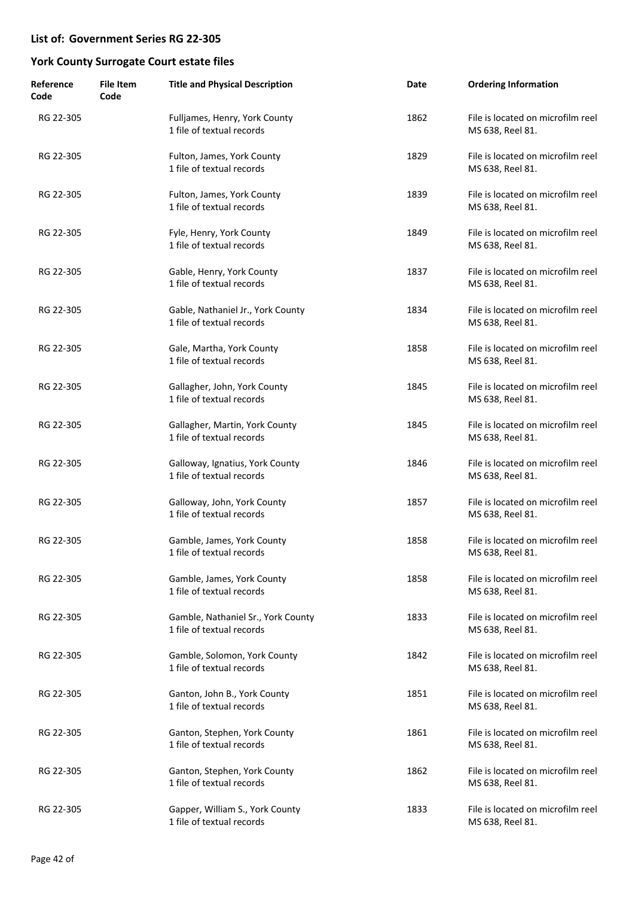## List of: Government Series RG 22-305

## York County Surrogate Court estate files

| Reference Code | File Item Code | Title and Physical Description | Date | Ordering Information |
|---|---|---|---|---|
| RG 22-305 | | Fulljames, Henry, York County<br>1 file of textual records | 1862 | File is located on microfilm reel MS 638, Reel 81. |
| RG 22-305 | | Fulton, James, York County<br>1 file of textual records | 1829 | File is located on microfilm reel MS 638, Reel 81. |
| RG 22-305 | | Fulton, James, York County<br>1 file of textual records | 1839 | File is located on microfilm reel MS 638, Reel 81. |
| RG 22-305 | | Fyle, Henry, York County<br>1 file of textual records | 1849 | File is located on microfilm reel MS 638, Reel 81. |
| RG 22-305 | | Gable, Henry, York County<br>1 file of textual records | 1837 | File is located on microfilm reel MS 638, Reel 81. |
| RG 22-305 | | Gable, Nathaniel Jr., York County<br>1 file of textual records | 1834 | File is located on microfilm reel MS 638, Reel 81. |
| RG 22-305 | | Gale, Martha, York County<br>1 file of textual records | 1858 | File is located on microfilm reel MS 638, Reel 81. |
| RG 22-305 | | Gallagher, John, York County<br>1 file of textual records | 1845 | File is located on microfilm reel MS 638, Reel 81. |
| RG 22-305 | | Gallagher, Martin, York County<br>1 file of textual records | 1845 | File is located on microfilm reel MS 638, Reel 81. |
| RG 22-305 | | Galloway, Ignatius, York County<br>1 file of textual records | 1846 | File is located on microfilm reel MS 638, Reel 81. |
| RG 22-305 | | Galloway, John, York County<br>1 file of textual records | 1857 | File is located on microfilm reel MS 638, Reel 81. |
| RG 22-305 | | Gamble, James, York County<br>1 file of textual records | 1858 | File is located on microfilm reel MS 638, Reel 81. |
| RG 22-305 | | Gamble, James, York County<br>1 file of textual records | 1858 | File is located on microfilm reel MS 638, Reel 81. |
| RG 22-305 | | Gamble, Nathaniel Sr., York County<br>1 file of textual records | 1833 | File is located on microfilm reel MS 638, Reel 81. |
| RG 22-305 | | Gamble, Solomon, York County<br>1 file of textual records | 1842 | File is located on microfilm reel MS 638, Reel 81. |
| RG 22-305 | | Ganton, John B., York County<br>1 file of textual records | 1851 | File is located on microfilm reel MS 638, Reel 81. |
| RG 22-305 | | Ganton, Stephen, York County<br>1 file of textual records | 1861 | File is located on microfilm reel MS 638, Reel 81. |
| RG 22-305 | | Ganton, Stephen, York County<br>1 file of textual records | 1862 | File is located on microfilm reel MS 638, Reel 81. |
| RG 22-305 | | Gapper, William S., York County<br>1 file of textual records | 1833 | File is located on microfilm reel MS 638, Reel 81. |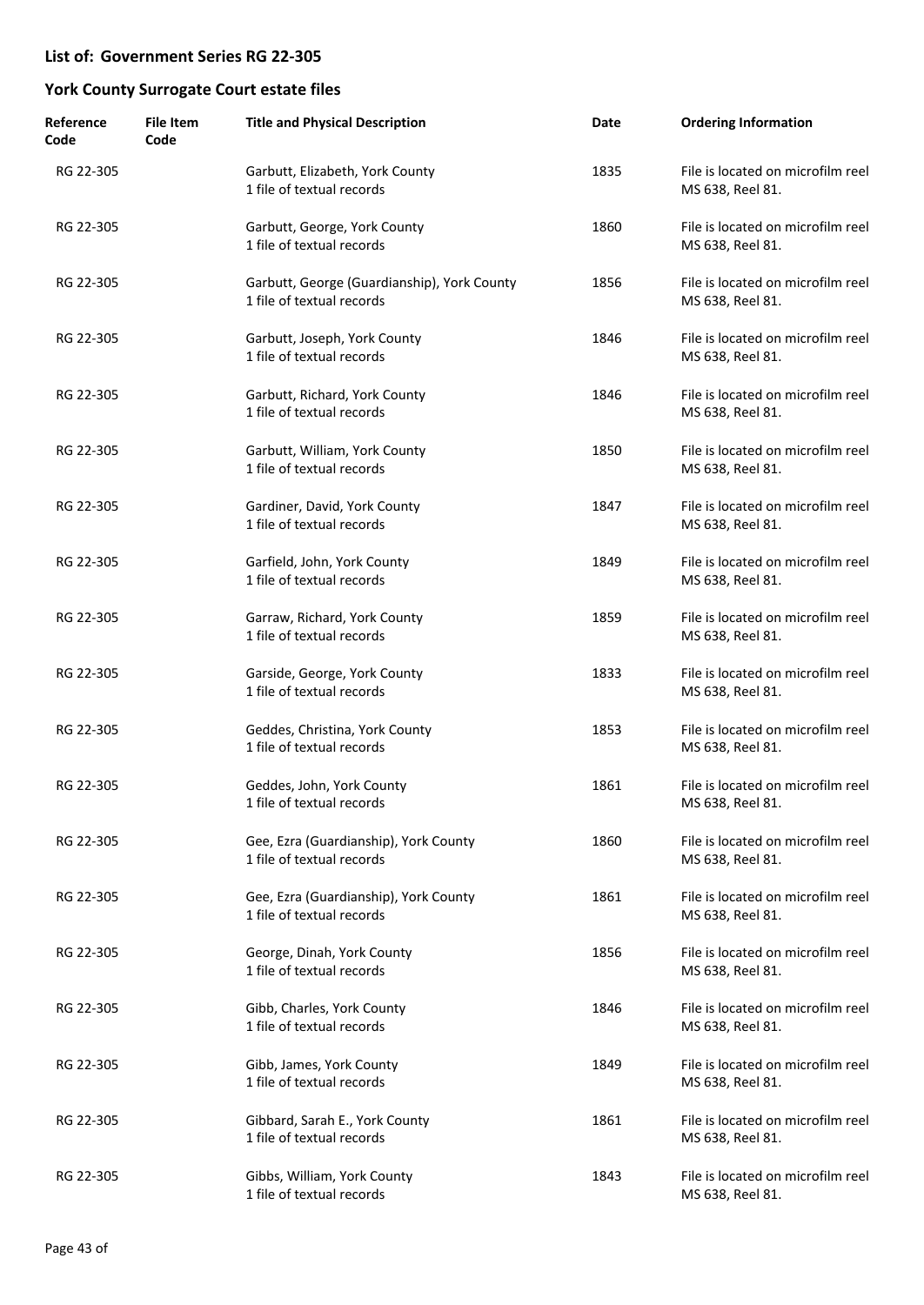## List of: Government Series RG 22-305

## York County Surrogate Court estate files

| Reference Code | File Item Code | Title and Physical Description | Date | Ordering Information |
|---|---|---|---|---|
| RG 22-305 | | Garbutt, Elizabeth, York County<br>1 file of textual records | 1835 | File is located on microfilm reel MS 638, Reel 81. |
| RG 22-305 | | Garbutt, George, York County<br>1 file of textual records | 1860 | File is located on microfilm reel MS 638, Reel 81. |
| RG 22-305 | | Garbutt, George (Guardianship), York County<br>1 file of textual records | 1856 | File is located on microfilm reel MS 638, Reel 81. |
| RG 22-305 | | Garbutt, Joseph, York County<br>1 file of textual records | 1846 | File is located on microfilm reel MS 638, Reel 81. |
| RG 22-305 | | Garbutt, Richard, York County<br>1 file of textual records | 1846 | File is located on microfilm reel MS 638, Reel 81. |
| RG 22-305 | | Garbutt, William, York County<br>1 file of textual records | 1850 | File is located on microfilm reel MS 638, Reel 81. |
| RG 22-305 | | Gardiner, David, York County<br>1 file of textual records | 1847 | File is located on microfilm reel MS 638, Reel 81. |
| RG 22-305 | | Garfield, John, York County<br>1 file of textual records | 1849 | File is located on microfilm reel MS 638, Reel 81. |
| RG 22-305 | | Garraw, Richard, York County<br>1 file of textual records | 1859 | File is located on microfilm reel MS 638, Reel 81. |
| RG 22-305 | | Garside, George, York County<br>1 file of textual records | 1833 | File is located on microfilm reel MS 638, Reel 81. |
| RG 22-305 | | Geddes, Christina, York County<br>1 file of textual records | 1853 | File is located on microfilm reel MS 638, Reel 81. |
| RG 22-305 | | Geddes, John, York County<br>1 file of textual records | 1861 | File is located on microfilm reel MS 638, Reel 81. |
| RG 22-305 | | Gee, Ezra (Guardianship), York County<br>1 file of textual records | 1860 | File is located on microfilm reel MS 638, Reel 81. |
| RG 22-305 | | Gee, Ezra (Guardianship), York County<br>1 file of textual records | 1861 | File is located on microfilm reel MS 638, Reel 81. |
| RG 22-305 | | George, Dinah, York County<br>1 file of textual records | 1856 | File is located on microfilm reel MS 638, Reel 81. |
| RG 22-305 | | Gibb, Charles, York County<br>1 file of textual records | 1846 | File is located on microfilm reel MS 638, Reel 81. |
| RG 22-305 | | Gibb, James, York County<br>1 file of textual records | 1849 | File is located on microfilm reel MS 638, Reel 81. |
| RG 22-305 | | Gibbard, Sarah E., York County<br>1 file of textual records | 1861 | File is located on microfilm reel MS 638, Reel 81. |
| RG 22-305 | | Gibbs, William, York County<br>1 file of textual records | 1843 | File is located on microfilm reel MS 638, Reel 81. |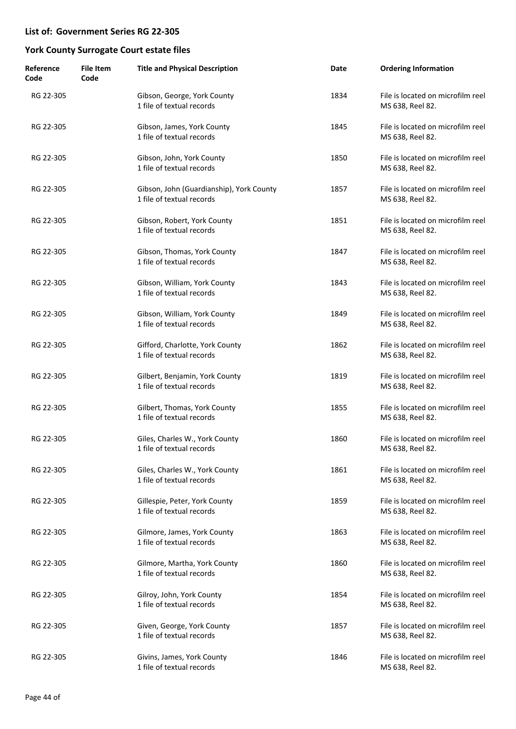## List of: Government Series RG 22-305

## York County Surrogate Court estate files

| Reference Code | File Item Code | Title and Physical Description | Date | Ordering Information |
|---|---|---|---|---|
| RG 22-305 | | Gibson, George, York County<br>1 file of textual records | 1834 | File is located on microfilm reel MS 638, Reel 82. |
| RG 22-305 | | Gibson, James, York County<br>1 file of textual records | 1845 | File is located on microfilm reel MS 638, Reel 82. |
| RG 22-305 | | Gibson, John, York County<br>1 file of textual records | 1850 | File is located on microfilm reel MS 638, Reel 82. |
| RG 22-305 | | Gibson, John (Guardianship), York County<br>1 file of textual records | 1857 | File is located on microfilm reel MS 638, Reel 82. |
| RG 22-305 | | Gibson, Robert, York County<br>1 file of textual records | 1851 | File is located on microfilm reel MS 638, Reel 82. |
| RG 22-305 | | Gibson, Thomas, York County<br>1 file of textual records | 1847 | File is located on microfilm reel MS 638, Reel 82. |
| RG 22-305 | | Gibson, William, York County<br>1 file of textual records | 1843 | File is located on microfilm reel MS 638, Reel 82. |
| RG 22-305 | | Gibson, William, York County<br>1 file of textual records | 1849 | File is located on microfilm reel MS 638, Reel 82. |
| RG 22-305 | | Gifford, Charlotte, York County<br>1 file of textual records | 1862 | File is located on microfilm reel MS 638, Reel 82. |
| RG 22-305 | | Gilbert, Benjamin, York County<br>1 file of textual records | 1819 | File is located on microfilm reel MS 638, Reel 82. |
| RG 22-305 | | Gilbert, Thomas, York County<br>1 file of textual records | 1855 | File is located on microfilm reel MS 638, Reel 82. |
| RG 22-305 | | Giles, Charles W., York County<br>1 file of textual records | 1860 | File is located on microfilm reel MS 638, Reel 82. |
| RG 22-305 | | Giles, Charles W., York County<br>1 file of textual records | 1861 | File is located on microfilm reel MS 638, Reel 82. |
| RG 22-305 | | Gillespie, Peter, York County<br>1 file of textual records | 1859 | File is located on microfilm reel MS 638, Reel 82. |
| RG 22-305 | | Gilmore, James, York County<br>1 file of textual records | 1863 | File is located on microfilm reel MS 638, Reel 82. |
| RG 22-305 | | Gilmore, Martha, York County<br>1 file of textual records | 1860 | File is located on microfilm reel MS 638, Reel 82. |
| RG 22-305 | | Gilroy, John, York County<br>1 file of textual records | 1854 | File is located on microfilm reel MS 638, Reel 82. |
| RG 22-305 | | Given, George, York County<br>1 file of textual records | 1857 | File is located on microfilm reel MS 638, Reel 82. |
| RG 22-305 | | Givins, James, York County<br>1 file of textual records | 1846 | File is located on microfilm reel MS 638, Reel 82. |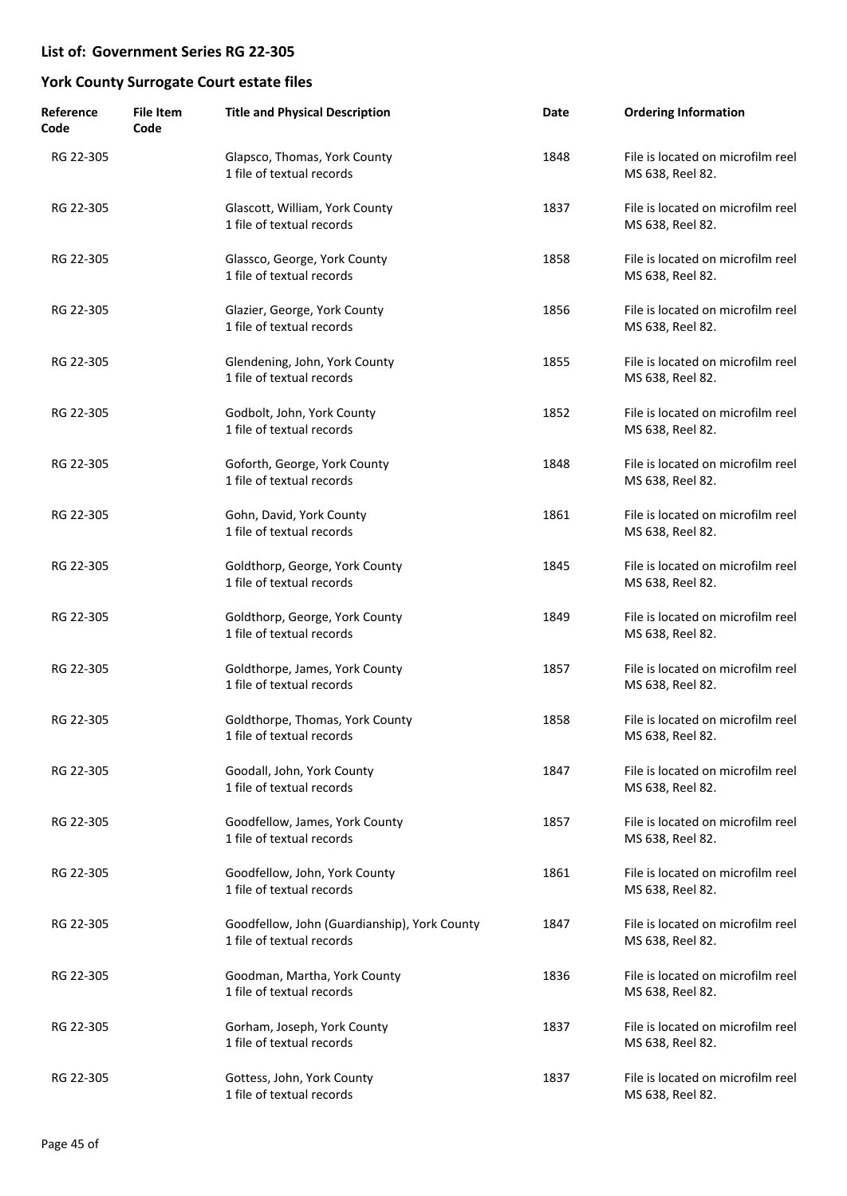## List of: Government Series RG 22-305

## York County Surrogate Court estate files

| Reference Code | File Item Code | Title and Physical Description | Date | Ordering Information |
|---|---|---|---|---|
| RG 22-305 | | Glapsco, Thomas, York County<br>1 file of textual records | 1848 | File is located on microfilm reel MS 638, Reel 82. |
| RG 22-305 | | Glascott, William, York County<br>1 file of textual records | 1837 | File is located on microfilm reel MS 638, Reel 82. |
| RG 22-305 | | Glassco, George, York County<br>1 file of textual records | 1858 | File is located on microfilm reel MS 638, Reel 82. |
| RG 22-305 | | Glazier, George, York County<br>1 file of textual records | 1856 | File is located on microfilm reel MS 638, Reel 82. |
| RG 22-305 | | Glendening, John, York County<br>1 file of textual records | 1855 | File is located on microfilm reel MS 638, Reel 82. |
| RG 22-305 | | Godbolt, John, York County<br>1 file of textual records | 1852 | File is located on microfilm reel MS 638, Reel 82. |
| RG 22-305 | | Goforth, George, York County<br>1 file of textual records | 1848 | File is located on microfilm reel MS 638, Reel 82. |
| RG 22-305 | | Gohn, David, York County<br>1 file of textual records | 1861 | File is located on microfilm reel MS 638, Reel 82. |
| RG 22-305 | | Goldthorp, George, York County<br>1 file of textual records | 1845 | File is located on microfilm reel MS 638, Reel 82. |
| RG 22-305 | | Goldthorp, George, York County<br>1 file of textual records | 1849 | File is located on microfilm reel MS 638, Reel 82. |
| RG 22-305 | | Goldthorpe, James, York County<br>1 file of textual records | 1857 | File is located on microfilm reel MS 638, Reel 82. |
| RG 22-305 | | Goldthorpe, Thomas, York County<br>1 file of textual records | 1858 | File is located on microfilm reel MS 638, Reel 82. |
| RG 22-305 | | Goodall, John, York County<br>1 file of textual records | 1847 | File is located on microfilm reel MS 638, Reel 82. |
| RG 22-305 | | Goodfellow, James, York County<br>1 file of textual records | 1857 | File is located on microfilm reel MS 638, Reel 82. |
| RG 22-305 | | Goodfellow, John, York County<br>1 file of textual records | 1861 | File is located on microfilm reel MS 638, Reel 82. |
| RG 22-305 | | Goodfellow, John (Guardianship), York County<br>1 file of textual records | 1847 | File is located on microfilm reel MS 638, Reel 82. |
| RG 22-305 | | Goodman, Martha, York County<br>1 file of textual records | 1836 | File is located on microfilm reel MS 638, Reel 82. |
| RG 22-305 | | Gorham, Joseph, York County<br>1 file of textual records | 1837 | File is located on microfilm reel MS 638, Reel 82. |
| RG 22-305 | | Gottess, John, York County<br>1 file of textual records | 1837 | File is located on microfilm reel MS 638, Reel 82. |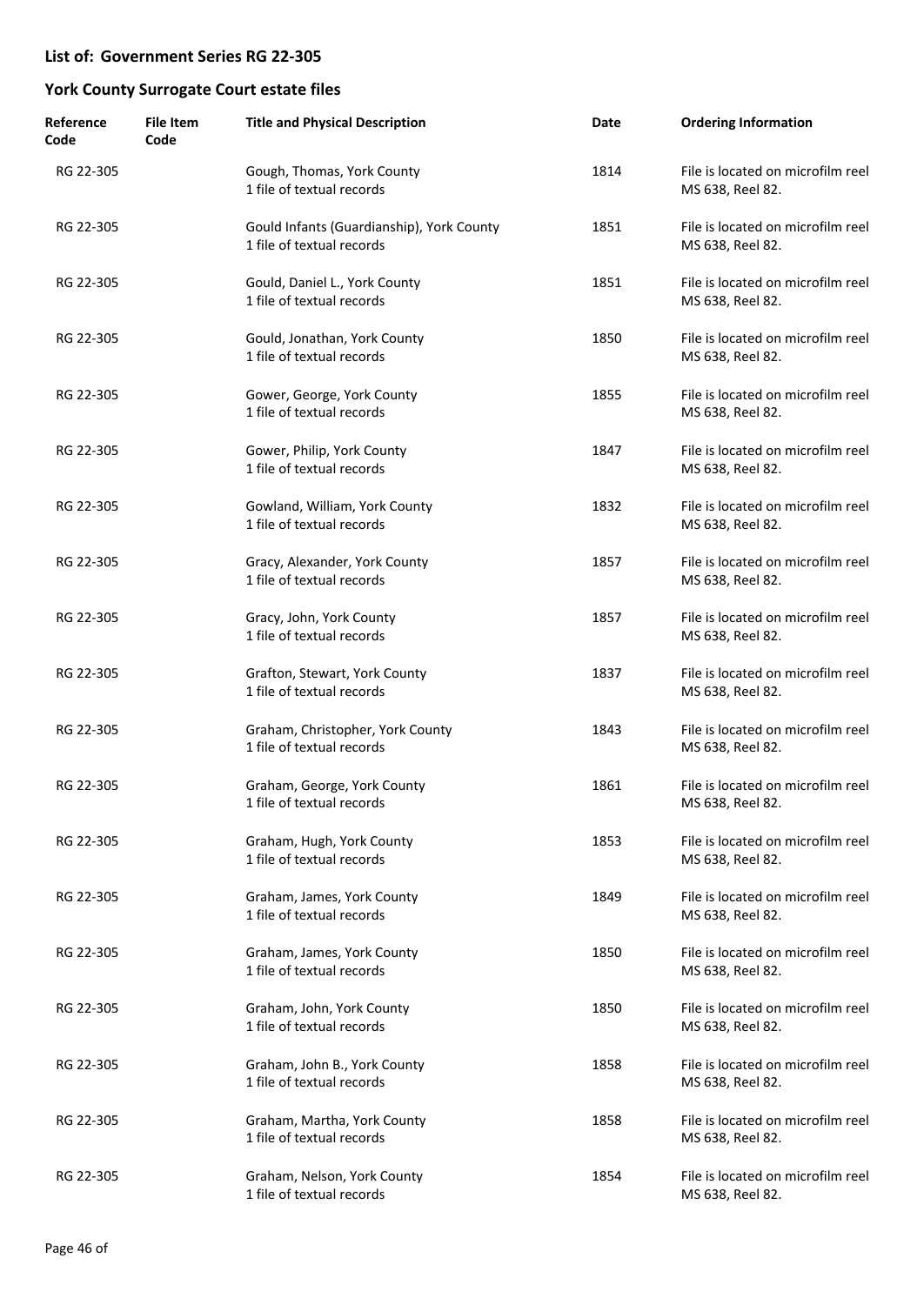## List of: Government Series RG 22-305

## York County Surrogate Court estate files

| Reference Code | File Item Code | Title and Physical Description | Date | Ordering Information |
|---|---|---|---|---|
| RG 22-305 | | Gough, Thomas, York County<br>1 file of textual records | 1814 | File is located on microfilm reel MS 638, Reel 82. |
| RG 22-305 | | Gould Infants (Guardianship), York County<br>1 file of textual records | 1851 | File is located on microfilm reel MS 638, Reel 82. |
| RG 22-305 | | Gould, Daniel L., York County<br>1 file of textual records | 1851 | File is located on microfilm reel MS 638, Reel 82. |
| RG 22-305 | | Gould, Jonathan, York County<br>1 file of textual records | 1850 | File is located on microfilm reel MS 638, Reel 82. |
| RG 22-305 | | Gower, George, York County<br>1 file of textual records | 1855 | File is located on microfilm reel MS 638, Reel 82. |
| RG 22-305 | | Gower, Philip, York County<br>1 file of textual records | 1847 | File is located on microfilm reel MS 638, Reel 82. |
| RG 22-305 | | Gowland, William, York County<br>1 file of textual records | 1832 | File is located on microfilm reel MS 638, Reel 82. |
| RG 22-305 | | Gracy, Alexander, York County<br>1 file of textual records | 1857 | File is located on microfilm reel MS 638, Reel 82. |
| RG 22-305 | | Gracy, John, York County<br>1 file of textual records | 1857 | File is located on microfilm reel MS 638, Reel 82. |
| RG 22-305 | | Grafton, Stewart, York County<br>1 file of textual records | 1837 | File is located on microfilm reel MS 638, Reel 82. |
| RG 22-305 | | Graham, Christopher, York County<br>1 file of textual records | 1843 | File is located on microfilm reel MS 638, Reel 82. |
| RG 22-305 | | Graham, George, York County<br>1 file of textual records | 1861 | File is located on microfilm reel MS 638, Reel 82. |
| RG 22-305 | | Graham, Hugh, York County<br>1 file of textual records | 1853 | File is located on microfilm reel MS 638, Reel 82. |
| RG 22-305 | | Graham, James, York County<br>1 file of textual records | 1849 | File is located on microfilm reel MS 638, Reel 82. |
| RG 22-305 | | Graham, James, York County<br>1 file of textual records | 1850 | File is located on microfilm reel MS 638, Reel 82. |
| RG 22-305 | | Graham, John, York County<br>1 file of textual records | 1850 | File is located on microfilm reel MS 638, Reel 82. |
| RG 22-305 | | Graham, John B., York County<br>1 file of textual records | 1858 | File is located on microfilm reel MS 638, Reel 82. |
| RG 22-305 | | Graham, Martha, York County<br>1 file of textual records | 1858 | File is located on microfilm reel MS 638, Reel 82. |
| RG 22-305 | | Graham, Nelson, York County<br>1 file of textual records | 1854 | File is located on microfilm reel MS 638, Reel 82. |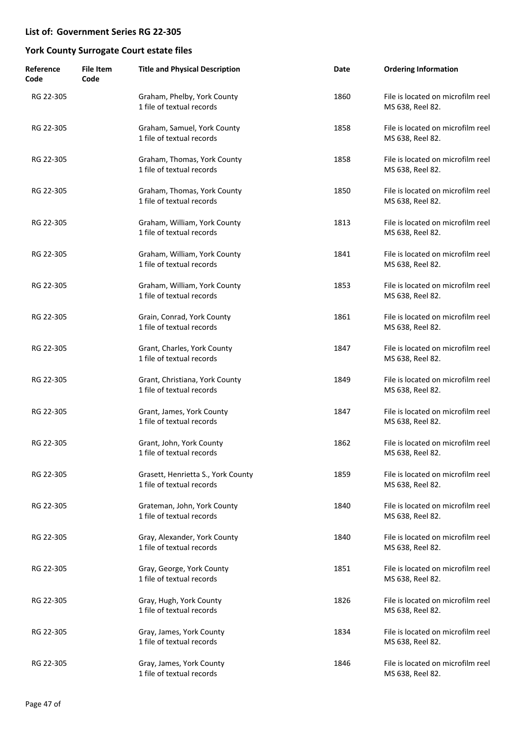## List of: Government Series RG 22-305

## York County Surrogate Court estate files

| Reference Code | File Item Code | Title and Physical Description | Date | Ordering Information |
|---|---|---|---|---|
| RG 22-305 | | Graham, Phelby, York County<br>1 file of textual records | 1860 | File is located on microfilm reel MS 638, Reel 82. |
| RG 22-305 | | Graham, Samuel, York County<br>1 file of textual records | 1858 | File is located on microfilm reel MS 638, Reel 82. |
| RG 22-305 | | Graham, Thomas, York County<br>1 file of textual records | 1858 | File is located on microfilm reel MS 638, Reel 82. |
| RG 22-305 | | Graham, Thomas, York County<br>1 file of textual records | 1850 | File is located on microfilm reel MS 638, Reel 82. |
| RG 22-305 | | Graham, William, York County<br>1 file of textual records | 1813 | File is located on microfilm reel MS 638, Reel 82. |
| RG 22-305 | | Graham, William, York County<br>1 file of textual records | 1841 | File is located on microfilm reel MS 638, Reel 82. |
| RG 22-305 | | Graham, William, York County<br>1 file of textual records | 1853 | File is located on microfilm reel MS 638, Reel 82. |
| RG 22-305 | | Grain, Conrad, York County<br>1 file of textual records | 1861 | File is located on microfilm reel MS 638, Reel 82. |
| RG 22-305 | | Grant, Charles, York County<br>1 file of textual records | 1847 | File is located on microfilm reel MS 638, Reel 82. |
| RG 22-305 | | Grant, Christiana, York County<br>1 file of textual records | 1849 | File is located on microfilm reel MS 638, Reel 82. |
| RG 22-305 | | Grant, James, York County<br>1 file of textual records | 1847 | File is located on microfilm reel MS 638, Reel 82. |
| RG 22-305 | | Grant, John, York County<br>1 file of textual records | 1862 | File is located on microfilm reel MS 638, Reel 82. |
| RG 22-305 | | Grasett, Henrietta S., York County<br>1 file of textual records | 1859 | File is located on microfilm reel MS 638, Reel 82. |
| RG 22-305 | | Grateman, John, York County<br>1 file of textual records | 1840 | File is located on microfilm reel MS 638, Reel 82. |
| RG 22-305 | | Gray, Alexander, York County<br>1 file of textual records | 1840 | File is located on microfilm reel MS 638, Reel 82. |
| RG 22-305 | | Gray, George, York County<br>1 file of textual records | 1851 | File is located on microfilm reel MS 638, Reel 82. |
| RG 22-305 | | Gray, Hugh, York County<br>1 file of textual records | 1826 | File is located on microfilm reel MS 638, Reel 82. |
| RG 22-305 | | Gray, James, York County<br>1 file of textual records | 1834 | File is located on microfilm reel MS 638, Reel 82. |
| RG 22-305 | | Gray, James, York County<br>1 file of textual records | 1846 | File is located on microfilm reel MS 638, Reel 82. |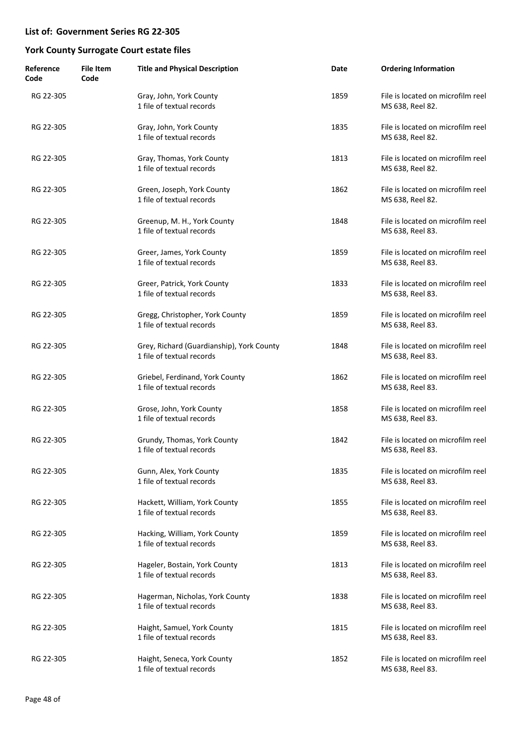**List of: Government Series RG 22-305**

**York County Surrogate Court estate files**

| Reference Code | File Item Code | Title and Physical Description | Date | Ordering Information |
|---|---|---|---|---|
| RG 22-305 | | Gray, John, York County<br>1 file of textual records | 1859 | File is located on microfilm reel MS 638, Reel 82. |
| RG 22-305 | | Gray, John, York County<br>1 file of textual records | 1835 | File is located on microfilm reel MS 638, Reel 82. |
| RG 22-305 | | Gray, Thomas, York County<br>1 file of textual records | 1813 | File is located on microfilm reel MS 638, Reel 82. |
| RG 22-305 | | Green, Joseph, York County<br>1 file of textual records | 1862 | File is located on microfilm reel MS 638, Reel 82. |
| RG 22-305 | | Greenup, M. H., York County<br>1 file of textual records | 1848 | File is located on microfilm reel MS 638, Reel 83. |
| RG 22-305 | | Greer, James, York County<br>1 file of textual records | 1859 | File is located on microfilm reel MS 638, Reel 83. |
| RG 22-305 | | Greer, Patrick, York County<br>1 file of textual records | 1833 | File is located on microfilm reel MS 638, Reel 83. |
| RG 22-305 | | Gregg, Christopher, York County<br>1 file of textual records | 1859 | File is located on microfilm reel MS 638, Reel 83. |
| RG 22-305 | | Grey, Richard (Guardianship), York County<br>1 file of textual records | 1848 | File is located on microfilm reel MS 638, Reel 83. |
| RG 22-305 | | Griebel, Ferdinand, York County<br>1 file of textual records | 1862 | File is located on microfilm reel MS 638, Reel 83. |
| RG 22-305 | | Grose, John, York County<br>1 file of textual records | 1858 | File is located on microfilm reel MS 638, Reel 83. |
| RG 22-305 | | Grundy, Thomas, York County<br>1 file of textual records | 1842 | File is located on microfilm reel MS 638, Reel 83. |
| RG 22-305 | | Gunn, Alex, York County<br>1 file of textual records | 1835 | File is located on microfilm reel MS 638, Reel 83. |
| RG 22-305 | | Hackett, William, York County<br>1 file of textual records | 1855 | File is located on microfilm reel MS 638, Reel 83. |
| RG 22-305 | | Hacking, William, York County<br>1 file of textual records | 1859 | File is located on microfilm reel MS 638, Reel 83. |
| RG 22-305 | | Hageler, Bostain, York County<br>1 file of textual records | 1813 | File is located on microfilm reel MS 638, Reel 83. |
| RG 22-305 | | Hagerman, Nicholas, York County<br>1 file of textual records | 1838 | File is located on microfilm reel MS 638, Reel 83. |
| RG 22-305 | | Haight, Samuel, York County<br>1 file of textual records | 1815 | File is located on microfilm reel MS 638, Reel 83. |
| RG 22-305 | | Haight, Seneca, York County<br>1 file of textual records | 1852 | File is located on microfilm reel MS 638, Reel 83. |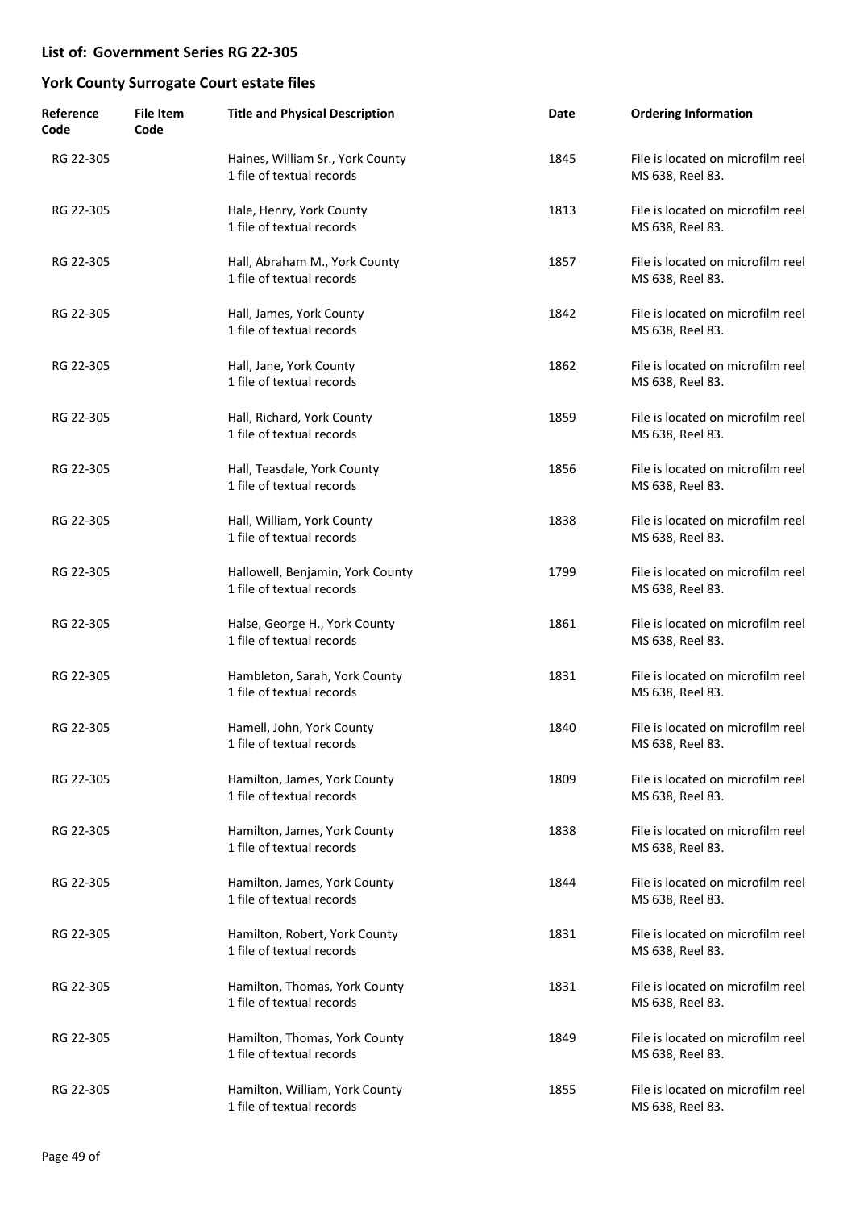## List of: Government Series RG 22-305

## York County Surrogate Court estate files

| Reference Code | File Item Code | Title and Physical Description | Date | Ordering Information |
|---|---|---|---|---|
| RG 22-305 | | Haines, William Sr., York County<br>1 file of textual records | 1845 | File is located on microfilm reel MS 638, Reel 83. |
| RG 22-305 | | Hale, Henry, York County<br>1 file of textual records | 1813 | File is located on microfilm reel MS 638, Reel 83. |
| RG 22-305 | | Hall, Abraham M., York County<br>1 file of textual records | 1857 | File is located on microfilm reel MS 638, Reel 83. |
| RG 22-305 | | Hall, James, York County<br>1 file of textual records | 1842 | File is located on microfilm reel MS 638, Reel 83. |
| RG 22-305 | | Hall, Jane, York County<br>1 file of textual records | 1862 | File is located on microfilm reel MS 638, Reel 83. |
| RG 22-305 | | Hall, Richard, York County<br>1 file of textual records | 1859 | File is located on microfilm reel MS 638, Reel 83. |
| RG 22-305 | | Hall, Teasdale, York County<br>1 file of textual records | 1856 | File is located on microfilm reel MS 638, Reel 83. |
| RG 22-305 | | Hall, William, York County<br>1 file of textual records | 1838 | File is located on microfilm reel MS 638, Reel 83. |
| RG 22-305 | | Hallowell, Benjamin, York County<br>1 file of textual records | 1799 | File is located on microfilm reel MS 638, Reel 83. |
| RG 22-305 | | Halse, George H., York County<br>1 file of textual records | 1861 | File is located on microfilm reel MS 638, Reel 83. |
| RG 22-305 | | Hambleton, Sarah, York County<br>1 file of textual records | 1831 | File is located on microfilm reel MS 638, Reel 83. |
| RG 22-305 | | Hamell, John, York County<br>1 file of textual records | 1840 | File is located on microfilm reel MS 638, Reel 83. |
| RG 22-305 | | Hamilton, James, York County<br>1 file of textual records | 1809 | File is located on microfilm reel MS 638, Reel 83. |
| RG 22-305 | | Hamilton, James, York County<br>1 file of textual records | 1838 | File is located on microfilm reel MS 638, Reel 83. |
| RG 22-305 | | Hamilton, James, York County<br>1 file of textual records | 1844 | File is located on microfilm reel MS 638, Reel 83. |
| RG 22-305 | | Hamilton, Robert, York County<br>1 file of textual records | 1831 | File is located on microfilm reel MS 638, Reel 83. |
| RG 22-305 | | Hamilton, Thomas, York County<br>1 file of textual records | 1831 | File is located on microfilm reel MS 638, Reel 83. |
| RG 22-305 | | Hamilton, Thomas, York County<br>1 file of textual records | 1849 | File is located on microfilm reel MS 638, Reel 83. |
| RG 22-305 | | Hamilton, William, York County<br>1 file of textual records | 1855 | File is located on microfilm reel MS 638, Reel 83. |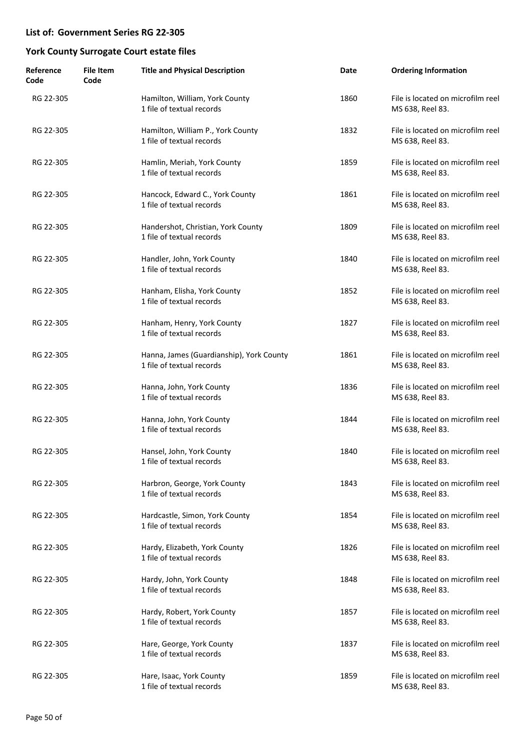## List of: Government Series RG 22-305

## York County Surrogate Court estate files

| Reference Code | File Item Code | Title and Physical Description | Date | Ordering Information |
|---|---|---|---|---|
| RG 22-305 | | Hamilton, William, York County<br>1 file of textual records | 1860 | File is located on microfilm reel MS 638, Reel 83. |
| RG 22-305 | | Hamilton, William P., York County<br>1 file of textual records | 1832 | File is located on microfilm reel MS 638, Reel 83. |
| RG 22-305 | | Hamlin, Meriah, York County<br>1 file of textual records | 1859 | File is located on microfilm reel MS 638, Reel 83. |
| RG 22-305 | | Hancock, Edward C., York County<br>1 file of textual records | 1861 | File is located on microfilm reel MS 638, Reel 83. |
| RG 22-305 | | Handershot, Christian, York County<br>1 file of textual records | 1809 | File is located on microfilm reel MS 638, Reel 83. |
| RG 22-305 | | Handler, John, York County<br>1 file of textual records | 1840 | File is located on microfilm reel MS 638, Reel 83. |
| RG 22-305 | | Hanham, Elisha, York County<br>1 file of textual records | 1852 | File is located on microfilm reel MS 638, Reel 83. |
| RG 22-305 | | Hanham, Henry, York County<br>1 file of textual records | 1827 | File is located on microfilm reel MS 638, Reel 83. |
| RG 22-305 | | Hanna, James (Guardianship), York County<br>1 file of textual records | 1861 | File is located on microfilm reel MS 638, Reel 83. |
| RG 22-305 | | Hanna, John, York County<br>1 file of textual records | 1836 | File is located on microfilm reel MS 638, Reel 83. |
| RG 22-305 | | Hanna, John, York County<br>1 file of textual records | 1844 | File is located on microfilm reel MS 638, Reel 83. |
| RG 22-305 | | Hansel, John, York County<br>1 file of textual records | 1840 | File is located on microfilm reel MS 638, Reel 83. |
| RG 22-305 | | Harbron, George, York County<br>1 file of textual records | 1843 | File is located on microfilm reel MS 638, Reel 83. |
| RG 22-305 | | Hardcastle, Simon, York County<br>1 file of textual records | 1854 | File is located on microfilm reel MS 638, Reel 83. |
| RG 22-305 | | Hardy, Elizabeth, York County<br>1 file of textual records | 1826 | File is located on microfilm reel MS 638, Reel 83. |
| RG 22-305 | | Hardy, John, York County<br>1 file of textual records | 1848 | File is located on microfilm reel MS 638, Reel 83. |
| RG 22-305 | | Hardy, Robert, York County<br>1 file of textual records | 1857 | File is located on microfilm reel MS 638, Reel 83. |
| RG 22-305 | | Hare, George, York County<br>1 file of textual records | 1837 | File is located on microfilm reel MS 638, Reel 83. |
| RG 22-305 | | Hare, Isaac, York County<br>1 file of textual records | 1859 | File is located on microfilm reel MS 638, Reel 83. |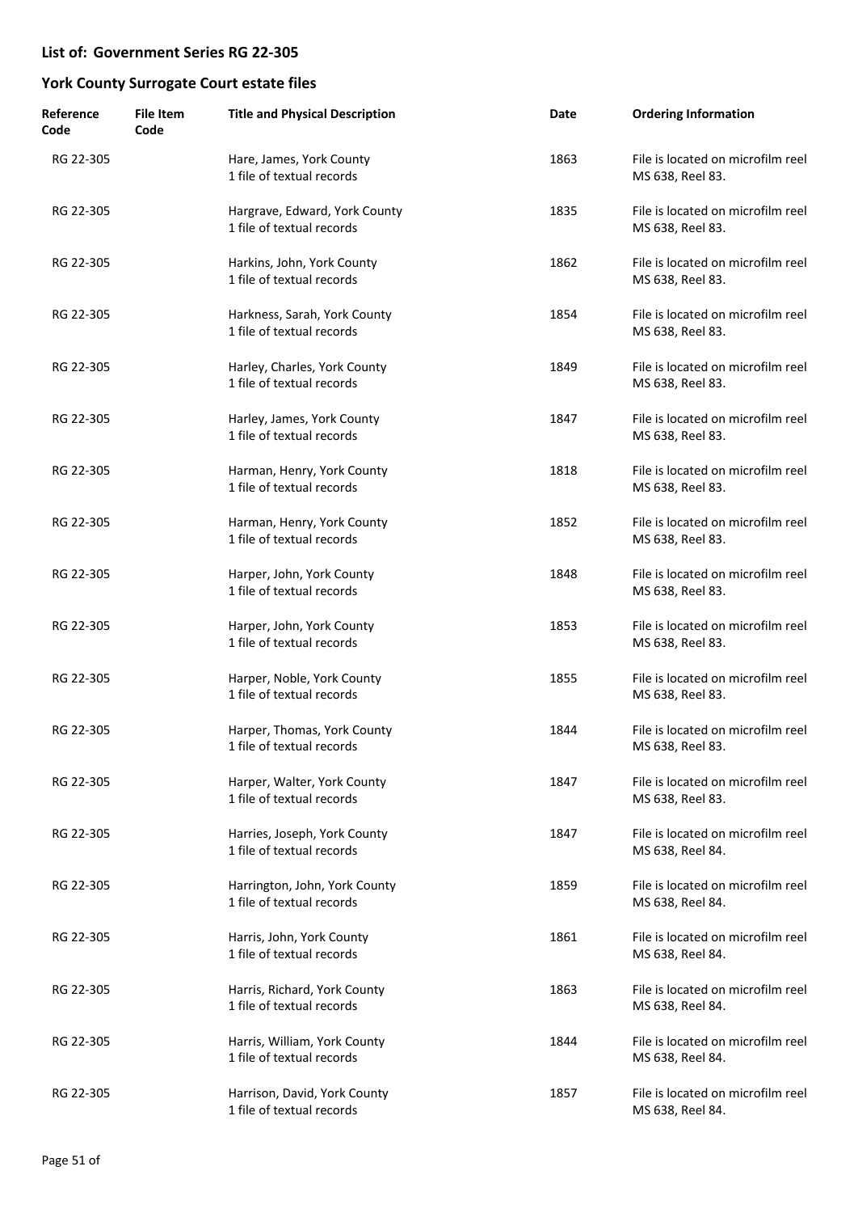## List of: Government Series RG 22-305

## York County Surrogate Court estate files

| Reference Code | File Item Code | Title and Physical Description | Date | Ordering Information |
|---|---|---|---|---|
| RG 22-305 | | Hare, James, York County<br>1 file of textual records | 1863 | File is located on microfilm reel MS 638, Reel 83. |
| RG 22-305 | | Hargrave, Edward, York County<br>1 file of textual records | 1835 | File is located on microfilm reel MS 638, Reel 83. |
| RG 22-305 | | Harkins, John, York County<br>1 file of textual records | 1862 | File is located on microfilm reel MS 638, Reel 83. |
| RG 22-305 | | Harkness, Sarah, York County<br>1 file of textual records | 1854 | File is located on microfilm reel MS 638, Reel 83. |
| RG 22-305 | | Harley, Charles, York County<br>1 file of textual records | 1849 | File is located on microfilm reel MS 638, Reel 83. |
| RG 22-305 | | Harley, James, York County<br>1 file of textual records | 1847 | File is located on microfilm reel MS 638, Reel 83. |
| RG 22-305 | | Harman, Henry, York County<br>1 file of textual records | 1818 | File is located on microfilm reel MS 638, Reel 83. |
| RG 22-305 | | Harman, Henry, York County<br>1 file of textual records | 1852 | File is located on microfilm reel MS 638, Reel 83. |
| RG 22-305 | | Harper, John, York County<br>1 file of textual records | 1848 | File is located on microfilm reel MS 638, Reel 83. |
| RG 22-305 | | Harper, John, York County<br>1 file of textual records | 1853 | File is located on microfilm reel MS 638, Reel 83. |
| RG 22-305 | | Harper, Noble, York County<br>1 file of textual records | 1855 | File is located on microfilm reel MS 638, Reel 83. |
| RG 22-305 | | Harper, Thomas, York County<br>1 file of textual records | 1844 | File is located on microfilm reel MS 638, Reel 83. |
| RG 22-305 | | Harper, Walter, York County<br>1 file of textual records | 1847 | File is located on microfilm reel MS 638, Reel 83. |
| RG 22-305 | | Harries, Joseph, York County<br>1 file of textual records | 1847 | File is located on microfilm reel MS 638, Reel 84. |
| RG 22-305 | | Harrington, John, York County<br>1 file of textual records | 1859 | File is located on microfilm reel MS 638, Reel 84. |
| RG 22-305 | | Harris, John, York County<br>1 file of textual records | 1861 | File is located on microfilm reel MS 638, Reel 84. |
| RG 22-305 | | Harris, Richard, York County<br>1 file of textual records | 1863 | File is located on microfilm reel MS 638, Reel 84. |
| RG 22-305 | | Harris, William, York County<br>1 file of textual records | 1844 | File is located on microfilm reel MS 638, Reel 84. |
| RG 22-305 | | Harrison, David, York County<br>1 file of textual records | 1857 | File is located on microfilm reel MS 638, Reel 84. |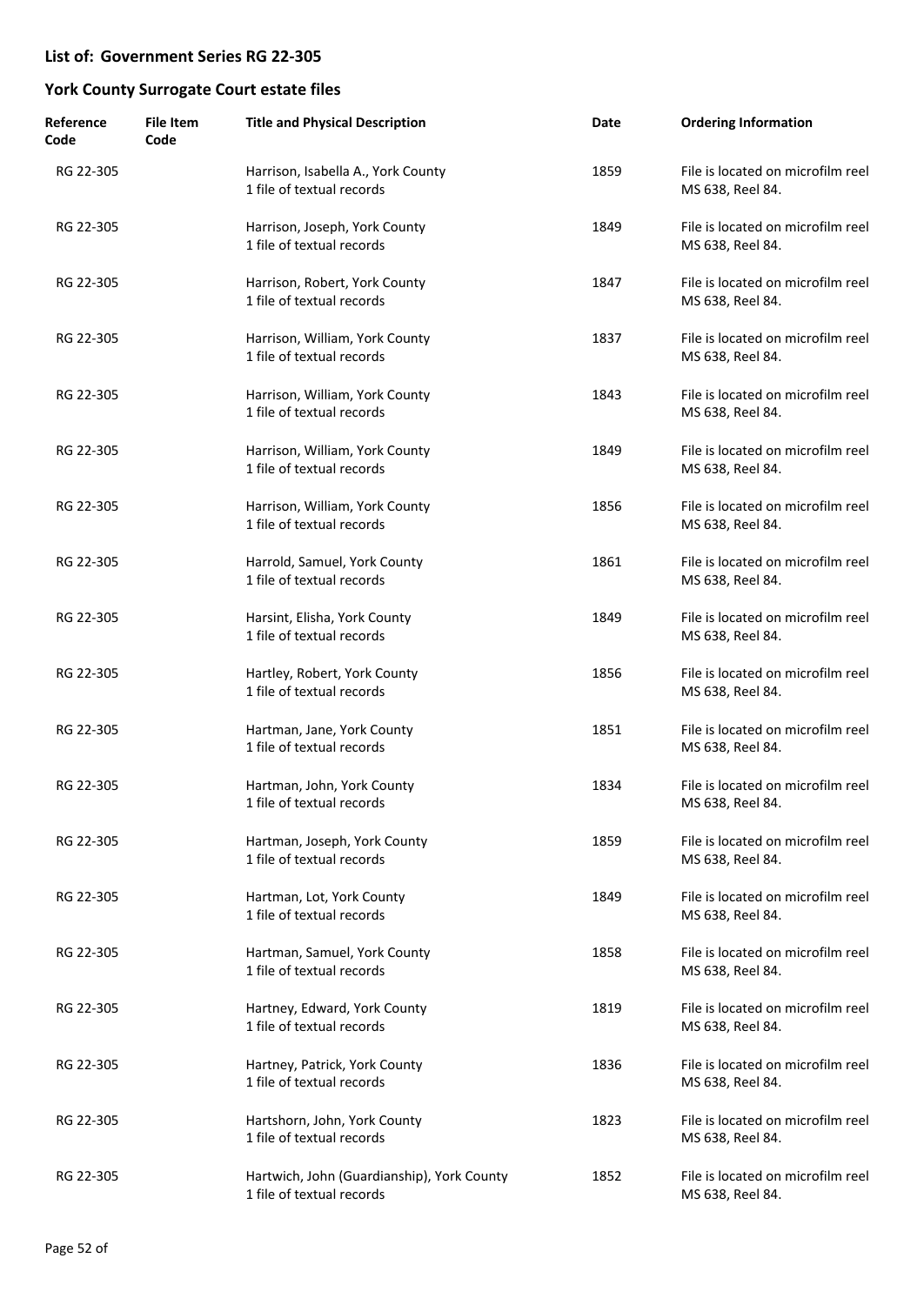## List of: Government Series RG 22-305

## York County Surrogate Court estate files

| Reference Code | File Item Code | Title and Physical Description | Date | Ordering Information |
|---|---|---|---|---|
| RG 22-305 | | Harrison, Isabella A., York County<br>1 file of textual records | 1859 | File is located on microfilm reel MS 638, Reel 84. |
| RG 22-305 | | Harrison, Joseph, York County<br>1 file of textual records | 1849 | File is located on microfilm reel MS 638, Reel 84. |
| RG 22-305 | | Harrison, Robert, York County<br>1 file of textual records | 1847 | File is located on microfilm reel MS 638, Reel 84. |
| RG 22-305 | | Harrison, William, York County<br>1 file of textual records | 1837 | File is located on microfilm reel MS 638, Reel 84. |
| RG 22-305 | | Harrison, William, York County<br>1 file of textual records | 1843 | File is located on microfilm reel MS 638, Reel 84. |
| RG 22-305 | | Harrison, William, York County<br>1 file of textual records | 1849 | File is located on microfilm reel MS 638, Reel 84. |
| RG 22-305 | | Harrison, William, York County<br>1 file of textual records | 1856 | File is located on microfilm reel MS 638, Reel 84. |
| RG 22-305 | | Harrold, Samuel, York County<br>1 file of textual records | 1861 | File is located on microfilm reel MS 638, Reel 84. |
| RG 22-305 | | Harsint, Elisha, York County<br>1 file of textual records | 1849 | File is located on microfilm reel MS 638, Reel 84. |
| RG 22-305 | | Hartley, Robert, York County<br>1 file of textual records | 1856 | File is located on microfilm reel MS 638, Reel 84. |
| RG 22-305 | | Hartman, Jane, York County<br>1 file of textual records | 1851 | File is located on microfilm reel MS 638, Reel 84. |
| RG 22-305 | | Hartman, John, York County<br>1 file of textual records | 1834 | File is located on microfilm reel MS 638, Reel 84. |
| RG 22-305 | | Hartman, Joseph, York County<br>1 file of textual records | 1859 | File is located on microfilm reel MS 638, Reel 84. |
| RG 22-305 | | Hartman, Lot, York County<br>1 file of textual records | 1849 | File is located on microfilm reel MS 638, Reel 84. |
| RG 22-305 | | Hartman, Samuel, York County<br>1 file of textual records | 1858 | File is located on microfilm reel MS 638, Reel 84. |
| RG 22-305 | | Hartney, Edward, York County<br>1 file of textual records | 1819 | File is located on microfilm reel MS 638, Reel 84. |
| RG 22-305 | | Hartney, Patrick, York County<br>1 file of textual records | 1836 | File is located on microfilm reel MS 638, Reel 84. |
| RG 22-305 | | Hartshorn, John, York County<br>1 file of textual records | 1823 | File is located on microfilm reel MS 638, Reel 84. |
| RG 22-305 | | Hartwich, John (Guardianship), York County<br>1 file of textual records | 1852 | File is located on microfilm reel MS 638, Reel 84. |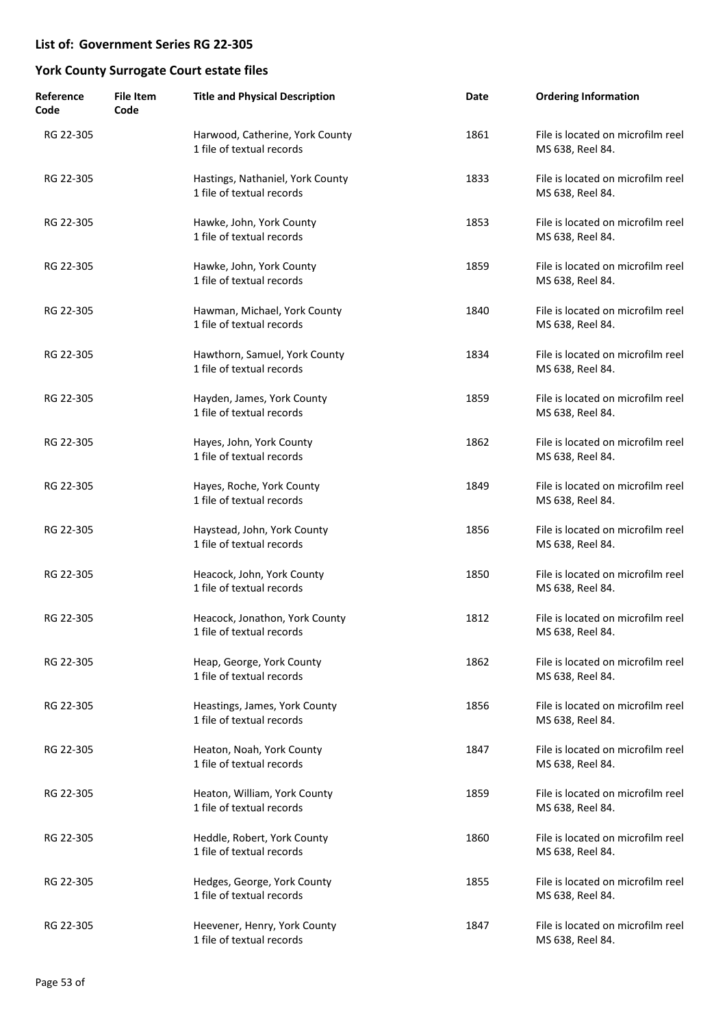## List of: Government Series RG 22-305

## York County Surrogate Court estate files

| Reference Code | File Item Code | Title and Physical Description | Date | Ordering Information |
|---|---|---|---|---|
| RG 22-305 | | Harwood, Catherine, York County<br>1 file of textual records | 1861 | File is located on microfilm reel MS 638, Reel 84. |
| RG 22-305 | | Hastings, Nathaniel, York County<br>1 file of textual records | 1833 | File is located on microfilm reel MS 638, Reel 84. |
| RG 22-305 | | Hawke, John, York County<br>1 file of textual records | 1853 | File is located on microfilm reel MS 638, Reel 84. |
| RG 22-305 | | Hawke, John, York County<br>1 file of textual records | 1859 | File is located on microfilm reel MS 638, Reel 84. |
| RG 22-305 | | Hawman, Michael, York County<br>1 file of textual records | 1840 | File is located on microfilm reel MS 638, Reel 84. |
| RG 22-305 | | Hawthorn, Samuel, York County<br>1 file of textual records | 1834 | File is located on microfilm reel MS 638, Reel 84. |
| RG 22-305 | | Hayden, James, York County<br>1 file of textual records | 1859 | File is located on microfilm reel MS 638, Reel 84. |
| RG 22-305 | | Hayes, John, York County<br>1 file of textual records | 1862 | File is located on microfilm reel MS 638, Reel 84. |
| RG 22-305 | | Hayes, Roche, York County<br>1 file of textual records | 1849 | File is located on microfilm reel MS 638, Reel 84. |
| RG 22-305 | | Haystead, John, York County<br>1 file of textual records | 1856 | File is located on microfilm reel MS 638, Reel 84. |
| RG 22-305 | | Heacock, John, York County<br>1 file of textual records | 1850 | File is located on microfilm reel MS 638, Reel 84. |
| RG 22-305 | | Heacock, Jonathon, York County<br>1 file of textual records | 1812 | File is located on microfilm reel MS 638, Reel 84. |
| RG 22-305 | | Heap, George, York County<br>1 file of textual records | 1862 | File is located on microfilm reel MS 638, Reel 84. |
| RG 22-305 | | Heastings, James, York County<br>1 file of textual records | 1856 | File is located on microfilm reel MS 638, Reel 84. |
| RG 22-305 | | Heaton, Noah, York County<br>1 file of textual records | 1847 | File is located on microfilm reel MS 638, Reel 84. |
| RG 22-305 | | Heaton, William, York County<br>1 file of textual records | 1859 | File is located on microfilm reel MS 638, Reel 84. |
| RG 22-305 | | Heddle, Robert, York County<br>1 file of textual records | 1860 | File is located on microfilm reel MS 638, Reel 84. |
| RG 22-305 | | Hedges, George, York County<br>1 file of textual records | 1855 | File is located on microfilm reel MS 638, Reel 84. |
| RG 22-305 | | Heevener, Henry, York County<br>1 file of textual records | 1847 | File is located on microfilm reel MS 638, Reel 84. |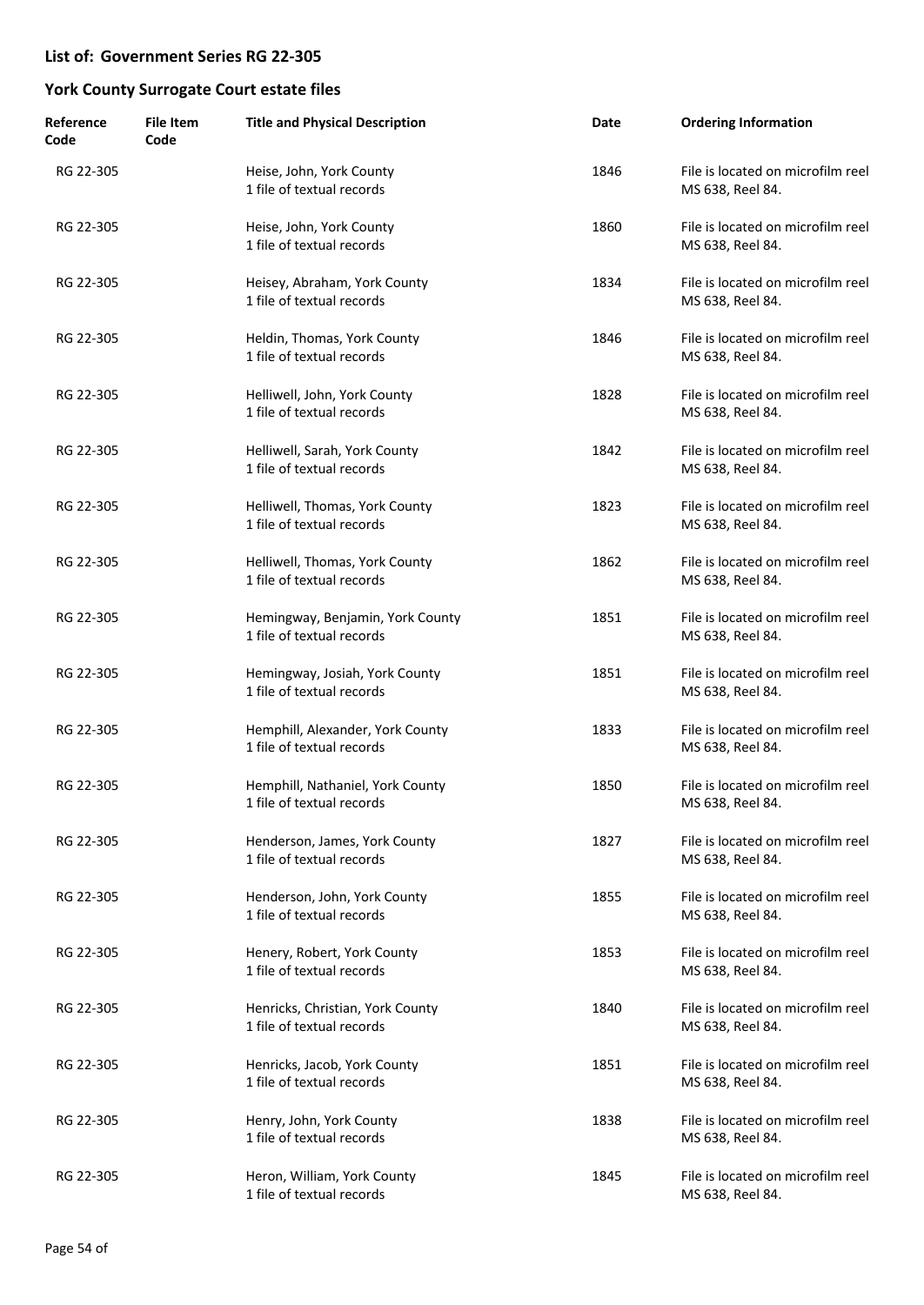## List of: Government Series RG 22-305

## York County Surrogate Court estate files

| Reference Code | File Item Code | Title and Physical Description | Date | Ordering Information |
|---|---|---|---|---|
| RG 22-305 | | Heise, John, York County<br>1 file of textual records | 1846 | File is located on microfilm reel MS 638, Reel 84. |
| RG 22-305 | | Heise, John, York County<br>1 file of textual records | 1860 | File is located on microfilm reel MS 638, Reel 84. |
| RG 22-305 | | Heisey, Abraham, York County<br>1 file of textual records | 1834 | File is located on microfilm reel MS 638, Reel 84. |
| RG 22-305 | | Heldin, Thomas, York County<br>1 file of textual records | 1846 | File is located on microfilm reel MS 638, Reel 84. |
| RG 22-305 | | Helliwell, John, York County<br>1 file of textual records | 1828 | File is located on microfilm reel MS 638, Reel 84. |
| RG 22-305 | | Helliwell, Sarah, York County<br>1 file of textual records | 1842 | File is located on microfilm reel MS 638, Reel 84. |
| RG 22-305 | | Helliwell, Thomas, York County<br>1 file of textual records | 1823 | File is located on microfilm reel MS 638, Reel 84. |
| RG 22-305 | | Helliwell, Thomas, York County<br>1 file of textual records | 1862 | File is located on microfilm reel MS 638, Reel 84. |
| RG 22-305 | | Hemingway, Benjamin, York County<br>1 file of textual records | 1851 | File is located on microfilm reel MS 638, Reel 84. |
| RG 22-305 | | Hemingway, Josiah, York County<br>1 file of textual records | 1851 | File is located on microfilm reel MS 638, Reel 84. |
| RG 22-305 | | Hemphill, Alexander, York County<br>1 file of textual records | 1833 | File is located on microfilm reel MS 638, Reel 84. |
| RG 22-305 | | Hemphill, Nathaniel, York County<br>1 file of textual records | 1850 | File is located on microfilm reel MS 638, Reel 84. |
| RG 22-305 | | Henderson, James, York County<br>1 file of textual records | 1827 | File is located on microfilm reel MS 638, Reel 84. |
| RG 22-305 | | Henderson, John, York County<br>1 file of textual records | 1855 | File is located on microfilm reel MS 638, Reel 84. |
| RG 22-305 | | Henery, Robert, York County<br>1 file of textual records | 1853 | File is located on microfilm reel MS 638, Reel 84. |
| RG 22-305 | | Henricks, Christian, York County<br>1 file of textual records | 1840 | File is located on microfilm reel MS 638, Reel 84. |
| RG 22-305 | | Henricks, Jacob, York County<br>1 file of textual records | 1851 | File is located on microfilm reel MS 638, Reel 84. |
| RG 22-305 | | Henry, John, York County<br>1 file of textual records | 1838 | File is located on microfilm reel MS 638, Reel 84. |
| RG 22-305 | | Heron, William, York County<br>1 file of textual records | 1845 | File is located on microfilm reel MS 638, Reel 84. |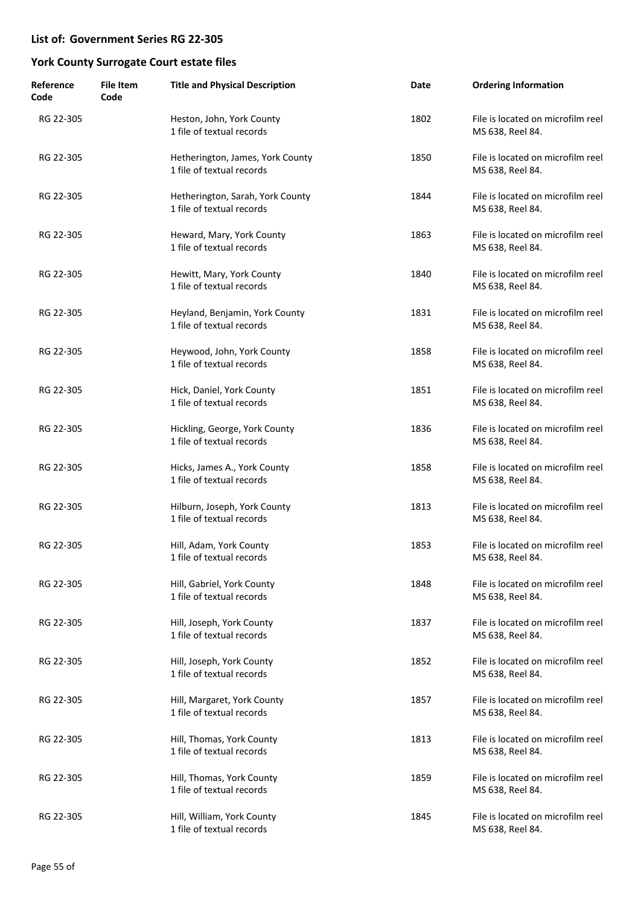## List of: Government Series RG 22-305

## York County Surrogate Court estate files

| Reference Code | File Item Code | Title and Physical Description | Date | Ordering Information |
|---|---|---|---|---|
| RG 22-305 | | Heston, John, York County<br>1 file of textual records | 1802 | File is located on microfilm reel MS 638, Reel 84. |
| RG 22-305 | | Hetherington, James, York County<br>1 file of textual records | 1850 | File is located on microfilm reel MS 638, Reel 84. |
| RG 22-305 | | Hetherington, Sarah, York County<br>1 file of textual records | 1844 | File is located on microfilm reel MS 638, Reel 84. |
| RG 22-305 | | Heward, Mary, York County<br>1 file of textual records | 1863 | File is located on microfilm reel MS 638, Reel 84. |
| RG 22-305 | | Hewitt, Mary, York County<br>1 file of textual records | 1840 | File is located on microfilm reel MS 638, Reel 84. |
| RG 22-305 | | Heyland, Benjamin, York County<br>1 file of textual records | 1831 | File is located on microfilm reel MS 638, Reel 84. |
| RG 22-305 | | Heywood, John, York County<br>1 file of textual records | 1858 | File is located on microfilm reel MS 638, Reel 84. |
| RG 22-305 | | Hick, Daniel, York County<br>1 file of textual records | 1851 | File is located on microfilm reel MS 638, Reel 84. |
| RG 22-305 | | Hickling, George, York County<br>1 file of textual records | 1836 | File is located on microfilm reel MS 638, Reel 84. |
| RG 22-305 | | Hicks, James A., York County<br>1 file of textual records | 1858 | File is located on microfilm reel MS 638, Reel 84. |
| RG 22-305 | | Hilburn, Joseph, York County<br>1 file of textual records | 1813 | File is located on microfilm reel MS 638, Reel 84. |
| RG 22-305 | | Hill, Adam, York County<br>1 file of textual records | 1853 | File is located on microfilm reel MS 638, Reel 84. |
| RG 22-305 | | Hill, Gabriel, York County<br>1 file of textual records | 1848 | File is located on microfilm reel MS 638, Reel 84. |
| RG 22-305 | | Hill, Joseph, York County<br>1 file of textual records | 1837 | File is located on microfilm reel MS 638, Reel 84. |
| RG 22-305 | | Hill, Joseph, York County<br>1 file of textual records | 1852 | File is located on microfilm reel MS 638, Reel 84. |
| RG 22-305 | | Hill, Margaret, York County<br>1 file of textual records | 1857 | File is located on microfilm reel MS 638, Reel 84. |
| RG 22-305 | | Hill, Thomas, York County<br>1 file of textual records | 1813 | File is located on microfilm reel MS 638, Reel 84. |
| RG 22-305 | | Hill, Thomas, York County<br>1 file of textual records | 1859 | File is located on microfilm reel MS 638, Reel 84. |
| RG 22-305 | | Hill, William, York County<br>1 file of textual records | 1845 | File is located on microfilm reel MS 638, Reel 84. |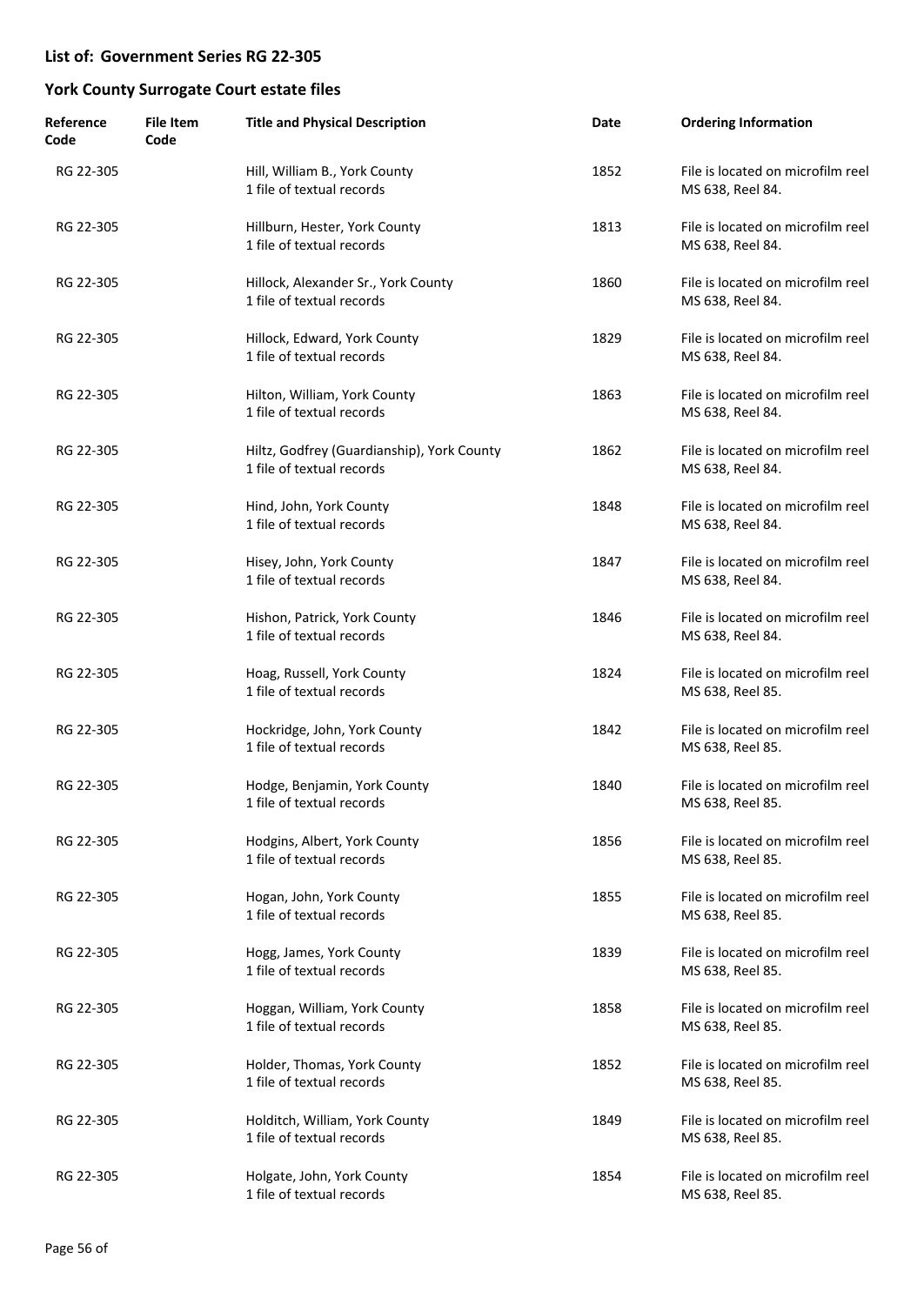## List of: Government Series RG 22-305

## York County Surrogate Court estate files

| Reference Code | File Item Code | Title and Physical Description | Date | Ordering Information |
|---|---|---|---|---|
| RG 22-305 | | Hill, William B., York County<br>1 file of textual records | 1852 | File is located on microfilm reel MS 638, Reel 84. |
| RG 22-305 | | Hillburn, Hester, York County<br>1 file of textual records | 1813 | File is located on microfilm reel MS 638, Reel 84. |
| RG 22-305 | | Hillock, Alexander Sr., York County<br>1 file of textual records | 1860 | File is located on microfilm reel MS 638, Reel 84. |
| RG 22-305 | | Hillock, Edward, York County<br>1 file of textual records | 1829 | File is located on microfilm reel MS 638, Reel 84. |
| RG 22-305 | | Hilton, William, York County<br>1 file of textual records | 1863 | File is located on microfilm reel MS 638, Reel 84. |
| RG 22-305 | | Hiltz, Godfrey (Guardianship), York County<br>1 file of textual records | 1862 | File is located on microfilm reel MS 638, Reel 84. |
| RG 22-305 | | Hind, John, York County<br>1 file of textual records | 1848 | File is located on microfilm reel MS 638, Reel 84. |
| RG 22-305 | | Hisey, John, York County<br>1 file of textual records | 1847 | File is located on microfilm reel MS 638, Reel 84. |
| RG 22-305 | | Hishon, Patrick, York County<br>1 file of textual records | 1846 | File is located on microfilm reel MS 638, Reel 84. |
| RG 22-305 | | Hoag, Russell, York County<br>1 file of textual records | 1824 | File is located on microfilm reel MS 638, Reel 85. |
| RG 22-305 | | Hockridge, John, York County<br>1 file of textual records | 1842 | File is located on microfilm reel MS 638, Reel 85. |
| RG 22-305 | | Hodge, Benjamin, York County<br>1 file of textual records | 1840 | File is located on microfilm reel MS 638, Reel 85. |
| RG 22-305 | | Hodgins, Albert, York County<br>1 file of textual records | 1856 | File is located on microfilm reel MS 638, Reel 85. |
| RG 22-305 | | Hogan, John, York County<br>1 file of textual records | 1855 | File is located on microfilm reel MS 638, Reel 85. |
| RG 22-305 | | Hogg, James, York County<br>1 file of textual records | 1839 | File is located on microfilm reel MS 638, Reel 85. |
| RG 22-305 | | Hoggan, William, York County<br>1 file of textual records | 1858 | File is located on microfilm reel MS 638, Reel 85. |
| RG 22-305 | | Holder, Thomas, York County<br>1 file of textual records | 1852 | File is located on microfilm reel MS 638, Reel 85. |
| RG 22-305 | | Holditch, William, York County<br>1 file of textual records | 1849 | File is located on microfilm reel MS 638, Reel 85. |
| RG 22-305 | | Holgate, John, York County<br>1 file of textual records | 1854 | File is located on microfilm reel MS 638, Reel 85. |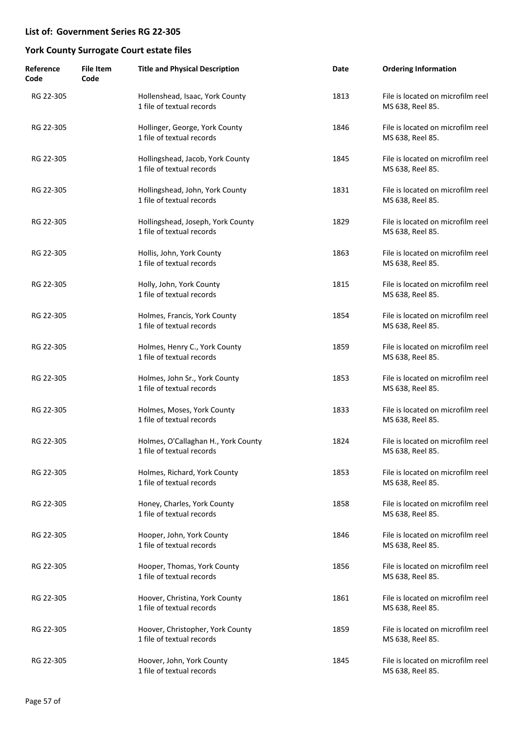## List of: Government Series RG 22-305

## York County Surrogate Court estate files

| Reference Code | File Item Code | Title and Physical Description | Date | Ordering Information |
|---|---|---|---|---|
| RG 22-305 | | Hollenshead, Isaac, York County<br>1 file of textual records | 1813 | File is located on microfilm reel MS 638, Reel 85. |
| RG 22-305 | | Hollinger, George, York County<br>1 file of textual records | 1846 | File is located on microfilm reel MS 638, Reel 85. |
| RG 22-305 | | Hollingshead, Jacob, York County<br>1 file of textual records | 1845 | File is located on microfilm reel MS 638, Reel 85. |
| RG 22-305 | | Hollingshead, John, York County<br>1 file of textual records | 1831 | File is located on microfilm reel MS 638, Reel 85. |
| RG 22-305 | | Hollingshead, Joseph, York County<br>1 file of textual records | 1829 | File is located on microfilm reel MS 638, Reel 85. |
| RG 22-305 | | Hollis, John, York County<br>1 file of textual records | 1863 | File is located on microfilm reel MS 638, Reel 85. |
| RG 22-305 | | Holly, John, York County<br>1 file of textual records | 1815 | File is located on microfilm reel MS 638, Reel 85. |
| RG 22-305 | | Holmes, Francis, York County<br>1 file of textual records | 1854 | File is located on microfilm reel MS 638, Reel 85. |
| RG 22-305 | | Holmes, Henry C., York County<br>1 file of textual records | 1859 | File is located on microfilm reel MS 638, Reel 85. |
| RG 22-305 | | Holmes, John Sr., York County<br>1 file of textual records | 1853 | File is located on microfilm reel MS 638, Reel 85. |
| RG 22-305 | | Holmes, Moses, York County<br>1 file of textual records | 1833 | File is located on microfilm reel MS 638, Reel 85. |
| RG 22-305 | | Holmes, O'Callaghan H., York County<br>1 file of textual records | 1824 | File is located on microfilm reel MS 638, Reel 85. |
| RG 22-305 | | Holmes, Richard, York County<br>1 file of textual records | 1853 | File is located on microfilm reel MS 638, Reel 85. |
| RG 22-305 | | Honey, Charles, York County<br>1 file of textual records | 1858 | File is located on microfilm reel MS 638, Reel 85. |
| RG 22-305 | | Hooper, John, York County<br>1 file of textual records | 1846 | File is located on microfilm reel MS 638, Reel 85. |
| RG 22-305 | | Hooper, Thomas, York County<br>1 file of textual records | 1856 | File is located on microfilm reel MS 638, Reel 85. |
| RG 22-305 | | Hoover, Christina, York County<br>1 file of textual records | 1861 | File is located on microfilm reel MS 638, Reel 85. |
| RG 22-305 | | Hoover, Christopher, York County<br>1 file of textual records | 1859 | File is located on microfilm reel MS 638, Reel 85. |
| RG 22-305 | | Hoover, John, York County<br>1 file of textual records | 1845 | File is located on microfilm reel MS 638, Reel 85. |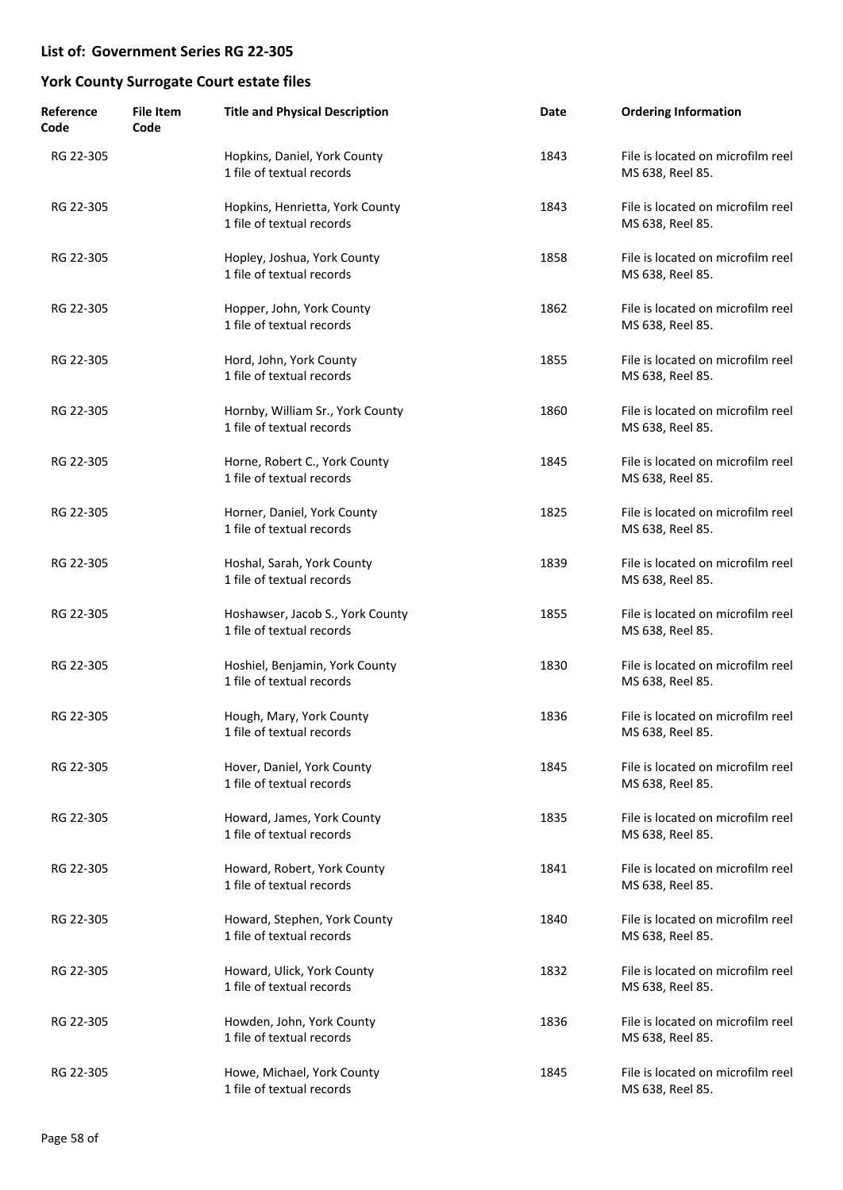## List of: Government Series RG 22-305

## York County Surrogate Court estate files

| Reference Code | File Item Code | Title and Physical Description | Date | Ordering Information |
|---|---|---|---|---|
| RG 22-305 | | Hopkins, Daniel, York County<br>1 file of textual records | 1843 | File is located on microfilm reel MS 638, Reel 85. |
| RG 22-305 | | Hopkins, Henrietta, York County<br>1 file of textual records | 1843 | File is located on microfilm reel MS 638, Reel 85. |
| RG 22-305 | | Hopley, Joshua, York County<br>1 file of textual records | 1858 | File is located on microfilm reel MS 638, Reel 85. |
| RG 22-305 | | Hopper, John, York County<br>1 file of textual records | 1862 | File is located on microfilm reel MS 638, Reel 85. |
| RG 22-305 | | Hord, John, York County<br>1 file of textual records | 1855 | File is located on microfilm reel MS 638, Reel 85. |
| RG 22-305 | | Hornby, William Sr., York County<br>1 file of textual records | 1860 | File is located on microfilm reel MS 638, Reel 85. |
| RG 22-305 | | Horne, Robert C., York County<br>1 file of textual records | 1845 | File is located on microfilm reel MS 638, Reel 85. |
| RG 22-305 | | Horner, Daniel, York County<br>1 file of textual records | 1825 | File is located on microfilm reel MS 638, Reel 85. |
| RG 22-305 | | Hoshal, Sarah, York County<br>1 file of textual records | 1839 | File is located on microfilm reel MS 638, Reel 85. |
| RG 22-305 | | Hoshawser, Jacob S., York County<br>1 file of textual records | 1855 | File is located on microfilm reel MS 638, Reel 85. |
| RG 22-305 | | Hoshiel, Benjamin, York County<br>1 file of textual records | 1830 | File is located on microfilm reel MS 638, Reel 85. |
| RG 22-305 | | Hough, Mary, York County<br>1 file of textual records | 1836 | File is located on microfilm reel MS 638, Reel 85. |
| RG 22-305 | | Hover, Daniel, York County<br>1 file of textual records | 1845 | File is located on microfilm reel MS 638, Reel 85. |
| RG 22-305 | | Howard, James, York County<br>1 file of textual records | 1835 | File is located on microfilm reel MS 638, Reel 85. |
| RG 22-305 | | Howard, Robert, York County<br>1 file of textual records | 1841 | File is located on microfilm reel MS 638, Reel 85. |
| RG 22-305 | | Howard, Stephen, York County<br>1 file of textual records | 1840 | File is located on microfilm reel MS 638, Reel 85. |
| RG 22-305 | | Howard, Ulick, York County<br>1 file of textual records | 1832 | File is located on microfilm reel MS 638, Reel 85. |
| RG 22-305 | | Howden, John, York County<br>1 file of textual records | 1836 | File is located on microfilm reel MS 638, Reel 85. |
| RG 22-305 | | Howe, Michael, York County<br>1 file of textual records | 1845 | File is located on microfilm reel MS 638, Reel 85. |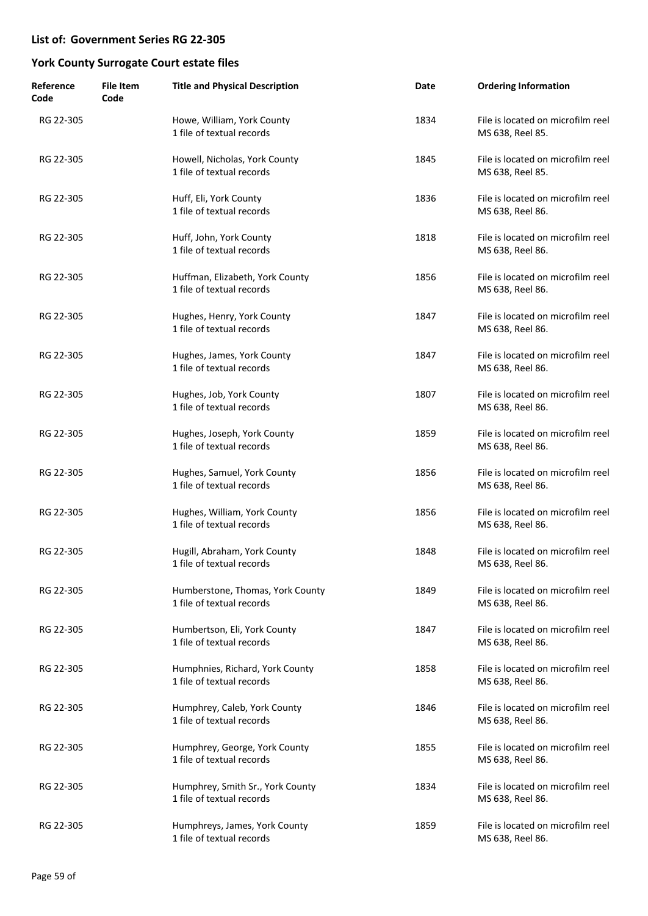## List of: Government Series RG 22-305

## York County Surrogate Court estate files

| Reference Code | File Item Code | Title and Physical Description | Date | Ordering Information |
|---|---|---|---|---|
| RG 22-305 | | Howe, William, York County<br>1 file of textual records | 1834 | File is located on microfilm reel MS 638, Reel 85. |
| RG 22-305 | | Howell, Nicholas, York County<br>1 file of textual records | 1845 | File is located on microfilm reel MS 638, Reel 85. |
| RG 22-305 | | Huff, Eli, York County<br>1 file of textual records | 1836 | File is located on microfilm reel MS 638, Reel 86. |
| RG 22-305 | | Huff, John, York County<br>1 file of textual records | 1818 | File is located on microfilm reel MS 638, Reel 86. |
| RG 22-305 | | Huffman, Elizabeth, York County<br>1 file of textual records | 1856 | File is located on microfilm reel MS 638, Reel 86. |
| RG 22-305 | | Hughes, Henry, York County<br>1 file of textual records | 1847 | File is located on microfilm reel MS 638, Reel 86. |
| RG 22-305 | | Hughes, James, York County<br>1 file of textual records | 1847 | File is located on microfilm reel MS 638, Reel 86. |
| RG 22-305 | | Hughes, Job, York County<br>1 file of textual records | 1807 | File is located on microfilm reel MS 638, Reel 86. |
| RG 22-305 | | Hughes, Joseph, York County<br>1 file of textual records | 1859 | File is located on microfilm reel MS 638, Reel 86. |
| RG 22-305 | | Hughes, Samuel, York County<br>1 file of textual records | 1856 | File is located on microfilm reel MS 638, Reel 86. |
| RG 22-305 | | Hughes, William, York County<br>1 file of textual records | 1856 | File is located on microfilm reel MS 638, Reel 86. |
| RG 22-305 | | Hugill, Abraham, York County<br>1 file of textual records | 1848 | File is located on microfilm reel MS 638, Reel 86. |
| RG 22-305 | | Humberstone, Thomas, York County<br>1 file of textual records | 1849 | File is located on microfilm reel MS 638, Reel 86. |
| RG 22-305 | | Humbertson, Eli, York County<br>1 file of textual records | 1847 | File is located on microfilm reel MS 638, Reel 86. |
| RG 22-305 | | Humphnies, Richard, York County<br>1 file of textual records | 1858 | File is located on microfilm reel MS 638, Reel 86. |
| RG 22-305 | | Humphrey, Caleb, York County<br>1 file of textual records | 1846 | File is located on microfilm reel MS 638, Reel 86. |
| RG 22-305 | | Humphrey, George, York County<br>1 file of textual records | 1855 | File is located on microfilm reel MS 638, Reel 86. |
| RG 22-305 | | Humphrey, Smith Sr., York County<br>1 file of textual records | 1834 | File is located on microfilm reel MS 638, Reel 86. |
| RG 22-305 | | Humphreys, James, York County<br>1 file of textual records | 1859 | File is located on microfilm reel MS 638, Reel 86. |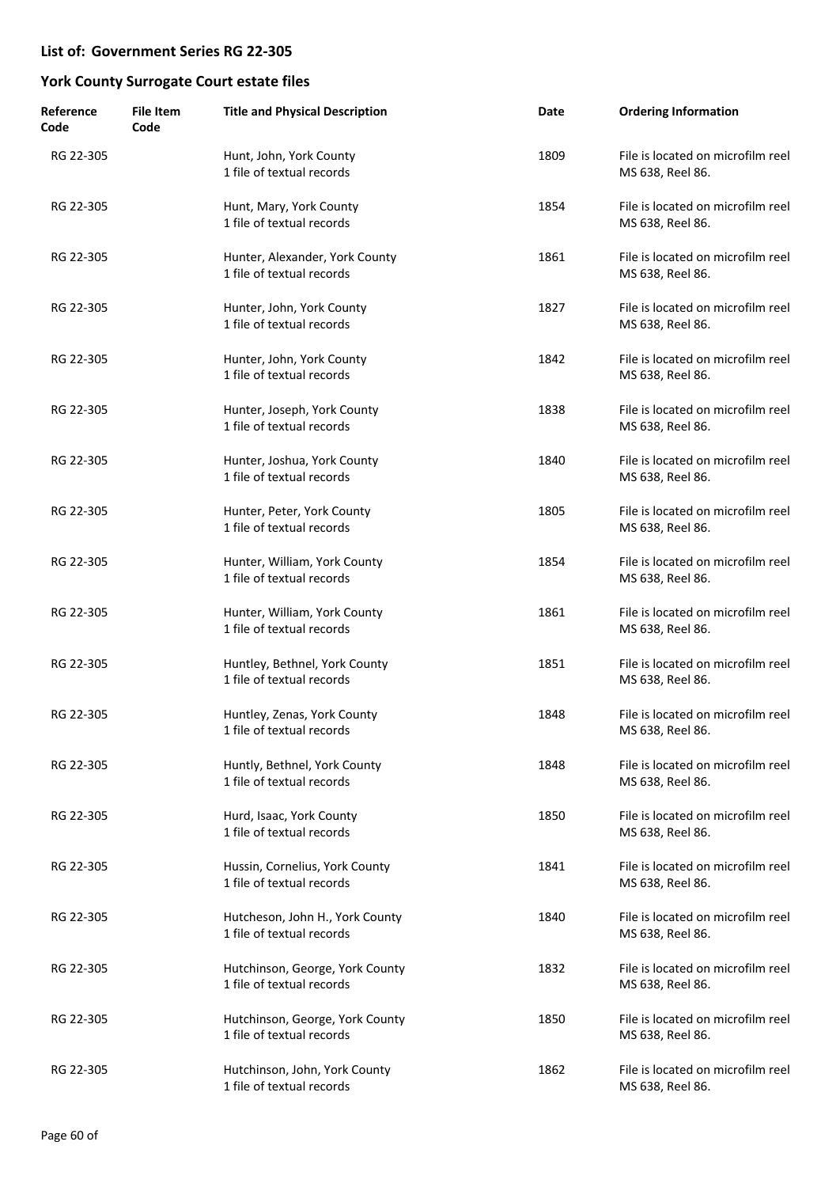**List of: Government Series RG 22-305**

**York County Surrogate Court estate files**

| Reference Code | File Item Code | Title and Physical Description | Date | Ordering Information |
|---|---|---|---|---|
| RG 22-305 | | Hunt, John, York County<br>1 file of textual records | 1809 | File is located on microfilm reel MS 638, Reel 86. |
| RG 22-305 | | Hunt, Mary, York County<br>1 file of textual records | 1854 | File is located on microfilm reel MS 638, Reel 86. |
| RG 22-305 | | Hunter, Alexander, York County<br>1 file of textual records | 1861 | File is located on microfilm reel MS 638, Reel 86. |
| RG 22-305 | | Hunter, John, York County<br>1 file of textual records | 1827 | File is located on microfilm reel MS 638, Reel 86. |
| RG 22-305 | | Hunter, John, York County<br>1 file of textual records | 1842 | File is located on microfilm reel MS 638, Reel 86. |
| RG 22-305 | | Hunter, Joseph, York County<br>1 file of textual records | 1838 | File is located on microfilm reel MS 638, Reel 86. |
| RG 22-305 | | Hunter, Joshua, York County<br>1 file of textual records | 1840 | File is located on microfilm reel MS 638, Reel 86. |
| RG 22-305 | | Hunter, Peter, York County<br>1 file of textual records | 1805 | File is located on microfilm reel MS 638, Reel 86. |
| RG 22-305 | | Hunter, William, York County<br>1 file of textual records | 1854 | File is located on microfilm reel MS 638, Reel 86. |
| RG 22-305 | | Hunter, William, York County<br>1 file of textual records | 1861 | File is located on microfilm reel MS 638, Reel 86. |
| RG 22-305 | | Huntley, Bethnel, York County<br>1 file of textual records | 1851 | File is located on microfilm reel MS 638, Reel 86. |
| RG 22-305 | | Huntley, Zenas, York County<br>1 file of textual records | 1848 | File is located on microfilm reel MS 638, Reel 86. |
| RG 22-305 | | Huntly, Bethnel, York County<br>1 file of textual records | 1848 | File is located on microfilm reel MS 638, Reel 86. |
| RG 22-305 | | Hurd, Isaac, York County<br>1 file of textual records | 1850 | File is located on microfilm reel MS 638, Reel 86. |
| RG 22-305 | | Hussin, Cornelius, York County<br>1 file of textual records | 1841 | File is located on microfilm reel MS 638, Reel 86. |
| RG 22-305 | | Hutcheson, John H., York County<br>1 file of textual records | 1840 | File is located on microfilm reel MS 638, Reel 86. |
| RG 22-305 | | Hutchinson, George, York County<br>1 file of textual records | 1832 | File is located on microfilm reel MS 638, Reel 86. |
| RG 22-305 | | Hutchinson, George, York County<br>1 file of textual records | 1850 | File is located on microfilm reel MS 638, Reel 86. |
| RG 22-305 | | Hutchinson, John, York County<br>1 file of textual records | 1862 | File is located on microfilm reel MS 638, Reel 86. |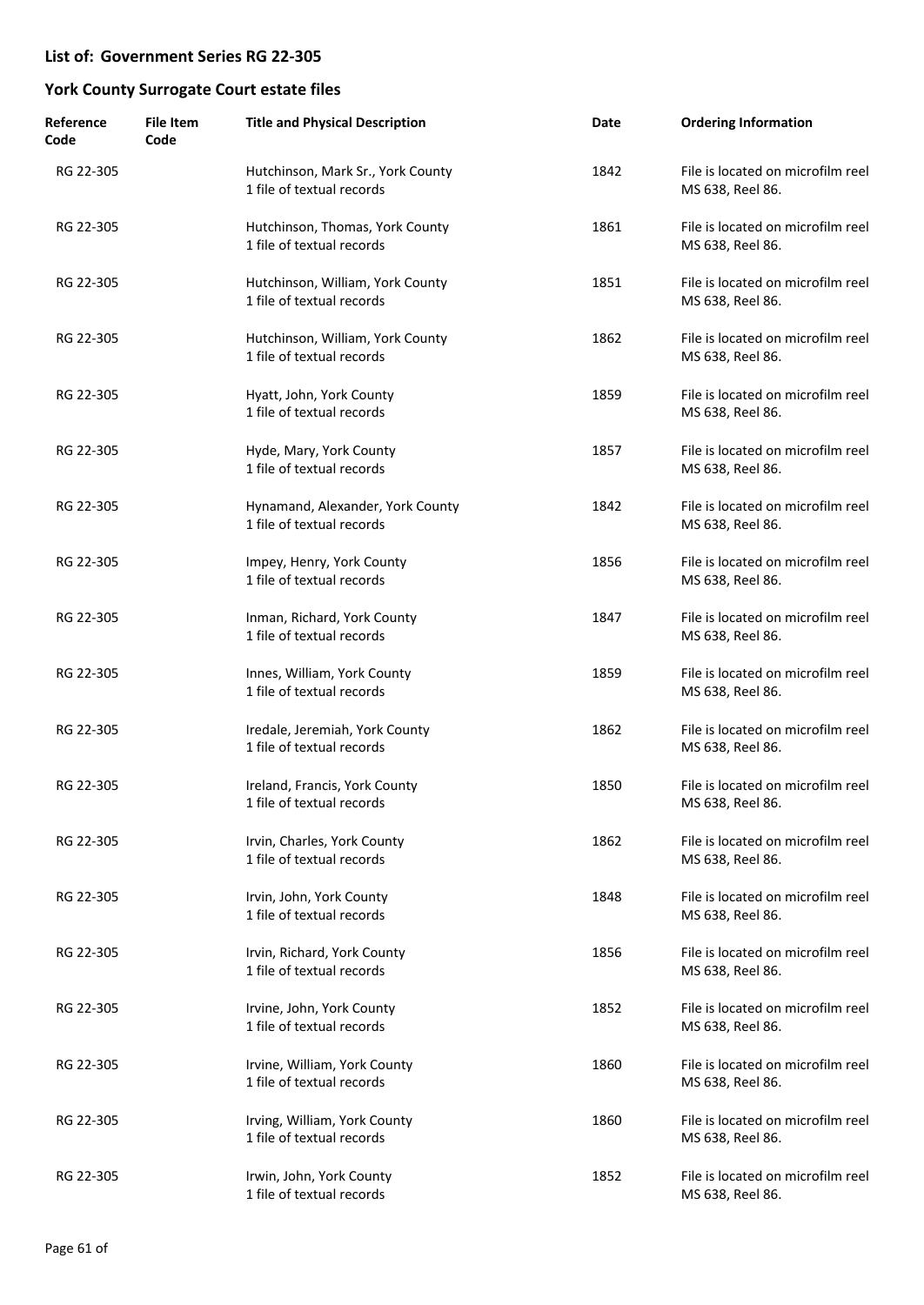## List of: Government Series RG 22-305

## York County Surrogate Court estate files

| Reference Code | File Item Code | Title and Physical Description | Date | Ordering Information |
|---|---|---|---|---|
| RG 22-305 | | Hutchinson, Mark Sr., York County<br>1 file of textual records | 1842 | File is located on microfilm reel MS 638, Reel 86. |
| RG 22-305 | | Hutchinson, Thomas, York County<br>1 file of textual records | 1861 | File is located on microfilm reel MS 638, Reel 86. |
| RG 22-305 | | Hutchinson, William, York County<br>1 file of textual records | 1851 | File is located on microfilm reel MS 638, Reel 86. |
| RG 22-305 | | Hutchinson, William, York County<br>1 file of textual records | 1862 | File is located on microfilm reel MS 638, Reel 86. |
| RG 22-305 | | Hyatt, John, York County<br>1 file of textual records | 1859 | File is located on microfilm reel MS 638, Reel 86. |
| RG 22-305 | | Hyde, Mary, York County<br>1 file of textual records | 1857 | File is located on microfilm reel MS 638, Reel 86. |
| RG 22-305 | | Hynamand, Alexander, York County<br>1 file of textual records | 1842 | File is located on microfilm reel MS 638, Reel 86. |
| RG 22-305 | | Impey, Henry, York County<br>1 file of textual records | 1856 | File is located on microfilm reel MS 638, Reel 86. |
| RG 22-305 | | Inman, Richard, York County<br>1 file of textual records | 1847 | File is located on microfilm reel MS 638, Reel 86. |
| RG 22-305 | | Innes, William, York County<br>1 file of textual records | 1859 | File is located on microfilm reel MS 638, Reel 86. |
| RG 22-305 | | Iredale, Jeremiah, York County<br>1 file of textual records | 1862 | File is located on microfilm reel MS 638, Reel 86. |
| RG 22-305 | | Ireland, Francis, York County<br>1 file of textual records | 1850 | File is located on microfilm reel MS 638, Reel 86. |
| RG 22-305 | | Irvin, Charles, York County<br>1 file of textual records | 1862 | File is located on microfilm reel MS 638, Reel 86. |
| RG 22-305 | | Irvin, John, York County<br>1 file of textual records | 1848 | File is located on microfilm reel MS 638, Reel 86. |
| RG 22-305 | | Irvin, Richard, York County<br>1 file of textual records | 1856 | File is located on microfilm reel MS 638, Reel 86. |
| RG 22-305 | | Irvine, John, York County<br>1 file of textual records | 1852 | File is located on microfilm reel MS 638, Reel 86. |
| RG 22-305 | | Irvine, William, York County<br>1 file of textual records | 1860 | File is located on microfilm reel MS 638, Reel 86. |
| RG 22-305 | | Irving, William, York County<br>1 file of textual records | 1860 | File is located on microfilm reel MS 638, Reel 86. |
| RG 22-305 | | Irwin, John, York County<br>1 file of textual records | 1852 | File is located on microfilm reel MS 638, Reel 86. |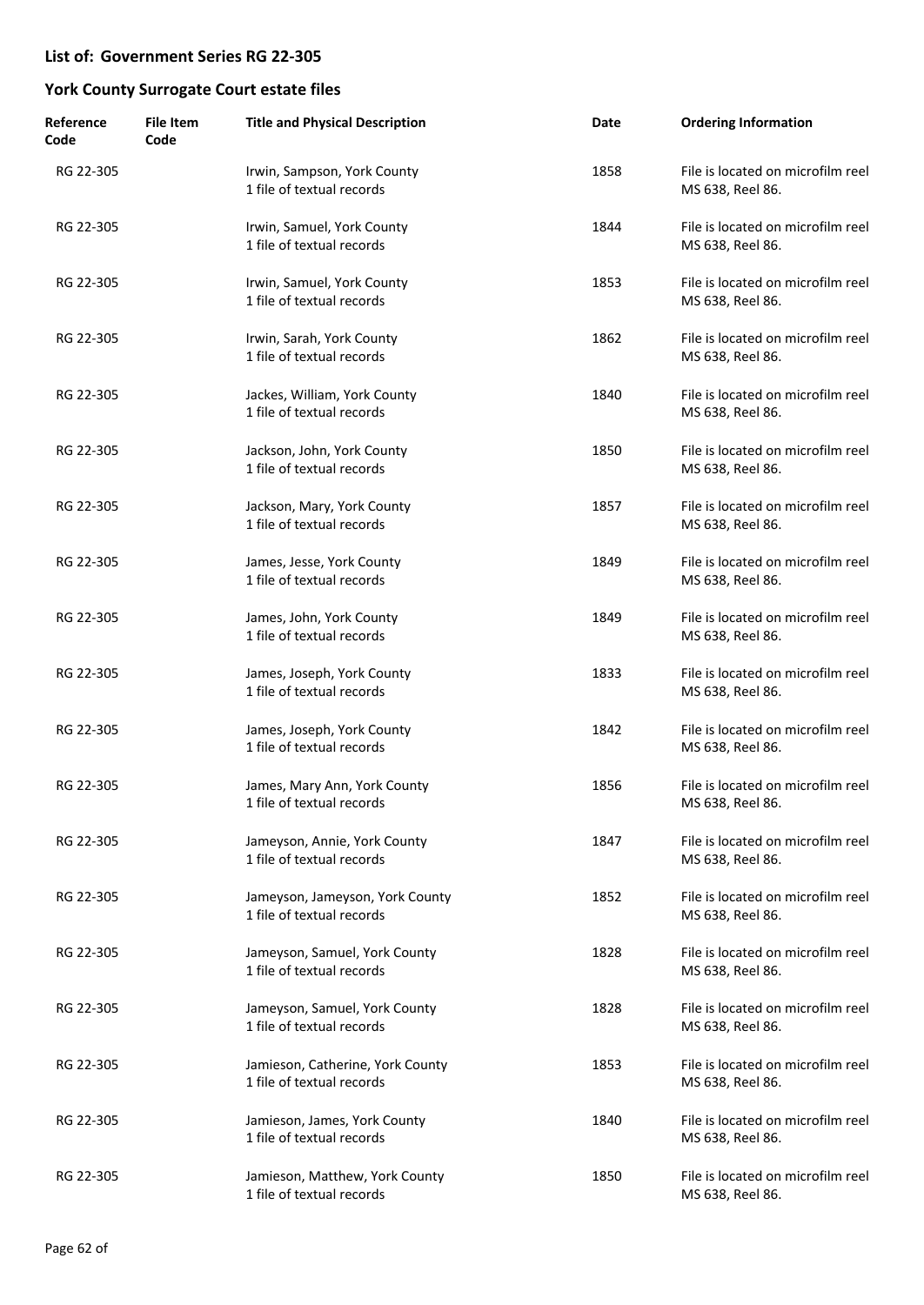## List of: Government Series RG 22-305

## York County Surrogate Court estate files

| Reference Code | File Item Code | Title and Physical Description | Date | Ordering Information |
|---|---|---|---|---|
| RG 22-305 | | Irwin, Sampson, York County<br>1 file of textual records | 1858 | File is located on microfilm reel MS 638, Reel 86. |
| RG 22-305 | | Irwin, Samuel, York County<br>1 file of textual records | 1844 | File is located on microfilm reel MS 638, Reel 86. |
| RG 22-305 | | Irwin, Samuel, York County<br>1 file of textual records | 1853 | File is located on microfilm reel MS 638, Reel 86. |
| RG 22-305 | | Irwin, Sarah, York County<br>1 file of textual records | 1862 | File is located on microfilm reel MS 638, Reel 86. |
| RG 22-305 | | Jackes, William, York County<br>1 file of textual records | 1840 | File is located on microfilm reel MS 638, Reel 86. |
| RG 22-305 | | Jackson, John, York County<br>1 file of textual records | 1850 | File is located on microfilm reel MS 638, Reel 86. |
| RG 22-305 | | Jackson, Mary, York County<br>1 file of textual records | 1857 | File is located on microfilm reel MS 638, Reel 86. |
| RG 22-305 | | James, Jesse, York County<br>1 file of textual records | 1849 | File is located on microfilm reel MS 638, Reel 86. |
| RG 22-305 | | James, John, York County<br>1 file of textual records | 1849 | File is located on microfilm reel MS 638, Reel 86. |
| RG 22-305 | | James, Joseph, York County<br>1 file of textual records | 1833 | File is located on microfilm reel MS 638, Reel 86. |
| RG 22-305 | | James, Joseph, York County<br>1 file of textual records | 1842 | File is located on microfilm reel MS 638, Reel 86. |
| RG 22-305 | | James, Mary Ann, York County<br>1 file of textual records | 1856 | File is located on microfilm reel MS 638, Reel 86. |
| RG 22-305 | | Jameyson, Annie, York County<br>1 file of textual records | 1847 | File is located on microfilm reel MS 638, Reel 86. |
| RG 22-305 | | Jameyson, Jameyson, York County<br>1 file of textual records | 1852 | File is located on microfilm reel MS 638, Reel 86. |
| RG 22-305 | | Jameyson, Samuel, York County<br>1 file of textual records | 1828 | File is located on microfilm reel MS 638, Reel 86. |
| RG 22-305 | | Jameyson, Samuel, York County<br>1 file of textual records | 1828 | File is located on microfilm reel MS 638, Reel 86. |
| RG 22-305 | | Jamieson, Catherine, York County<br>1 file of textual records | 1853 | File is located on microfilm reel MS 638, Reel 86. |
| RG 22-305 | | Jamieson, James, York County<br>1 file of textual records | 1840 | File is located on microfilm reel MS 638, Reel 86. |
| RG 22-305 | | Jamieson, Matthew, York County<br>1 file of textual records | 1850 | File is located on microfilm reel MS 638, Reel 86. |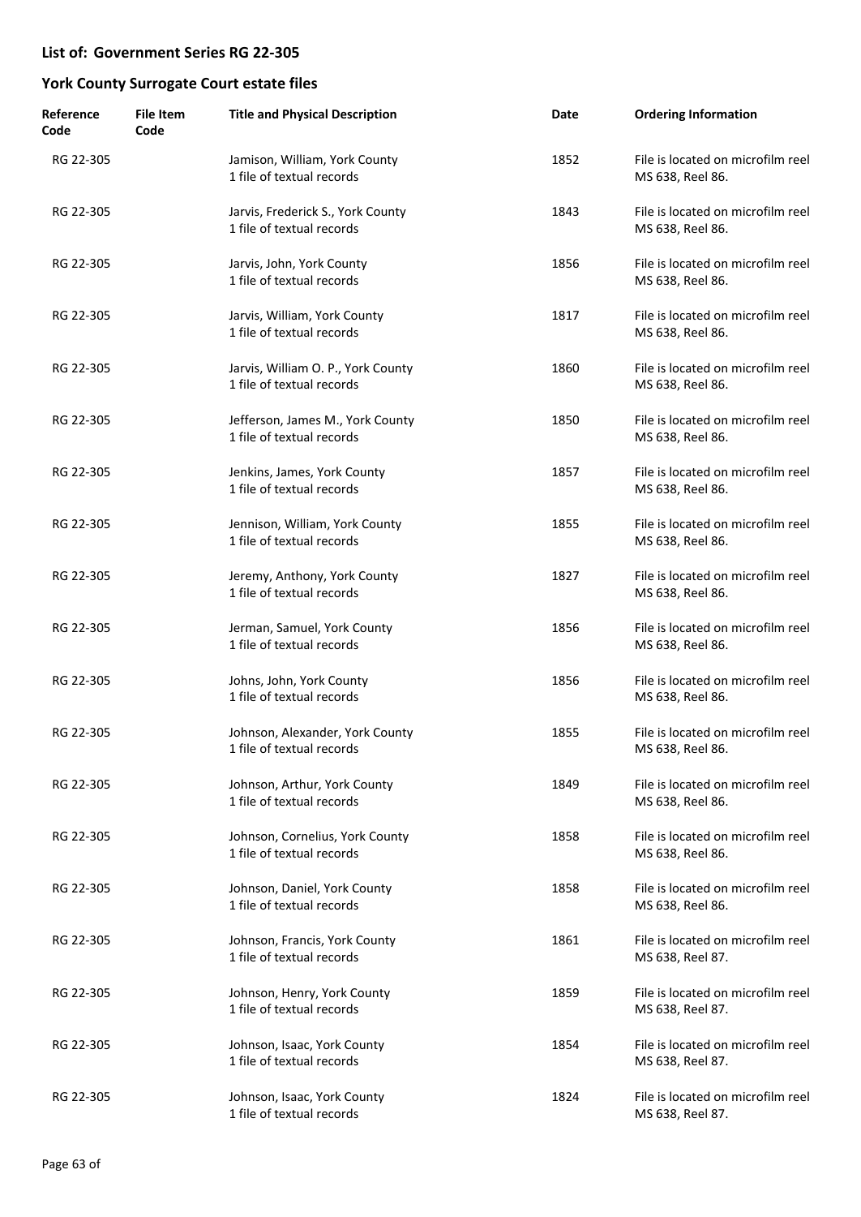## List of: Government Series RG 22-305

## York County Surrogate Court estate files

| Reference Code | File Item Code | Title and Physical Description | Date | Ordering Information |
|---|---|---|---|---|
| RG 22-305 | | Jamison, William, York County<br>1 file of textual records | 1852 | File is located on microfilm reel MS 638, Reel 86. |
| RG 22-305 | | Jarvis, Frederick S., York County<br>1 file of textual records | 1843 | File is located on microfilm reel MS 638, Reel 86. |
| RG 22-305 | | Jarvis, John, York County<br>1 file of textual records | 1856 | File is located on microfilm reel MS 638, Reel 86. |
| RG 22-305 | | Jarvis, William, York County<br>1 file of textual records | 1817 | File is located on microfilm reel MS 638, Reel 86. |
| RG 22-305 | | Jarvis, William O. P., York County<br>1 file of textual records | 1860 | File is located on microfilm reel MS 638, Reel 86. |
| RG 22-305 | | Jefferson, James M., York County<br>1 file of textual records | 1850 | File is located on microfilm reel MS 638, Reel 86. |
| RG 22-305 | | Jenkins, James, York County<br>1 file of textual records | 1857 | File is located on microfilm reel MS 638, Reel 86. |
| RG 22-305 | | Jennison, William, York County<br>1 file of textual records | 1855 | File is located on microfilm reel MS 638, Reel 86. |
| RG 22-305 | | Jeremy, Anthony, York County<br>1 file of textual records | 1827 | File is located on microfilm reel MS 638, Reel 86. |
| RG 22-305 | | Jerman, Samuel, York County<br>1 file of textual records | 1856 | File is located on microfilm reel MS 638, Reel 86. |
| RG 22-305 | | Johns, John, York County<br>1 file of textual records | 1856 | File is located on microfilm reel MS 638, Reel 86. |
| RG 22-305 | | Johnson, Alexander, York County<br>1 file of textual records | 1855 | File is located on microfilm reel MS 638, Reel 86. |
| RG 22-305 | | Johnson, Arthur, York County<br>1 file of textual records | 1849 | File is located on microfilm reel MS 638, Reel 86. |
| RG 22-305 | | Johnson, Cornelius, York County<br>1 file of textual records | 1858 | File is located on microfilm reel MS 638, Reel 86. |
| RG 22-305 | | Johnson, Daniel, York County<br>1 file of textual records | 1858 | File is located on microfilm reel MS 638, Reel 86. |
| RG 22-305 | | Johnson, Francis, York County<br>1 file of textual records | 1861 | File is located on microfilm reel MS 638, Reel 87. |
| RG 22-305 | | Johnson, Henry, York County<br>1 file of textual records | 1859 | File is located on microfilm reel MS 638, Reel 87. |
| RG 22-305 | | Johnson, Isaac, York County<br>1 file of textual records | 1854 | File is located on microfilm reel MS 638, Reel 87. |
| RG 22-305 | | Johnson, Isaac, York County<br>1 file of textual records | 1824 | File is located on microfilm reel MS 638, Reel 87. |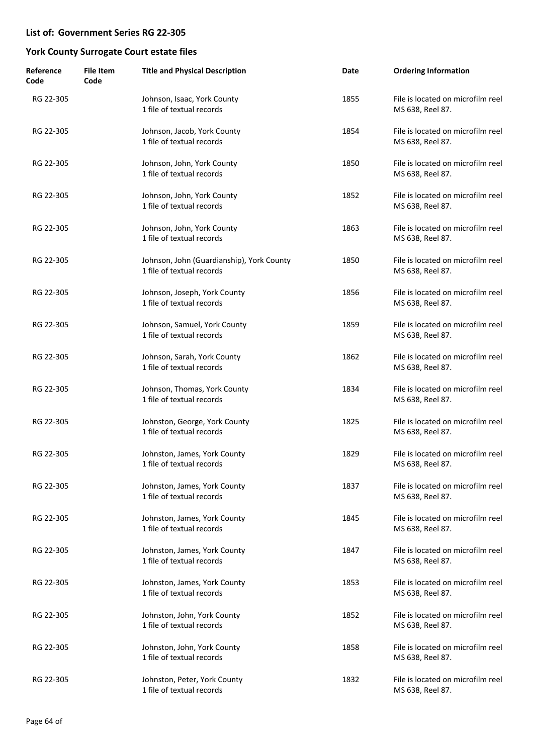## List of: Government Series RG 22-305

## York County Surrogate Court estate files

| Reference Code | File Item Code | Title and Physical Description | Date | Ordering Information |
|---|---|---|---|---|
| RG 22-305 | | Johnson, Isaac, York County<br>1 file of textual records | 1855 | File is located on microfilm reel MS 638, Reel 87. |
| RG 22-305 | | Johnson, Jacob, York County<br>1 file of textual records | 1854 | File is located on microfilm reel MS 638, Reel 87. |
| RG 22-305 | | Johnson, John, York County<br>1 file of textual records | 1850 | File is located on microfilm reel MS 638, Reel 87. |
| RG 22-305 | | Johnson, John, York County<br>1 file of textual records | 1852 | File is located on microfilm reel MS 638, Reel 87. |
| RG 22-305 | | Johnson, John, York County<br>1 file of textual records | 1863 | File is located on microfilm reel MS 638, Reel 87. |
| RG 22-305 | | Johnson, John (Guardianship), York County<br>1 file of textual records | 1850 | File is located on microfilm reel MS 638, Reel 87. |
| RG 22-305 | | Johnson, Joseph, York County<br>1 file of textual records | 1856 | File is located on microfilm reel MS 638, Reel 87. |
| RG 22-305 | | Johnson, Samuel, York County<br>1 file of textual records | 1859 | File is located on microfilm reel MS 638, Reel 87. |
| RG 22-305 | | Johnson, Sarah, York County<br>1 file of textual records | 1862 | File is located on microfilm reel MS 638, Reel 87. |
| RG 22-305 | | Johnson, Thomas, York County<br>1 file of textual records | 1834 | File is located on microfilm reel MS 638, Reel 87. |
| RG 22-305 | | Johnston, George, York County<br>1 file of textual records | 1825 | File is located on microfilm reel MS 638, Reel 87. |
| RG 22-305 | | Johnston, James, York County<br>1 file of textual records | 1829 | File is located on microfilm reel MS 638, Reel 87. |
| RG 22-305 | | Johnston, James, York County<br>1 file of textual records | 1837 | File is located on microfilm reel MS 638, Reel 87. |
| RG 22-305 | | Johnston, James, York County<br>1 file of textual records | 1845 | File is located on microfilm reel MS 638, Reel 87. |
| RG 22-305 | | Johnston, James, York County<br>1 file of textual records | 1847 | File is located on microfilm reel MS 638, Reel 87. |
| RG 22-305 | | Johnston, James, York County<br>1 file of textual records | 1853 | File is located on microfilm reel MS 638, Reel 87. |
| RG 22-305 | | Johnston, John, York County<br>1 file of textual records | 1852 | File is located on microfilm reel MS 638, Reel 87. |
| RG 22-305 | | Johnston, John, York County<br>1 file of textual records | 1858 | File is located on microfilm reel MS 638, Reel 87. |
| RG 22-305 | | Johnston, Peter, York County<br>1 file of textual records | 1832 | File is located on microfilm reel MS 638, Reel 87. |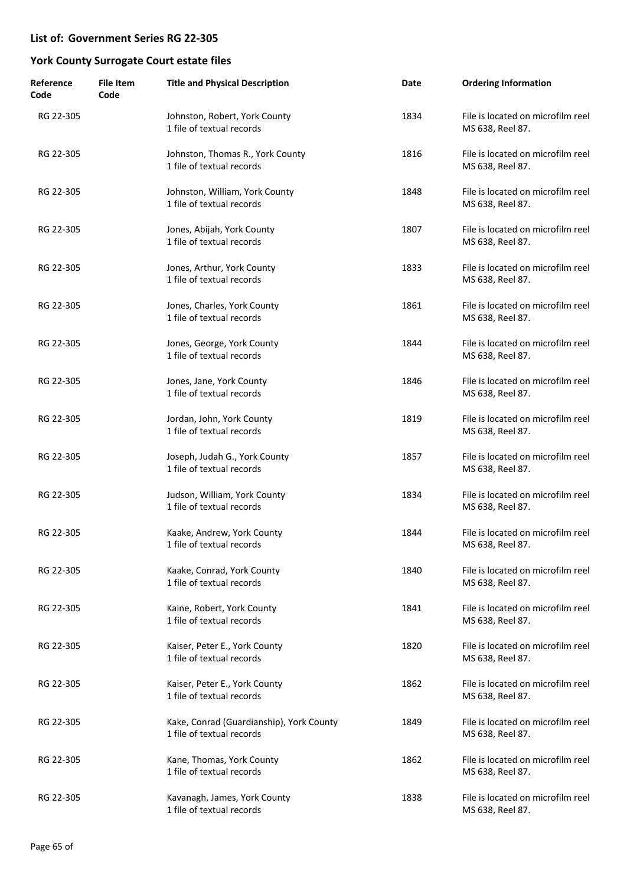## List of: Government Series RG 22-305

## York County Surrogate Court estate files

| Reference Code | File Item Code | Title and Physical Description | Date | Ordering Information |
|---|---|---|---|---|
| RG 22-305 | | Johnston, Robert, York County<br>1 file of textual records | 1834 | File is located on microfilm reel MS 638, Reel 87. |
| RG 22-305 | | Johnston, Thomas R., York County<br>1 file of textual records | 1816 | File is located on microfilm reel MS 638, Reel 87. |
| RG 22-305 | | Johnston, William, York County<br>1 file of textual records | 1848 | File is located on microfilm reel MS 638, Reel 87. |
| RG 22-305 | | Jones, Abijah, York County<br>1 file of textual records | 1807 | File is located on microfilm reel MS 638, Reel 87. |
| RG 22-305 | | Jones, Arthur, York County<br>1 file of textual records | 1833 | File is located on microfilm reel MS 638, Reel 87. |
| RG 22-305 | | Jones, Charles, York County<br>1 file of textual records | 1861 | File is located on microfilm reel MS 638, Reel 87. |
| RG 22-305 | | Jones, George, York County<br>1 file of textual records | 1844 | File is located on microfilm reel MS 638, Reel 87. |
| RG 22-305 | | Jones, Jane, York County<br>1 file of textual records | 1846 | File is located on microfilm reel MS 638, Reel 87. |
| RG 22-305 | | Jordan, John, York County<br>1 file of textual records | 1819 | File is located on microfilm reel MS 638, Reel 87. |
| RG 22-305 | | Joseph, Judah G., York County<br>1 file of textual records | 1857 | File is located on microfilm reel MS 638, Reel 87. |
| RG 22-305 | | Judson, William, York County<br>1 file of textual records | 1834 | File is located on microfilm reel MS 638, Reel 87. |
| RG 22-305 | | Kaake, Andrew, York County<br>1 file of textual records | 1844 | File is located on microfilm reel MS 638, Reel 87. |
| RG 22-305 | | Kaake, Conrad, York County<br>1 file of textual records | 1840 | File is located on microfilm reel MS 638, Reel 87. |
| RG 22-305 | | Kaine, Robert, York County<br>1 file of textual records | 1841 | File is located on microfilm reel MS 638, Reel 87. |
| RG 22-305 | | Kaiser, Peter E., York County<br>1 file of textual records | 1820 | File is located on microfilm reel MS 638, Reel 87. |
| RG 22-305 | | Kaiser, Peter E., York County<br>1 file of textual records | 1862 | File is located on microfilm reel MS 638, Reel 87. |
| RG 22-305 | | Kake, Conrad (Guardianship), York County<br>1 file of textual records | 1849 | File is located on microfilm reel MS 638, Reel 87. |
| RG 22-305 | | Kane, Thomas, York County<br>1 file of textual records | 1862 | File is located on microfilm reel MS 638, Reel 87. |
| RG 22-305 | | Kavanagh, James, York County<br>1 file of textual records | 1838 | File is located on microfilm reel MS 638, Reel 87. |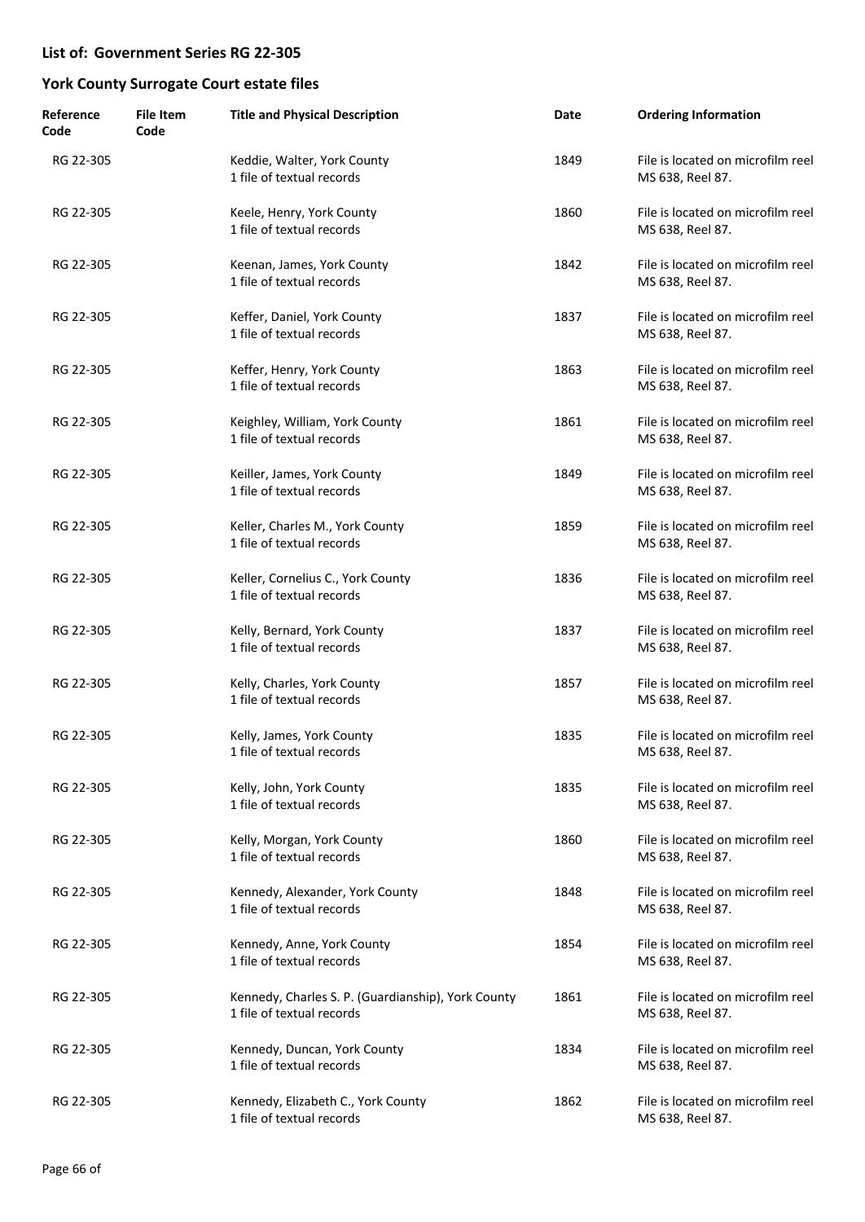## List of: Government Series RG 22-305

## York County Surrogate Court estate files

| Reference Code | File Item Code | Title and Physical Description | Date | Ordering Information |
|---|---|---|---|---|
| RG 22-305 | | Keddie, Walter, York County<br>1 file of textual records | 1849 | File is located on microfilm reel MS 638, Reel 87. |
| RG 22-305 | | Keele, Henry, York County<br>1 file of textual records | 1860 | File is located on microfilm reel MS 638, Reel 87. |
| RG 22-305 | | Keenan, James, York County<br>1 file of textual records | 1842 | File is located on microfilm reel MS 638, Reel 87. |
| RG 22-305 | | Keffer, Daniel, York County<br>1 file of textual records | 1837 | File is located on microfilm reel MS 638, Reel 87. |
| RG 22-305 | | Keffer, Henry, York County<br>1 file of textual records | 1863 | File is located on microfilm reel MS 638, Reel 87. |
| RG 22-305 | | Keighley, William, York County<br>1 file of textual records | 1861 | File is located on microfilm reel MS 638, Reel 87. |
| RG 22-305 | | Keiller, James, York County<br>1 file of textual records | 1849 | File is located on microfilm reel MS 638, Reel 87. |
| RG 22-305 | | Keller, Charles M., York County<br>1 file of textual records | 1859 | File is located on microfilm reel MS 638, Reel 87. |
| RG 22-305 | | Keller, Cornelius C., York County<br>1 file of textual records | 1836 | File is located on microfilm reel MS 638, Reel 87. |
| RG 22-305 | | Kelly, Bernard, York County<br>1 file of textual records | 1837 | File is located on microfilm reel MS 638, Reel 87. |
| RG 22-305 | | Kelly, Charles, York County<br>1 file of textual records | 1857 | File is located on microfilm reel MS 638, Reel 87. |
| RG 22-305 | | Kelly, James, York County<br>1 file of textual records | 1835 | File is located on microfilm reel MS 638, Reel 87. |
| RG 22-305 | | Kelly, John, York County<br>1 file of textual records | 1835 | File is located on microfilm reel MS 638, Reel 87. |
| RG 22-305 | | Kelly, Morgan, York County<br>1 file of textual records | 1860 | File is located on microfilm reel MS 638, Reel 87. |
| RG 22-305 | | Kennedy, Alexander, York County<br>1 file of textual records | 1848 | File is located on microfilm reel MS 638, Reel 87. |
| RG 22-305 | | Kennedy, Anne, York County<br>1 file of textual records | 1854 | File is located on microfilm reel MS 638, Reel 87. |
| RG 22-305 | | Kennedy, Charles S. P. (Guardianship), York County<br>1 file of textual records | 1861 | File is located on microfilm reel MS 638, Reel 87. |
| RG 22-305 | | Kennedy, Duncan, York County<br>1 file of textual records | 1834 | File is located on microfilm reel MS 638, Reel 87. |
| RG 22-305 | | Kennedy, Elizabeth C., York County<br>1 file of textual records | 1862 | File is located on microfilm reel MS 638, Reel 87. |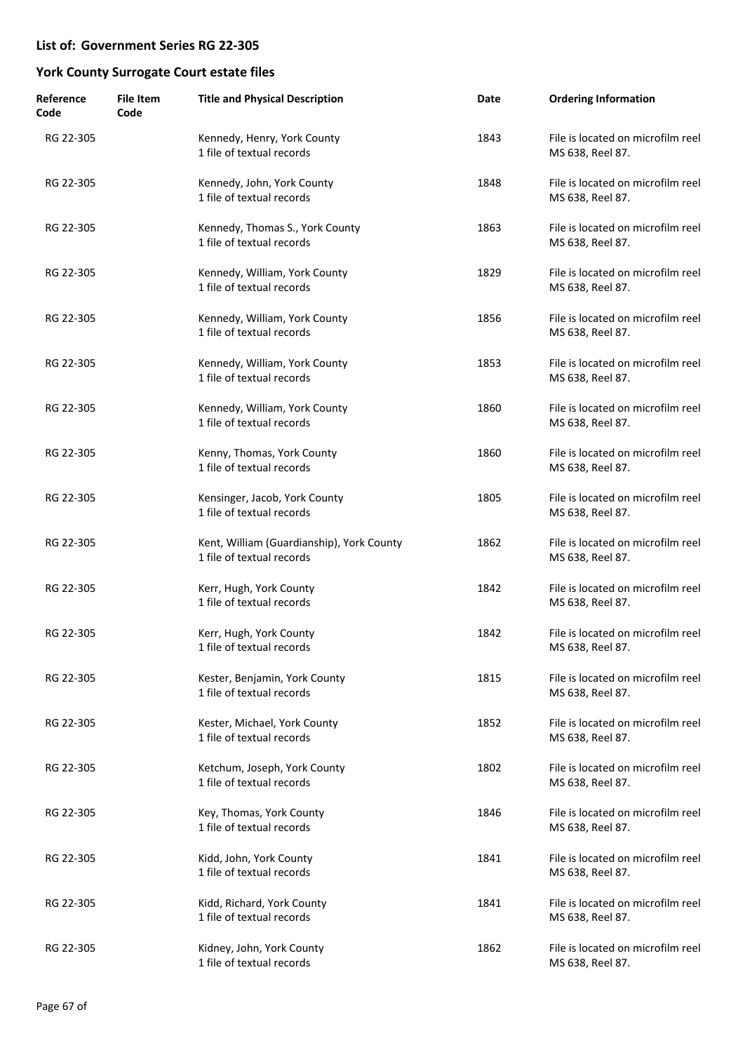## List of: Government Series RG 22-305

## York County Surrogate Court estate files

| Reference Code | File Item Code | Title and Physical Description | Date | Ordering Information |
|---|---|---|---|---|
| RG 22-305 | | Kennedy, Henry, York County<br>1 file of textual records | 1843 | File is located on microfilm reel MS 638, Reel 87. |
| RG 22-305 | | Kennedy, John, York County<br>1 file of textual records | 1848 | File is located on microfilm reel MS 638, Reel 87. |
| RG 22-305 | | Kennedy, Thomas S., York County<br>1 file of textual records | 1863 | File is located on microfilm reel MS 638, Reel 87. |
| RG 22-305 | | Kennedy, William, York County<br>1 file of textual records | 1829 | File is located on microfilm reel MS 638, Reel 87. |
| RG 22-305 | | Kennedy, William, York County<br>1 file of textual records | 1856 | File is located on microfilm reel MS 638, Reel 87. |
| RG 22-305 | | Kennedy, William, York County<br>1 file of textual records | 1853 | File is located on microfilm reel MS 638, Reel 87. |
| RG 22-305 | | Kennedy, William, York County<br>1 file of textual records | 1860 | File is located on microfilm reel MS 638, Reel 87. |
| RG 22-305 | | Kenny, Thomas, York County<br>1 file of textual records | 1860 | File is located on microfilm reel MS 638, Reel 87. |
| RG 22-305 | | Kensinger, Jacob, York County<br>1 file of textual records | 1805 | File is located on microfilm reel MS 638, Reel 87. |
| RG 22-305 | | Kent, William (Guardianship), York County<br>1 file of textual records | 1862 | File is located on microfilm reel MS 638, Reel 87. |
| RG 22-305 | | Kerr, Hugh, York County<br>1 file of textual records | 1842 | File is located on microfilm reel MS 638, Reel 87. |
| RG 22-305 | | Kerr, Hugh, York County<br>1 file of textual records | 1842 | File is located on microfilm reel MS 638, Reel 87. |
| RG 22-305 | | Kester, Benjamin, York County<br>1 file of textual records | 1815 | File is located on microfilm reel MS 638, Reel 87. |
| RG 22-305 | | Kester, Michael, York County<br>1 file of textual records | 1852 | File is located on microfilm reel MS 638, Reel 87. |
| RG 22-305 | | Ketchum, Joseph, York County<br>1 file of textual records | 1802 | File is located on microfilm reel MS 638, Reel 87. |
| RG 22-305 | | Key, Thomas, York County<br>1 file of textual records | 1846 | File is located on microfilm reel MS 638, Reel 87. |
| RG 22-305 | | Kidd, John, York County<br>1 file of textual records | 1841 | File is located on microfilm reel MS 638, Reel 87. |
| RG 22-305 | | Kidd, Richard, York County<br>1 file of textual records | 1841 | File is located on microfilm reel MS 638, Reel 87. |
| RG 22-305 | | Kidney, John, York County<br>1 file of textual records | 1862 | File is located on microfilm reel MS 638, Reel 87. |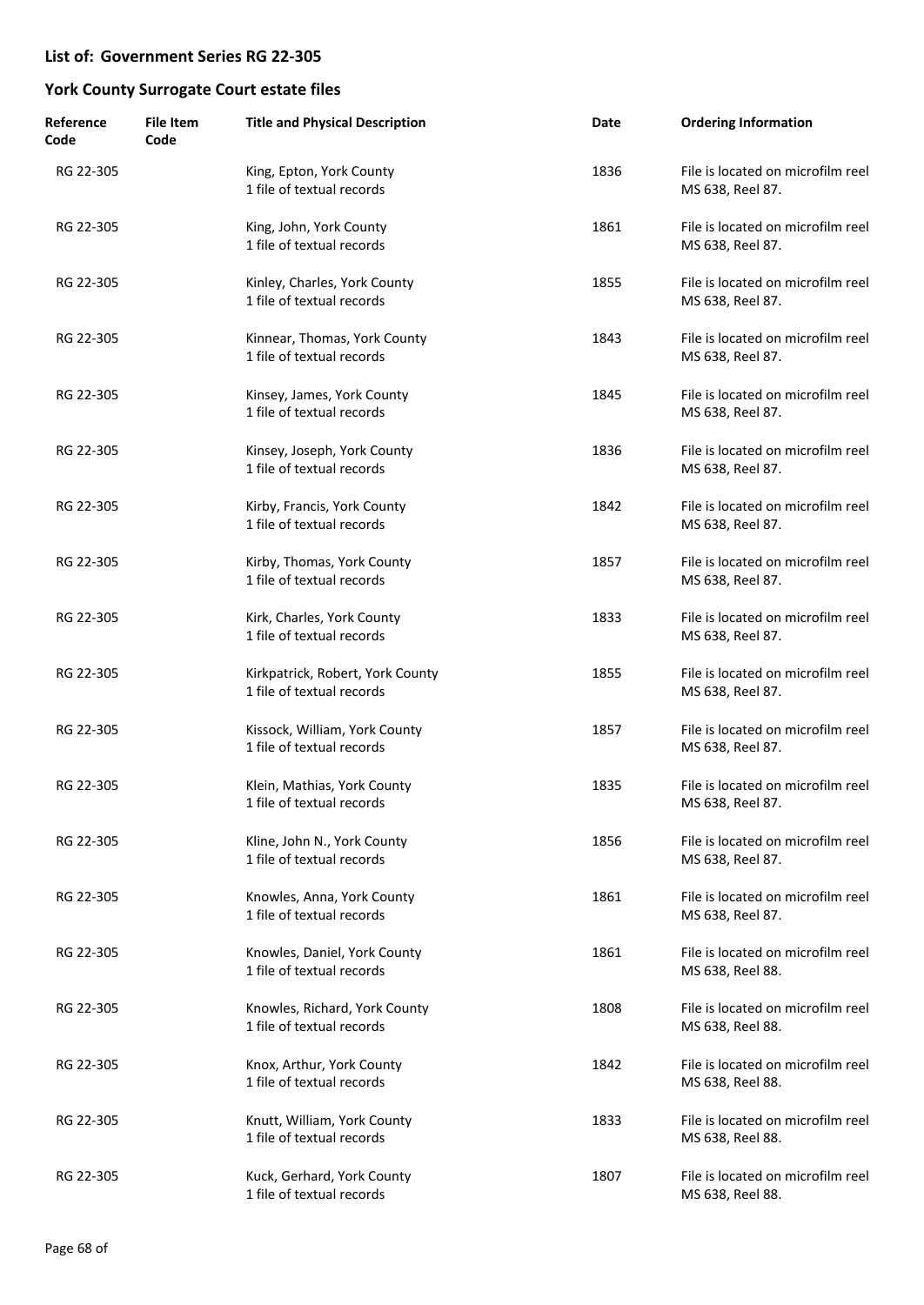## List of: Government Series RG 22-305

## York County Surrogate Court estate files

| Reference Code | File Item Code | Title and Physical Description | Date | Ordering Information |
|---|---|---|---|---|
| RG 22-305 | | King, Epton, York County<br>1 file of textual records | 1836 | File is located on microfilm reel MS 638, Reel 87. |
| RG 22-305 | | King, John, York County<br>1 file of textual records | 1861 | File is located on microfilm reel MS 638, Reel 87. |
| RG 22-305 | | Kinley, Charles, York County<br>1 file of textual records | 1855 | File is located on microfilm reel MS 638, Reel 87. |
| RG 22-305 | | Kinnear, Thomas, York County<br>1 file of textual records | 1843 | File is located on microfilm reel MS 638, Reel 87. |
| RG 22-305 | | Kinsey, James, York County<br>1 file of textual records | 1845 | File is located on microfilm reel MS 638, Reel 87. |
| RG 22-305 | | Kinsey, Joseph, York County<br>1 file of textual records | 1836 | File is located on microfilm reel MS 638, Reel 87. |
| RG 22-305 | | Kirby, Francis, York County<br>1 file of textual records | 1842 | File is located on microfilm reel MS 638, Reel 87. |
| RG 22-305 | | Kirby, Thomas, York County<br>1 file of textual records | 1857 | File is located on microfilm reel MS 638, Reel 87. |
| RG 22-305 | | Kirk, Charles, York County<br>1 file of textual records | 1833 | File is located on microfilm reel MS 638, Reel 87. |
| RG 22-305 | | Kirkpatrick, Robert, York County<br>1 file of textual records | 1855 | File is located on microfilm reel MS 638, Reel 87. |
| RG 22-305 | | Kissock, William, York County<br>1 file of textual records | 1857 | File is located on microfilm reel MS 638, Reel 87. |
| RG 22-305 | | Klein, Mathias, York County<br>1 file of textual records | 1835 | File is located on microfilm reel MS 638, Reel 87. |
| RG 22-305 | | Kline, John N., York County<br>1 file of textual records | 1856 | File is located on microfilm reel MS 638, Reel 87. |
| RG 22-305 | | Knowles, Anna, York County<br>1 file of textual records | 1861 | File is located on microfilm reel MS 638, Reel 87. |
| RG 22-305 | | Knowles, Daniel, York County<br>1 file of textual records | 1861 | File is located on microfilm reel MS 638, Reel 88. |
| RG 22-305 | | Knowles, Richard, York County<br>1 file of textual records | 1808 | File is located on microfilm reel MS 638, Reel 88. |
| RG 22-305 | | Knox, Arthur, York County<br>1 file of textual records | 1842 | File is located on microfilm reel MS 638, Reel 88. |
| RG 22-305 | | Knutt, William, York County<br>1 file of textual records | 1833 | File is located on microfilm reel MS 638, Reel 88. |
| RG 22-305 | | Kuck, Gerhard, York County<br>1 file of textual records | 1807 | File is located on microfilm reel MS 638, Reel 88. |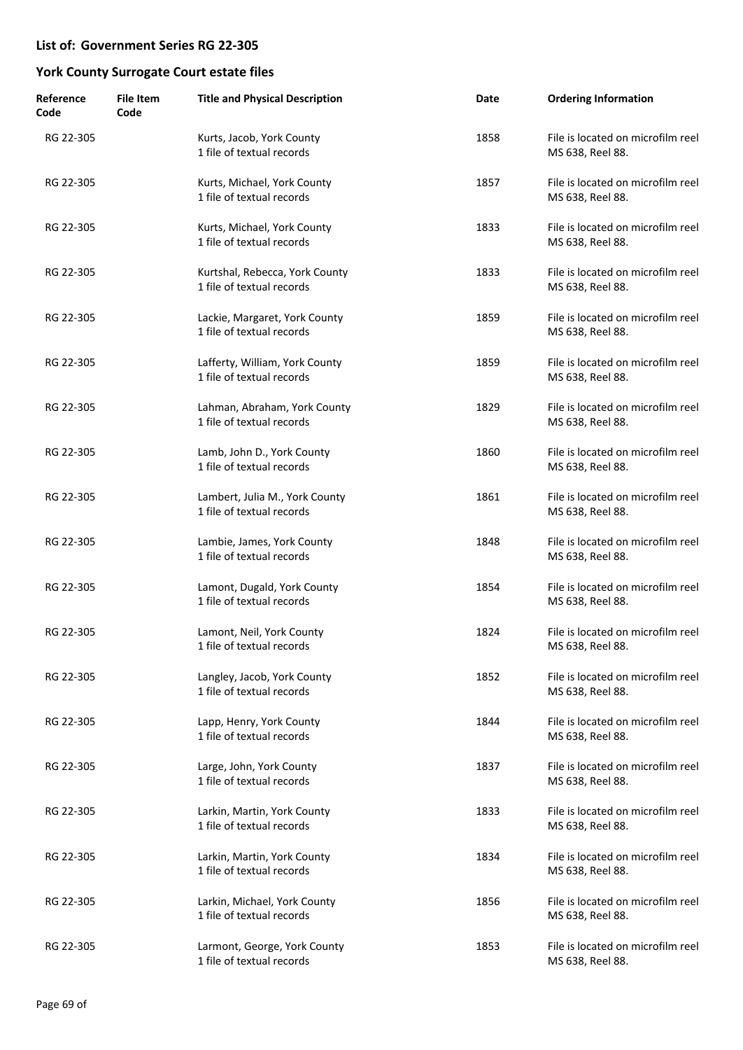## List of: Government Series RG 22-305

## York County Surrogate Court estate files

| Reference Code | File Item Code | Title and Physical Description | Date | Ordering Information |
|---|---|---|---|---|
| RG 22-305 | | Kurts, Jacob, York County<br>1 file of textual records | 1858 | File is located on microfilm reel MS 638, Reel 88. |
| RG 22-305 | | Kurts, Michael, York County<br>1 file of textual records | 1857 | File is located on microfilm reel MS 638, Reel 88. |
| RG 22-305 | | Kurts, Michael, York County<br>1 file of textual records | 1833 | File is located on microfilm reel MS 638, Reel 88. |
| RG 22-305 | | Kurtshal, Rebecca, York County<br>1 file of textual records | 1833 | File is located on microfilm reel MS 638, Reel 88. |
| RG 22-305 | | Lackie, Margaret, York County<br>1 file of textual records | 1859 | File is located on microfilm reel MS 638, Reel 88. |
| RG 22-305 | | Lafferty, William, York County<br>1 file of textual records | 1859 | File is located on microfilm reel MS 638, Reel 88. |
| RG 22-305 | | Lahman, Abraham, York County<br>1 file of textual records | 1829 | File is located on microfilm reel MS 638, Reel 88. |
| RG 22-305 | | Lamb, John D., York County<br>1 file of textual records | 1860 | File is located on microfilm reel MS 638, Reel 88. |
| RG 22-305 | | Lambert, Julia M., York County<br>1 file of textual records | 1861 | File is located on microfilm reel MS 638, Reel 88. |
| RG 22-305 | | Lambie, James, York County<br>1 file of textual records | 1848 | File is located on microfilm reel MS 638, Reel 88. |
| RG 22-305 | | Lamont, Dugald, York County<br>1 file of textual records | 1854 | File is located on microfilm reel MS 638, Reel 88. |
| RG 22-305 | | Lamont, Neil, York County<br>1 file of textual records | 1824 | File is located on microfilm reel MS 638, Reel 88. |
| RG 22-305 | | Langley, Jacob, York County<br>1 file of textual records | 1852 | File is located on microfilm reel MS 638, Reel 88. |
| RG 22-305 | | Lapp, Henry, York County<br>1 file of textual records | 1844 | File is located on microfilm reel MS 638, Reel 88. |
| RG 22-305 | | Large, John, York County<br>1 file of textual records | 1837 | File is located on microfilm reel MS 638, Reel 88. |
| RG 22-305 | | Larkin, Martin, York County<br>1 file of textual records | 1833 | File is located on microfilm reel MS 638, Reel 88. |
| RG 22-305 | | Larkin, Martin, York County<br>1 file of textual records | 1834 | File is located on microfilm reel MS 638, Reel 88. |
| RG 22-305 | | Larkin, Michael, York County<br>1 file of textual records | 1856 | File is located on microfilm reel MS 638, Reel 88. |
| RG 22-305 | | Larmont, George, York County<br>1 file of textual records | 1853 | File is located on microfilm reel MS 638, Reel 88. |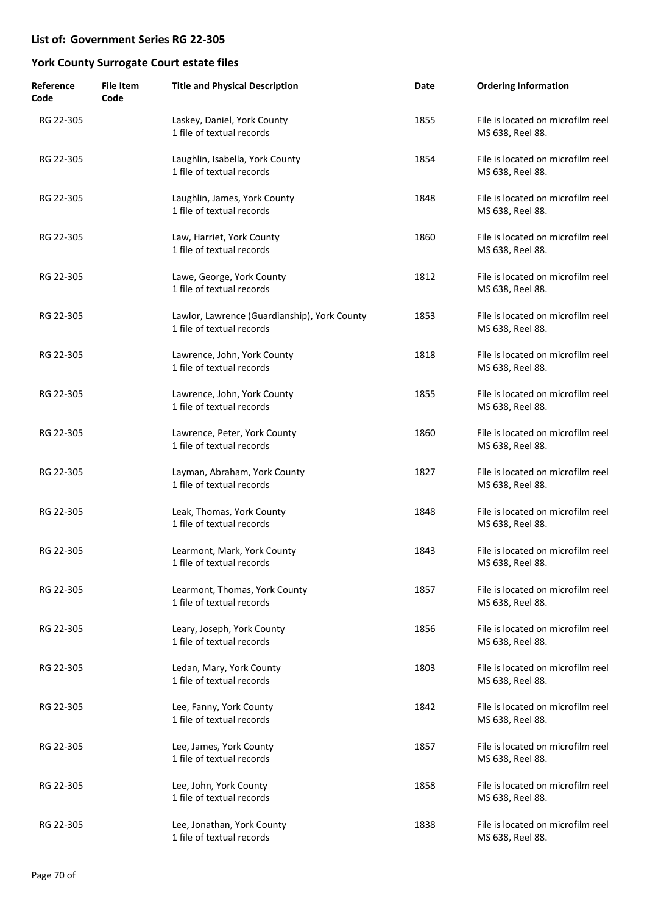## List of: Government Series RG 22-305

## York County Surrogate Court estate files

| Reference Code | File Item Code | Title and Physical Description | Date | Ordering Information |
|---|---|---|---|---|
| RG 22-305 | | Laskey, Daniel, York County<br>1 file of textual records | 1855 | File is located on microfilm reel MS 638, Reel 88. |
| RG 22-305 | | Laughlin, Isabella, York County<br>1 file of textual records | 1854 | File is located on microfilm reel MS 638, Reel 88. |
| RG 22-305 | | Laughlin, James, York County<br>1 file of textual records | 1848 | File is located on microfilm reel MS 638, Reel 88. |
| RG 22-305 | | Law, Harriet, York County<br>1 file of textual records | 1860 | File is located on microfilm reel MS 638, Reel 88. |
| RG 22-305 | | Lawe, George, York County<br>1 file of textual records | 1812 | File is located on microfilm reel MS 638, Reel 88. |
| RG 22-305 | | Lawlor, Lawrence (Guardianship), York County<br>1 file of textual records | 1853 | File is located on microfilm reel MS 638, Reel 88. |
| RG 22-305 | | Lawrence, John, York County<br>1 file of textual records | 1818 | File is located on microfilm reel MS 638, Reel 88. |
| RG 22-305 | | Lawrence, John, York County<br>1 file of textual records | 1855 | File is located on microfilm reel MS 638, Reel 88. |
| RG 22-305 | | Lawrence, Peter, York County<br>1 file of textual records | 1860 | File is located on microfilm reel MS 638, Reel 88. |
| RG 22-305 | | Layman, Abraham, York County<br>1 file of textual records | 1827 | File is located on microfilm reel MS 638, Reel 88. |
| RG 22-305 | | Leak, Thomas, York County<br>1 file of textual records | 1848 | File is located on microfilm reel MS 638, Reel 88. |
| RG 22-305 | | Learmont, Mark, York County<br>1 file of textual records | 1843 | File is located on microfilm reel MS 638, Reel 88. |
| RG 22-305 | | Learmont, Thomas, York County<br>1 file of textual records | 1857 | File is located on microfilm reel MS 638, Reel 88. |
| RG 22-305 | | Leary, Joseph, York County<br>1 file of textual records | 1856 | File is located on microfilm reel MS 638, Reel 88. |
| RG 22-305 | | Ledan, Mary, York County<br>1 file of textual records | 1803 | File is located on microfilm reel MS 638, Reel 88. |
| RG 22-305 | | Lee, Fanny, York County<br>1 file of textual records | 1842 | File is located on microfilm reel MS 638, Reel 88. |
| RG 22-305 | | Lee, James, York County<br>1 file of textual records | 1857 | File is located on microfilm reel MS 638, Reel 88. |
| RG 22-305 | | Lee, John, York County<br>1 file of textual records | 1858 | File is located on microfilm reel MS 638, Reel 88. |
| RG 22-305 | | Lee, Jonathan, York County<br>1 file of textual records | 1838 | File is located on microfilm reel MS 638, Reel 88. |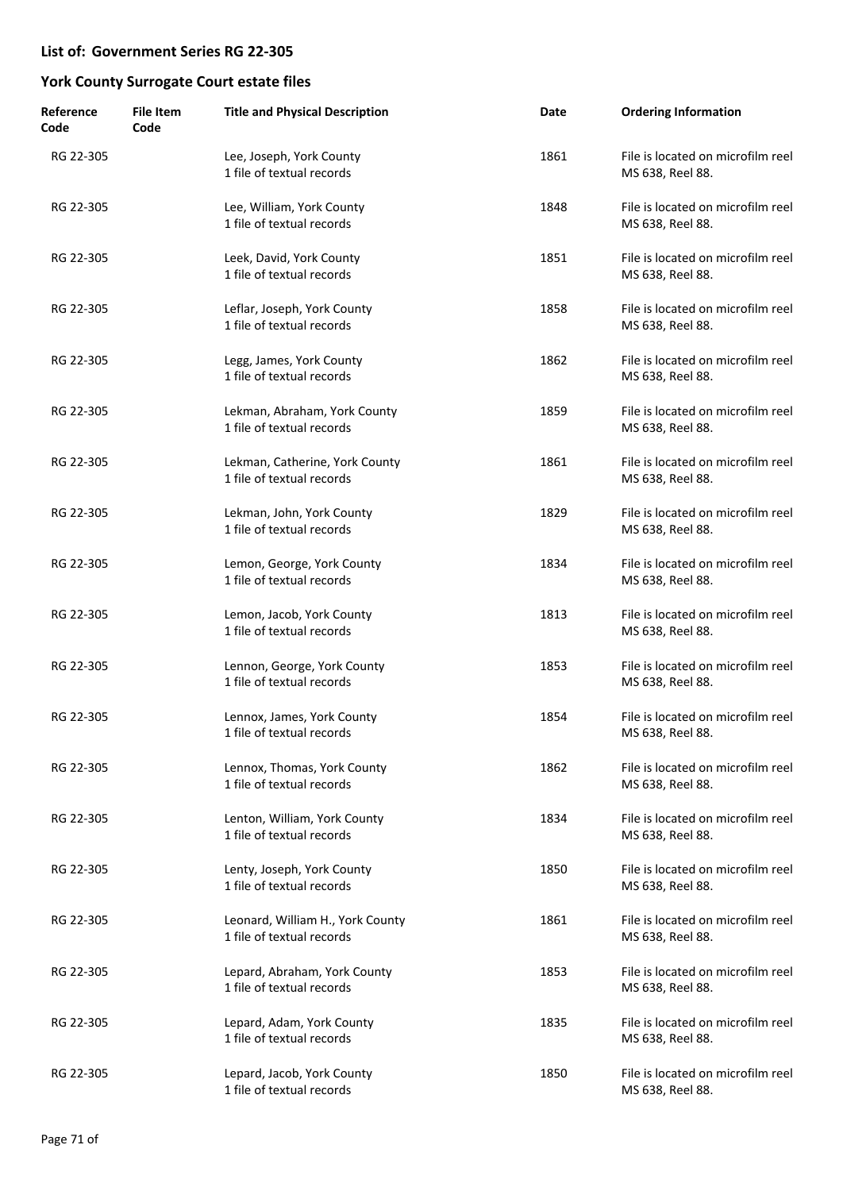## List of: Government Series RG 22-305

## York County Surrogate Court estate files

| Reference Code | File Item Code | Title and Physical Description | Date | Ordering Information |
|---|---|---|---|---|
| RG 22-305 | | Lee, Joseph, York County<br>1 file of textual records | 1861 | File is located on microfilm reel MS 638, Reel 88. |
| RG 22-305 | | Lee, William, York County<br>1 file of textual records | 1848 | File is located on microfilm reel MS 638, Reel 88. |
| RG 22-305 | | Leek, David, York County<br>1 file of textual records | 1851 | File is located on microfilm reel MS 638, Reel 88. |
| RG 22-305 | | Leflar, Joseph, York County<br>1 file of textual records | 1858 | File is located on microfilm reel MS 638, Reel 88. |
| RG 22-305 | | Legg, James, York County<br>1 file of textual records | 1862 | File is located on microfilm reel MS 638, Reel 88. |
| RG 22-305 | | Lekman, Abraham, York County<br>1 file of textual records | 1859 | File is located on microfilm reel MS 638, Reel 88. |
| RG 22-305 | | Lekman, Catherine, York County<br>1 file of textual records | 1861 | File is located on microfilm reel MS 638, Reel 88. |
| RG 22-305 | | Lekman, John, York County<br>1 file of textual records | 1829 | File is located on microfilm reel MS 638, Reel 88. |
| RG 22-305 | | Lemon, George, York County<br>1 file of textual records | 1834 | File is located on microfilm reel MS 638, Reel 88. |
| RG 22-305 | | Lemon, Jacob, York County<br>1 file of textual records | 1813 | File is located on microfilm reel MS 638, Reel 88. |
| RG 22-305 | | Lennon, George, York County<br>1 file of textual records | 1853 | File is located on microfilm reel MS 638, Reel 88. |
| RG 22-305 | | Lennox, James, York County<br>1 file of textual records | 1854 | File is located on microfilm reel MS 638, Reel 88. |
| RG 22-305 | | Lennox, Thomas, York County<br>1 file of textual records | 1862 | File is located on microfilm reel MS 638, Reel 88. |
| RG 22-305 | | Lenton, William, York County<br>1 file of textual records | 1834 | File is located on microfilm reel MS 638, Reel 88. |
| RG 22-305 | | Lenty, Joseph, York County<br>1 file of textual records | 1850 | File is located on microfilm reel MS 638, Reel 88. |
| RG 22-305 | | Leonard, William H., York County<br>1 file of textual records | 1861 | File is located on microfilm reel MS 638, Reel 88. |
| RG 22-305 | | Lepard, Abraham, York County<br>1 file of textual records | 1853 | File is located on microfilm reel MS 638, Reel 88. |
| RG 22-305 | | Lepard, Adam, York County<br>1 file of textual records | 1835 | File is located on microfilm reel MS 638, Reel 88. |
| RG 22-305 | | Lepard, Jacob, York County<br>1 file of textual records | 1850 | File is located on microfilm reel MS 638, Reel 88. |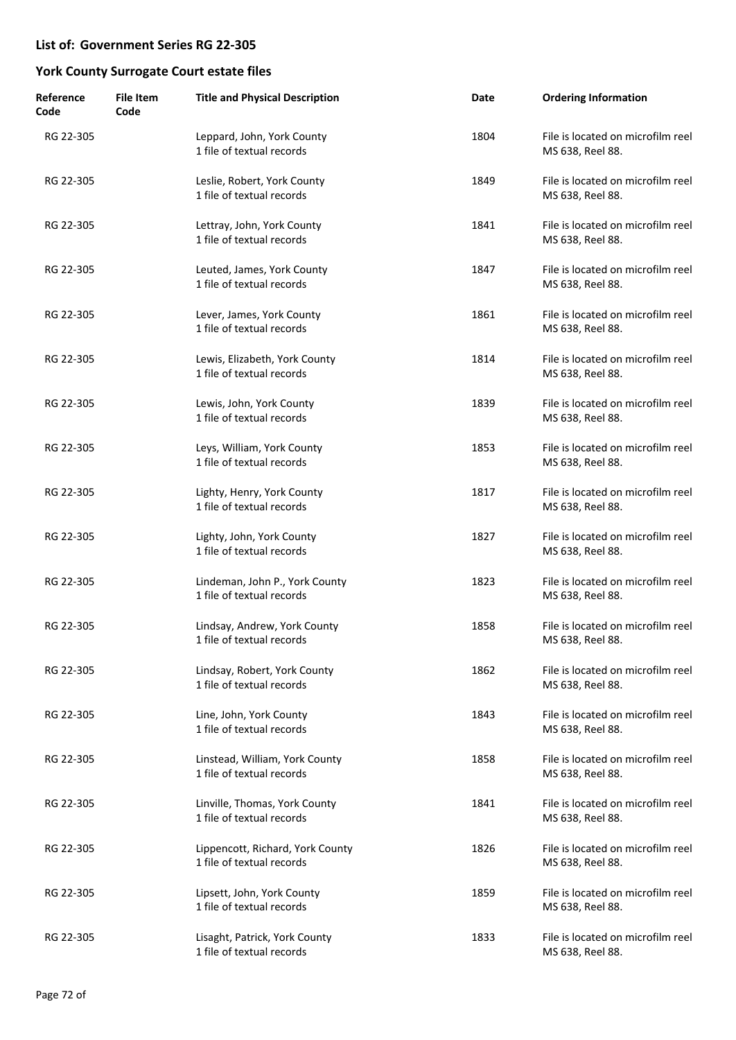## List of: Government Series RG 22-305

## York County Surrogate Court estate files

| Reference Code | File Item Code | Title and Physical Description | Date | Ordering Information |
|---|---|---|---|---|
| RG 22-305 | | Leppard, John, York County<br>1 file of textual records | 1804 | File is located on microfilm reel MS 638, Reel 88. |
| RG 22-305 | | Leslie, Robert, York County<br>1 file of textual records | 1849 | File is located on microfilm reel MS 638, Reel 88. |
| RG 22-305 | | Lettray, John, York County<br>1 file of textual records | 1841 | File is located on microfilm reel MS 638, Reel 88. |
| RG 22-305 | | Leuted, James, York County<br>1 file of textual records | 1847 | File is located on microfilm reel MS 638, Reel 88. |
| RG 22-305 | | Lever, James, York County<br>1 file of textual records | 1861 | File is located on microfilm reel MS 638, Reel 88. |
| RG 22-305 | | Lewis, Elizabeth, York County<br>1 file of textual records | 1814 | File is located on microfilm reel MS 638, Reel 88. |
| RG 22-305 | | Lewis, John, York County<br>1 file of textual records | 1839 | File is located on microfilm reel MS 638, Reel 88. |
| RG 22-305 | | Leys, William, York County<br>1 file of textual records | 1853 | File is located on microfilm reel MS 638, Reel 88. |
| RG 22-305 | | Lighty, Henry, York County<br>1 file of textual records | 1817 | File is located on microfilm reel MS 638, Reel 88. |
| RG 22-305 | | Lighty, John, York County<br>1 file of textual records | 1827 | File is located on microfilm reel MS 638, Reel 88. |
| RG 22-305 | | Lindeman, John P., York County<br>1 file of textual records | 1823 | File is located on microfilm reel MS 638, Reel 88. |
| RG 22-305 | | Lindsay, Andrew, York County<br>1 file of textual records | 1858 | File is located on microfilm reel MS 638, Reel 88. |
| RG 22-305 | | Lindsay, Robert, York County<br>1 file of textual records | 1862 | File is located on microfilm reel MS 638, Reel 88. |
| RG 22-305 | | Line, John, York County<br>1 file of textual records | 1843 | File is located on microfilm reel MS 638, Reel 88. |
| RG 22-305 | | Linstead, William, York County<br>1 file of textual records | 1858 | File is located on microfilm reel MS 638, Reel 88. |
| RG 22-305 | | Linville, Thomas, York County<br>1 file of textual records | 1841 | File is located on microfilm reel MS 638, Reel 88. |
| RG 22-305 | | Lippencott, Richard, York County<br>1 file of textual records | 1826 | File is located on microfilm reel MS 638, Reel 88. |
| RG 22-305 | | Lipsett, John, York County<br>1 file of textual records | 1859 | File is located on microfilm reel MS 638, Reel 88. |
| RG 22-305 | | Lisaght, Patrick, York County<br>1 file of textual records | 1833 | File is located on microfilm reel MS 638, Reel 88. |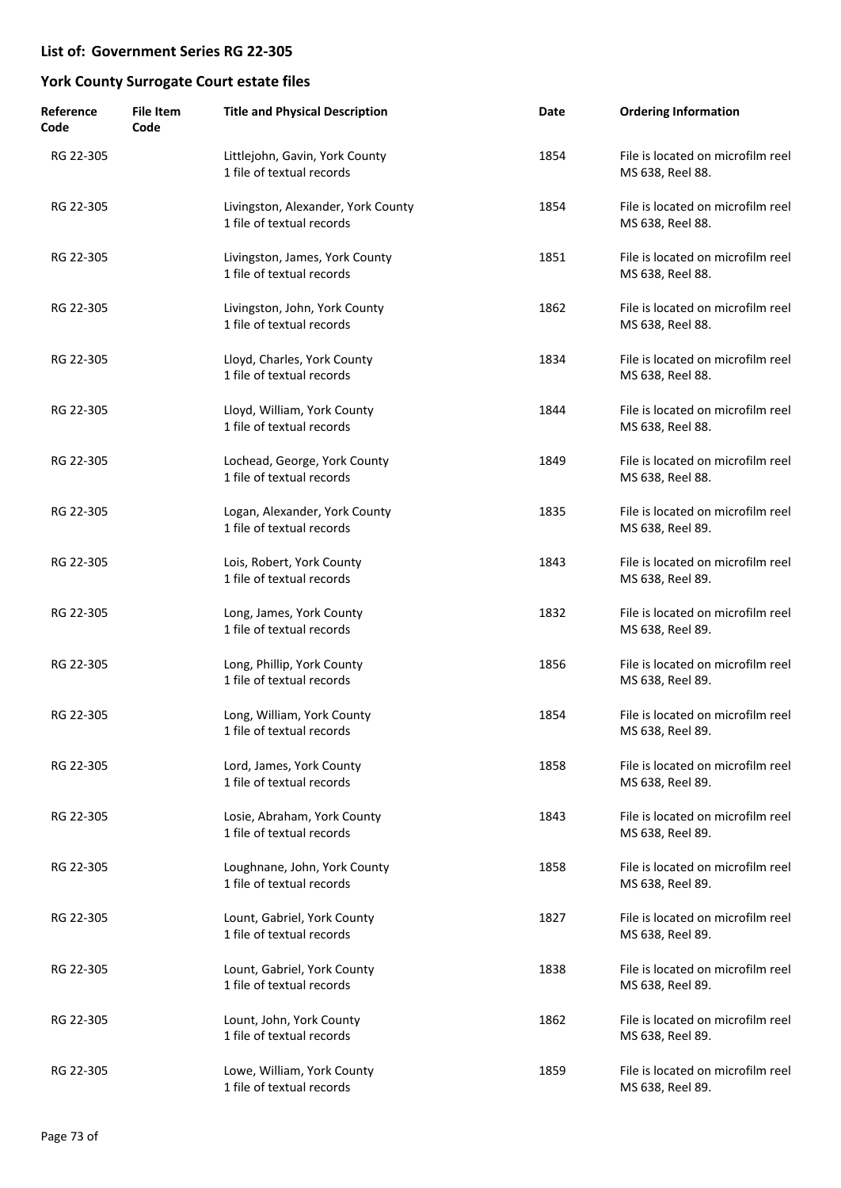## List of: Government Series RG 22-305

## York County Surrogate Court estate files

| Reference Code | File Item Code | Title and Physical Description | Date | Ordering Information |
|---|---|---|---|---|
| RG 22-305 | | Littlejohn, Gavin, York County<br>1 file of textual records | 1854 | File is located on microfilm reel MS 638, Reel 88. |
| RG 22-305 | | Livingston, Alexander, York County<br>1 file of textual records | 1854 | File is located on microfilm reel MS 638, Reel 88. |
| RG 22-305 | | Livingston, James, York County<br>1 file of textual records | 1851 | File is located on microfilm reel MS 638, Reel 88. |
| RG 22-305 | | Livingston, John, York County<br>1 file of textual records | 1862 | File is located on microfilm reel MS 638, Reel 88. |
| RG 22-305 | | Lloyd, Charles, York County<br>1 file of textual records | 1834 | File is located on microfilm reel MS 638, Reel 88. |
| RG 22-305 | | Lloyd, William, York County<br>1 file of textual records | 1844 | File is located on microfilm reel MS 638, Reel 88. |
| RG 22-305 | | Lochead, George, York County<br>1 file of textual records | 1849 | File is located on microfilm reel MS 638, Reel 88. |
| RG 22-305 | | Logan, Alexander, York County<br>1 file of textual records | 1835 | File is located on microfilm reel MS 638, Reel 89. |
| RG 22-305 | | Lois, Robert, York County<br>1 file of textual records | 1843 | File is located on microfilm reel MS 638, Reel 89. |
| RG 22-305 | | Long, James, York County<br>1 file of textual records | 1832 | File is located on microfilm reel MS 638, Reel 89. |
| RG 22-305 | | Long, Phillip, York County<br>1 file of textual records | 1856 | File is located on microfilm reel MS 638, Reel 89. |
| RG 22-305 | | Long, William, York County<br>1 file of textual records | 1854 | File is located on microfilm reel MS 638, Reel 89. |
| RG 22-305 | | Lord, James, York County<br>1 file of textual records | 1858 | File is located on microfilm reel MS 638, Reel 89. |
| RG 22-305 | | Losie, Abraham, York County<br>1 file of textual records | 1843 | File is located on microfilm reel MS 638, Reel 89. |
| RG 22-305 | | Loughnane, John, York County<br>1 file of textual records | 1858 | File is located on microfilm reel MS 638, Reel 89. |
| RG 22-305 | | Lount, Gabriel, York County<br>1 file of textual records | 1827 | File is located on microfilm reel MS 638, Reel 89. |
| RG 22-305 | | Lount, Gabriel, York County<br>1 file of textual records | 1838 | File is located on microfilm reel MS 638, Reel 89. |
| RG 22-305 | | Lount, John, York County<br>1 file of textual records | 1862 | File is located on microfilm reel MS 638, Reel 89. |
| RG 22-305 | | Lowe, William, York County<br>1 file of textual records | 1859 | File is located on microfilm reel MS 638, Reel 89. |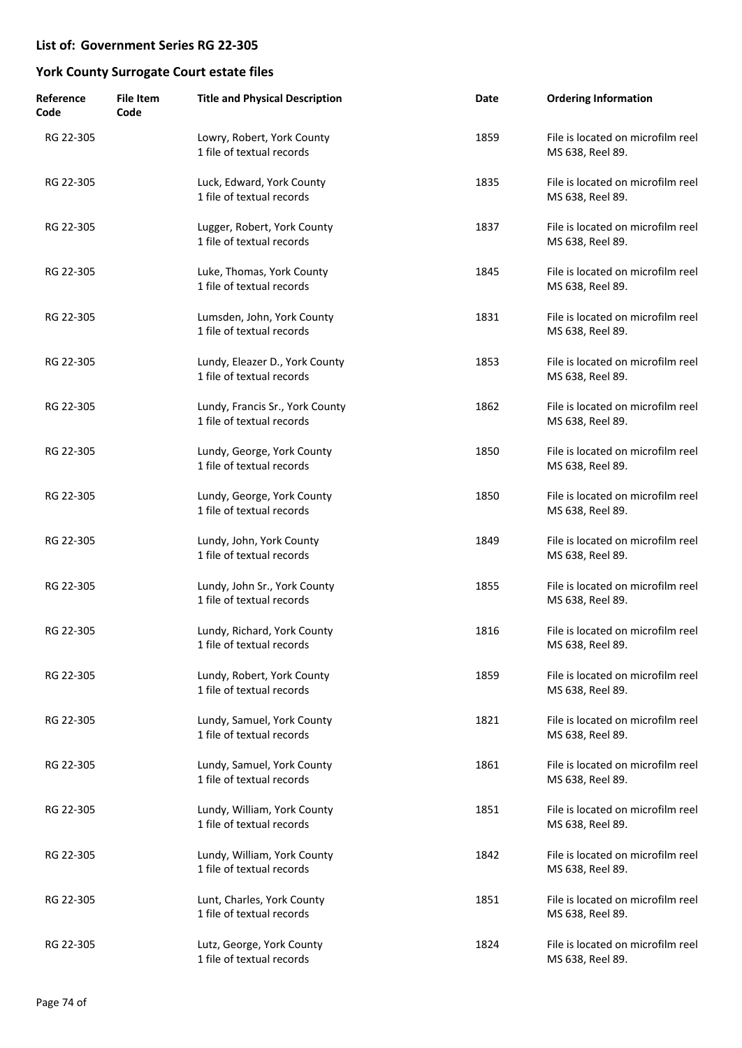## List of: Government Series RG 22-305

## York County Surrogate Court estate files

| Reference Code | File Item Code | Title and Physical Description | Date | Ordering Information |
|---|---|---|---|---|
| RG 22-305 | | Lowry, Robert, York County<br>1 file of textual records | 1859 | File is located on microfilm reel MS 638, Reel 89. |
| RG 22-305 | | Luck, Edward, York County<br>1 file of textual records | 1835 | File is located on microfilm reel MS 638, Reel 89. |
| RG 22-305 | | Lugger, Robert, York County<br>1 file of textual records | 1837 | File is located on microfilm reel MS 638, Reel 89. |
| RG 22-305 | | Luke, Thomas, York County<br>1 file of textual records | 1845 | File is located on microfilm reel MS 638, Reel 89. |
| RG 22-305 | | Lumsden, John, York County<br>1 file of textual records | 1831 | File is located on microfilm reel MS 638, Reel 89. |
| RG 22-305 | | Lundy, Eleazer D., York County<br>1 file of textual records | 1853 | File is located on microfilm reel MS 638, Reel 89. |
| RG 22-305 | | Lundy, Francis Sr., York County<br>1 file of textual records | 1862 | File is located on microfilm reel MS 638, Reel 89. |
| RG 22-305 | | Lundy, George, York County<br>1 file of textual records | 1850 | File is located on microfilm reel MS 638, Reel 89. |
| RG 22-305 | | Lundy, George, York County<br>1 file of textual records | 1850 | File is located on microfilm reel MS 638, Reel 89. |
| RG 22-305 | | Lundy, John, York County<br>1 file of textual records | 1849 | File is located on microfilm reel MS 638, Reel 89. |
| RG 22-305 | | Lundy, John Sr., York County<br>1 file of textual records | 1855 | File is located on microfilm reel MS 638, Reel 89. |
| RG 22-305 | | Lundy, Richard, York County<br>1 file of textual records | 1816 | File is located on microfilm reel MS 638, Reel 89. |
| RG 22-305 | | Lundy, Robert, York County<br>1 file of textual records | 1859 | File is located on microfilm reel MS 638, Reel 89. |
| RG 22-305 | | Lundy, Samuel, York County<br>1 file of textual records | 1821 | File is located on microfilm reel MS 638, Reel 89. |
| RG 22-305 | | Lundy, Samuel, York County<br>1 file of textual records | 1861 | File is located on microfilm reel MS 638, Reel 89. |
| RG 22-305 | | Lundy, William, York County<br>1 file of textual records | 1851 | File is located on microfilm reel MS 638, Reel 89. |
| RG 22-305 | | Lundy, William, York County<br>1 file of textual records | 1842 | File is located on microfilm reel MS 638, Reel 89. |
| RG 22-305 | | Lunt, Charles, York County<br>1 file of textual records | 1851 | File is located on microfilm reel MS 638, Reel 89. |
| RG 22-305 | | Lutz, George, York County<br>1 file of textual records | 1824 | File is located on microfilm reel MS 638, Reel 89. |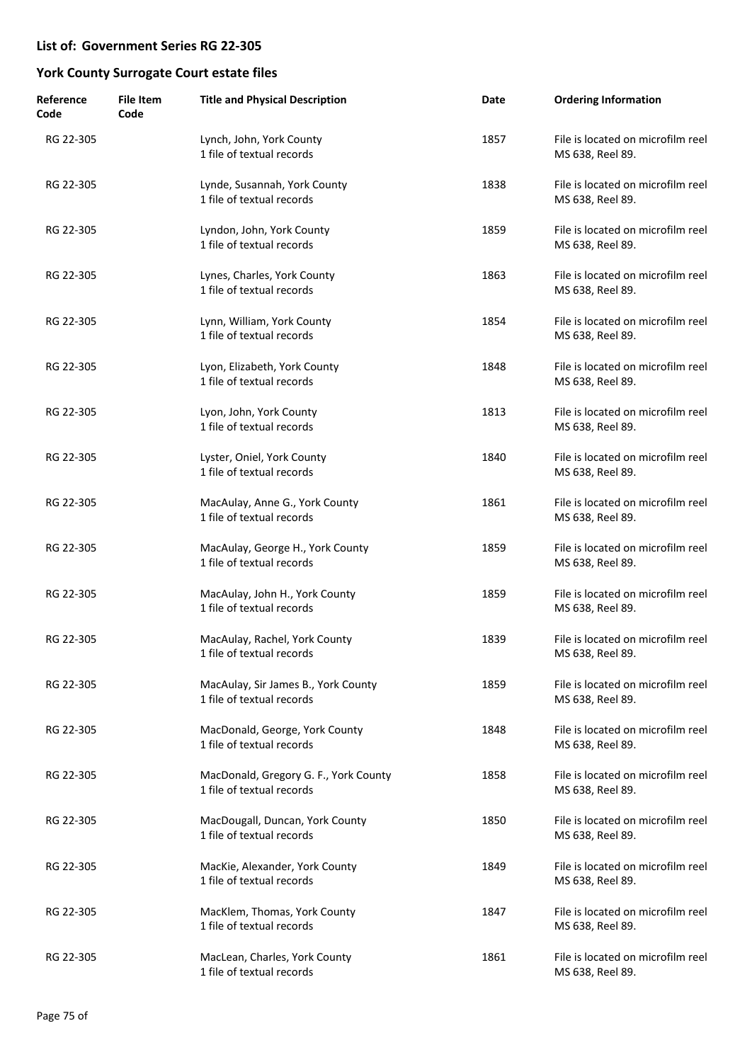## List of: Government Series RG 22-305

## York County Surrogate Court estate files

| Reference Code | File Item Code | Title and Physical Description | Date | Ordering Information |
|---|---|---|---|---|
| RG 22-305 | | Lynch, John, York County<br>1 file of textual records | 1857 | File is located on microfilm reel MS 638, Reel 89. |
| RG 22-305 | | Lynde, Susannah, York County<br>1 file of textual records | 1838 | File is located on microfilm reel MS 638, Reel 89. |
| RG 22-305 | | Lyndon, John, York County<br>1 file of textual records | 1859 | File is located on microfilm reel MS 638, Reel 89. |
| RG 22-305 | | Lynes, Charles, York County<br>1 file of textual records | 1863 | File is located on microfilm reel MS 638, Reel 89. |
| RG 22-305 | | Lynn, William, York County<br>1 file of textual records | 1854 | File is located on microfilm reel MS 638, Reel 89. |
| RG 22-305 | | Lyon, Elizabeth, York County<br>1 file of textual records | 1848 | File is located on microfilm reel MS 638, Reel 89. |
| RG 22-305 | | Lyon, John, York County<br>1 file of textual records | 1813 | File is located on microfilm reel MS 638, Reel 89. |
| RG 22-305 | | Lyster, Oniel, York County<br>1 file of textual records | 1840 | File is located on microfilm reel MS 638, Reel 89. |
| RG 22-305 | | MacAulay, Anne G., York County<br>1 file of textual records | 1861 | File is located on microfilm reel MS 638, Reel 89. |
| RG 22-305 | | MacAulay, George H., York County<br>1 file of textual records | 1859 | File is located on microfilm reel MS 638, Reel 89. |
| RG 22-305 | | MacAulay, John H., York County<br>1 file of textual records | 1859 | File is located on microfilm reel MS 638, Reel 89. |
| RG 22-305 | | MacAulay, Rachel, York County<br>1 file of textual records | 1839 | File is located on microfilm reel MS 638, Reel 89. |
| RG 22-305 | | MacAulay, Sir James B., York County<br>1 file of textual records | 1859 | File is located on microfilm reel MS 638, Reel 89. |
| RG 22-305 | | MacDonald, George, York County<br>1 file of textual records | 1848 | File is located on microfilm reel MS 638, Reel 89. |
| RG 22-305 | | MacDonald, Gregory G. F., York County<br>1 file of textual records | 1858 | File is located on microfilm reel MS 638, Reel 89. |
| RG 22-305 | | MacDougall, Duncan, York County<br>1 file of textual records | 1850 | File is located on microfilm reel MS 638, Reel 89. |
| RG 22-305 | | MacKie, Alexander, York County<br>1 file of textual records | 1849 | File is located on microfilm reel MS 638, Reel 89. |
| RG 22-305 | | MacKlem, Thomas, York County<br>1 file of textual records | 1847 | File is located on microfilm reel MS 638, Reel 89. |
| RG 22-305 | | MacLean, Charles, York County<br>1 file of textual records | 1861 | File is located on microfilm reel MS 638, Reel 89. |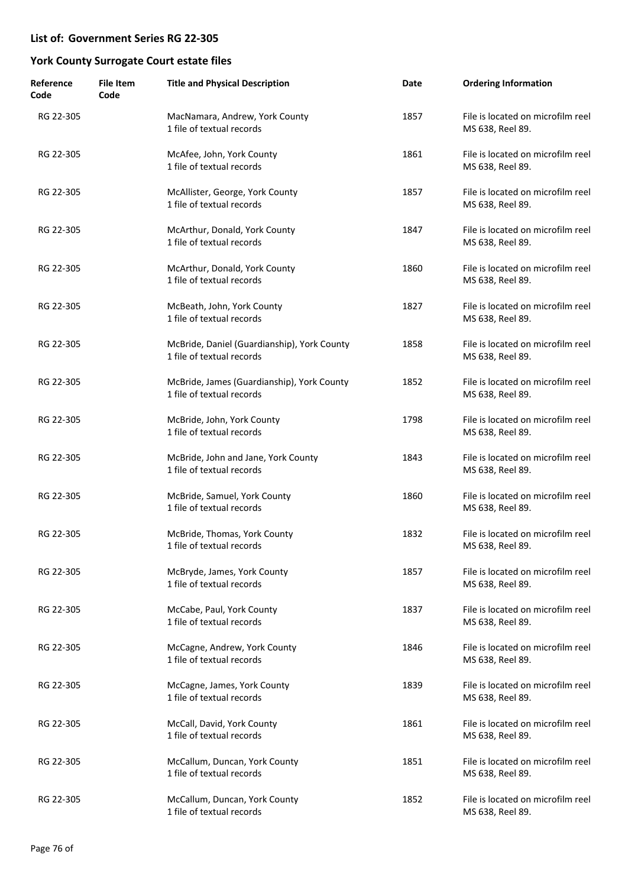## List of: Government Series RG 22-305

## York County Surrogate Court estate files

| Reference Code | File Item Code | Title and Physical Description | Date | Ordering Information |
|---|---|---|---|---|
| RG 22-305 | | MacNamara, Andrew, York County<br>1 file of textual records | 1857 | File is located on microfilm reel MS 638, Reel 89. |
| RG 22-305 | | McAfee, John, York County<br>1 file of textual records | 1861 | File is located on microfilm reel MS 638, Reel 89. |
| RG 22-305 | | McAllister, George, York County<br>1 file of textual records | 1857 | File is located on microfilm reel MS 638, Reel 89. |
| RG 22-305 | | McArthur, Donald, York County<br>1 file of textual records | 1847 | File is located on microfilm reel MS 638, Reel 89. |
| RG 22-305 | | McArthur, Donald, York County<br>1 file of textual records | 1860 | File is located on microfilm reel MS 638, Reel 89. |
| RG 22-305 | | McBeath, John, York County<br>1 file of textual records | 1827 | File is located on microfilm reel MS 638, Reel 89. |
| RG 22-305 | | McBride, Daniel (Guardianship), York County<br>1 file of textual records | 1858 | File is located on microfilm reel MS 638, Reel 89. |
| RG 22-305 | | McBride, James (Guardianship), York County<br>1 file of textual records | 1852 | File is located on microfilm reel MS 638, Reel 89. |
| RG 22-305 | | McBride, John, York County<br>1 file of textual records | 1798 | File is located on microfilm reel MS 638, Reel 89. |
| RG 22-305 | | McBride, John and Jane, York County<br>1 file of textual records | 1843 | File is located on microfilm reel MS 638, Reel 89. |
| RG 22-305 | | McBride, Samuel, York County<br>1 file of textual records | 1860 | File is located on microfilm reel MS 638, Reel 89. |
| RG 22-305 | | McBride, Thomas, York County<br>1 file of textual records | 1832 | File is located on microfilm reel MS 638, Reel 89. |
| RG 22-305 | | McBryde, James, York County<br>1 file of textual records | 1857 | File is located on microfilm reel MS 638, Reel 89. |
| RG 22-305 | | McCabe, Paul, York County<br>1 file of textual records | 1837 | File is located on microfilm reel MS 638, Reel 89. |
| RG 22-305 | | McCagne, Andrew, York County<br>1 file of textual records | 1846 | File is located on microfilm reel MS 638, Reel 89. |
| RG 22-305 | | McCagne, James, York County<br>1 file of textual records | 1839 | File is located on microfilm reel MS 638, Reel 89. |
| RG 22-305 | | McCall, David, York County<br>1 file of textual records | 1861 | File is located on microfilm reel MS 638, Reel 89. |
| RG 22-305 | | McCallum, Duncan, York County<br>1 file of textual records | 1851 | File is located on microfilm reel MS 638, Reel 89. |
| RG 22-305 | | McCallum, Duncan, York County<br>1 file of textual records | 1852 | File is located on microfilm reel MS 638, Reel 89. |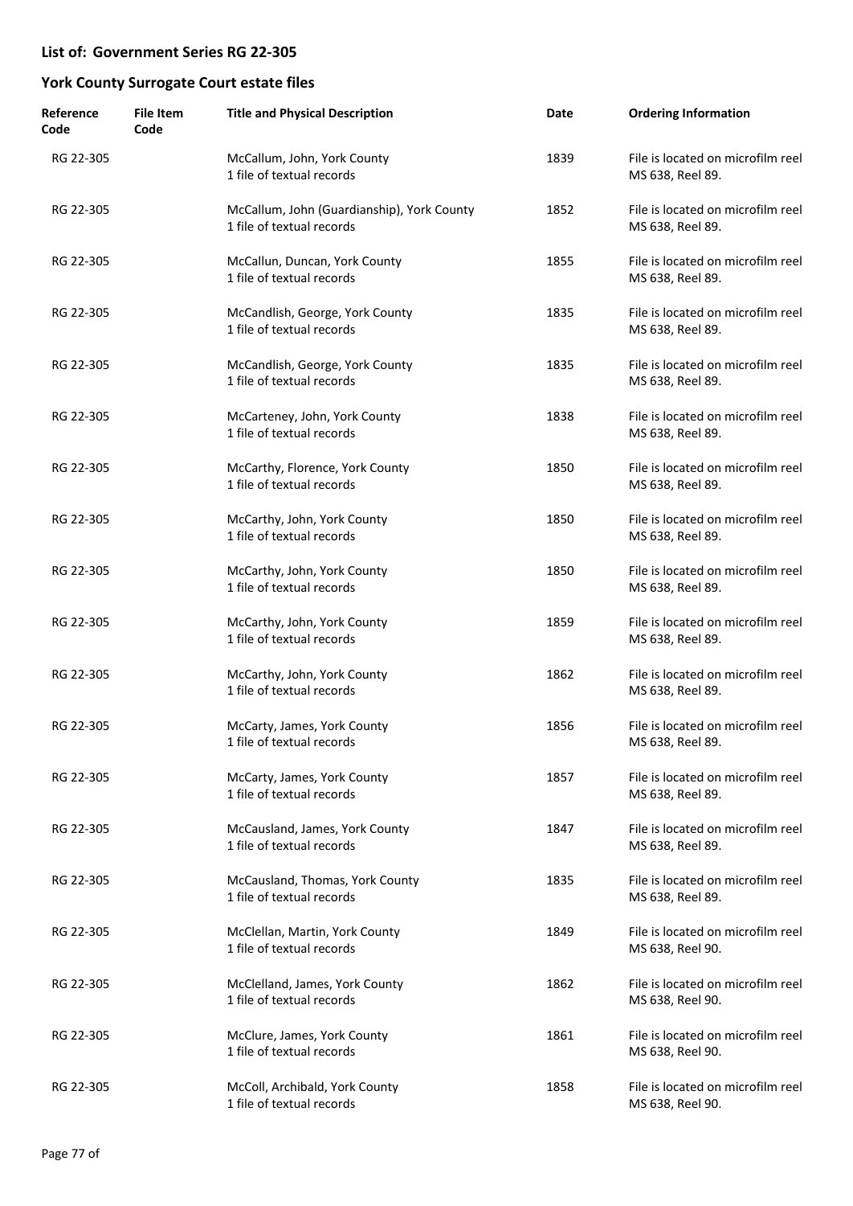## List of: Government Series RG 22-305

## York County Surrogate Court estate files

| Reference Code | File Item Code | Title and Physical Description | Date | Ordering Information |
|---|---|---|---|---|
| RG 22-305 | | McCallum, John, York County<br>1 file of textual records | 1839 | File is located on microfilm reel MS 638, Reel 89. |
| RG 22-305 | | McCallum, John (Guardianship), York County<br>1 file of textual records | 1852 | File is located on microfilm reel MS 638, Reel 89. |
| RG 22-305 | | McCallun, Duncan, York County<br>1 file of textual records | 1855 | File is located on microfilm reel MS 638, Reel 89. |
| RG 22-305 | | McCandlish, George, York County<br>1 file of textual records | 1835 | File is located on microfilm reel MS 638, Reel 89. |
| RG 22-305 | | McCandlish, George, York County<br>1 file of textual records | 1835 | File is located on microfilm reel MS 638, Reel 89. |
| RG 22-305 | | McCarteney, John, York County<br>1 file of textual records | 1838 | File is located on microfilm reel MS 638, Reel 89. |
| RG 22-305 | | McCarthy, Florence, York County<br>1 file of textual records | 1850 | File is located on microfilm reel MS 638, Reel 89. |
| RG 22-305 | | McCarthy, John, York County<br>1 file of textual records | 1850 | File is located on microfilm reel MS 638, Reel 89. |
| RG 22-305 | | McCarthy, John, York County<br>1 file of textual records | 1850 | File is located on microfilm reel MS 638, Reel 89. |
| RG 22-305 | | McCarthy, John, York County<br>1 file of textual records | 1859 | File is located on microfilm reel MS 638, Reel 89. |
| RG 22-305 | | McCarthy, John, York County<br>1 file of textual records | 1862 | File is located on microfilm reel MS 638, Reel 89. |
| RG 22-305 | | McCarty, James, York County<br>1 file of textual records | 1856 | File is located on microfilm reel MS 638, Reel 89. |
| RG 22-305 | | McCarty, James, York County<br>1 file of textual records | 1857 | File is located on microfilm reel MS 638, Reel 89. |
| RG 22-305 | | McCausland, James, York County<br>1 file of textual records | 1847 | File is located on microfilm reel MS 638, Reel 89. |
| RG 22-305 | | McCausland, Thomas, York County<br>1 file of textual records | 1835 | File is located on microfilm reel MS 638, Reel 89. |
| RG 22-305 | | McClellan, Martin, York County<br>1 file of textual records | 1849 | File is located on microfilm reel MS 638, Reel 90. |
| RG 22-305 | | McClelland, James, York County<br>1 file of textual records | 1862 | File is located on microfilm reel MS 638, Reel 90. |
| RG 22-305 | | McClure, James, York County<br>1 file of textual records | 1861 | File is located on microfilm reel MS 638, Reel 90. |
| RG 22-305 | | McColl, Archibald, York County<br>1 file of textual records | 1858 | File is located on microfilm reel MS 638, Reel 90. |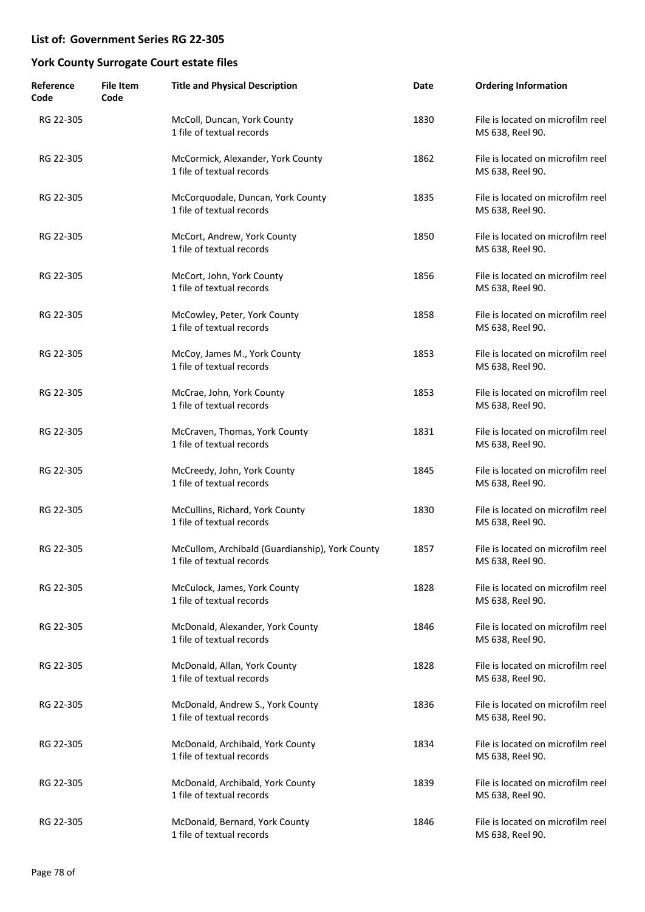## List of: Government Series RG 22-305

## York County Surrogate Court estate files

| Reference Code | File Item Code | Title and Physical Description | Date | Ordering Information |
|---|---|---|---|---|
| RG 22-305 | | McColl, Duncan, York County<br>1 file of textual records | 1830 | File is located on microfilm reel MS 638, Reel 90. |
| RG 22-305 | | McCormick, Alexander, York County<br>1 file of textual records | 1862 | File is located on microfilm reel MS 638, Reel 90. |
| RG 22-305 | | McCorquodale, Duncan, York County<br>1 file of textual records | 1835 | File is located on microfilm reel MS 638, Reel 90. |
| RG 22-305 | | McCort, Andrew, York County<br>1 file of textual records | 1850 | File is located on microfilm reel MS 638, Reel 90. |
| RG 22-305 | | McCort, John, York County<br>1 file of textual records | 1856 | File is located on microfilm reel MS 638, Reel 90. |
| RG 22-305 | | McCowley, Peter, York County<br>1 file of textual records | 1858 | File is located on microfilm reel MS 638, Reel 90. |
| RG 22-305 | | McCoy, James M., York County<br>1 file of textual records | 1853 | File is located on microfilm reel MS 638, Reel 90. |
| RG 22-305 | | McCrae, John, York County<br>1 file of textual records | 1853 | File is located on microfilm reel MS 638, Reel 90. |
| RG 22-305 | | McCraven, Thomas, York County<br>1 file of textual records | 1831 | File is located on microfilm reel MS 638, Reel 90. |
| RG 22-305 | | McCreedy, John, York County<br>1 file of textual records | 1845 | File is located on microfilm reel MS 638, Reel 90. |
| RG 22-305 | | McCullins, Richard, York County<br>1 file of textual records | 1830 | File is located on microfilm reel MS 638, Reel 90. |
| RG 22-305 | | McCullom, Archibald (Guardianship), York County<br>1 file of textual records | 1857 | File is located on microfilm reel MS 638, Reel 90. |
| RG 22-305 | | McCulock, James, York County<br>1 file of textual records | 1828 | File is located on microfilm reel MS 638, Reel 90. |
| RG 22-305 | | McDonald, Alexander, York County<br>1 file of textual records | 1846 | File is located on microfilm reel MS 638, Reel 90. |
| RG 22-305 | | McDonald, Allan, York County<br>1 file of textual records | 1828 | File is located on microfilm reel MS 638, Reel 90. |
| RG 22-305 | | McDonald, Andrew S., York County<br>1 file of textual records | 1836 | File is located on microfilm reel MS 638, Reel 90. |
| RG 22-305 | | McDonald, Archibald, York County<br>1 file of textual records | 1834 | File is located on microfilm reel MS 638, Reel 90. |
| RG 22-305 | | McDonald, Archibald, York County<br>1 file of textual records | 1839 | File is located on microfilm reel MS 638, Reel 90. |
| RG 22-305 | | McDonald, Bernard, York County<br>1 file of textual records | 1846 | File is located on microfilm reel MS 638, Reel 90. |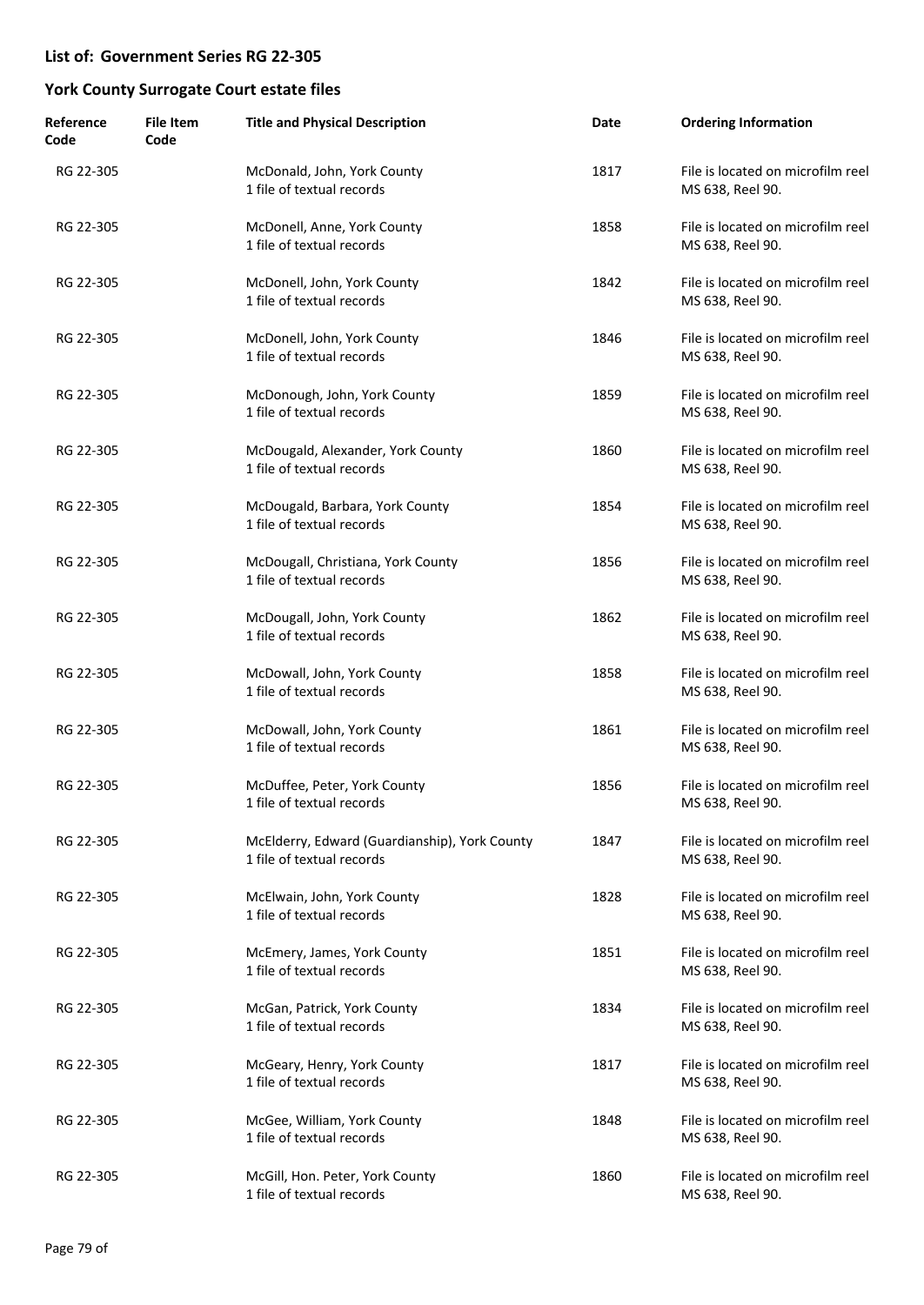## List of: Government Series RG 22-305

## York County Surrogate Court estate files

| Reference Code | File Item Code | Title and Physical Description | Date | Ordering Information |
|---|---|---|---|---|
| RG 22-305 | | McDonald, John, York County<br>1 file of textual records | 1817 | File is located on microfilm reel MS 638, Reel 90. |
| RG 22-305 | | McDonell, Anne, York County<br>1 file of textual records | 1858 | File is located on microfilm reel MS 638, Reel 90. |
| RG 22-305 | | McDonell, John, York County<br>1 file of textual records | 1842 | File is located on microfilm reel MS 638, Reel 90. |
| RG 22-305 | | McDonell, John, York County<br>1 file of textual records | 1846 | File is located on microfilm reel MS 638, Reel 90. |
| RG 22-305 | | McDonough, John, York County<br>1 file of textual records | 1859 | File is located on microfilm reel MS 638, Reel 90. |
| RG 22-305 | | McDougald, Alexander, York County<br>1 file of textual records | 1860 | File is located on microfilm reel MS 638, Reel 90. |
| RG 22-305 | | McDougald, Barbara, York County<br>1 file of textual records | 1854 | File is located on microfilm reel MS 638, Reel 90. |
| RG 22-305 | | McDougall, Christiana, York County<br>1 file of textual records | 1856 | File is located on microfilm reel MS 638, Reel 90. |
| RG 22-305 | | McDougall, John, York County<br>1 file of textual records | 1862 | File is located on microfilm reel MS 638, Reel 90. |
| RG 22-305 | | McDowall, John, York County<br>1 file of textual records | 1858 | File is located on microfilm reel MS 638, Reel 90. |
| RG 22-305 | | McDowall, John, York County<br>1 file of textual records | 1861 | File is located on microfilm reel MS 638, Reel 90. |
| RG 22-305 | | McDuffee, Peter, York County<br>1 file of textual records | 1856 | File is located on microfilm reel MS 638, Reel 90. |
| RG 22-305 | | McElderry, Edward (Guardianship), York County<br>1 file of textual records | 1847 | File is located on microfilm reel MS 638, Reel 90. |
| RG 22-305 | | McElwain, John, York County<br>1 file of textual records | 1828 | File is located on microfilm reel MS 638, Reel 90. |
| RG 22-305 | | McEmery, James, York County<br>1 file of textual records | 1851 | File is located on microfilm reel MS 638, Reel 90. |
| RG 22-305 | | McGan, Patrick, York County<br>1 file of textual records | 1834 | File is located on microfilm reel MS 638, Reel 90. |
| RG 22-305 | | McGeary, Henry, York County<br>1 file of textual records | 1817 | File is located on microfilm reel MS 638, Reel 90. |
| RG 22-305 | | McGee, William, York County<br>1 file of textual records | 1848 | File is located on microfilm reel MS 638, Reel 90. |
| RG 22-305 | | McGill, Hon. Peter, York County<br>1 file of textual records | 1860 | File is located on microfilm reel MS 638, Reel 90. |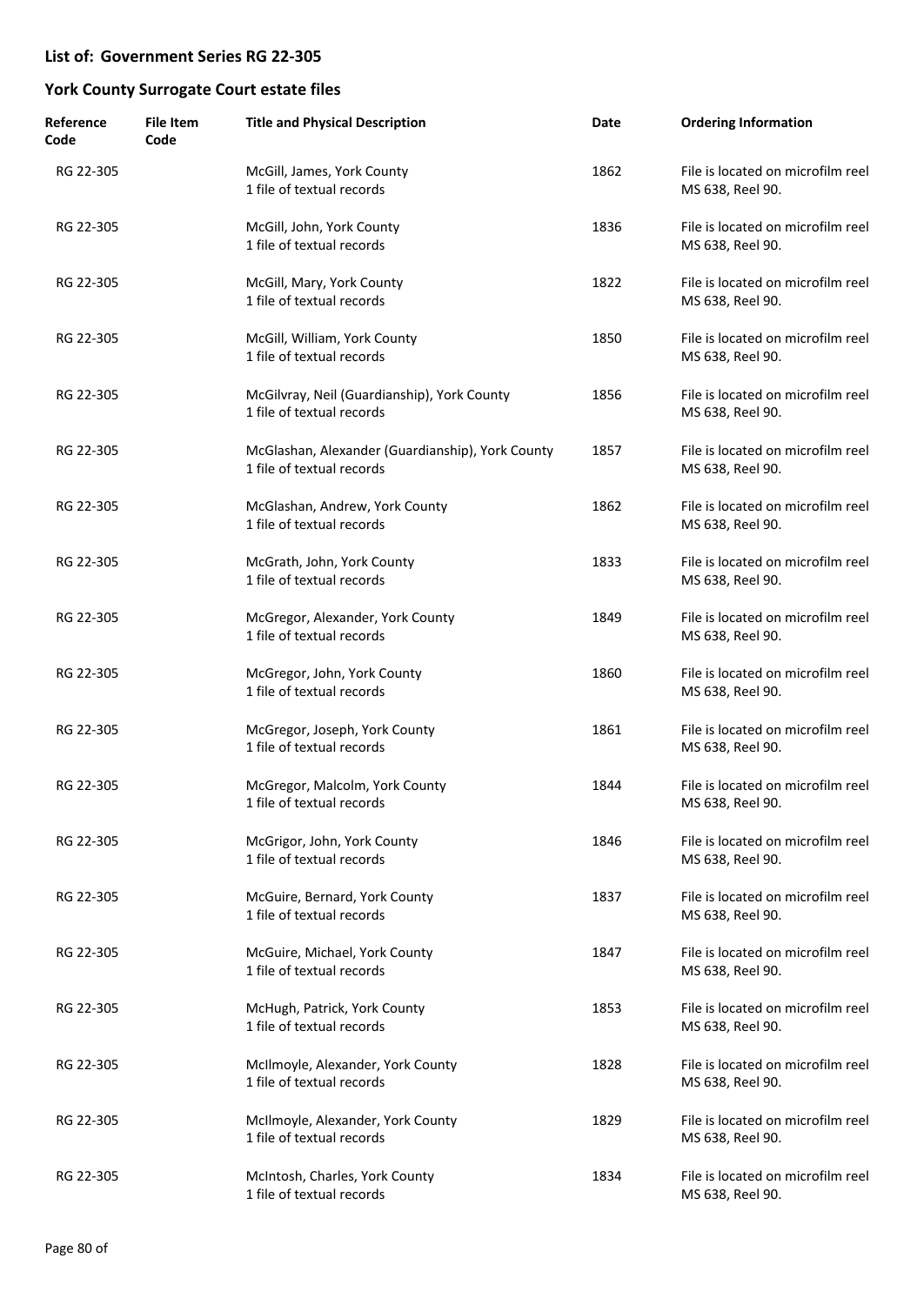## List of: Government Series RG 22-305

## York County Surrogate Court estate files

| Reference Code | File Item Code | Title and Physical Description | Date | Ordering Information |
|---|---|---|---|---|
| RG 22-305 | | McGill, James, York County<br>1 file of textual records | 1862 | File is located on microfilm reel MS 638, Reel 90. |
| RG 22-305 | | McGill, John, York County<br>1 file of textual records | 1836 | File is located on microfilm reel MS 638, Reel 90. |
| RG 22-305 | | McGill, Mary, York County<br>1 file of textual records | 1822 | File is located on microfilm reel MS 638, Reel 90. |
| RG 22-305 | | McGill, William, York County<br>1 file of textual records | 1850 | File is located on microfilm reel MS 638, Reel 90. |
| RG 22-305 | | McGilvray, Neil (Guardianship), York County<br>1 file of textual records | 1856 | File is located on microfilm reel MS 638, Reel 90. |
| RG 22-305 | | McGlashan, Alexander (Guardianship), York County<br>1 file of textual records | 1857 | File is located on microfilm reel MS 638, Reel 90. |
| RG 22-305 | | McGlashan, Andrew, York County<br>1 file of textual records | 1862 | File is located on microfilm reel MS 638, Reel 90. |
| RG 22-305 | | McGrath, John, York County<br>1 file of textual records | 1833 | File is located on microfilm reel MS 638, Reel 90. |
| RG 22-305 | | McGregor, Alexander, York County<br>1 file of textual records | 1849 | File is located on microfilm reel MS 638, Reel 90. |
| RG 22-305 | | McGregor, John, York County<br>1 file of textual records | 1860 | File is located on microfilm reel MS 638, Reel 90. |
| RG 22-305 | | McGregor, Joseph, York County<br>1 file of textual records | 1861 | File is located on microfilm reel MS 638, Reel 90. |
| RG 22-305 | | McGregor, Malcolm, York County<br>1 file of textual records | 1844 | File is located on microfilm reel MS 638, Reel 90. |
| RG 22-305 | | McGrigor, John, York County<br>1 file of textual records | 1846 | File is located on microfilm reel MS 638, Reel 90. |
| RG 22-305 | | McGuire, Bernard, York County<br>1 file of textual records | 1837 | File is located on microfilm reel MS 638, Reel 90. |
| RG 22-305 | | McGuire, Michael, York County<br>1 file of textual records | 1847 | File is located on microfilm reel MS 638, Reel 90. |
| RG 22-305 | | McHugh, Patrick, York County<br>1 file of textual records | 1853 | File is located on microfilm reel MS 638, Reel 90. |
| RG 22-305 | | McIlmoyle, Alexander, York County<br>1 file of textual records | 1828 | File is located on microfilm reel MS 638, Reel 90. |
| RG 22-305 | | McIlmoyle, Alexander, York County<br>1 file of textual records | 1829 | File is located on microfilm reel MS 638, Reel 90. |
| RG 22-305 | | McIntosh, Charles, York County<br>1 file of textual records | 1834 | File is located on microfilm reel MS 638, Reel 90. |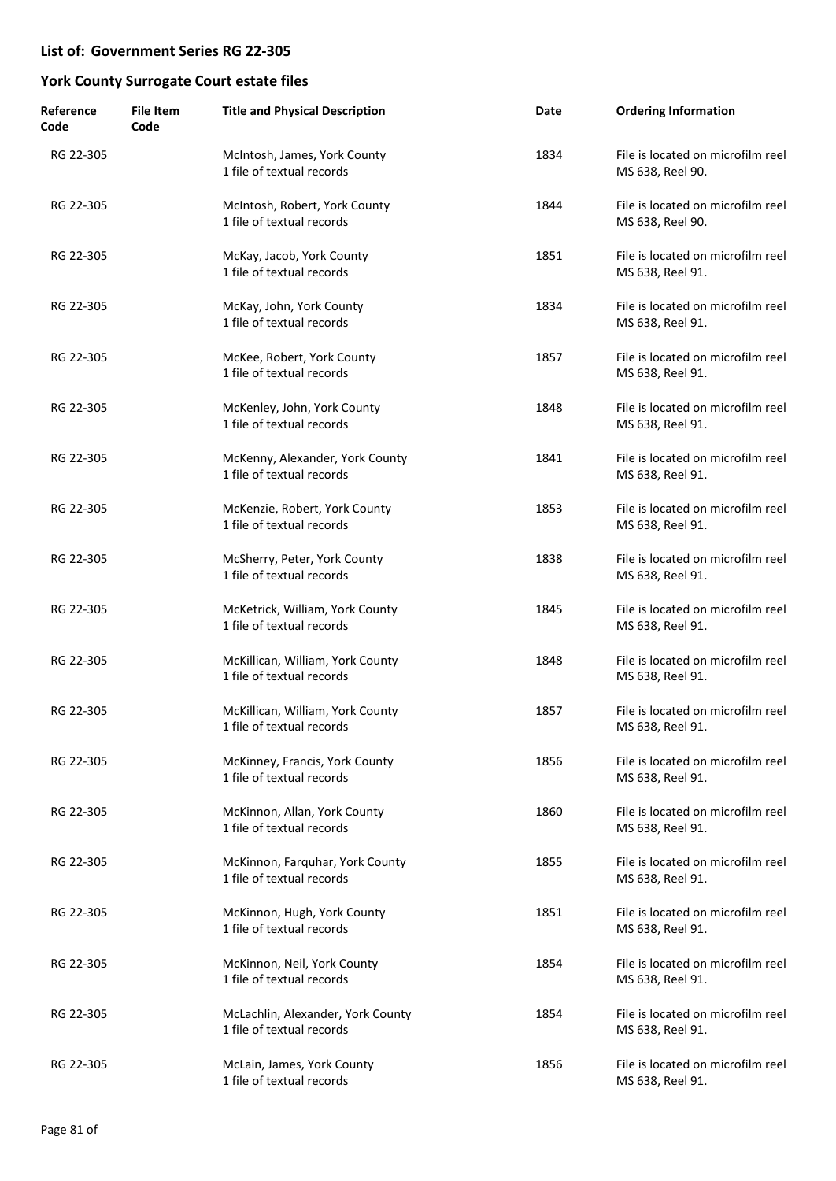## List of: Government Series RG 22-305

## York County Surrogate Court estate files

| Reference Code | File Item Code | Title and Physical Description | Date | Ordering Information |
|---|---|---|---|---|
| RG 22-305 | | McIntosh, James, York County<br>1 file of textual records | 1834 | File is located on microfilm reel MS 638, Reel 90. |
| RG 22-305 | | McIntosh, Robert, York County<br>1 file of textual records | 1844 | File is located on microfilm reel MS 638, Reel 90. |
| RG 22-305 | | McKay, Jacob, York County<br>1 file of textual records | 1851 | File is located on microfilm reel MS 638, Reel 91. |
| RG 22-305 | | McKay, John, York County<br>1 file of textual records | 1834 | File is located on microfilm reel MS 638, Reel 91. |
| RG 22-305 | | McKee, Robert, York County<br>1 file of textual records | 1857 | File is located on microfilm reel MS 638, Reel 91. |
| RG 22-305 | | McKenley, John, York County<br>1 file of textual records | 1848 | File is located on microfilm reel MS 638, Reel 91. |
| RG 22-305 | | McKenny, Alexander, York County<br>1 file of textual records | 1841 | File is located on microfilm reel MS 638, Reel 91. |
| RG 22-305 | | McKenzie, Robert, York County<br>1 file of textual records | 1853 | File is located on microfilm reel MS 638, Reel 91. |
| RG 22-305 | | McSherry, Peter, York County<br>1 file of textual records | 1838 | File is located on microfilm reel MS 638, Reel 91. |
| RG 22-305 | | McKetrick, William, York County<br>1 file of textual records | 1845 | File is located on microfilm reel MS 638, Reel 91. |
| RG 22-305 | | McKillican, William, York County<br>1 file of textual records | 1848 | File is located on microfilm reel MS 638, Reel 91. |
| RG 22-305 | | McKillican, William, York County<br>1 file of textual records | 1857 | File is located on microfilm reel MS 638, Reel 91. |
| RG 22-305 | | McKinney, Francis, York County<br>1 file of textual records | 1856 | File is located on microfilm reel MS 638, Reel 91. |
| RG 22-305 | | McKinnon, Allan, York County<br>1 file of textual records | 1860 | File is located on microfilm reel MS 638, Reel 91. |
| RG 22-305 | | McKinnon, Farquhar, York County<br>1 file of textual records | 1855 | File is located on microfilm reel MS 638, Reel 91. |
| RG 22-305 | | McKinnon, Hugh, York County<br>1 file of textual records | 1851 | File is located on microfilm reel MS 638, Reel 91. |
| RG 22-305 | | McKinnon, Neil, York County<br>1 file of textual records | 1854 | File is located on microfilm reel MS 638, Reel 91. |
| RG 22-305 | | McLachlin, Alexander, York County<br>1 file of textual records | 1854 | File is located on microfilm reel MS 638, Reel 91. |
| RG 22-305 | | McLain, James, York County<br>1 file of textual records | 1856 | File is located on microfilm reel MS 638, Reel 91. |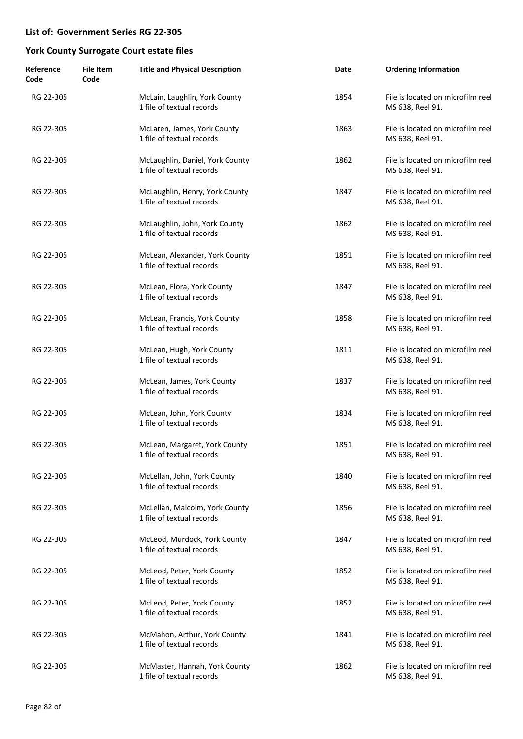## List of: Government Series RG 22-305

## York County Surrogate Court estate files

| Reference Code | File Item Code | Title and Physical Description | Date | Ordering Information |
|---|---|---|---|---|
| RG 22-305 | | McLain, Laughlin, York County<br>1 file of textual records | 1854 | File is located on microfilm reel MS 638, Reel 91. |
| RG 22-305 | | McLaren, James, York County<br>1 file of textual records | 1863 | File is located on microfilm reel MS 638, Reel 91. |
| RG 22-305 | | McLaughlin, Daniel, York County<br>1 file of textual records | 1862 | File is located on microfilm reel MS 638, Reel 91. |
| RG 22-305 | | McLaughlin, Henry, York County<br>1 file of textual records | 1847 | File is located on microfilm reel MS 638, Reel 91. |
| RG 22-305 | | McLaughlin, John, York County<br>1 file of textual records | 1862 | File is located on microfilm reel MS 638, Reel 91. |
| RG 22-305 | | McLean, Alexander, York County<br>1 file of textual records | 1851 | File is located on microfilm reel MS 638, Reel 91. |
| RG 22-305 | | McLean, Flora, York County<br>1 file of textual records | 1847 | File is located on microfilm reel MS 638, Reel 91. |
| RG 22-305 | | McLean, Francis, York County<br>1 file of textual records | 1858 | File is located on microfilm reel MS 638, Reel 91. |
| RG 22-305 | | McLean, Hugh, York County<br>1 file of textual records | 1811 | File is located on microfilm reel MS 638, Reel 91. |
| RG 22-305 | | McLean, James, York County<br>1 file of textual records | 1837 | File is located on microfilm reel MS 638, Reel 91. |
| RG 22-305 | | McLean, John, York County<br>1 file of textual records | 1834 | File is located on microfilm reel MS 638, Reel 91. |
| RG 22-305 | | McLean, Margaret, York County<br>1 file of textual records | 1851 | File is located on microfilm reel MS 638, Reel 91. |
| RG 22-305 | | McLellan, John, York County<br>1 file of textual records | 1840 | File is located on microfilm reel MS 638, Reel 91. |
| RG 22-305 | | McLellan, Malcolm, York County<br>1 file of textual records | 1856 | File is located on microfilm reel MS 638, Reel 91. |
| RG 22-305 | | McLeod, Murdock, York County<br>1 file of textual records | 1847 | File is located on microfilm reel MS 638, Reel 91. |
| RG 22-305 | | McLeod, Peter, York County<br>1 file of textual records | 1852 | File is located on microfilm reel MS 638, Reel 91. |
| RG 22-305 | | McLeod, Peter, York County<br>1 file of textual records | 1852 | File is located on microfilm reel MS 638, Reel 91. |
| RG 22-305 | | McMahon, Arthur, York County<br>1 file of textual records | 1841 | File is located on microfilm reel MS 638, Reel 91. |
| RG 22-305 | | McMaster, Hannah, York County<br>1 file of textual records | 1862 | File is located on microfilm reel MS 638, Reel 91. |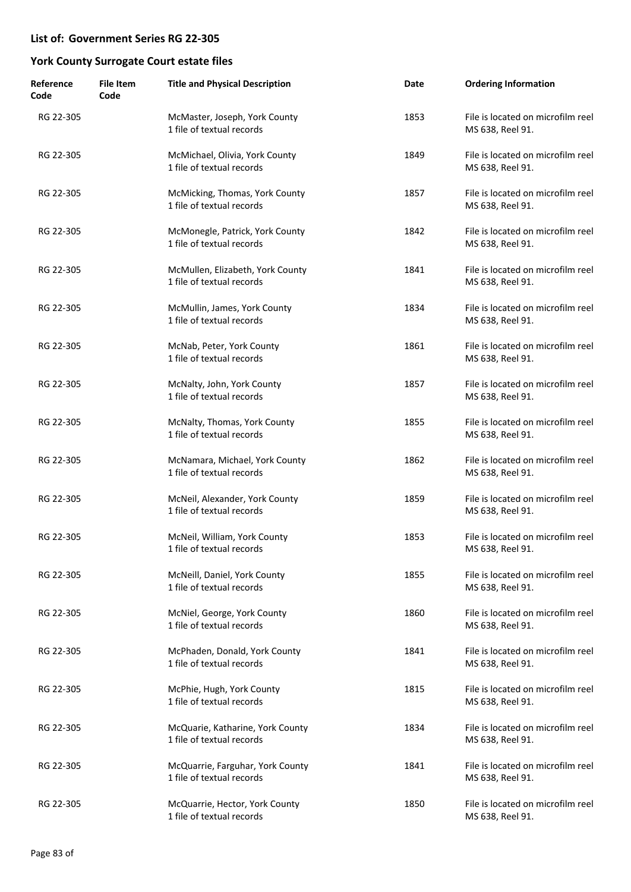## List of: Government Series RG 22-305

## York County Surrogate Court estate files

| Reference Code | File Item Code | Title and Physical Description | Date | Ordering Information |
|---|---|---|---|---|
| RG 22-305 | | McMaster, Joseph, York County<br>1 file of textual records | 1853 | File is located on microfilm reel MS 638, Reel 91. |
| RG 22-305 | | McMichael, Olivia, York County<br>1 file of textual records | 1849 | File is located on microfilm reel MS 638, Reel 91. |
| RG 22-305 | | McMicking, Thomas, York County<br>1 file of textual records | 1857 | File is located on microfilm reel MS 638, Reel 91. |
| RG 22-305 | | McMonegle, Patrick, York County<br>1 file of textual records | 1842 | File is located on microfilm reel MS 638, Reel 91. |
| RG 22-305 | | McMullen, Elizabeth, York County<br>1 file of textual records | 1841 | File is located on microfilm reel MS 638, Reel 91. |
| RG 22-305 | | McMullin, James, York County<br>1 file of textual records | 1834 | File is located on microfilm reel MS 638, Reel 91. |
| RG 22-305 | | McNab, Peter, York County<br>1 file of textual records | 1861 | File is located on microfilm reel MS 638, Reel 91. |
| RG 22-305 | | McNalty, John, York County<br>1 file of textual records | 1857 | File is located on microfilm reel MS 638, Reel 91. |
| RG 22-305 | | McNalty, Thomas, York County<br>1 file of textual records | 1855 | File is located on microfilm reel MS 638, Reel 91. |
| RG 22-305 | | McNamara, Michael, York County<br>1 file of textual records | 1862 | File is located on microfilm reel MS 638, Reel 91. |
| RG 22-305 | | McNeil, Alexander, York County<br>1 file of textual records | 1859 | File is located on microfilm reel MS 638, Reel 91. |
| RG 22-305 | | McNeil, William, York County<br>1 file of textual records | 1853 | File is located on microfilm reel MS 638, Reel 91. |
| RG 22-305 | | McNeill, Daniel, York County<br>1 file of textual records | 1855 | File is located on microfilm reel MS 638, Reel 91. |
| RG 22-305 | | McNiel, George, York County<br>1 file of textual records | 1860 | File is located on microfilm reel MS 638, Reel 91. |
| RG 22-305 | | McPhaden, Donald, York County<br>1 file of textual records | 1841 | File is located on microfilm reel MS 638, Reel 91. |
| RG 22-305 | | McPhie, Hugh, York County<br>1 file of textual records | 1815 | File is located on microfilm reel MS 638, Reel 91. |
| RG 22-305 | | McQuarie, Katharine, York County<br>1 file of textual records | 1834 | File is located on microfilm reel MS 638, Reel 91. |
| RG 22-305 | | McQuarrie, Farguhar, York County<br>1 file of textual records | 1841 | File is located on microfilm reel MS 638, Reel 91. |
| RG 22-305 | | McQuarrie, Hector, York County<br>1 file of textual records | 1850 | File is located on microfilm reel MS 638, Reel 91. |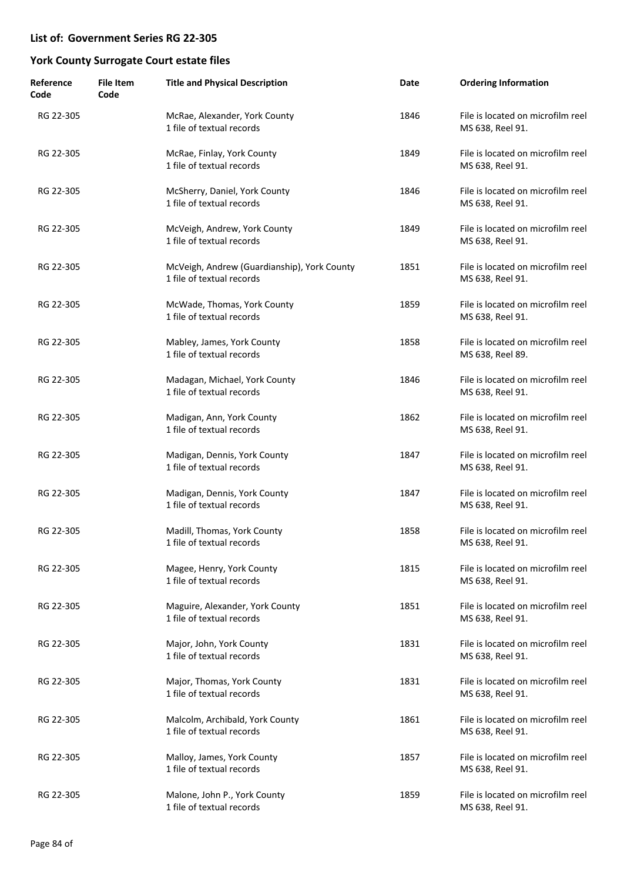## List of: Government Series RG 22-305

## York County Surrogate Court estate files

| Reference Code | File Item Code | Title and Physical Description | Date | Ordering Information |
|---|---|---|---|---|
| RG 22-305 | | McRae, Alexander, York County<br>1 file of textual records | 1846 | File is located on microfilm reel MS 638, Reel 91. |
| RG 22-305 | | McRae, Finlay, York County<br>1 file of textual records | 1849 | File is located on microfilm reel MS 638, Reel 91. |
| RG 22-305 | | McSherry, Daniel, York County<br>1 file of textual records | 1846 | File is located on microfilm reel MS 638, Reel 91. |
| RG 22-305 | | McVeigh, Andrew, York County<br>1 file of textual records | 1849 | File is located on microfilm reel MS 638, Reel 91. |
| RG 22-305 | | McVeigh, Andrew (Guardianship), York County<br>1 file of textual records | 1851 | File is located on microfilm reel MS 638, Reel 91. |
| RG 22-305 | | McWade, Thomas, York County<br>1 file of textual records | 1859 | File is located on microfilm reel MS 638, Reel 91. |
| RG 22-305 | | Mabley, James, York County<br>1 file of textual records | 1858 | File is located on microfilm reel MS 638, Reel 89. |
| RG 22-305 | | Madagan, Michael, York County<br>1 file of textual records | 1846 | File is located on microfilm reel MS 638, Reel 91. |
| RG 22-305 | | Madigan, Ann, York County<br>1 file of textual records | 1862 | File is located on microfilm reel MS 638, Reel 91. |
| RG 22-305 | | Madigan, Dennis, York County<br>1 file of textual records | 1847 | File is located on microfilm reel MS 638, Reel 91. |
| RG 22-305 | | Madigan, Dennis, York County<br>1 file of textual records | 1847 | File is located on microfilm reel MS 638, Reel 91. |
| RG 22-305 | | Madill, Thomas, York County<br>1 file of textual records | 1858 | File is located on microfilm reel MS 638, Reel 91. |
| RG 22-305 | | Magee, Henry, York County<br>1 file of textual records | 1815 | File is located on microfilm reel MS 638, Reel 91. |
| RG 22-305 | | Maguire, Alexander, York County<br>1 file of textual records | 1851 | File is located on microfilm reel MS 638, Reel 91. |
| RG 22-305 | | Major, John, York County<br>1 file of textual records | 1831 | File is located on microfilm reel MS 638, Reel 91. |
| RG 22-305 | | Major, Thomas, York County<br>1 file of textual records | 1831 | File is located on microfilm reel MS 638, Reel 91. |
| RG 22-305 | | Malcolm, Archibald, York County<br>1 file of textual records | 1861 | File is located on microfilm reel MS 638, Reel 91. |
| RG 22-305 | | Malloy, James, York County<br>1 file of textual records | 1857 | File is located on microfilm reel MS 638, Reel 91. |
| RG 22-305 | | Malone, John P., York County<br>1 file of textual records | 1859 | File is located on microfilm reel MS 638, Reel 91. |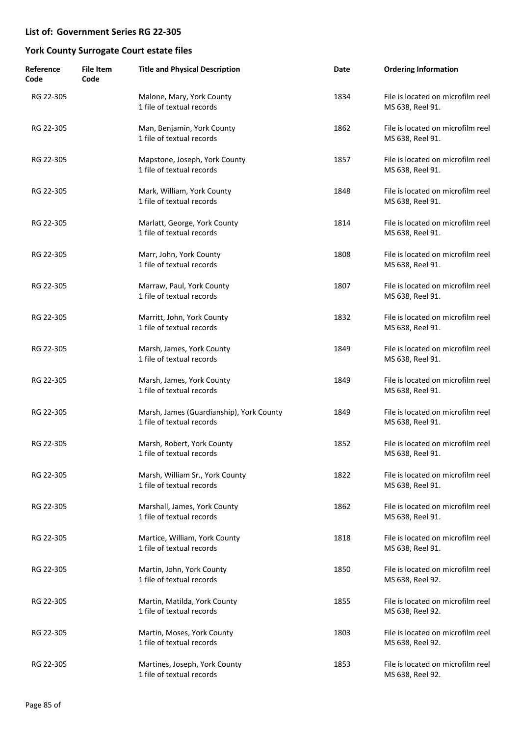**List of: Government Series RG 22-305**

**York County Surrogate Court estate files**

| Reference Code | File Item Code | Title and Physical Description | Date | Ordering Information |
|---|---|---|---|---|
| RG 22-305 | | Malone, Mary, York County<br>1 file of textual records | 1834 | File is located on microfilm reel MS 638, Reel 91. |
| RG 22-305 | | Man, Benjamin, York County<br>1 file of textual records | 1862 | File is located on microfilm reel MS 638, Reel 91. |
| RG 22-305 | | Mapstone, Joseph, York County<br>1 file of textual records | 1857 | File is located on microfilm reel MS 638, Reel 91. |
| RG 22-305 | | Mark, William, York County<br>1 file of textual records | 1848 | File is located on microfilm reel MS 638, Reel 91. |
| RG 22-305 | | Marlatt, George, York County<br>1 file of textual records | 1814 | File is located on microfilm reel MS 638, Reel 91. |
| RG 22-305 | | Marr, John, York County<br>1 file of textual records | 1808 | File is located on microfilm reel MS 638, Reel 91. |
| RG 22-305 | | Marraw, Paul, York County<br>1 file of textual records | 1807 | File is located on microfilm reel MS 638, Reel 91. |
| RG 22-305 | | Marritt, John, York County<br>1 file of textual records | 1832 | File is located on microfilm reel MS 638, Reel 91. |
| RG 22-305 | | Marsh, James, York County<br>1 file of textual records | 1849 | File is located on microfilm reel MS 638, Reel 91. |
| RG 22-305 | | Marsh, James, York County<br>1 file of textual records | 1849 | File is located on microfilm reel MS 638, Reel 91. |
| RG 22-305 | | Marsh, James (Guardianship), York County<br>1 file of textual records | 1849 | File is located on microfilm reel MS 638, Reel 91. |
| RG 22-305 | | Marsh, Robert, York County<br>1 file of textual records | 1852 | File is located on microfilm reel MS 638, Reel 91. |
| RG 22-305 | | Marsh, William Sr., York County<br>1 file of textual records | 1822 | File is located on microfilm reel MS 638, Reel 91. |
| RG 22-305 | | Marshall, James, York County<br>1 file of textual records | 1862 | File is located on microfilm reel MS 638, Reel 91. |
| RG 22-305 | | Martice, William, York County<br>1 file of textual records | 1818 | File is located on microfilm reel MS 638, Reel 91. |
| RG 22-305 | | Martin, John, York County<br>1 file of textual records | 1850 | File is located on microfilm reel MS 638, Reel 92. |
| RG 22-305 | | Martin, Matilda, York County<br>1 file of textual records | 1855 | File is located on microfilm reel MS 638, Reel 92. |
| RG 22-305 | | Martin, Moses, York County<br>1 file of textual records | 1803 | File is located on microfilm reel MS 638, Reel 92. |
| RG 22-305 | | Martines, Joseph, York County<br>1 file of textual records | 1853 | File is located on microfilm reel MS 638, Reel 92. |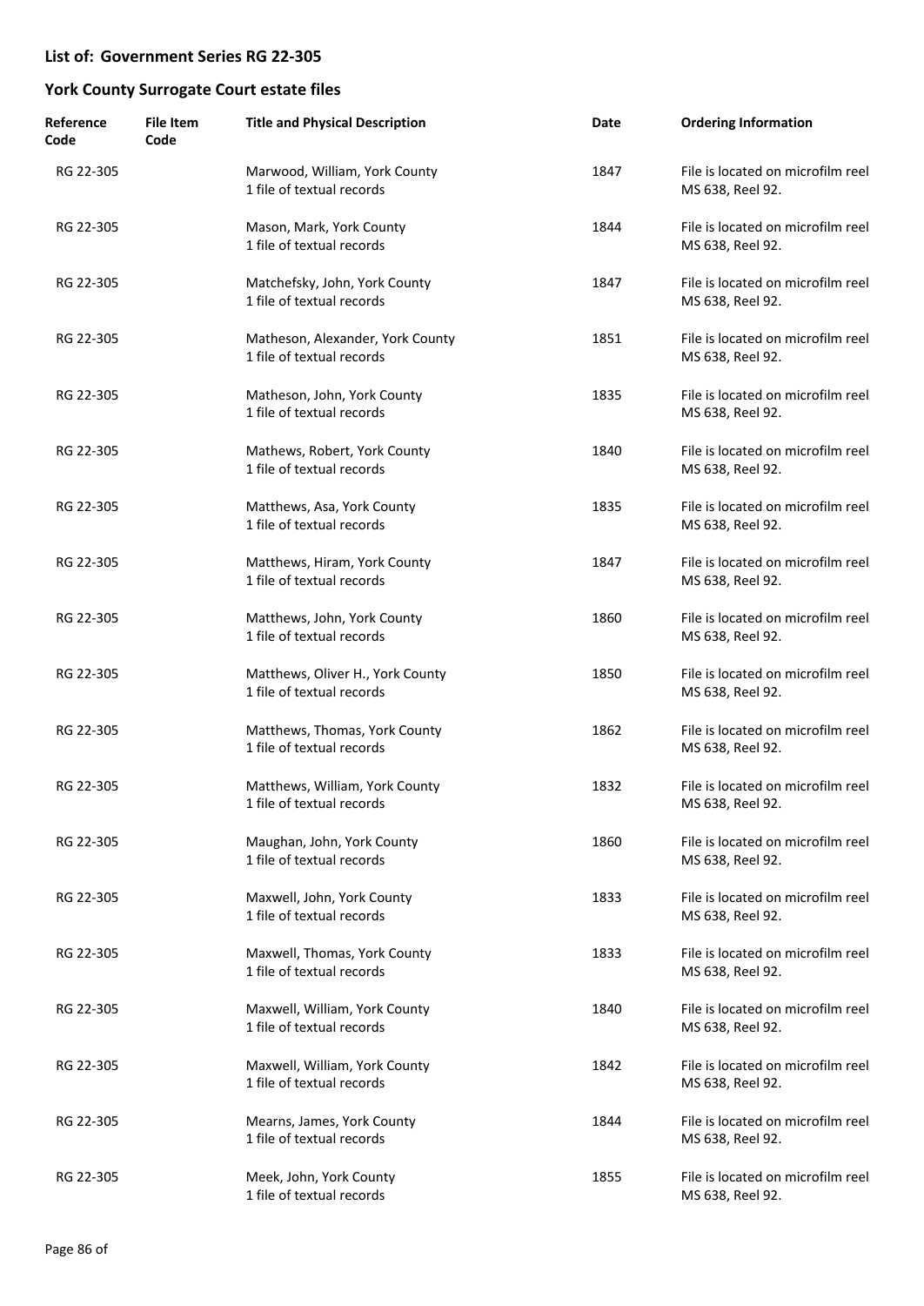## List of: Government Series RG 22-305

## York County Surrogate Court estate files

| Reference Code | File Item Code | Title and Physical Description | Date | Ordering Information |
|---|---|---|---|---|
| RG 22-305 | | Marwood, William, York County<br>1 file of textual records | 1847 | File is located on microfilm reel MS 638, Reel 92. |
| RG 22-305 | | Mason, Mark, York County<br>1 file of textual records | 1844 | File is located on microfilm reel MS 638, Reel 92. |
| RG 22-305 | | Matchefsky, John, York County<br>1 file of textual records | 1847 | File is located on microfilm reel MS 638, Reel 92. |
| RG 22-305 | | Matheson, Alexander, York County<br>1 file of textual records | 1851 | File is located on microfilm reel MS 638, Reel 92. |
| RG 22-305 | | Matheson, John, York County<br>1 file of textual records | 1835 | File is located on microfilm reel MS 638, Reel 92. |
| RG 22-305 | | Mathews, Robert, York County<br>1 file of textual records | 1840 | File is located on microfilm reel MS 638, Reel 92. |
| RG 22-305 | | Matthews, Asa, York County<br>1 file of textual records | 1835 | File is located on microfilm reel MS 638, Reel 92. |
| RG 22-305 | | Matthews, Hiram, York County<br>1 file of textual records | 1847 | File is located on microfilm reel MS 638, Reel 92. |
| RG 22-305 | | Matthews, John, York County<br>1 file of textual records | 1860 | File is located on microfilm reel MS 638, Reel 92. |
| RG 22-305 | | Matthews, Oliver H., York County<br>1 file of textual records | 1850 | File is located on microfilm reel MS 638, Reel 92. |
| RG 22-305 | | Matthews, Thomas, York County<br>1 file of textual records | 1862 | File is located on microfilm reel MS 638, Reel 92. |
| RG 22-305 | | Matthews, William, York County<br>1 file of textual records | 1832 | File is located on microfilm reel MS 638, Reel 92. |
| RG 22-305 | | Maughan, John, York County<br>1 file of textual records | 1860 | File is located on microfilm reel MS 638, Reel 92. |
| RG 22-305 | | Maxwell, John, York County<br>1 file of textual records | 1833 | File is located on microfilm reel MS 638, Reel 92. |
| RG 22-305 | | Maxwell, Thomas, York County<br>1 file of textual records | 1833 | File is located on microfilm reel MS 638, Reel 92. |
| RG 22-305 | | Maxwell, William, York County<br>1 file of textual records | 1840 | File is located on microfilm reel MS 638, Reel 92. |
| RG 22-305 | | Maxwell, William, York County<br>1 file of textual records | 1842 | File is located on microfilm reel MS 638, Reel 92. |
| RG 22-305 | | Mearns, James, York County<br>1 file of textual records | 1844 | File is located on microfilm reel MS 638, Reel 92. |
| RG 22-305 | | Meek, John, York County<br>1 file of textual records | 1855 | File is located on microfilm reel MS 638, Reel 92. |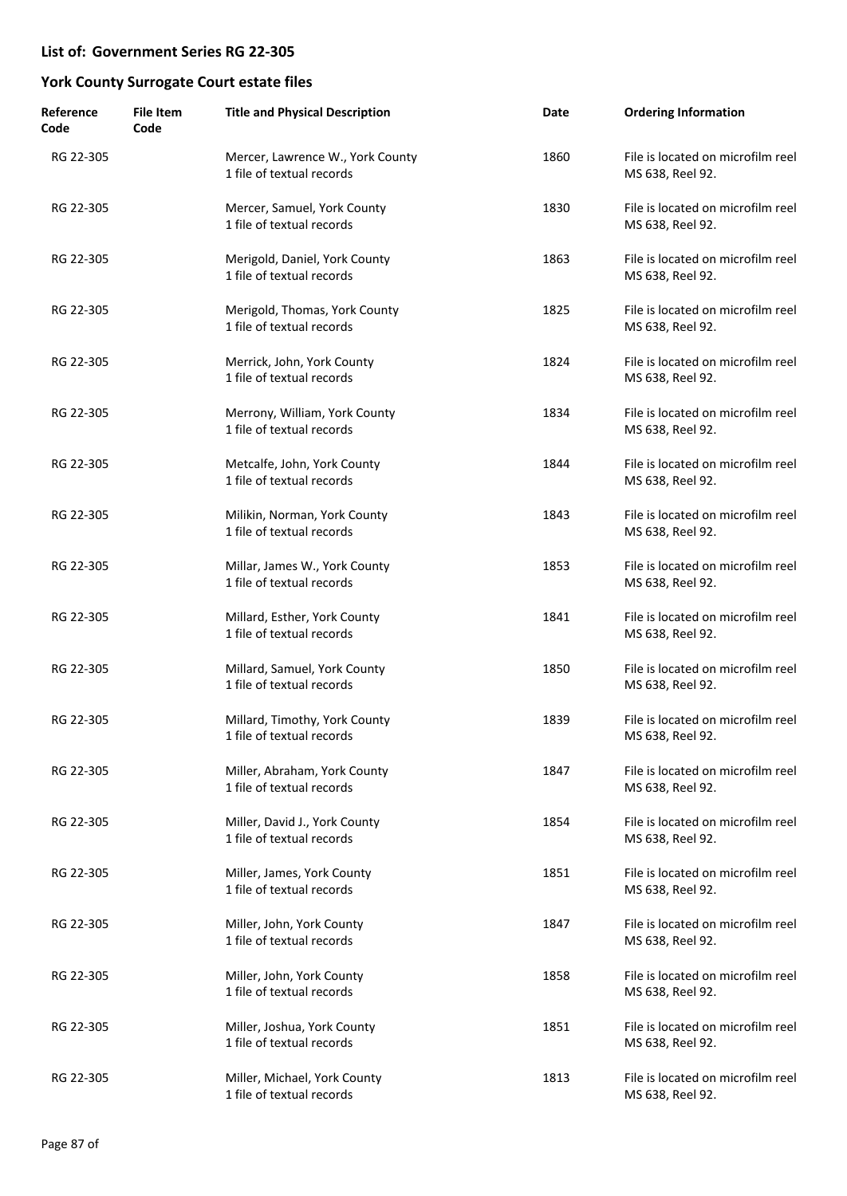## List of: Government Series RG 22-305

## York County Surrogate Court estate files

| Reference Code | File Item Code | Title and Physical Description | Date | Ordering Information |
|---|---|---|---|---|
| RG 22-305 | | Mercer, Lawrence W., York County<br>1 file of textual records | 1860 | File is located on microfilm reel MS 638, Reel 92. |
| RG 22-305 | | Mercer, Samuel, York County<br>1 file of textual records | 1830 | File is located on microfilm reel MS 638, Reel 92. |
| RG 22-305 | | Merigold, Daniel, York County<br>1 file of textual records | 1863 | File is located on microfilm reel MS 638, Reel 92. |
| RG 22-305 | | Merigold, Thomas, York County<br>1 file of textual records | 1825 | File is located on microfilm reel MS 638, Reel 92. |
| RG 22-305 | | Merrick, John, York County<br>1 file of textual records | 1824 | File is located on microfilm reel MS 638, Reel 92. |
| RG 22-305 | | Merrony, William, York County<br>1 file of textual records | 1834 | File is located on microfilm reel MS 638, Reel 92. |
| RG 22-305 | | Metcalfe, John, York County<br>1 file of textual records | 1844 | File is located on microfilm reel MS 638, Reel 92. |
| RG 22-305 | | Milikin, Norman, York County<br>1 file of textual records | 1843 | File is located on microfilm reel MS 638, Reel 92. |
| RG 22-305 | | Millar, James W., York County<br>1 file of textual records | 1853 | File is located on microfilm reel MS 638, Reel 92. |
| RG 22-305 | | Millard, Esther, York County<br>1 file of textual records | 1841 | File is located on microfilm reel MS 638, Reel 92. |
| RG 22-305 | | Millard, Samuel, York County<br>1 file of textual records | 1850 | File is located on microfilm reel MS 638, Reel 92. |
| RG 22-305 | | Millard, Timothy, York County<br>1 file of textual records | 1839 | File is located on microfilm reel MS 638, Reel 92. |
| RG 22-305 | | Miller, Abraham, York County<br>1 file of textual records | 1847 | File is located on microfilm reel MS 638, Reel 92. |
| RG 22-305 | | Miller, David J., York County<br>1 file of textual records | 1854 | File is located on microfilm reel MS 638, Reel 92. |
| RG 22-305 | | Miller, James, York County<br>1 file of textual records | 1851 | File is located on microfilm reel MS 638, Reel 92. |
| RG 22-305 | | Miller, John, York County<br>1 file of textual records | 1847 | File is located on microfilm reel MS 638, Reel 92. |
| RG 22-305 | | Miller, John, York County<br>1 file of textual records | 1858 | File is located on microfilm reel MS 638, Reel 92. |
| RG 22-305 | | Miller, Joshua, York County<br>1 file of textual records | 1851 | File is located on microfilm reel MS 638, Reel 92. |
| RG 22-305 | | Miller, Michael, York County<br>1 file of textual records | 1813 | File is located on microfilm reel MS 638, Reel 92. |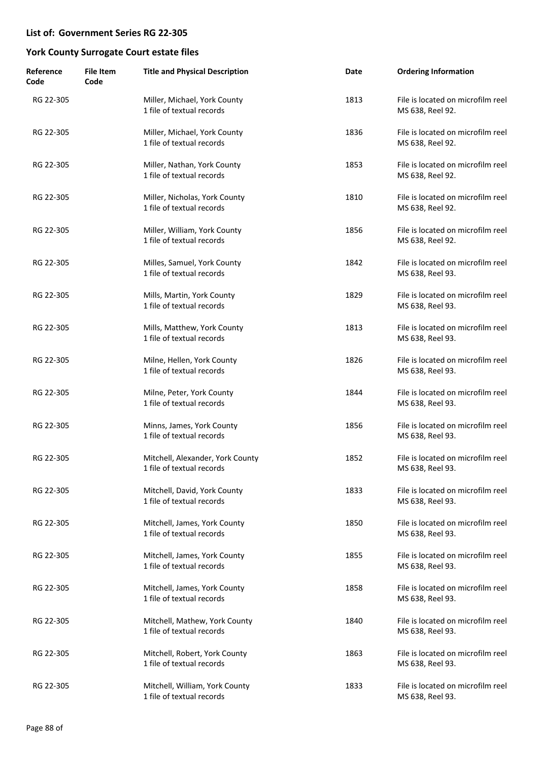## List of: Government Series RG 22-305

## York County Surrogate Court estate files

| Reference Code | File Item Code | Title and Physical Description | Date | Ordering Information |
|---|---|---|---|---|
| RG 22-305 | | Miller, Michael, York County<br>1 file of textual records | 1813 | File is located on microfilm reel MS 638, Reel 92. |
| RG 22-305 | | Miller, Michael, York County<br>1 file of textual records | 1836 | File is located on microfilm reel MS 638, Reel 92. |
| RG 22-305 | | Miller, Nathan, York County<br>1 file of textual records | 1853 | File is located on microfilm reel MS 638, Reel 92. |
| RG 22-305 | | Miller, Nicholas, York County<br>1 file of textual records | 1810 | File is located on microfilm reel MS 638, Reel 92. |
| RG 22-305 | | Miller, William, York County<br>1 file of textual records | 1856 | File is located on microfilm reel MS 638, Reel 92. |
| RG 22-305 | | Milles, Samuel, York County<br>1 file of textual records | 1842 | File is located on microfilm reel MS 638, Reel 93. |
| RG 22-305 | | Mills, Martin, York County<br>1 file of textual records | 1829 | File is located on microfilm reel MS 638, Reel 93. |
| RG 22-305 | | Mills, Matthew, York County<br>1 file of textual records | 1813 | File is located on microfilm reel MS 638, Reel 93. |
| RG 22-305 | | Milne, Hellen, York County<br>1 file of textual records | 1826 | File is located on microfilm reel MS 638, Reel 93. |
| RG 22-305 | | Milne, Peter, York County<br>1 file of textual records | 1844 | File is located on microfilm reel MS 638, Reel 93. |
| RG 22-305 | | Minns, James, York County<br>1 file of textual records | 1856 | File is located on microfilm reel MS 638, Reel 93. |
| RG 22-305 | | Mitchell, Alexander, York County<br>1 file of textual records | 1852 | File is located on microfilm reel MS 638, Reel 93. |
| RG 22-305 | | Mitchell, David, York County<br>1 file of textual records | 1833 | File is located on microfilm reel MS 638, Reel 93. |
| RG 22-305 | | Mitchell, James, York County<br>1 file of textual records | 1850 | File is located on microfilm reel MS 638, Reel 93. |
| RG 22-305 | | Mitchell, James, York County<br>1 file of textual records | 1855 | File is located on microfilm reel MS 638, Reel 93. |
| RG 22-305 | | Mitchell, James, York County<br>1 file of textual records | 1858 | File is located on microfilm reel MS 638, Reel 93. |
| RG 22-305 | | Mitchell, Mathew, York County<br>1 file of textual records | 1840 | File is located on microfilm reel MS 638, Reel 93. |
| RG 22-305 | | Mitchell, Robert, York County<br>1 file of textual records | 1863 | File is located on microfilm reel MS 638, Reel 93. |
| RG 22-305 | | Mitchell, William, York County<br>1 file of textual records | 1833 | File is located on microfilm reel MS 638, Reel 93. |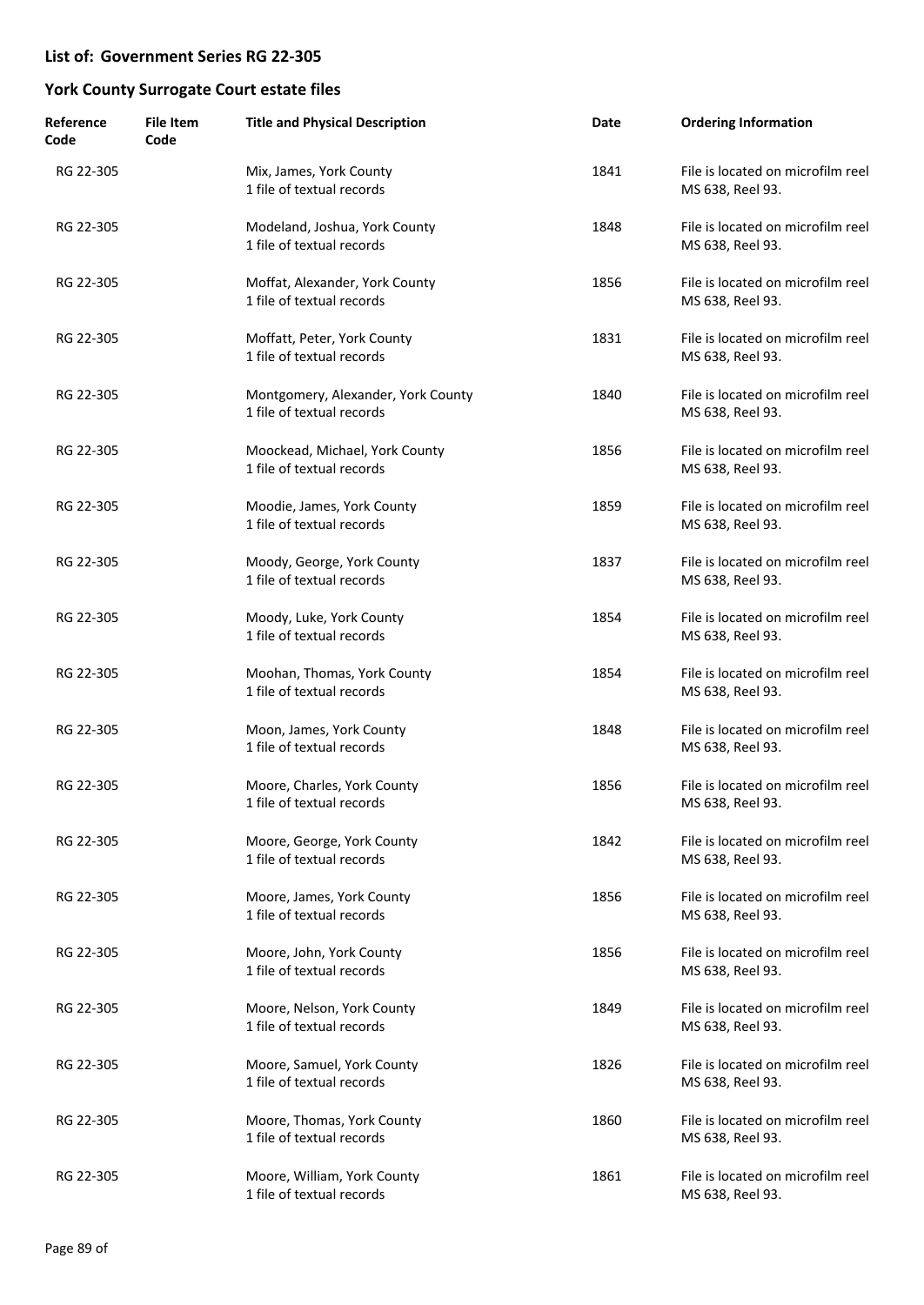## List of: Government Series RG 22-305

## York County Surrogate Court estate files

| Reference Code | File Item Code | Title and Physical Description | Date | Ordering Information |
|---|---|---|---|---|
| RG 22-305 | | Mix, James, York County<br>1 file of textual records | 1841 | File is located on microfilm reel MS 638, Reel 93. |
| RG 22-305 | | Modeland, Joshua, York County<br>1 file of textual records | 1848 | File is located on microfilm reel MS 638, Reel 93. |
| RG 22-305 | | Moffat, Alexander, York County<br>1 file of textual records | 1856 | File is located on microfilm reel MS 638, Reel 93. |
| RG 22-305 | | Moffatt, Peter, York County<br>1 file of textual records | 1831 | File is located on microfilm reel MS 638, Reel 93. |
| RG 22-305 | | Montgomery, Alexander, York County<br>1 file of textual records | 1840 | File is located on microfilm reel MS 638, Reel 93. |
| RG 22-305 | | Moockead, Michael, York County<br>1 file of textual records | 1856 | File is located on microfilm reel MS 638, Reel 93. |
| RG 22-305 | | Moodie, James, York County<br>1 file of textual records | 1859 | File is located on microfilm reel MS 638, Reel 93. |
| RG 22-305 | | Moody, George, York County<br>1 file of textual records | 1837 | File is located on microfilm reel MS 638, Reel 93. |
| RG 22-305 | | Moody, Luke, York County<br>1 file of textual records | 1854 | File is located on microfilm reel MS 638, Reel 93. |
| RG 22-305 | | Moohan, Thomas, York County<br>1 file of textual records | 1854 | File is located on microfilm reel MS 638, Reel 93. |
| RG 22-305 | | Moon, James, York County<br>1 file of textual records | 1848 | File is located on microfilm reel MS 638, Reel 93. |
| RG 22-305 | | Moore, Charles, York County<br>1 file of textual records | 1856 | File is located on microfilm reel MS 638, Reel 93. |
| RG 22-305 | | Moore, George, York County<br>1 file of textual records | 1842 | File is located on microfilm reel MS 638, Reel 93. |
| RG 22-305 | | Moore, James, York County<br>1 file of textual records | 1856 | File is located on microfilm reel MS 638, Reel 93. |
| RG 22-305 | | Moore, John, York County<br>1 file of textual records | 1856 | File is located on microfilm reel MS 638, Reel 93. |
| RG 22-305 | | Moore, Nelson, York County<br>1 file of textual records | 1849 | File is located on microfilm reel MS 638, Reel 93. |
| RG 22-305 | | Moore, Samuel, York County<br>1 file of textual records | 1826 | File is located on microfilm reel MS 638, Reel 93. |
| RG 22-305 | | Moore, Thomas, York County<br>1 file of textual records | 1860 | File is located on microfilm reel MS 638, Reel 93. |
| RG 22-305 | | Moore, William, York County<br>1 file of textual records | 1861 | File is located on microfilm reel MS 638, Reel 93. |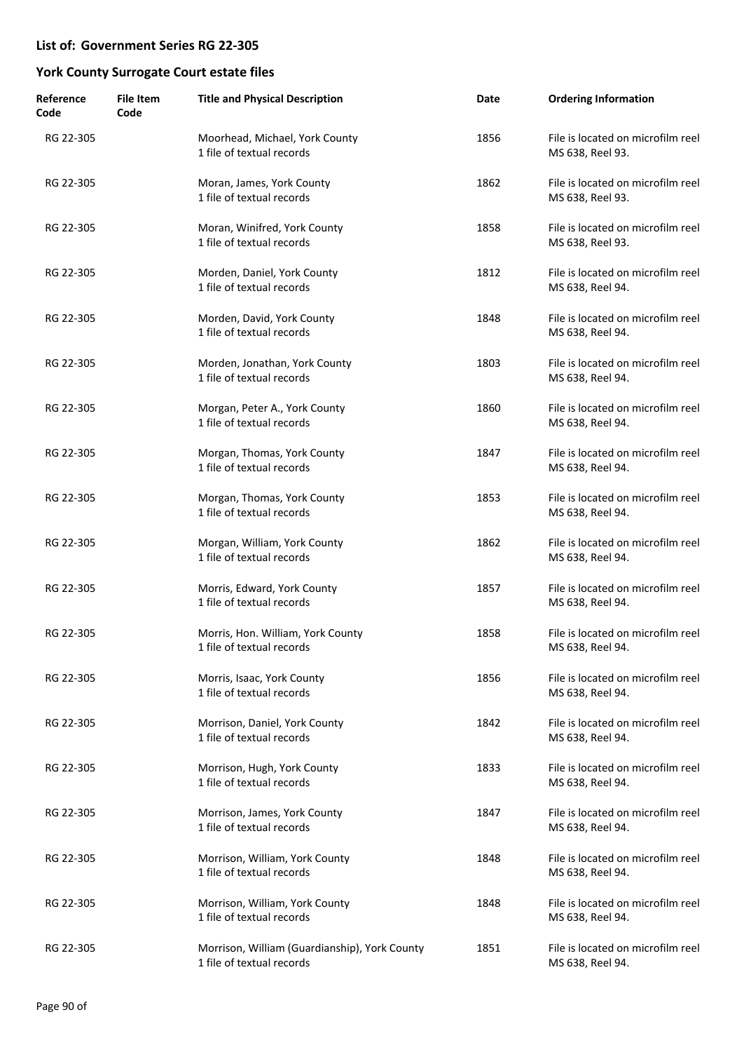## List of: Government Series RG 22-305

## York County Surrogate Court estate files

| Reference Code | File Item Code | Title and Physical Description | Date | Ordering Information |
|---|---|---|---|---|
| RG 22-305 | | Moorhead, Michael, York County<br>1 file of textual records | 1856 | File is located on microfilm reel MS 638, Reel 93. |
| RG 22-305 | | Moran, James, York County<br>1 file of textual records | 1862 | File is located on microfilm reel MS 638, Reel 93. |
| RG 22-305 | | Moran, Winifred, York County<br>1 file of textual records | 1858 | File is located on microfilm reel MS 638, Reel 93. |
| RG 22-305 | | Morden, Daniel, York County<br>1 file of textual records | 1812 | File is located on microfilm reel MS 638, Reel 94. |
| RG 22-305 | | Morden, David, York County<br>1 file of textual records | 1848 | File is located on microfilm reel MS 638, Reel 94. |
| RG 22-305 | | Morden, Jonathan, York County<br>1 file of textual records | 1803 | File is located on microfilm reel MS 638, Reel 94. |
| RG 22-305 | | Morgan, Peter A., York County<br>1 file of textual records | 1860 | File is located on microfilm reel MS 638, Reel 94. |
| RG 22-305 | | Morgan, Thomas, York County<br>1 file of textual records | 1847 | File is located on microfilm reel MS 638, Reel 94. |
| RG 22-305 | | Morgan, Thomas, York County<br>1 file of textual records | 1853 | File is located on microfilm reel MS 638, Reel 94. |
| RG 22-305 | | Morgan, William, York County<br>1 file of textual records | 1862 | File is located on microfilm reel MS 638, Reel 94. |
| RG 22-305 | | Morris, Edward, York County<br>1 file of textual records | 1857 | File is located on microfilm reel MS 638, Reel 94. |
| RG 22-305 | | Morris, Hon. William, York County<br>1 file of textual records | 1858 | File is located on microfilm reel MS 638, Reel 94. |
| RG 22-305 | | Morris, Isaac, York County<br>1 file of textual records | 1856 | File is located on microfilm reel MS 638, Reel 94. |
| RG 22-305 | | Morrison, Daniel, York County<br>1 file of textual records | 1842 | File is located on microfilm reel MS 638, Reel 94. |
| RG 22-305 | | Morrison, Hugh, York County<br>1 file of textual records | 1833 | File is located on microfilm reel MS 638, Reel 94. |
| RG 22-305 | | Morrison, James, York County<br>1 file of textual records | 1847 | File is located on microfilm reel MS 638, Reel 94. |
| RG 22-305 | | Morrison, William, York County<br>1 file of textual records | 1848 | File is located on microfilm reel MS 638, Reel 94. |
| RG 22-305 | | Morrison, William, York County<br>1 file of textual records | 1848 | File is located on microfilm reel MS 638, Reel 94. |
| RG 22-305 | | Morrison, William (Guardianship), York County<br>1 file of textual records | 1851 | File is located on microfilm reel MS 638, Reel 94. |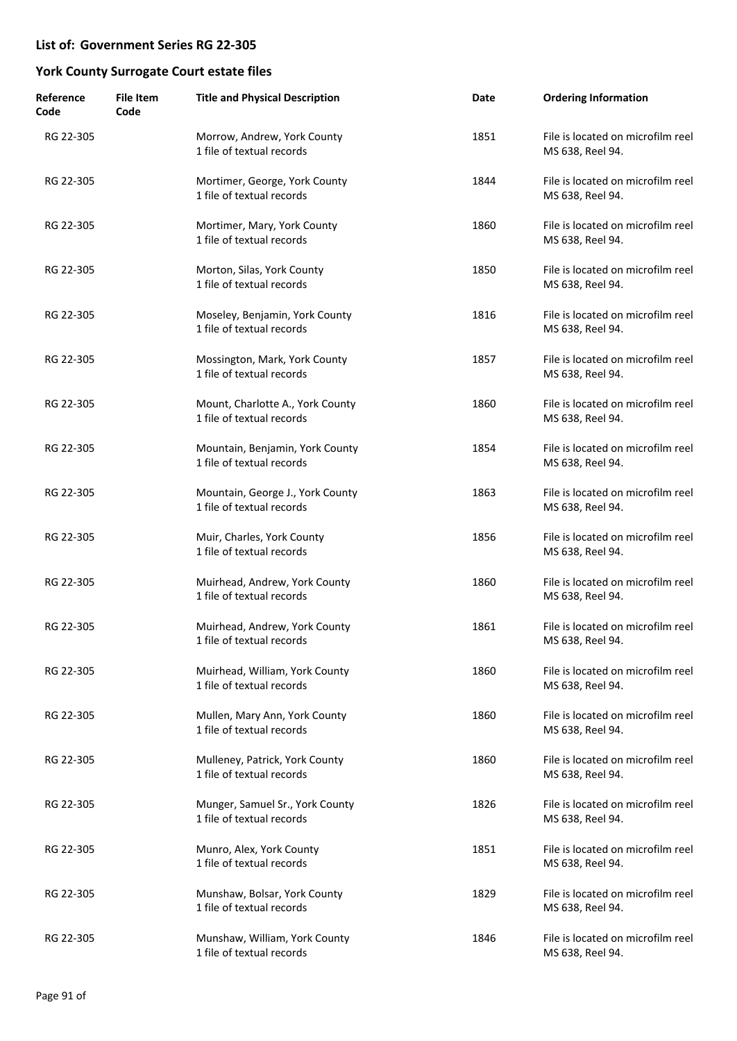## List of: Government Series RG 22-305

## York County Surrogate Court estate files

| Reference Code | File Item Code | Title and Physical Description | Date | Ordering Information |
|---|---|---|---|---|
| RG 22-305 | | Morrow, Andrew, York County<br>1 file of textual records | 1851 | File is located on microfilm reel MS 638, Reel 94. |
| RG 22-305 | | Mortimer, George, York County<br>1 file of textual records | 1844 | File is located on microfilm reel MS 638, Reel 94. |
| RG 22-305 | | Mortimer, Mary, York County<br>1 file of textual records | 1860 | File is located on microfilm reel MS 638, Reel 94. |
| RG 22-305 | | Morton, Silas, York County<br>1 file of textual records | 1850 | File is located on microfilm reel MS 638, Reel 94. |
| RG 22-305 | | Moseley, Benjamin, York County<br>1 file of textual records | 1816 | File is located on microfilm reel MS 638, Reel 94. |
| RG 22-305 | | Mossington, Mark, York County<br>1 file of textual records | 1857 | File is located on microfilm reel MS 638, Reel 94. |
| RG 22-305 | | Mount, Charlotte A., York County<br>1 file of textual records | 1860 | File is located on microfilm reel MS 638, Reel 94. |
| RG 22-305 | | Mountain, Benjamin, York County<br>1 file of textual records | 1854 | File is located on microfilm reel MS 638, Reel 94. |
| RG 22-305 | | Mountain, George J., York County<br>1 file of textual records | 1863 | File is located on microfilm reel MS 638, Reel 94. |
| RG 22-305 | | Muir, Charles, York County<br>1 file of textual records | 1856 | File is located on microfilm reel MS 638, Reel 94. |
| RG 22-305 | | Muirhead, Andrew, York County<br>1 file of textual records | 1860 | File is located on microfilm reel MS 638, Reel 94. |
| RG 22-305 | | Muirhead, Andrew, York County<br>1 file of textual records | 1861 | File is located on microfilm reel MS 638, Reel 94. |
| RG 22-305 | | Muirhead, William, York County<br>1 file of textual records | 1860 | File is located on microfilm reel MS 638, Reel 94. |
| RG 22-305 | | Mullen, Mary Ann, York County<br>1 file of textual records | 1860 | File is located on microfilm reel MS 638, Reel 94. |
| RG 22-305 | | Mulleney, Patrick, York County<br>1 file of textual records | 1860 | File is located on microfilm reel MS 638, Reel 94. |
| RG 22-305 | | Munger, Samuel Sr., York County<br>1 file of textual records | 1826 | File is located on microfilm reel MS 638, Reel 94. |
| RG 22-305 | | Munro, Alex, York County<br>1 file of textual records | 1851 | File is located on microfilm reel MS 638, Reel 94. |
| RG 22-305 | | Munshaw, Bolsar, York County<br>1 file of textual records | 1829 | File is located on microfilm reel MS 638, Reel 94. |
| RG 22-305 | | Munshaw, William, York County<br>1 file of textual records | 1846 | File is located on microfilm reel MS 638, Reel 94. |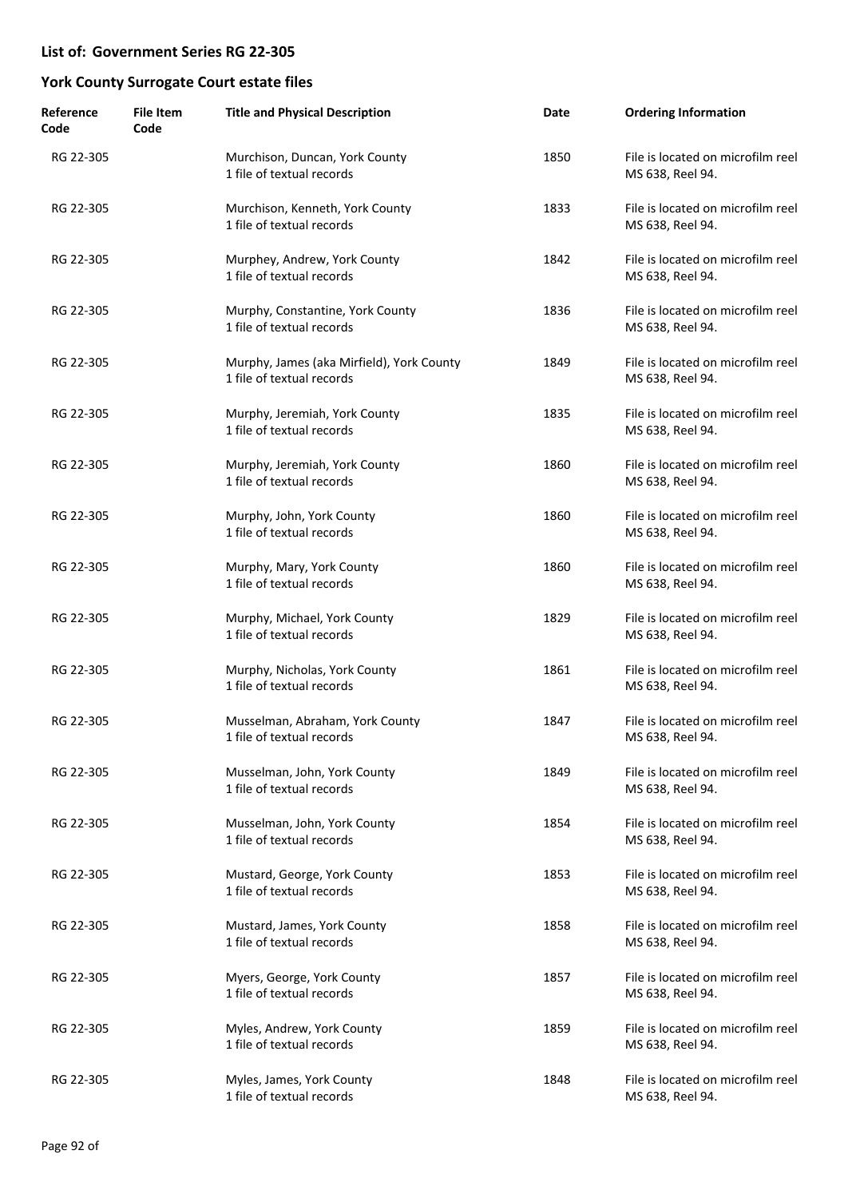## List of: Government Series RG 22-305

## York County Surrogate Court estate files

| Reference Code | File Item Code | Title and Physical Description | Date | Ordering Information |
|---|---|---|---|---|
| RG 22-305 | | Murchison, Duncan, York County<br>1 file of textual records | 1850 | File is located on microfilm reel MS 638, Reel 94. |
| RG 22-305 | | Murchison, Kenneth, York County<br>1 file of textual records | 1833 | File is located on microfilm reel MS 638, Reel 94. |
| RG 22-305 | | Murphey, Andrew, York County<br>1 file of textual records | 1842 | File is located on microfilm reel MS 638, Reel 94. |
| RG 22-305 | | Murphy, Constantine, York County<br>1 file of textual records | 1836 | File is located on microfilm reel MS 638, Reel 94. |
| RG 22-305 | | Murphy, James (aka Mirfield), York County<br>1 file of textual records | 1849 | File is located on microfilm reel MS 638, Reel 94. |
| RG 22-305 | | Murphy, Jeremiah, York County<br>1 file of textual records | 1835 | File is located on microfilm reel MS 638, Reel 94. |
| RG 22-305 | | Murphy, Jeremiah, York County<br>1 file of textual records | 1860 | File is located on microfilm reel MS 638, Reel 94. |
| RG 22-305 | | Murphy, John, York County<br>1 file of textual records | 1860 | File is located on microfilm reel MS 638, Reel 94. |
| RG 22-305 | | Murphy, Mary, York County<br>1 file of textual records | 1860 | File is located on microfilm reel MS 638, Reel 94. |
| RG 22-305 | | Murphy, Michael, York County<br>1 file of textual records | 1829 | File is located on microfilm reel MS 638, Reel 94. |
| RG 22-305 | | Murphy, Nicholas, York County<br>1 file of textual records | 1861 | File is located on microfilm reel MS 638, Reel 94. |
| RG 22-305 | | Musselman, Abraham, York County<br>1 file of textual records | 1847 | File is located on microfilm reel MS 638, Reel 94. |
| RG 22-305 | | Musselman, John, York County<br>1 file of textual records | 1849 | File is located on microfilm reel MS 638, Reel 94. |
| RG 22-305 | | Musselman, John, York County<br>1 file of textual records | 1854 | File is located on microfilm reel MS 638, Reel 94. |
| RG 22-305 | | Mustard, George, York County<br>1 file of textual records | 1853 | File is located on microfilm reel MS 638, Reel 94. |
| RG 22-305 | | Mustard, James, York County<br>1 file of textual records | 1858 | File is located on microfilm reel MS 638, Reel 94. |
| RG 22-305 | | Myers, George, York County<br>1 file of textual records | 1857 | File is located on microfilm reel MS 638, Reel 94. |
| RG 22-305 | | Myles, Andrew, York County<br>1 file of textual records | 1859 | File is located on microfilm reel MS 638, Reel 94. |
| RG 22-305 | | Myles, James, York County<br>1 file of textual records | 1848 | File is located on microfilm reel MS 638, Reel 94. |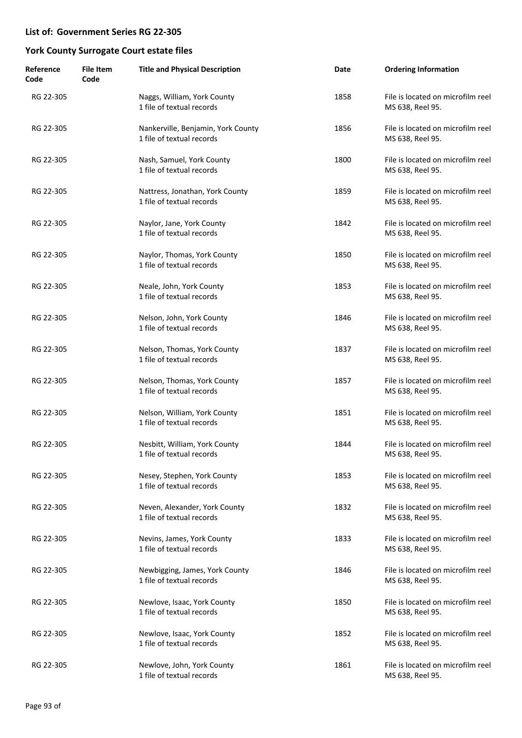## List of: Government Series RG 22-305

## York County Surrogate Court estate files

| Reference Code | File Item Code | Title and Physical Description | Date | Ordering Information |
|---|---|---|---|---|
| RG 22-305 | | Naggs, William, York County<br>1 file of textual records | 1858 | File is located on microfilm reel MS 638, Reel 95. |
| RG 22-305 | | Nankerville, Benjamin, York County<br>1 file of textual records | 1856 | File is located on microfilm reel MS 638, Reel 95. |
| RG 22-305 | | Nash, Samuel, York County<br>1 file of textual records | 1800 | File is located on microfilm reel MS 638, Reel 95. |
| RG 22-305 | | Nattress, Jonathan, York County<br>1 file of textual records | 1859 | File is located on microfilm reel MS 638, Reel 95. |
| RG 22-305 | | Naylor, Jane, York County<br>1 file of textual records | 1842 | File is located on microfilm reel MS 638, Reel 95. |
| RG 22-305 | | Naylor, Thomas, York County<br>1 file of textual records | 1850 | File is located on microfilm reel MS 638, Reel 95. |
| RG 22-305 | | Neale, John, York County<br>1 file of textual records | 1853 | File is located on microfilm reel MS 638, Reel 95. |
| RG 22-305 | | Nelson, John, York County<br>1 file of textual records | 1846 | File is located on microfilm reel MS 638, Reel 95. |
| RG 22-305 | | Nelson, Thomas, York County<br>1 file of textual records | 1837 | File is located on microfilm reel MS 638, Reel 95. |
| RG 22-305 | | Nelson, Thomas, York County<br>1 file of textual records | 1857 | File is located on microfilm reel MS 638, Reel 95. |
| RG 22-305 | | Nelson, William, York County<br>1 file of textual records | 1851 | File is located on microfilm reel MS 638, Reel 95. |
| RG 22-305 | | Nesbitt, William, York County<br>1 file of textual records | 1844 | File is located on microfilm reel MS 638, Reel 95. |
| RG 22-305 | | Nesey, Stephen, York County<br>1 file of textual records | 1853 | File is located on microfilm reel MS 638, Reel 95. |
| RG 22-305 | | Neven, Alexander, York County<br>1 file of textual records | 1832 | File is located on microfilm reel MS 638, Reel 95. |
| RG 22-305 | | Nevins, James, York County<br>1 file of textual records | 1833 | File is located on microfilm reel MS 638, Reel 95. |
| RG 22-305 | | Newbigging, James, York County<br>1 file of textual records | 1846 | File is located on microfilm reel MS 638, Reel 95. |
| RG 22-305 | | Newlove, Isaac, York County<br>1 file of textual records | 1850 | File is located on microfilm reel MS 638, Reel 95. |
| RG 22-305 | | Newlove, Isaac, York County<br>1 file of textual records | 1852 | File is located on microfilm reel MS 638, Reel 95. |
| RG 22-305 | | Newlove, John, York County<br>1 file of textual records | 1861 | File is located on microfilm reel MS 638, Reel 95. |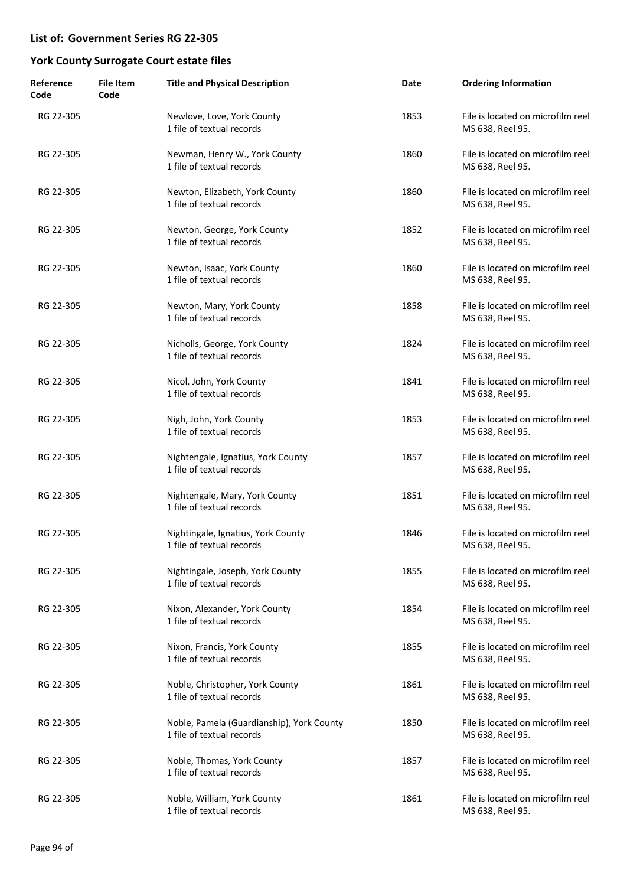## List of: Government Series RG 22-305

## York County Surrogate Court estate files

| Reference Code | File Item Code | Title and Physical Description | Date | Ordering Information |
|---|---|---|---|---|
| RG 22-305 | | Newlove, Love, York County<br>1 file of textual records | 1853 | File is located on microfilm reel MS 638, Reel 95. |
| RG 22-305 | | Newman, Henry W., York County<br>1 file of textual records | 1860 | File is located on microfilm reel MS 638, Reel 95. |
| RG 22-305 | | Newton, Elizabeth, York County<br>1 file of textual records | 1860 | File is located on microfilm reel MS 638, Reel 95. |
| RG 22-305 | | Newton, George, York County<br>1 file of textual records | 1852 | File is located on microfilm reel MS 638, Reel 95. |
| RG 22-305 | | Newton, Isaac, York County<br>1 file of textual records | 1860 | File is located on microfilm reel MS 638, Reel 95. |
| RG 22-305 | | Newton, Mary, York County<br>1 file of textual records | 1858 | File is located on microfilm reel MS 638, Reel 95. |
| RG 22-305 | | Nicholls, George, York County<br>1 file of textual records | 1824 | File is located on microfilm reel MS 638, Reel 95. |
| RG 22-305 | | Nicol, John, York County<br>1 file of textual records | 1841 | File is located on microfilm reel MS 638, Reel 95. |
| RG 22-305 | | Nigh, John, York County<br>1 file of textual records | 1853 | File is located on microfilm reel MS 638, Reel 95. |
| RG 22-305 | | Nightengale, Ignatius, York County<br>1 file of textual records | 1857 | File is located on microfilm reel MS 638, Reel 95. |
| RG 22-305 | | Nightengale, Mary, York County<br>1 file of textual records | 1851 | File is located on microfilm reel MS 638, Reel 95. |
| RG 22-305 | | Nightingale, Ignatius, York County<br>1 file of textual records | 1846 | File is located on microfilm reel MS 638, Reel 95. |
| RG 22-305 | | Nightingale, Joseph, York County<br>1 file of textual records | 1855 | File is located on microfilm reel MS 638, Reel 95. |
| RG 22-305 | | Nixon, Alexander, York County<br>1 file of textual records | 1854 | File is located on microfilm reel MS 638, Reel 95. |
| RG 22-305 | | Nixon, Francis, York County<br>1 file of textual records | 1855 | File is located on microfilm reel MS 638, Reel 95. |
| RG 22-305 | | Noble, Christopher, York County<br>1 file of textual records | 1861 | File is located on microfilm reel MS 638, Reel 95. |
| RG 22-305 | | Noble, Pamela (Guardianship), York County<br>1 file of textual records | 1850 | File is located on microfilm reel MS 638, Reel 95. |
| RG 22-305 | | Noble, Thomas, York County<br>1 file of textual records | 1857 | File is located on microfilm reel MS 638, Reel 95. |
| RG 22-305 | | Noble, William, York County<br>1 file of textual records | 1861 | File is located on microfilm reel MS 638, Reel 95. |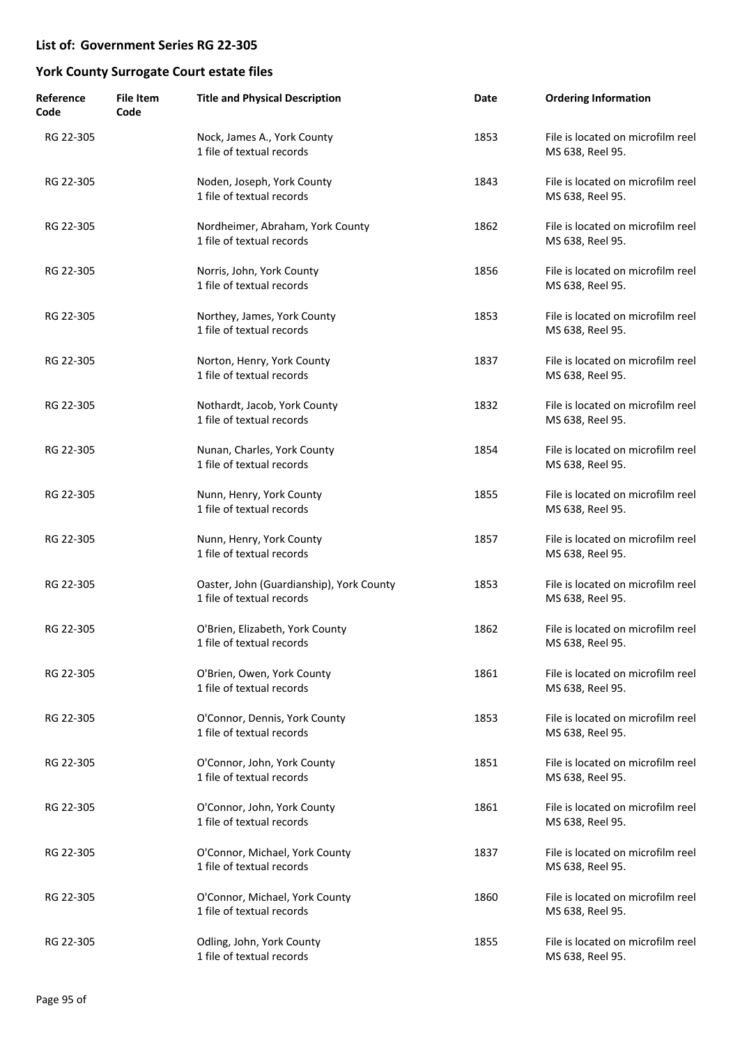## List of: Government Series RG 22-305

## York County Surrogate Court estate files

| Reference Code | File Item Code | Title and Physical Description | Date | Ordering Information |
|---|---|---|---|---|
| RG 22-305 | | Nock, James A., York County<br>1 file of textual records | 1853 | File is located on microfilm reel MS 638, Reel 95. |
| RG 22-305 | | Noden, Joseph, York County<br>1 file of textual records | 1843 | File is located on microfilm reel MS 638, Reel 95. |
| RG 22-305 | | Nordheimer, Abraham, York County<br>1 file of textual records | 1862 | File is located on microfilm reel MS 638, Reel 95. |
| RG 22-305 | | Norris, John, York County<br>1 file of textual records | 1856 | File is located on microfilm reel MS 638, Reel 95. |
| RG 22-305 | | Northey, James, York County<br>1 file of textual records | 1853 | File is located on microfilm reel MS 638, Reel 95. |
| RG 22-305 | | Norton, Henry, York County<br>1 file of textual records | 1837 | File is located on microfilm reel MS 638, Reel 95. |
| RG 22-305 | | Nothardt, Jacob, York County<br>1 file of textual records | 1832 | File is located on microfilm reel MS 638, Reel 95. |
| RG 22-305 | | Nunan, Charles, York County<br>1 file of textual records | 1854 | File is located on microfilm reel MS 638, Reel 95. |
| RG 22-305 | | Nunn, Henry, York County<br>1 file of textual records | 1855 | File is located on microfilm reel MS 638, Reel 95. |
| RG 22-305 | | Nunn, Henry, York County<br>1 file of textual records | 1857 | File is located on microfilm reel MS 638, Reel 95. |
| RG 22-305 | | Oaster, John (Guardianship), York County<br>1 file of textual records | 1853 | File is located on microfilm reel MS 638, Reel 95. |
| RG 22-305 | | O'Brien, Elizabeth, York County<br>1 file of textual records | 1862 | File is located on microfilm reel MS 638, Reel 95. |
| RG 22-305 | | O'Brien, Owen, York County<br>1 file of textual records | 1861 | File is located on microfilm reel MS 638, Reel 95. |
| RG 22-305 | | O'Connor, Dennis, York County<br>1 file of textual records | 1853 | File is located on microfilm reel MS 638, Reel 95. |
| RG 22-305 | | O'Connor, John, York County<br>1 file of textual records | 1851 | File is located on microfilm reel MS 638, Reel 95. |
| RG 22-305 | | O'Connor, John, York County<br>1 file of textual records | 1861 | File is located on microfilm reel MS 638, Reel 95. |
| RG 22-305 | | O'Connor, Michael, York County<br>1 file of textual records | 1837 | File is located on microfilm reel MS 638, Reel 95. |
| RG 22-305 | | O'Connor, Michael, York County<br>1 file of textual records | 1860 | File is located on microfilm reel MS 638, Reel 95. |
| RG 22-305 | | Odling, John, York County<br>1 file of textual records | 1855 | File is located on microfilm reel MS 638, Reel 95. |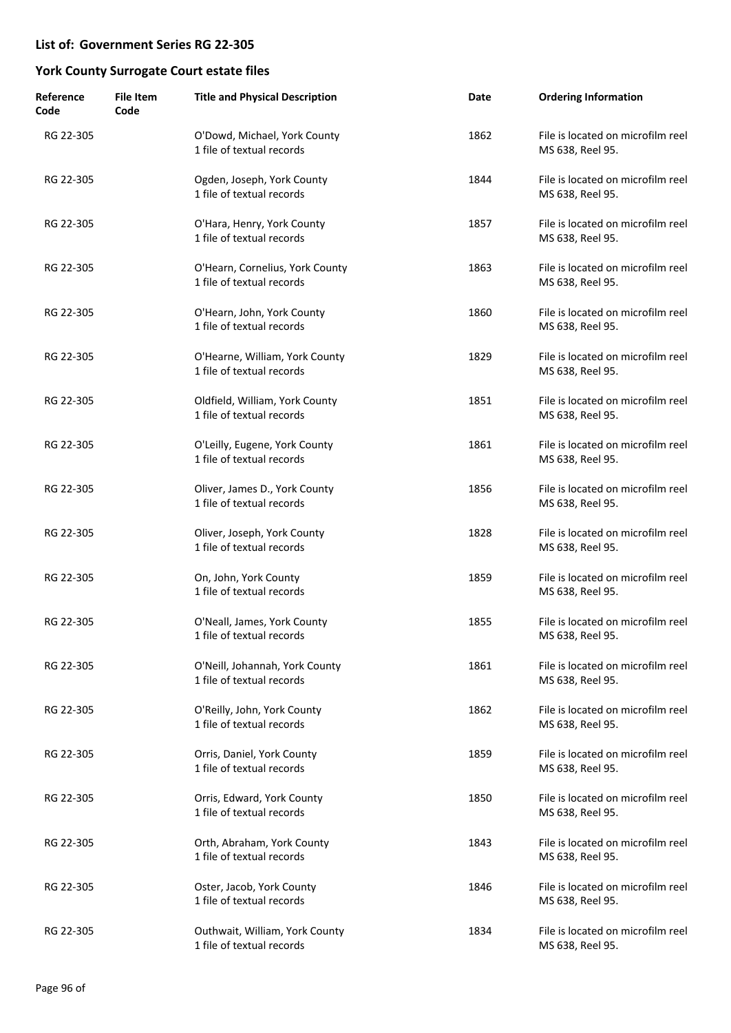## List of: Government Series RG 22-305

## York County Surrogate Court estate files

| Reference Code | File Item Code | Title and Physical Description | Date | Ordering Information |
|---|---|---|---|---|
| RG 22-305 | | O'Dowd, Michael, York County<br>1 file of textual records | 1862 | File is located on microfilm reel MS 638, Reel 95. |
| RG 22-305 | | Ogden, Joseph, York County<br>1 file of textual records | 1844 | File is located on microfilm reel MS 638, Reel 95. |
| RG 22-305 | | O'Hara, Henry, York County<br>1 file of textual records | 1857 | File is located on microfilm reel MS 638, Reel 95. |
| RG 22-305 | | O'Hearn, Cornelius, York County<br>1 file of textual records | 1863 | File is located on microfilm reel MS 638, Reel 95. |
| RG 22-305 | | O'Hearn, John, York County<br>1 file of textual records | 1860 | File is located on microfilm reel MS 638, Reel 95. |
| RG 22-305 | | O'Hearne, William, York County<br>1 file of textual records | 1829 | File is located on microfilm reel MS 638, Reel 95. |
| RG 22-305 | | Oldfield, William, York County<br>1 file of textual records | 1851 | File is located on microfilm reel MS 638, Reel 95. |
| RG 22-305 | | O'Leilly, Eugene, York County<br>1 file of textual records | 1861 | File is located on microfilm reel MS 638, Reel 95. |
| RG 22-305 | | Oliver, James D., York County<br>1 file of textual records | 1856 | File is located on microfilm reel MS 638, Reel 95. |
| RG 22-305 | | Oliver, Joseph, York County<br>1 file of textual records | 1828 | File is located on microfilm reel MS 638, Reel 95. |
| RG 22-305 | | On, John, York County<br>1 file of textual records | 1859 | File is located on microfilm reel MS 638, Reel 95. |
| RG 22-305 | | O'Neall, James, York County<br>1 file of textual records | 1855 | File is located on microfilm reel MS 638, Reel 95. |
| RG 22-305 | | O'Neill, Johannah, York County<br>1 file of textual records | 1861 | File is located on microfilm reel MS 638, Reel 95. |
| RG 22-305 | | O'Reilly, John, York County<br>1 file of textual records | 1862 | File is located on microfilm reel MS 638, Reel 95. |
| RG 22-305 | | Orris, Daniel, York County<br>1 file of textual records | 1859 | File is located on microfilm reel MS 638, Reel 95. |
| RG 22-305 | | Orris, Edward, York County<br>1 file of textual records | 1850 | File is located on microfilm reel MS 638, Reel 95. |
| RG 22-305 | | Orth, Abraham, York County<br>1 file of textual records | 1843 | File is located on microfilm reel MS 638, Reel 95. |
| RG 22-305 | | Oster, Jacob, York County<br>1 file of textual records | 1846 | File is located on microfilm reel MS 638, Reel 95. |
| RG 22-305 | | Outhwait, William, York County<br>1 file of textual records | 1834 | File is located on microfilm reel MS 638, Reel 95. |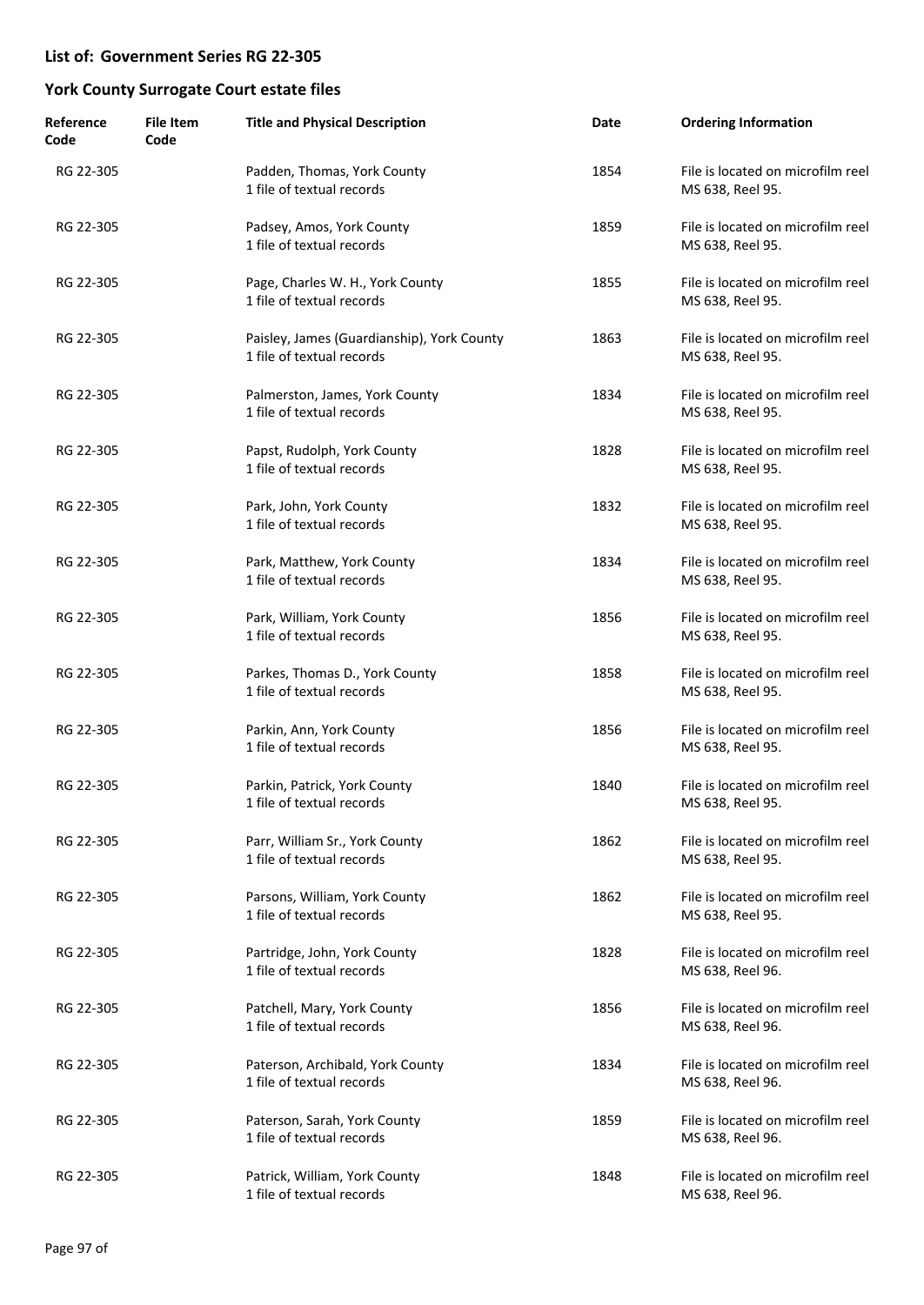## List of: Government Series RG 22-305

## York County Surrogate Court estate files

| Reference Code | File Item Code | Title and Physical Description | Date | Ordering Information |
|---|---|---|---|---|
| RG 22-305 | | Padden, Thomas, York County<br>1 file of textual records | 1854 | File is located on microfilm reel MS 638, Reel 95. |
| RG 22-305 | | Padsey, Amos, York County<br>1 file of textual records | 1859 | File is located on microfilm reel MS 638, Reel 95. |
| RG 22-305 | | Page, Charles W. H., York County<br>1 file of textual records | 1855 | File is located on microfilm reel MS 638, Reel 95. |
| RG 22-305 | | Paisley, James (Guardianship), York County<br>1 file of textual records | 1863 | File is located on microfilm reel MS 638, Reel 95. |
| RG 22-305 | | Palmerston, James, York County<br>1 file of textual records | 1834 | File is located on microfilm reel MS 638, Reel 95. |
| RG 22-305 | | Papst, Rudolph, York County<br>1 file of textual records | 1828 | File is located on microfilm reel MS 638, Reel 95. |
| RG 22-305 | | Park, John, York County<br>1 file of textual records | 1832 | File is located on microfilm reel MS 638, Reel 95. |
| RG 22-305 | | Park, Matthew, York County<br>1 file of textual records | 1834 | File is located on microfilm reel MS 638, Reel 95. |
| RG 22-305 | | Park, William, York County<br>1 file of textual records | 1856 | File is located on microfilm reel MS 638, Reel 95. |
| RG 22-305 | | Parkes, Thomas D., York County<br>1 file of textual records | 1858 | File is located on microfilm reel MS 638, Reel 95. |
| RG 22-305 | | Parkin, Ann, York County<br>1 file of textual records | 1856 | File is located on microfilm reel MS 638, Reel 95. |
| RG 22-305 | | Parkin, Patrick, York County<br>1 file of textual records | 1840 | File is located on microfilm reel MS 638, Reel 95. |
| RG 22-305 | | Parr, William Sr., York County<br>1 file of textual records | 1862 | File is located on microfilm reel MS 638, Reel 95. |
| RG 22-305 | | Parsons, William, York County<br>1 file of textual records | 1862 | File is located on microfilm reel MS 638, Reel 95. |
| RG 22-305 | | Partridge, John, York County<br>1 file of textual records | 1828 | File is located on microfilm reel MS 638, Reel 96. |
| RG 22-305 | | Patchell, Mary, York County<br>1 file of textual records | 1856 | File is located on microfilm reel MS 638, Reel 96. |
| RG 22-305 | | Paterson, Archibald, York County<br>1 file of textual records | 1834 | File is located on microfilm reel MS 638, Reel 96. |
| RG 22-305 | | Paterson, Sarah, York County<br>1 file of textual records | 1859 | File is located on microfilm reel MS 638, Reel 96. |
| RG 22-305 | | Patrick, William, York County<br>1 file of textual records | 1848 | File is located on microfilm reel MS 638, Reel 96. |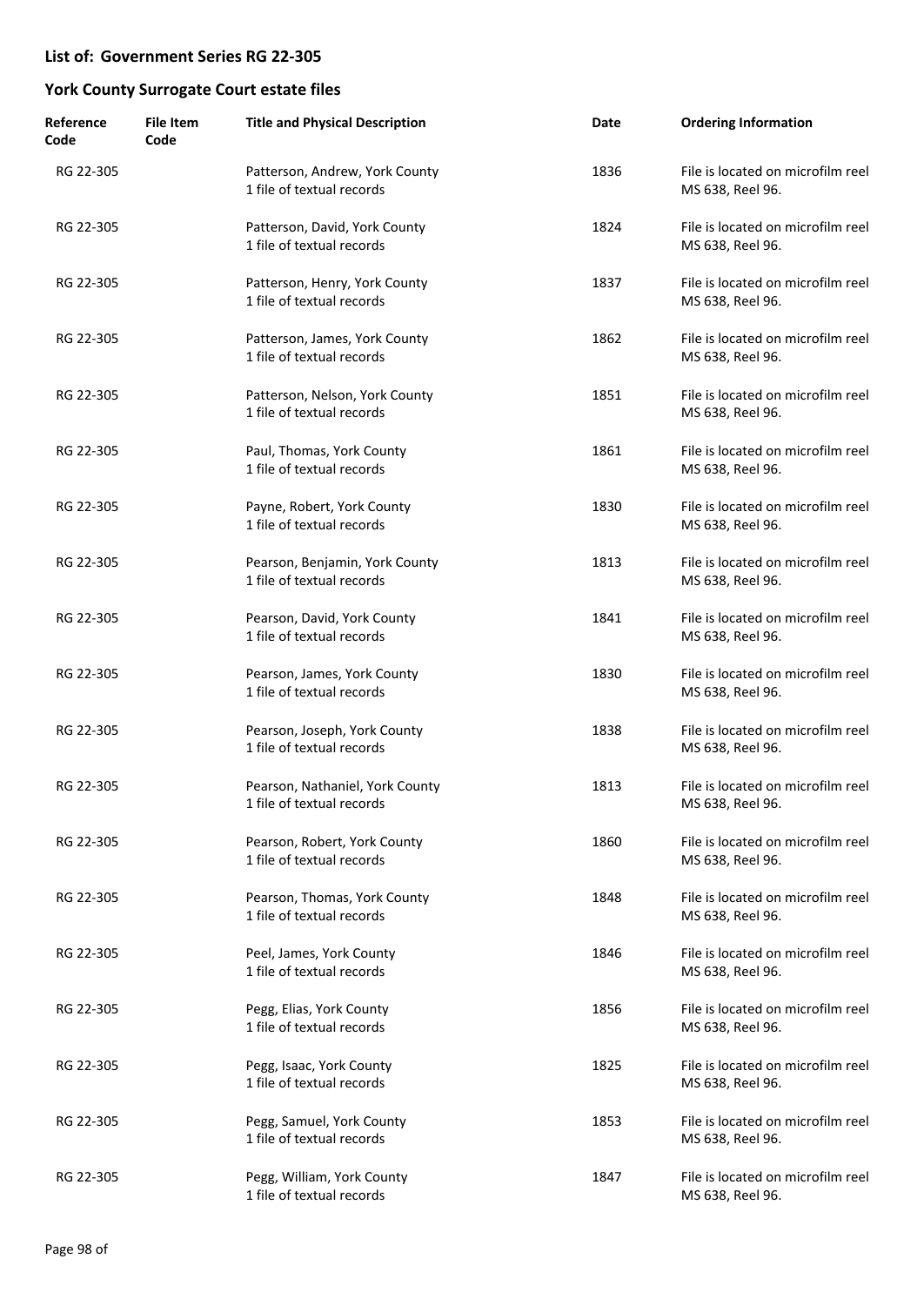## List of: Government Series RG 22-305

## York County Surrogate Court estate files

| Reference Code | File Item Code | Title and Physical Description | Date | Ordering Information |
|---|---|---|---|---|
| RG 22-305 | | Patterson, Andrew, York County<br>1 file of textual records | 1836 | File is located on microfilm reel MS 638, Reel 96. |
| RG 22-305 | | Patterson, David, York County<br>1 file of textual records | 1824 | File is located on microfilm reel MS 638, Reel 96. |
| RG 22-305 | | Patterson, Henry, York County<br>1 file of textual records | 1837 | File is located on microfilm reel MS 638, Reel 96. |
| RG 22-305 | | Patterson, James, York County<br>1 file of textual records | 1862 | File is located on microfilm reel MS 638, Reel 96. |
| RG 22-305 | | Patterson, Nelson, York County<br>1 file of textual records | 1851 | File is located on microfilm reel MS 638, Reel 96. |
| RG 22-305 | | Paul, Thomas, York County<br>1 file of textual records | 1861 | File is located on microfilm reel MS 638, Reel 96. |
| RG 22-305 | | Payne, Robert, York County<br>1 file of textual records | 1830 | File is located on microfilm reel MS 638, Reel 96. |
| RG 22-305 | | Pearson, Benjamin, York County<br>1 file of textual records | 1813 | File is located on microfilm reel MS 638, Reel 96. |
| RG 22-305 | | Pearson, David, York County<br>1 file of textual records | 1841 | File is located on microfilm reel MS 638, Reel 96. |
| RG 22-305 | | Pearson, James, York County<br>1 file of textual records | 1830 | File is located on microfilm reel MS 638, Reel 96. |
| RG 22-305 | | Pearson, Joseph, York County<br>1 file of textual records | 1838 | File is located on microfilm reel MS 638, Reel 96. |
| RG 22-305 | | Pearson, Nathaniel, York County<br>1 file of textual records | 1813 | File is located on microfilm reel MS 638, Reel 96. |
| RG 22-305 | | Pearson, Robert, York County<br>1 file of textual records | 1860 | File is located on microfilm reel MS 638, Reel 96. |
| RG 22-305 | | Pearson, Thomas, York County<br>1 file of textual records | 1848 | File is located on microfilm reel MS 638, Reel 96. |
| RG 22-305 | | Peel, James, York County<br>1 file of textual records | 1846 | File is located on microfilm reel MS 638, Reel 96. |
| RG 22-305 | | Pegg, Elias, York County<br>1 file of textual records | 1856 | File is located on microfilm reel MS 638, Reel 96. |
| RG 22-305 | | Pegg, Isaac, York County<br>1 file of textual records | 1825 | File is located on microfilm reel MS 638, Reel 96. |
| RG 22-305 | | Pegg, Samuel, York County<br>1 file of textual records | 1853 | File is located on microfilm reel MS 638, Reel 96. |
| RG 22-305 | | Pegg, William, York County<br>1 file of textual records | 1847 | File is located on microfilm reel MS 638, Reel 96. |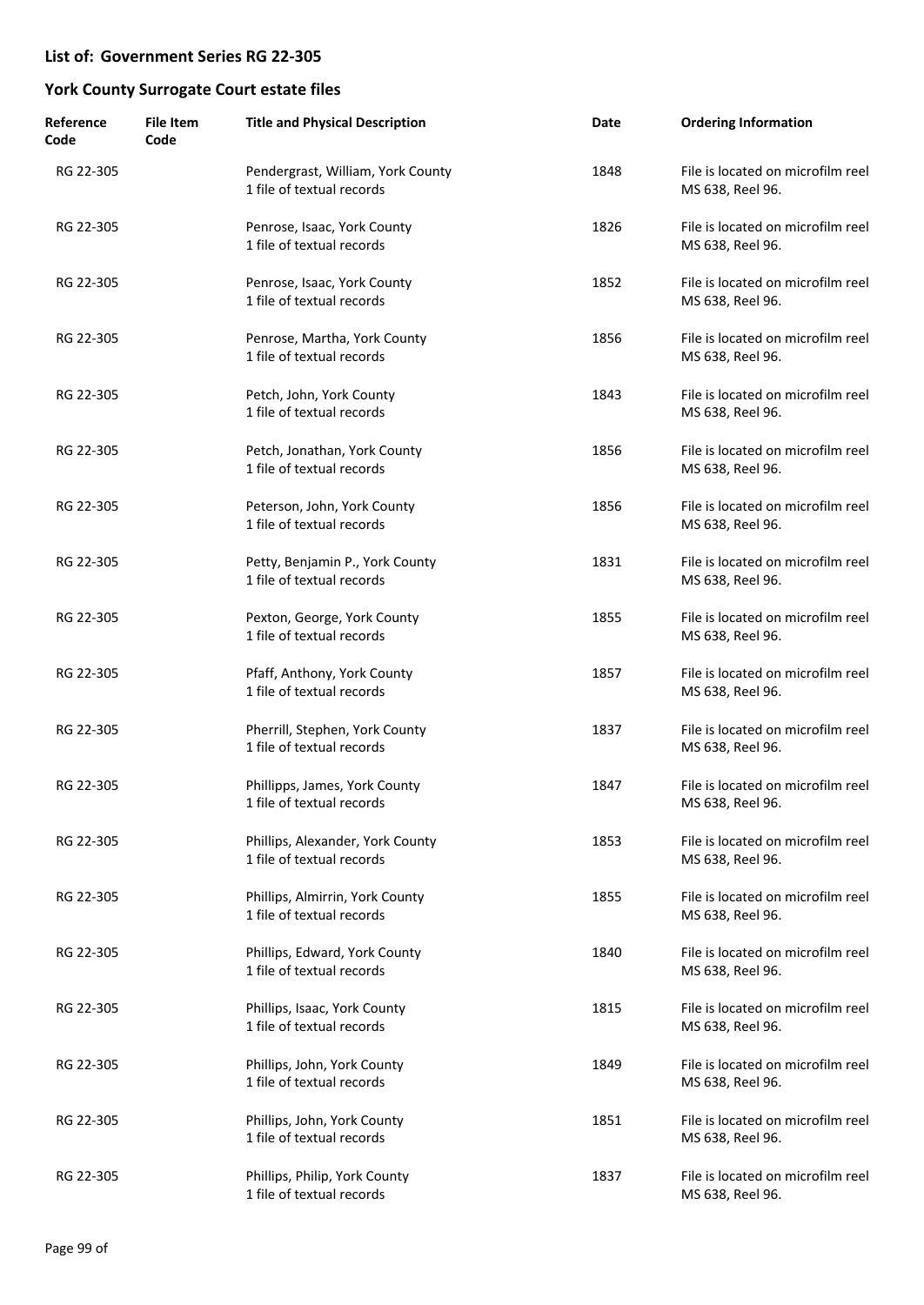## List of: Government Series RG 22-305

## York County Surrogate Court estate files

| Reference Code | File Item Code | Title and Physical Description | Date | Ordering Information |
|---|---|---|---|---|
| RG 22-305 | | Pendergrast, William, York County<br>1 file of textual records | 1848 | File is located on microfilm reel MS 638, Reel 96. |
| RG 22-305 | | Penrose, Isaac, York County<br>1 file of textual records | 1826 | File is located on microfilm reel MS 638, Reel 96. |
| RG 22-305 | | Penrose, Isaac, York County<br>1 file of textual records | 1852 | File is located on microfilm reel MS 638, Reel 96. |
| RG 22-305 | | Penrose, Martha, York County<br>1 file of textual records | 1856 | File is located on microfilm reel MS 638, Reel 96. |
| RG 22-305 | | Petch, John, York County<br>1 file of textual records | 1843 | File is located on microfilm reel MS 638, Reel 96. |
| RG 22-305 | | Petch, Jonathan, York County<br>1 file of textual records | 1856 | File is located on microfilm reel MS 638, Reel 96. |
| RG 22-305 | | Peterson, John, York County<br>1 file of textual records | 1856 | File is located on microfilm reel MS 638, Reel 96. |
| RG 22-305 | | Petty, Benjamin P., York County<br>1 file of textual records | 1831 | File is located on microfilm reel MS 638, Reel 96. |
| RG 22-305 | | Pexton, George, York County<br>1 file of textual records | 1855 | File is located on microfilm reel MS 638, Reel 96. |
| RG 22-305 | | Pfaff, Anthony, York County<br>1 file of textual records | 1857 | File is located on microfilm reel MS 638, Reel 96. |
| RG 22-305 | | Pherrill, Stephen, York County<br>1 file of textual records | 1837 | File is located on microfilm reel MS 638, Reel 96. |
| RG 22-305 | | Phillipps, James, York County<br>1 file of textual records | 1847 | File is located on microfilm reel MS 638, Reel 96. |
| RG 22-305 | | Phillips, Alexander, York County<br>1 file of textual records | 1853 | File is located on microfilm reel MS 638, Reel 96. |
| RG 22-305 | | Phillips, Almirrin, York County<br>1 file of textual records | 1855 | File is located on microfilm reel MS 638, Reel 96. |
| RG 22-305 | | Phillips, Edward, York County<br>1 file of textual records | 1840 | File is located on microfilm reel MS 638, Reel 96. |
| RG 22-305 | | Phillips, Isaac, York County<br>1 file of textual records | 1815 | File is located on microfilm reel MS 638, Reel 96. |
| RG 22-305 | | Phillips, John, York County<br>1 file of textual records | 1849 | File is located on microfilm reel MS 638, Reel 96. |
| RG 22-305 | | Phillips, John, York County<br>1 file of textual records | 1851 | File is located on microfilm reel MS 638, Reel 96. |
| RG 22-305 | | Phillips, Philip, York County<br>1 file of textual records | 1837 | File is located on microfilm reel MS 638, Reel 96. |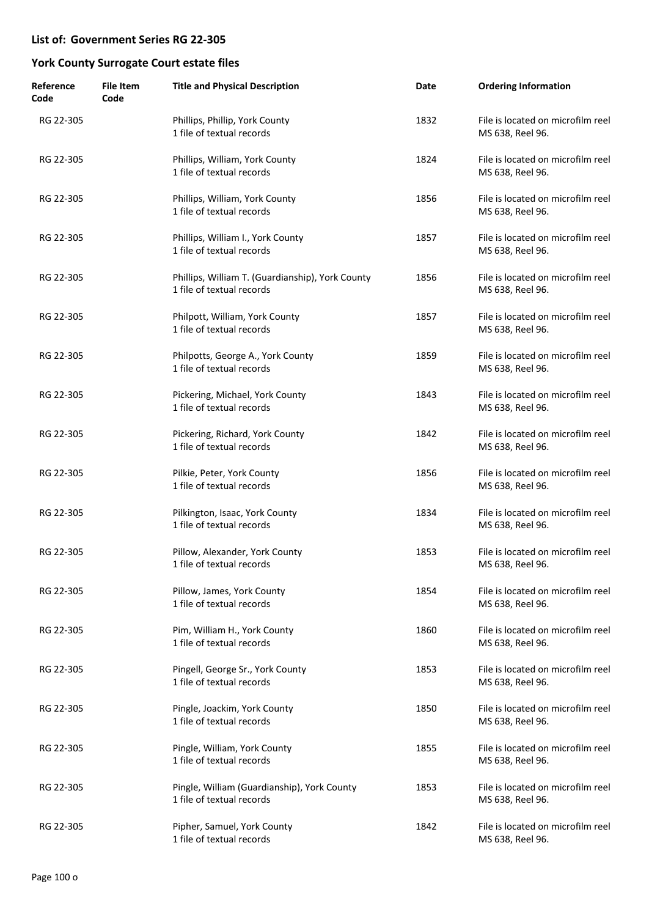## List of: Government Series RG 22-305

## York County Surrogate Court estate files

| Reference Code | File Item Code | Title and Physical Description | Date | Ordering Information |
|---|---|---|---|---|
| RG 22-305 | | Phillips, Phillip, York County<br>1 file of textual records | 1832 | File is located on microfilm reel MS 638, Reel 96. |
| RG 22-305 | | Phillips, William, York County<br>1 file of textual records | 1824 | File is located on microfilm reel MS 638, Reel 96. |
| RG 22-305 | | Phillips, William, York County<br>1 file of textual records | 1856 | File is located on microfilm reel MS 638, Reel 96. |
| RG 22-305 | | Phillips, William I., York County<br>1 file of textual records | 1857 | File is located on microfilm reel MS 638, Reel 96. |
| RG 22-305 | | Phillips, William T. (Guardianship), York County<br>1 file of textual records | 1856 | File is located on microfilm reel MS 638, Reel 96. |
| RG 22-305 | | Philpott, William, York County<br>1 file of textual records | 1857 | File is located on microfilm reel MS 638, Reel 96. |
| RG 22-305 | | Philpotts, George A., York County<br>1 file of textual records | 1859 | File is located on microfilm reel MS 638, Reel 96. |
| RG 22-305 | | Pickering, Michael, York County<br>1 file of textual records | 1843 | File is located on microfilm reel MS 638, Reel 96. |
| RG 22-305 | | Pickering, Richard, York County<br>1 file of textual records | 1842 | File is located on microfilm reel MS 638, Reel 96. |
| RG 22-305 | | Pilkie, Peter, York County<br>1 file of textual records | 1856 | File is located on microfilm reel MS 638, Reel 96. |
| RG 22-305 | | Pilkington, Isaac, York County<br>1 file of textual records | 1834 | File is located on microfilm reel MS 638, Reel 96. |
| RG 22-305 | | Pillow, Alexander, York County<br>1 file of textual records | 1853 | File is located on microfilm reel MS 638, Reel 96. |
| RG 22-305 | | Pillow, James, York County<br>1 file of textual records | 1854 | File is located on microfilm reel MS 638, Reel 96. |
| RG 22-305 | | Pim, William H., York County<br>1 file of textual records | 1860 | File is located on microfilm reel MS 638, Reel 96. |
| RG 22-305 | | Pingell, George Sr., York County<br>1 file of textual records | 1853 | File is located on microfilm reel MS 638, Reel 96. |
| RG 22-305 | | Pingle, Joackim, York County<br>1 file of textual records | 1850 | File is located on microfilm reel MS 638, Reel 96. |
| RG 22-305 | | Pingle, William, York County<br>1 file of textual records | 1855 | File is located on microfilm reel MS 638, Reel 96. |
| RG 22-305 | | Pingle, William (Guardianship), York County<br>1 file of textual records | 1853 | File is located on microfilm reel MS 638, Reel 96. |
| RG 22-305 | | Pipher, Samuel, York County<br>1 file of textual records | 1842 | File is located on microfilm reel MS 638, Reel 96. |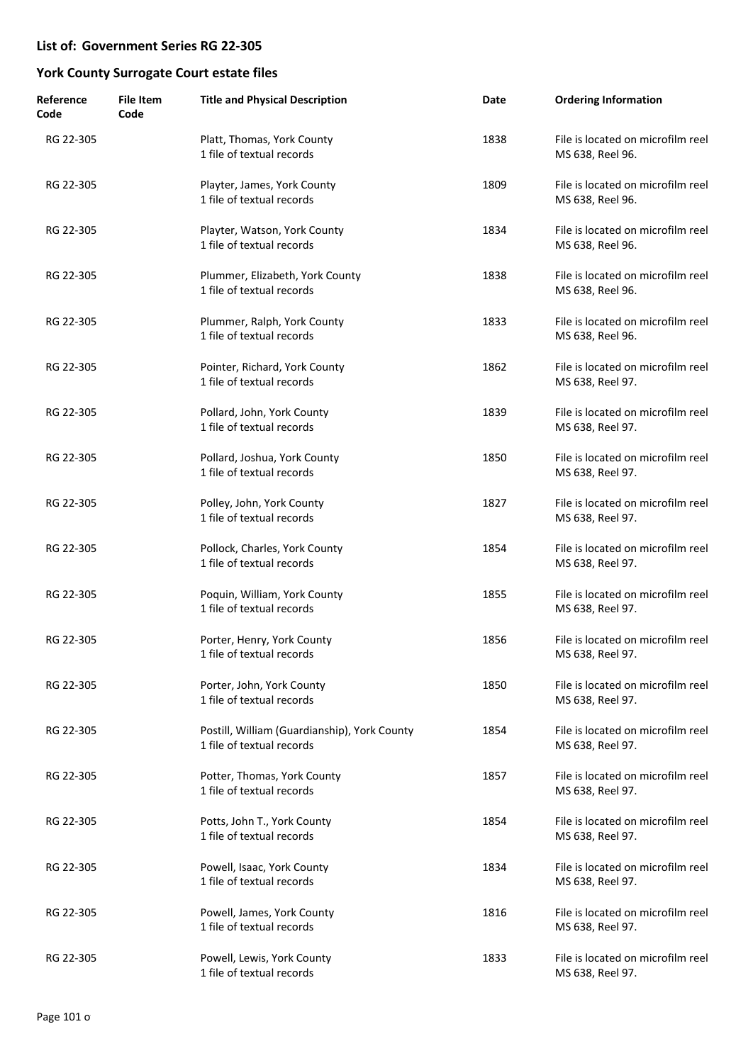## List of: Government Series RG 22-305

## York County Surrogate Court estate files

| Reference Code | File Item Code | Title and Physical Description | Date | Ordering Information |
|---|---|---|---|---|
| RG 22-305 | | Platt, Thomas, York County<br>1 file of textual records | 1838 | File is located on microfilm reel MS 638, Reel 96. |
| RG 22-305 | | Playter, James, York County<br>1 file of textual records | 1809 | File is located on microfilm reel MS 638, Reel 96. |
| RG 22-305 | | Playter, Watson, York County<br>1 file of textual records | 1834 | File is located on microfilm reel MS 638, Reel 96. |
| RG 22-305 | | Plummer, Elizabeth, York County<br>1 file of textual records | 1838 | File is located on microfilm reel MS 638, Reel 96. |
| RG 22-305 | | Plummer, Ralph, York County<br>1 file of textual records | 1833 | File is located on microfilm reel MS 638, Reel 96. |
| RG 22-305 | | Pointer, Richard, York County<br>1 file of textual records | 1862 | File is located on microfilm reel MS 638, Reel 97. |
| RG 22-305 | | Pollard, John, York County<br>1 file of textual records | 1839 | File is located on microfilm reel MS 638, Reel 97. |
| RG 22-305 | | Pollard, Joshua, York County<br>1 file of textual records | 1850 | File is located on microfilm reel MS 638, Reel 97. |
| RG 22-305 | | Polley, John, York County<br>1 file of textual records | 1827 | File is located on microfilm reel MS 638, Reel 97. |
| RG 22-305 | | Pollock, Charles, York County<br>1 file of textual records | 1854 | File is located on microfilm reel MS 638, Reel 97. |
| RG 22-305 | | Poquin, William, York County<br>1 file of textual records | 1855 | File is located on microfilm reel MS 638, Reel 97. |
| RG 22-305 | | Porter, Henry, York County<br>1 file of textual records | 1856 | File is located on microfilm reel MS 638, Reel 97. |
| RG 22-305 | | Porter, John, York County<br>1 file of textual records | 1850 | File is located on microfilm reel MS 638, Reel 97. |
| RG 22-305 | | Postill, William (Guardianship), York County<br>1 file of textual records | 1854 | File is located on microfilm reel MS 638, Reel 97. |
| RG 22-305 | | Potter, Thomas, York County<br>1 file of textual records | 1857 | File is located on microfilm reel MS 638, Reel 97. |
| RG 22-305 | | Potts, John T., York County<br>1 file of textual records | 1854 | File is located on microfilm reel MS 638, Reel 97. |
| RG 22-305 | | Powell, Isaac, York County<br>1 file of textual records | 1834 | File is located on microfilm reel MS 638, Reel 97. |
| RG 22-305 | | Powell, James, York County<br>1 file of textual records | 1816 | File is located on microfilm reel MS 638, Reel 97. |
| RG 22-305 | | Powell, Lewis, York County<br>1 file of textual records | 1833 | File is located on microfilm reel MS 638, Reel 97. |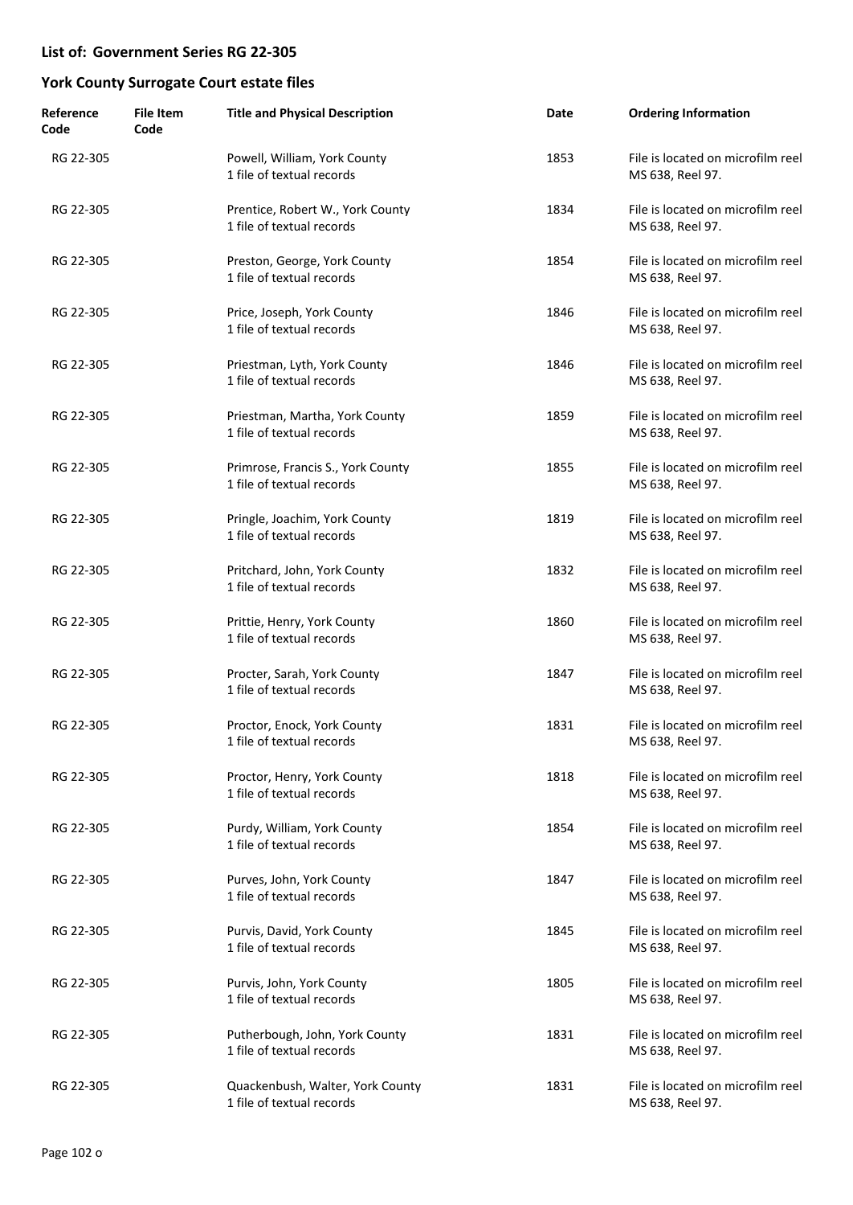## List of: Government Series RG 22-305

## York County Surrogate Court estate files

| Reference Code | File Item Code | Title and Physical Description | Date | Ordering Information |
|---|---|---|---|---|
| RG 22-305 | | Powell, William, York County<br>1 file of textual records | 1853 | File is located on microfilm reel MS 638, Reel 97. |
| RG 22-305 | | Prentice, Robert W., York County<br>1 file of textual records | 1834 | File is located on microfilm reel MS 638, Reel 97. |
| RG 22-305 | | Preston, George, York County<br>1 file of textual records | 1854 | File is located on microfilm reel MS 638, Reel 97. |
| RG 22-305 | | Price, Joseph, York County<br>1 file of textual records | 1846 | File is located on microfilm reel MS 638, Reel 97. |
| RG 22-305 | | Priestman, Lyth, York County<br>1 file of textual records | 1846 | File is located on microfilm reel MS 638, Reel 97. |
| RG 22-305 | | Priestman, Martha, York County<br>1 file of textual records | 1859 | File is located on microfilm reel MS 638, Reel 97. |
| RG 22-305 | | Primrose, Francis S., York County<br>1 file of textual records | 1855 | File is located on microfilm reel MS 638, Reel 97. |
| RG 22-305 | | Pringle, Joachim, York County<br>1 file of textual records | 1819 | File is located on microfilm reel MS 638, Reel 97. |
| RG 22-305 | | Pritchard, John, York County<br>1 file of textual records | 1832 | File is located on microfilm reel MS 638, Reel 97. |
| RG 22-305 | | Prittie, Henry, York County<br>1 file of textual records | 1860 | File is located on microfilm reel MS 638, Reel 97. |
| RG 22-305 | | Procter, Sarah, York County<br>1 file of textual records | 1847 | File is located on microfilm reel MS 638, Reel 97. |
| RG 22-305 | | Proctor, Enock, York County<br>1 file of textual records | 1831 | File is located on microfilm reel MS 638, Reel 97. |
| RG 22-305 | | Proctor, Henry, York County<br>1 file of textual records | 1818 | File is located on microfilm reel MS 638, Reel 97. |
| RG 22-305 | | Purdy, William, York County<br>1 file of textual records | 1854 | File is located on microfilm reel MS 638, Reel 97. |
| RG 22-305 | | Purves, John, York County<br>1 file of textual records | 1847 | File is located on microfilm reel MS 638, Reel 97. |
| RG 22-305 | | Purvis, David, York County<br>1 file of textual records | 1845 | File is located on microfilm reel MS 638, Reel 97. |
| RG 22-305 | | Purvis, John, York County<br>1 file of textual records | 1805 | File is located on microfilm reel MS 638, Reel 97. |
| RG 22-305 | | Putherbough, John, York County<br>1 file of textual records | 1831 | File is located on microfilm reel MS 638, Reel 97. |
| RG 22-305 | | Quackenbush, Walter, York County<br>1 file of textual records | 1831 | File is located on microfilm reel MS 638, Reel 97. |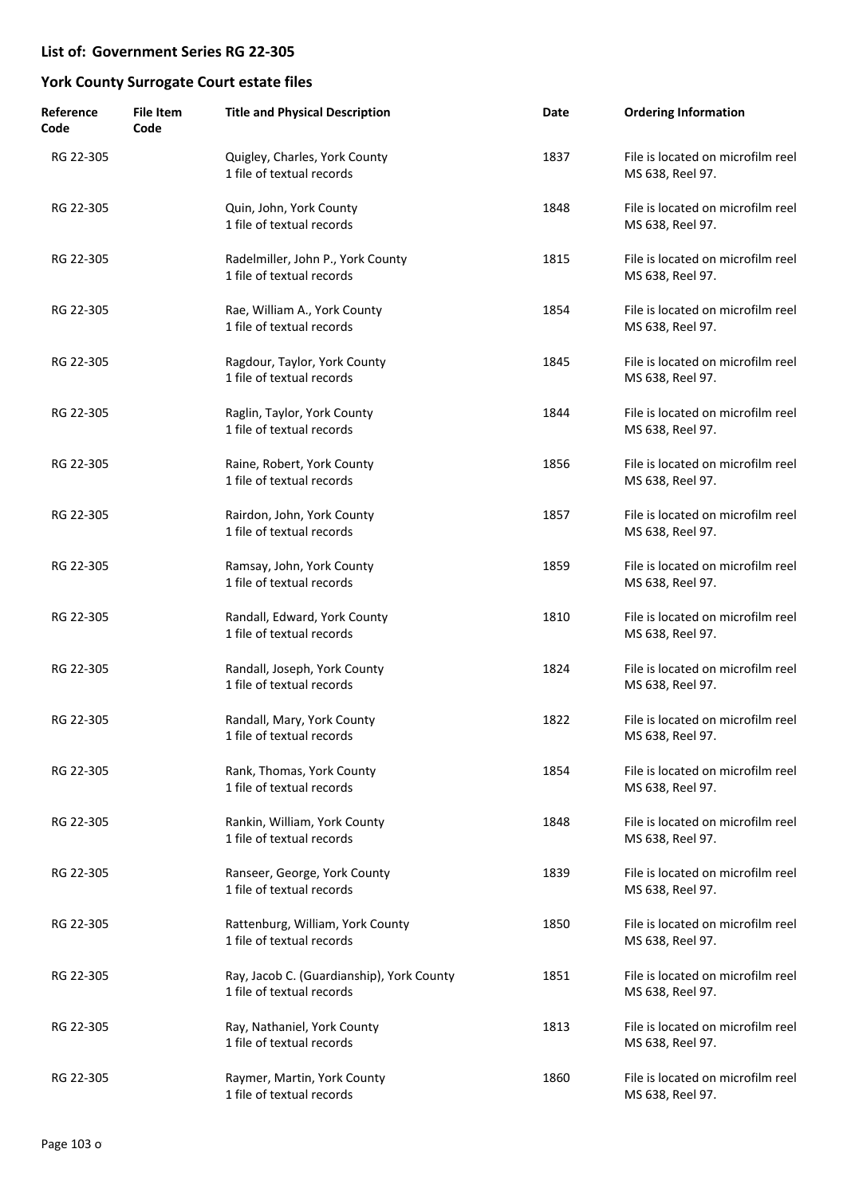## List of: Government Series RG 22-305

## York County Surrogate Court estate files

| Reference Code | File Item Code | Title and Physical Description | Date | Ordering Information |
|---|---|---|---|---|
| RG 22-305 | | Quigley, Charles, York County<br>1 file of textual records | 1837 | File is located on microfilm reel MS 638, Reel 97. |
| RG 22-305 | | Quin, John, York County<br>1 file of textual records | 1848 | File is located on microfilm reel MS 638, Reel 97. |
| RG 22-305 | | Radelmiller, John P., York County<br>1 file of textual records | 1815 | File is located on microfilm reel MS 638, Reel 97. |
| RG 22-305 | | Rae, William A., York County<br>1 file of textual records | 1854 | File is located on microfilm reel MS 638, Reel 97. |
| RG 22-305 | | Ragdour, Taylor, York County<br>1 file of textual records | 1845 | File is located on microfilm reel MS 638, Reel 97. |
| RG 22-305 | | Raglin, Taylor, York County<br>1 file of textual records | 1844 | File is located on microfilm reel MS 638, Reel 97. |
| RG 22-305 | | Raine, Robert, York County<br>1 file of textual records | 1856 | File is located on microfilm reel MS 638, Reel 97. |
| RG 22-305 | | Rairdon, John, York County<br>1 file of textual records | 1857 | File is located on microfilm reel MS 638, Reel 97. |
| RG 22-305 | | Ramsay, John, York County<br>1 file of textual records | 1859 | File is located on microfilm reel MS 638, Reel 97. |
| RG 22-305 | | Randall, Edward, York County<br>1 file of textual records | 1810 | File is located on microfilm reel MS 638, Reel 97. |
| RG 22-305 | | Randall, Joseph, York County<br>1 file of textual records | 1824 | File is located on microfilm reel MS 638, Reel 97. |
| RG 22-305 | | Randall, Mary, York County<br>1 file of textual records | 1822 | File is located on microfilm reel MS 638, Reel 97. |
| RG 22-305 | | Rank, Thomas, York County<br>1 file of textual records | 1854 | File is located on microfilm reel MS 638, Reel 97. |
| RG 22-305 | | Rankin, William, York County<br>1 file of textual records | 1848 | File is located on microfilm reel MS 638, Reel 97. |
| RG 22-305 | | Ranseer, George, York County<br>1 file of textual records | 1839 | File is located on microfilm reel MS 638, Reel 97. |
| RG 22-305 | | Rattenburg, William, York County<br>1 file of textual records | 1850 | File is located on microfilm reel MS 638, Reel 97. |
| RG 22-305 | | Ray, Jacob C. (Guardianship), York County<br>1 file of textual records | 1851 | File is located on microfilm reel MS 638, Reel 97. |
| RG 22-305 | | Ray, Nathaniel, York County<br>1 file of textual records | 1813 | File is located on microfilm reel MS 638, Reel 97. |
| RG 22-305 | | Raymer, Martin, York County<br>1 file of textual records | 1860 | File is located on microfilm reel MS 638, Reel 97. |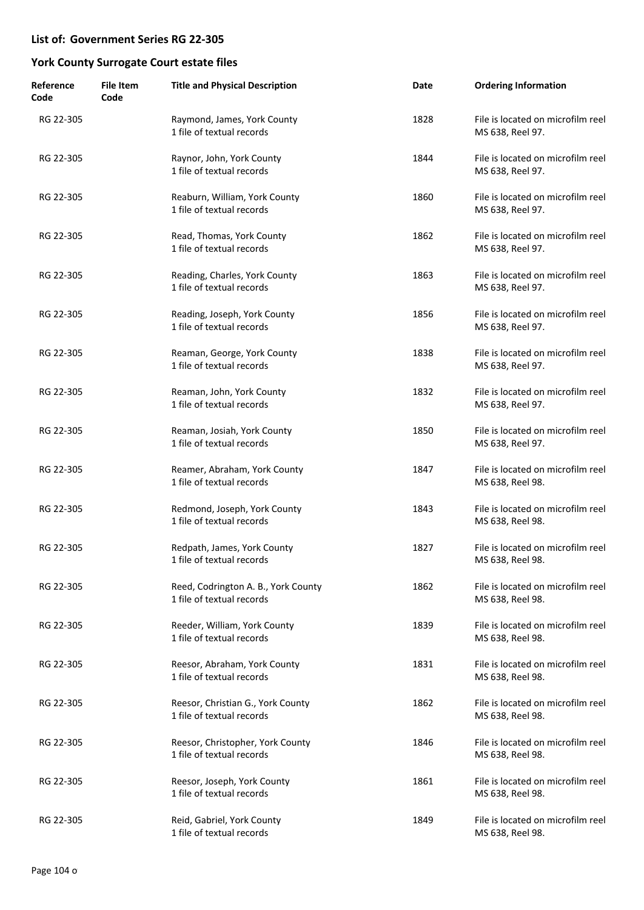## List of: Government Series RG 22-305

## York County Surrogate Court estate files

| Reference Code | File Item Code | Title and Physical Description | Date | Ordering Information |
|---|---|---|---|---|
| RG 22-305 | | Raymond, James, York County<br>1 file of textual records | 1828 | File is located on microfilm reel MS 638, Reel 97. |
| RG 22-305 | | Raynor, John, York County<br>1 file of textual records | 1844 | File is located on microfilm reel MS 638, Reel 97. |
| RG 22-305 | | Reaburn, William, York County<br>1 file of textual records | 1860 | File is located on microfilm reel MS 638, Reel 97. |
| RG 22-305 | | Read, Thomas, York County<br>1 file of textual records | 1862 | File is located on microfilm reel MS 638, Reel 97. |
| RG 22-305 | | Reading, Charles, York County<br>1 file of textual records | 1863 | File is located on microfilm reel MS 638, Reel 97. |
| RG 22-305 | | Reading, Joseph, York County<br>1 file of textual records | 1856 | File is located on microfilm reel MS 638, Reel 97. |
| RG 22-305 | | Reaman, George, York County<br>1 file of textual records | 1838 | File is located on microfilm reel MS 638, Reel 97. |
| RG 22-305 | | Reaman, John, York County<br>1 file of textual records | 1832 | File is located on microfilm reel MS 638, Reel 97. |
| RG 22-305 | | Reaman, Josiah, York County<br>1 file of textual records | 1850 | File is located on microfilm reel MS 638, Reel 97. |
| RG 22-305 | | Reamer, Abraham, York County<br>1 file of textual records | 1847 | File is located on microfilm reel MS 638, Reel 98. |
| RG 22-305 | | Redmond, Joseph, York County<br>1 file of textual records | 1843 | File is located on microfilm reel MS 638, Reel 98. |
| RG 22-305 | | Redpath, James, York County<br>1 file of textual records | 1827 | File is located on microfilm reel MS 638, Reel 98. |
| RG 22-305 | | Reed, Codrington A. B., York County<br>1 file of textual records | 1862 | File is located on microfilm reel MS 638, Reel 98. |
| RG 22-305 | | Reeder, William, York County<br>1 file of textual records | 1839 | File is located on microfilm reel MS 638, Reel 98. |
| RG 22-305 | | Reesor, Abraham, York County<br>1 file of textual records | 1831 | File is located on microfilm reel MS 638, Reel 98. |
| RG 22-305 | | Reesor, Christian G., York County<br>1 file of textual records | 1862 | File is located on microfilm reel MS 638, Reel 98. |
| RG 22-305 | | Reesor, Christopher, York County<br>1 file of textual records | 1846 | File is located on microfilm reel MS 638, Reel 98. |
| RG 22-305 | | Reesor, Joseph, York County<br>1 file of textual records | 1861 | File is located on microfilm reel MS 638, Reel 98. |
| RG 22-305 | | Reid, Gabriel, York County<br>1 file of textual records | 1849 | File is located on microfilm reel MS 638, Reel 98. |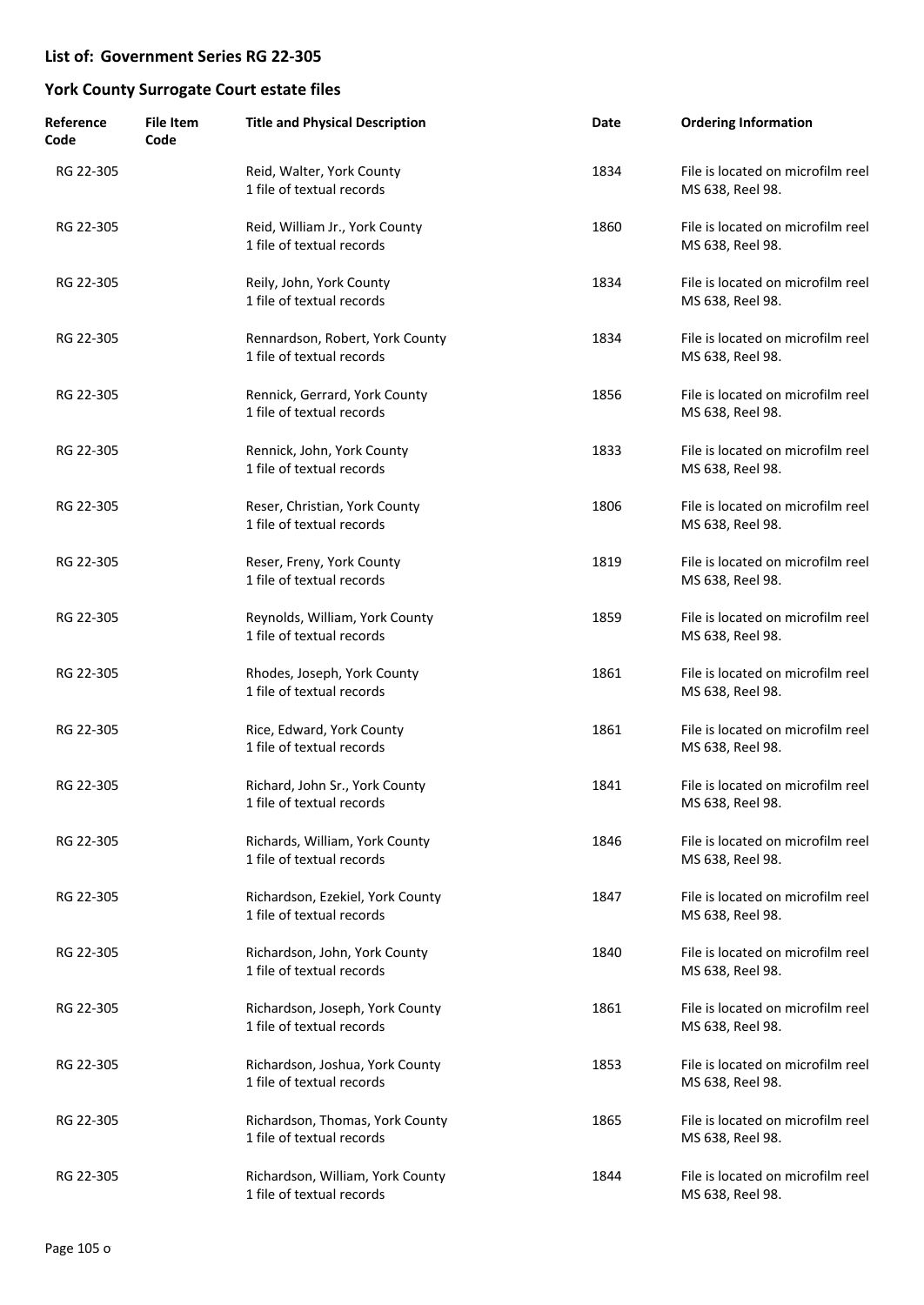## List of: Government Series RG 22-305

## York County Surrogate Court estate files

| Reference Code | File Item Code | Title and Physical Description | Date | Ordering Information |
|---|---|---|---|---|
| RG 22-305 | | Reid, Walter, York County<br>1 file of textual records | 1834 | File is located on microfilm reel MS 638, Reel 98. |
| RG 22-305 | | Reid, William Jr., York County<br>1 file of textual records | 1860 | File is located on microfilm reel MS 638, Reel 98. |
| RG 22-305 | | Reily, John, York County<br>1 file of textual records | 1834 | File is located on microfilm reel MS 638, Reel 98. |
| RG 22-305 | | Rennardson, Robert, York County<br>1 file of textual records | 1834 | File is located on microfilm reel MS 638, Reel 98. |
| RG 22-305 | | Rennick, Gerrard, York County<br>1 file of textual records | 1856 | File is located on microfilm reel MS 638, Reel 98. |
| RG 22-305 | | Rennick, John, York County<br>1 file of textual records | 1833 | File is located on microfilm reel MS 638, Reel 98. |
| RG 22-305 | | Reser, Christian, York County<br>1 file of textual records | 1806 | File is located on microfilm reel MS 638, Reel 98. |
| RG 22-305 | | Reser, Freny, York County<br>1 file of textual records | 1819 | File is located on microfilm reel MS 638, Reel 98. |
| RG 22-305 | | Reynolds, William, York County<br>1 file of textual records | 1859 | File is located on microfilm reel MS 638, Reel 98. |
| RG 22-305 | | Rhodes, Joseph, York County<br>1 file of textual records | 1861 | File is located on microfilm reel MS 638, Reel 98. |
| RG 22-305 | | Rice, Edward, York County<br>1 file of textual records | 1861 | File is located on microfilm reel MS 638, Reel 98. |
| RG 22-305 | | Richard, John Sr., York County<br>1 file of textual records | 1841 | File is located on microfilm reel MS 638, Reel 98. |
| RG 22-305 | | Richards, William, York County<br>1 file of textual records | 1846 | File is located on microfilm reel MS 638, Reel 98. |
| RG 22-305 | | Richardson, Ezekiel, York County<br>1 file of textual records | 1847 | File is located on microfilm reel MS 638, Reel 98. |
| RG 22-305 | | Richardson, John, York County<br>1 file of textual records | 1840 | File is located on microfilm reel MS 638, Reel 98. |
| RG 22-305 | | Richardson, Joseph, York County<br>1 file of textual records | 1861 | File is located on microfilm reel MS 638, Reel 98. |
| RG 22-305 | | Richardson, Joshua, York County<br>1 file of textual records | 1853 | File is located on microfilm reel MS 638, Reel 98. |
| RG 22-305 | | Richardson, Thomas, York County<br>1 file of textual records | 1865 | File is located on microfilm reel MS 638, Reel 98. |
| RG 22-305 | | Richardson, William, York County<br>1 file of textual records | 1844 | File is located on microfilm reel MS 638, Reel 98. |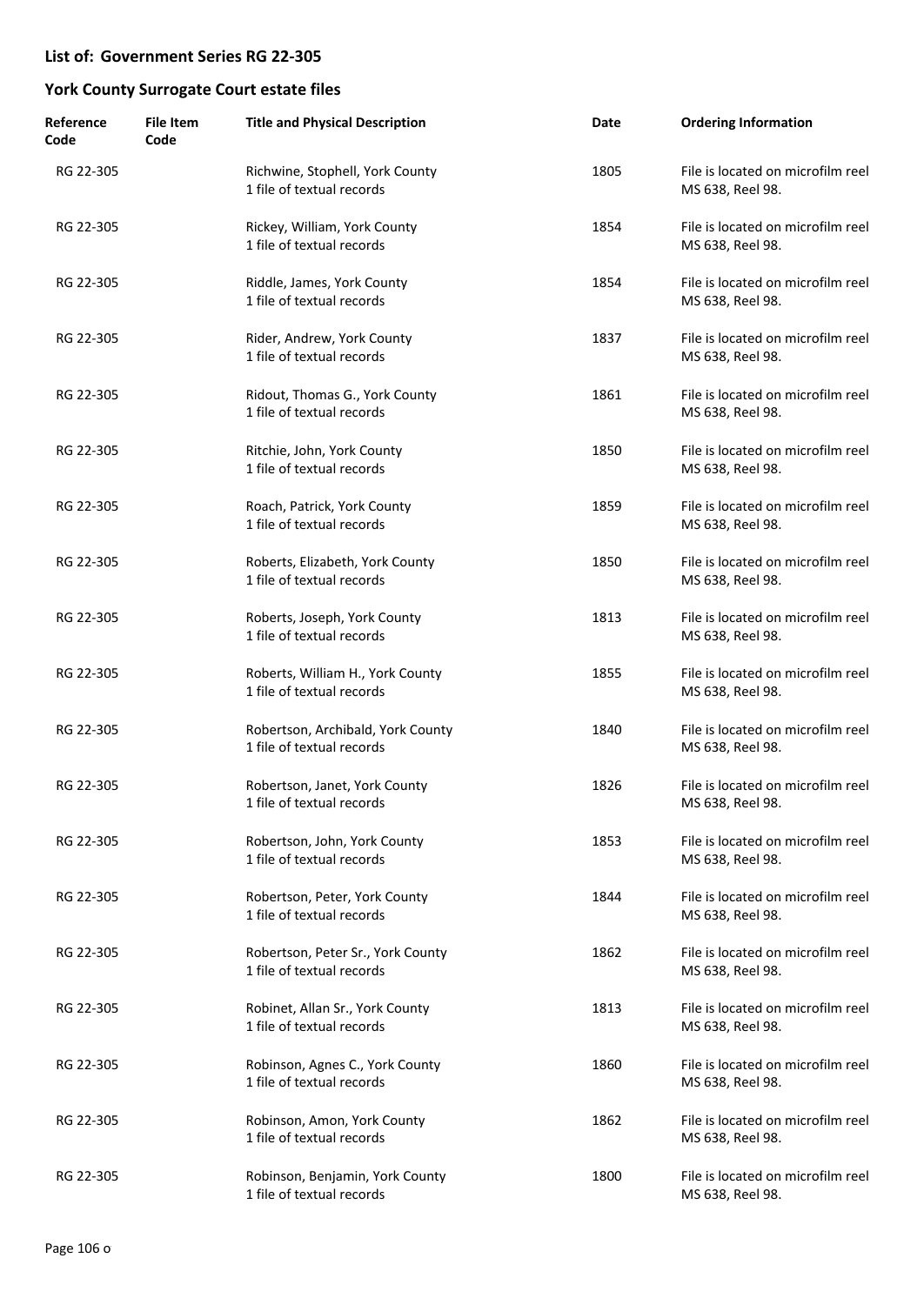## List of: Government Series RG 22-305

## York County Surrogate Court estate files

| Reference Code | File Item Code | Title and Physical Description | Date | Ordering Information |
|---|---|---|---|---|
| RG 22-305 | | Richwine, Stophell, York County<br>1 file of textual records | 1805 | File is located on microfilm reel MS 638, Reel 98. |
| RG 22-305 | | Rickey, William, York County<br>1 file of textual records | 1854 | File is located on microfilm reel MS 638, Reel 98. |
| RG 22-305 | | Riddle, James, York County<br>1 file of textual records | 1854 | File is located on microfilm reel MS 638, Reel 98. |
| RG 22-305 | | Rider, Andrew, York County<br>1 file of textual records | 1837 | File is located on microfilm reel MS 638, Reel 98. |
| RG 22-305 | | Ridout, Thomas G., York County<br>1 file of textual records | 1861 | File is located on microfilm reel MS 638, Reel 98. |
| RG 22-305 | | Ritchie, John, York County<br>1 file of textual records | 1850 | File is located on microfilm reel MS 638, Reel 98. |
| RG 22-305 | | Roach, Patrick, York County<br>1 file of textual records | 1859 | File is located on microfilm reel MS 638, Reel 98. |
| RG 22-305 | | Roberts, Elizabeth, York County<br>1 file of textual records | 1850 | File is located on microfilm reel MS 638, Reel 98. |
| RG 22-305 | | Roberts, Joseph, York County<br>1 file of textual records | 1813 | File is located on microfilm reel MS 638, Reel 98. |
| RG 22-305 | | Roberts, William H., York County<br>1 file of textual records | 1855 | File is located on microfilm reel MS 638, Reel 98. |
| RG 22-305 | | Robertson, Archibald, York County<br>1 file of textual records | 1840 | File is located on microfilm reel MS 638, Reel 98. |
| RG 22-305 | | Robertson, Janet, York County<br>1 file of textual records | 1826 | File is located on microfilm reel MS 638, Reel 98. |
| RG 22-305 | | Robertson, John, York County<br>1 file of textual records | 1853 | File is located on microfilm reel MS 638, Reel 98. |
| RG 22-305 | | Robertson, Peter, York County<br>1 file of textual records | 1844 | File is located on microfilm reel MS 638, Reel 98. |
| RG 22-305 | | Robertson, Peter Sr., York County<br>1 file of textual records | 1862 | File is located on microfilm reel MS 638, Reel 98. |
| RG 22-305 | | Robinet, Allan Sr., York County<br>1 file of textual records | 1813 | File is located on microfilm reel MS 638, Reel 98. |
| RG 22-305 | | Robinson, Agnes C., York County<br>1 file of textual records | 1860 | File is located on microfilm reel MS 638, Reel 98. |
| RG 22-305 | | Robinson, Amon, York County<br>1 file of textual records | 1862 | File is located on microfilm reel MS 638, Reel 98. |
| RG 22-305 | | Robinson, Benjamin, York County<br>1 file of textual records | 1800 | File is located on microfilm reel MS 638, Reel 98. |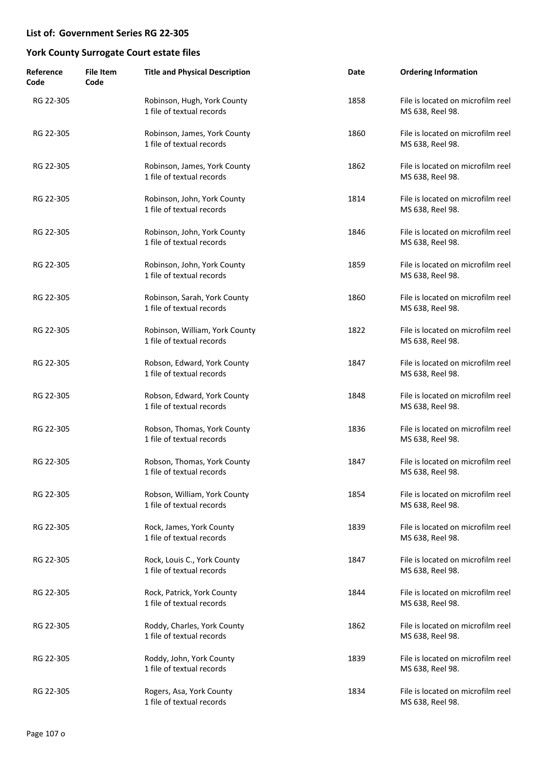**List of: Government Series RG 22-305**

**York County Surrogate Court estate files**

| Reference Code | File Item Code | Title and Physical Description | Date | Ordering Information |
|---|---|---|---|---|
| RG 22-305 | | Robinson, Hugh, York County<br>1 file of textual records | 1858 | File is located on microfilm reel MS 638, Reel 98. |
| RG 22-305 | | Robinson, James, York County<br>1 file of textual records | 1860 | File is located on microfilm reel MS 638, Reel 98. |
| RG 22-305 | | Robinson, James, York County<br>1 file of textual records | 1862 | File is located on microfilm reel MS 638, Reel 98. |
| RG 22-305 | | Robinson, John, York County<br>1 file of textual records | 1814 | File is located on microfilm reel MS 638, Reel 98. |
| RG 22-305 | | Robinson, John, York County<br>1 file of textual records | 1846 | File is located on microfilm reel MS 638, Reel 98. |
| RG 22-305 | | Robinson, John, York County<br>1 file of textual records | 1859 | File is located on microfilm reel MS 638, Reel 98. |
| RG 22-305 | | Robinson, Sarah, York County<br>1 file of textual records | 1860 | File is located on microfilm reel MS 638, Reel 98. |
| RG 22-305 | | Robinson, William, York County<br>1 file of textual records | 1822 | File is located on microfilm reel MS 638, Reel 98. |
| RG 22-305 | | Robson, Edward, York County<br>1 file of textual records | 1847 | File is located on microfilm reel MS 638, Reel 98. |
| RG 22-305 | | Robson, Edward, York County<br>1 file of textual records | 1848 | File is located on microfilm reel MS 638, Reel 98. |
| RG 22-305 | | Robson, Thomas, York County<br>1 file of textual records | 1836 | File is located on microfilm reel MS 638, Reel 98. |
| RG 22-305 | | Robson, Thomas, York County<br>1 file of textual records | 1847 | File is located on microfilm reel MS 638, Reel 98. |
| RG 22-305 | | Robson, William, York County<br>1 file of textual records | 1854 | File is located on microfilm reel MS 638, Reel 98. |
| RG 22-305 | | Rock, James, York County<br>1 file of textual records | 1839 | File is located on microfilm reel MS 638, Reel 98. |
| RG 22-305 | | Rock, Louis C., York County<br>1 file of textual records | 1847 | File is located on microfilm reel MS 638, Reel 98. |
| RG 22-305 | | Rock, Patrick, York County<br>1 file of textual records | 1844 | File is located on microfilm reel MS 638, Reel 98. |
| RG 22-305 | | Roddy, Charles, York County<br>1 file of textual records | 1862 | File is located on microfilm reel MS 638, Reel 98. |
| RG 22-305 | | Roddy, John, York County<br>1 file of textual records | 1839 | File is located on microfilm reel MS 638, Reel 98. |
| RG 22-305 | | Rogers, Asa, York County<br>1 file of textual records | 1834 | File is located on microfilm reel MS 638, Reel 98. |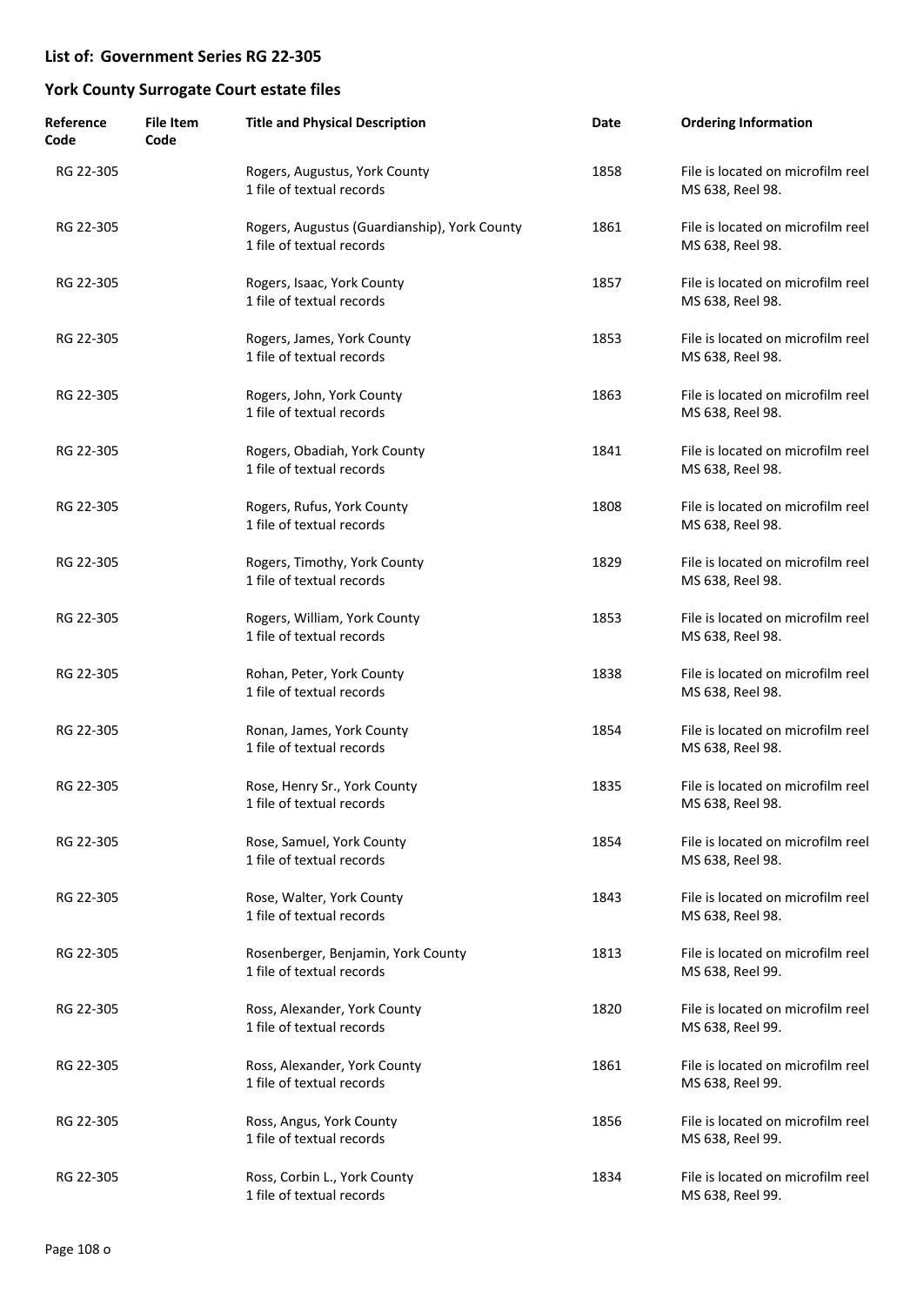## List of: Government Series RG 22-305

## York County Surrogate Court estate files

| Reference Code | File Item Code | Title and Physical Description | Date | Ordering Information |
|---|---|---|---|---|
| RG 22-305 | | Rogers, Augustus, York County<br>1 file of textual records | 1858 | File is located on microfilm reel MS 638, Reel 98. |
| RG 22-305 | | Rogers, Augustus (Guardianship), York County<br>1 file of textual records | 1861 | File is located on microfilm reel MS 638, Reel 98. |
| RG 22-305 | | Rogers, Isaac, York County<br>1 file of textual records | 1857 | File is located on microfilm reel MS 638, Reel 98. |
| RG 22-305 | | Rogers, James, York County<br>1 file of textual records | 1853 | File is located on microfilm reel MS 638, Reel 98. |
| RG 22-305 | | Rogers, John, York County<br>1 file of textual records | 1863 | File is located on microfilm reel MS 638, Reel 98. |
| RG 22-305 | | Rogers, Obadiah, York County<br>1 file of textual records | 1841 | File is located on microfilm reel MS 638, Reel 98. |
| RG 22-305 | | Rogers, Rufus, York County<br>1 file of textual records | 1808 | File is located on microfilm reel MS 638, Reel 98. |
| RG 22-305 | | Rogers, Timothy, York County<br>1 file of textual records | 1829 | File is located on microfilm reel MS 638, Reel 98. |
| RG 22-305 | | Rogers, William, York County<br>1 file of textual records | 1853 | File is located on microfilm reel MS 638, Reel 98. |
| RG 22-305 | | Rohan, Peter, York County<br>1 file of textual records | 1838 | File is located on microfilm reel MS 638, Reel 98. |
| RG 22-305 | | Ronan, James, York County<br>1 file of textual records | 1854 | File is located on microfilm reel MS 638, Reel 98. |
| RG 22-305 | | Rose, Henry Sr., York County<br>1 file of textual records | 1835 | File is located on microfilm reel MS 638, Reel 98. |
| RG 22-305 | | Rose, Samuel, York County<br>1 file of textual records | 1854 | File is located on microfilm reel MS 638, Reel 98. |
| RG 22-305 | | Rose, Walter, York County<br>1 file of textual records | 1843 | File is located on microfilm reel MS 638, Reel 98. |
| RG 22-305 | | Rosenberger, Benjamin, York County<br>1 file of textual records | 1813 | File is located on microfilm reel MS 638, Reel 99. |
| RG 22-305 | | Ross, Alexander, York County<br>1 file of textual records | 1820 | File is located on microfilm reel MS 638, Reel 99. |
| RG 22-305 | | Ross, Alexander, York County<br>1 file of textual records | 1861 | File is located on microfilm reel MS 638, Reel 99. |
| RG 22-305 | | Ross, Angus, York County<br>1 file of textual records | 1856 | File is located on microfilm reel MS 638, Reel 99. |
| RG 22-305 | | Ross, Corbin L., York County<br>1 file of textual records | 1834 | File is located on microfilm reel MS 638, Reel 99. |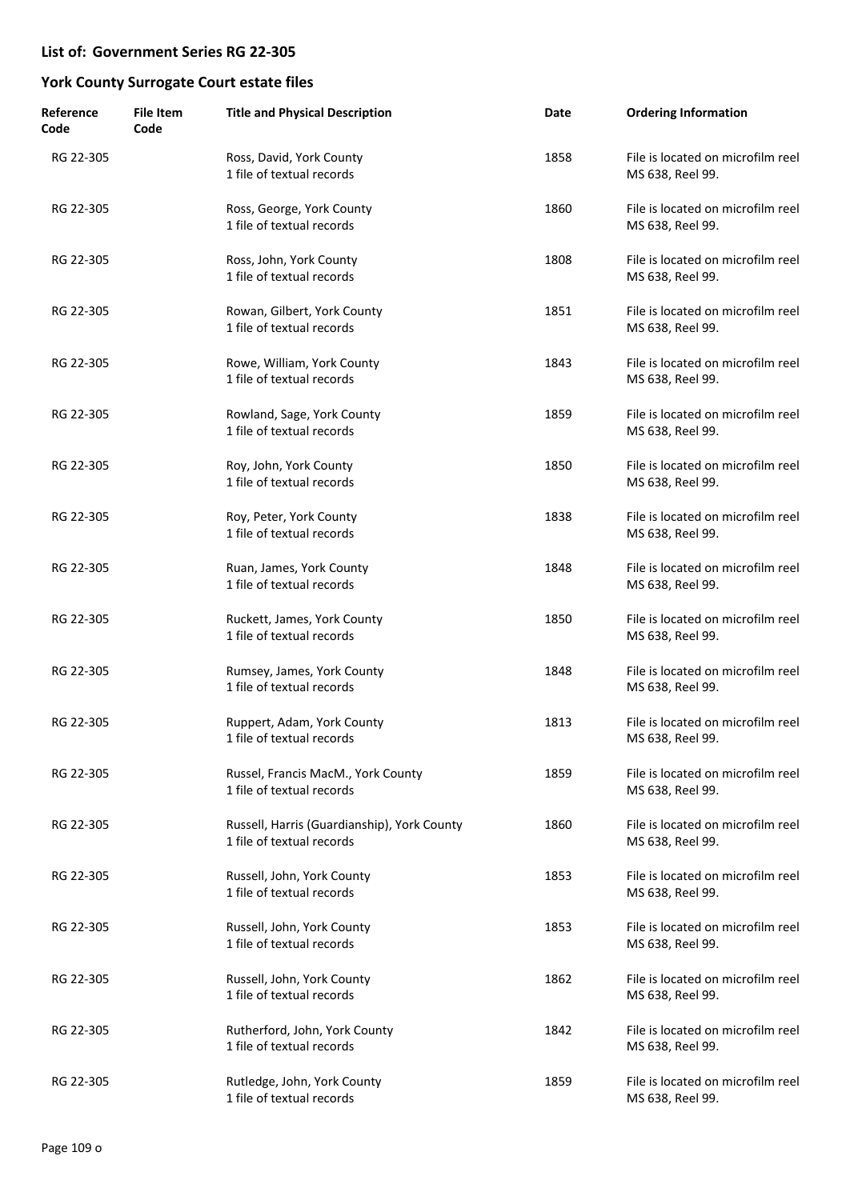## List of: Government Series RG 22-305

## York County Surrogate Court estate files

| Reference Code | File Item Code | Title and Physical Description | Date | Ordering Information |
|---|---|---|---|---|
| RG 22-305 | | Ross, David, York County<br>1 file of textual records | 1858 | File is located on microfilm reel MS 638, Reel 99. |
| RG 22-305 | | Ross, George, York County<br>1 file of textual records | 1860 | File is located on microfilm reel MS 638, Reel 99. |
| RG 22-305 | | Ross, John, York County<br>1 file of textual records | 1808 | File is located on microfilm reel MS 638, Reel 99. |
| RG 22-305 | | Rowan, Gilbert, York County<br>1 file of textual records | 1851 | File is located on microfilm reel MS 638, Reel 99. |
| RG 22-305 | | Rowe, William, York County<br>1 file of textual records | 1843 | File is located on microfilm reel MS 638, Reel 99. |
| RG 22-305 | | Rowland, Sage, York County<br>1 file of textual records | 1859 | File is located on microfilm reel MS 638, Reel 99. |
| RG 22-305 | | Roy, John, York County<br>1 file of textual records | 1850 | File is located on microfilm reel MS 638, Reel 99. |
| RG 22-305 | | Roy, Peter, York County<br>1 file of textual records | 1838 | File is located on microfilm reel MS 638, Reel 99. |
| RG 22-305 | | Ruan, James, York County<br>1 file of textual records | 1848 | File is located on microfilm reel MS 638, Reel 99. |
| RG 22-305 | | Ruckett, James, York County<br>1 file of textual records | 1850 | File is located on microfilm reel MS 638, Reel 99. |
| RG 22-305 | | Rumsey, James, York County<br>1 file of textual records | 1848 | File is located on microfilm reel MS 638, Reel 99. |
| RG 22-305 | | Ruppert, Adam, York County<br>1 file of textual records | 1813 | File is located on microfilm reel MS 638, Reel 99. |
| RG 22-305 | | Russel, Francis MacM., York County<br>1 file of textual records | 1859 | File is located on microfilm reel MS 638, Reel 99. |
| RG 22-305 | | Russell, Harris (Guardianship), York County<br>1 file of textual records | 1860 | File is located on microfilm reel MS 638, Reel 99. |
| RG 22-305 | | Russell, John, York County<br>1 file of textual records | 1853 | File is located on microfilm reel MS 638, Reel 99. |
| RG 22-305 | | Russell, John, York County<br>1 file of textual records | 1853 | File is located on microfilm reel MS 638, Reel 99. |
| RG 22-305 | | Russell, John, York County<br>1 file of textual records | 1862 | File is located on microfilm reel MS 638, Reel 99. |
| RG 22-305 | | Rutherford, John, York County<br>1 file of textual records | 1842 | File is located on microfilm reel MS 638, Reel 99. |
| RG 22-305 | | Rutledge, John, York County<br>1 file of textual records | 1859 | File is located on microfilm reel MS 638, Reel 99. |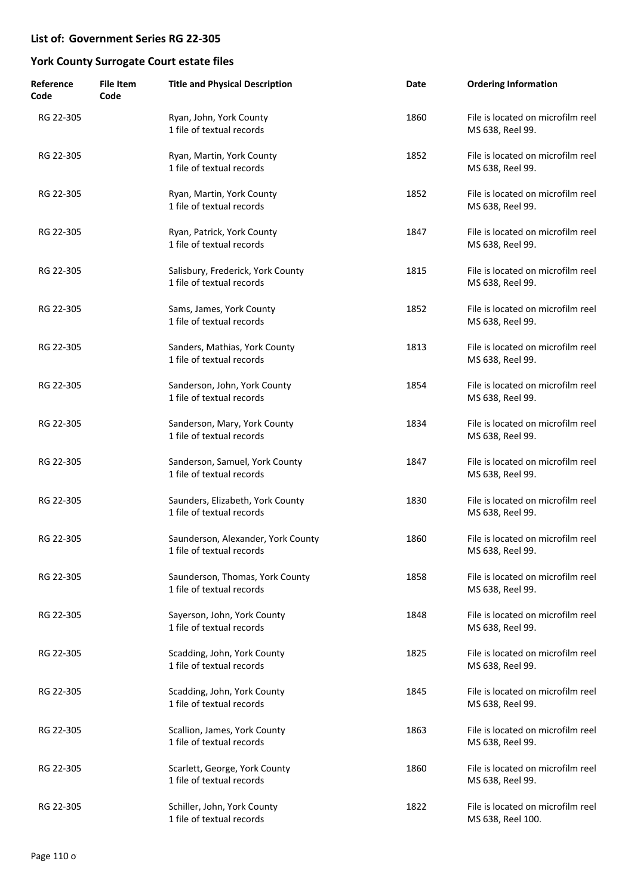## List of: Government Series RG 22-305

## York County Surrogate Court estate files

| Reference Code | File Item Code | Title and Physical Description | Date | Ordering Information |
|---|---|---|---|---|
| RG 22-305 | | Ryan, John, York County<br>1 file of textual records | 1860 | File is located on microfilm reel MS 638, Reel 99. |
| RG 22-305 | | Ryan, Martin, York County<br>1 file of textual records | 1852 | File is located on microfilm reel MS 638, Reel 99. |
| RG 22-305 | | Ryan, Martin, York County<br>1 file of textual records | 1852 | File is located on microfilm reel MS 638, Reel 99. |
| RG 22-305 | | Ryan, Patrick, York County<br>1 file of textual records | 1847 | File is located on microfilm reel MS 638, Reel 99. |
| RG 22-305 | | Salisbury, Frederick, York County<br>1 file of textual records | 1815 | File is located on microfilm reel MS 638, Reel 99. |
| RG 22-305 | | Sams, James, York County<br>1 file of textual records | 1852 | File is located on microfilm reel MS 638, Reel 99. |
| RG 22-305 | | Sanders, Mathias, York County<br>1 file of textual records | 1813 | File is located on microfilm reel MS 638, Reel 99. |
| RG 22-305 | | Sanderson, John, York County<br>1 file of textual records | 1854 | File is located on microfilm reel MS 638, Reel 99. |
| RG 22-305 | | Sanderson, Mary, York County<br>1 file of textual records | 1834 | File is located on microfilm reel MS 638, Reel 99. |
| RG 22-305 | | Sanderson, Samuel, York County<br>1 file of textual records | 1847 | File is located on microfilm reel MS 638, Reel 99. |
| RG 22-305 | | Saunders, Elizabeth, York County<br>1 file of textual records | 1830 | File is located on microfilm reel MS 638, Reel 99. |
| RG 22-305 | | Saunderson, Alexander, York County<br>1 file of textual records | 1860 | File is located on microfilm reel MS 638, Reel 99. |
| RG 22-305 | | Saunderson, Thomas, York County<br>1 file of textual records | 1858 | File is located on microfilm reel MS 638, Reel 99. |
| RG 22-305 | | Sayerson, John, York County<br>1 file of textual records | 1848 | File is located on microfilm reel MS 638, Reel 99. |
| RG 22-305 | | Scadding, John, York County<br>1 file of textual records | 1825 | File is located on microfilm reel MS 638, Reel 99. |
| RG 22-305 | | Scadding, John, York County<br>1 file of textual records | 1845 | File is located on microfilm reel MS 638, Reel 99. |
| RG 22-305 | | Scallion, James, York County<br>1 file of textual records | 1863 | File is located on microfilm reel MS 638, Reel 99. |
| RG 22-305 | | Scarlett, George, York County<br>1 file of textual records | 1860 | File is located on microfilm reel MS 638, Reel 99. |
| RG 22-305 | | Schiller, John, York County<br>1 file of textual records | 1822 | File is located on microfilm reel MS 638, Reel 100. |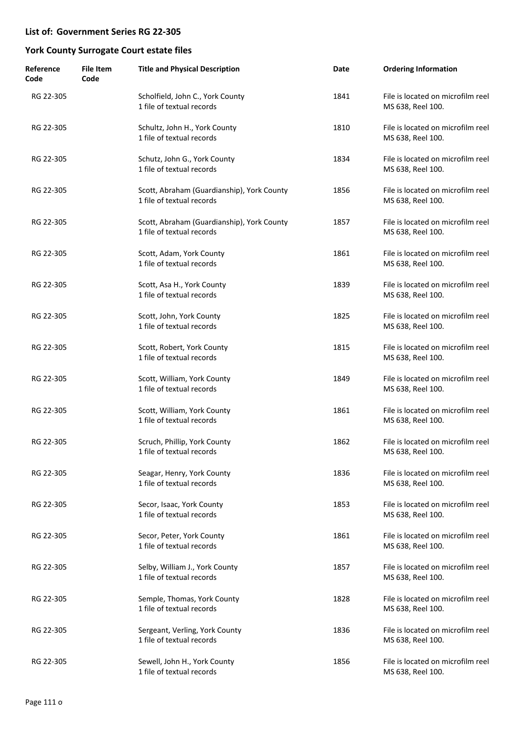## List of: Government Series RG 22-305

## York County Surrogate Court estate files

| Reference Code | File Item Code | Title and Physical Description | Date | Ordering Information |
|---|---|---|---|---|
| RG 22-305 | | Scholfield, John C., York County<br>1 file of textual records | 1841 | File is located on microfilm reel MS 638, Reel 100. |
| RG 22-305 | | Schultz, John H., York County<br>1 file of textual records | 1810 | File is located on microfilm reel MS 638, Reel 100. |
| RG 22-305 | | Schutz, John G., York County<br>1 file of textual records | 1834 | File is located on microfilm reel MS 638, Reel 100. |
| RG 22-305 | | Scott, Abraham (Guardianship), York County<br>1 file of textual records | 1856 | File is located on microfilm reel MS 638, Reel 100. |
| RG 22-305 | | Scott, Abraham (Guardianship), York County<br>1 file of textual records | 1857 | File is located on microfilm reel MS 638, Reel 100. |
| RG 22-305 | | Scott, Adam, York County<br>1 file of textual records | 1861 | File is located on microfilm reel MS 638, Reel 100. |
| RG 22-305 | | Scott, Asa H., York County<br>1 file of textual records | 1839 | File is located on microfilm reel MS 638, Reel 100. |
| RG 22-305 | | Scott, John, York County<br>1 file of textual records | 1825 | File is located on microfilm reel MS 638, Reel 100. |
| RG 22-305 | | Scott, Robert, York County<br>1 file of textual records | 1815 | File is located on microfilm reel MS 638, Reel 100. |
| RG 22-305 | | Scott, William, York County<br>1 file of textual records | 1849 | File is located on microfilm reel MS 638, Reel 100. |
| RG 22-305 | | Scott, William, York County<br>1 file of textual records | 1861 | File is located on microfilm reel MS 638, Reel 100. |
| RG 22-305 | | Scruch, Phillip, York County<br>1 file of textual records | 1862 | File is located on microfilm reel MS 638, Reel 100. |
| RG 22-305 | | Seagar, Henry, York County<br>1 file of textual records | 1836 | File is located on microfilm reel MS 638, Reel 100. |
| RG 22-305 | | Secor, Isaac, York County<br>1 file of textual records | 1853 | File is located on microfilm reel MS 638, Reel 100. |
| RG 22-305 | | Secor, Peter, York County<br>1 file of textual records | 1861 | File is located on microfilm reel MS 638, Reel 100. |
| RG 22-305 | | Selby, William J., York County<br>1 file of textual records | 1857 | File is located on microfilm reel MS 638, Reel 100. |
| RG 22-305 | | Semple, Thomas, York County<br>1 file of textual records | 1828 | File is located on microfilm reel MS 638, Reel 100. |
| RG 22-305 | | Sergeant, Verling, York County<br>1 file of textual records | 1836 | File is located on microfilm reel MS 638, Reel 100. |
| RG 22-305 | | Sewell, John H., York County<br>1 file of textual records | 1856 | File is located on microfilm reel MS 638, Reel 100. |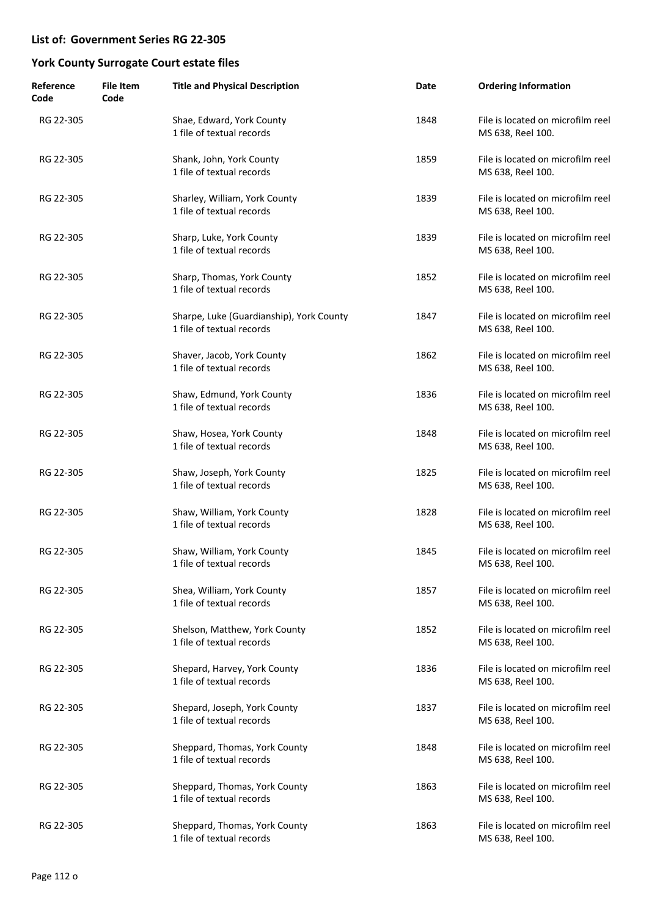## List of: Government Series RG 22-305

## York County Surrogate Court estate files

| Reference Code | File Item Code | Title and Physical Description | Date | Ordering Information |
|---|---|---|---|---|
| RG 22-305 | | Shae, Edward, York County<br>1 file of textual records | 1848 | File is located on microfilm reel MS 638, Reel 100. |
| RG 22-305 | | Shank, John, York County<br>1 file of textual records | 1859 | File is located on microfilm reel MS 638, Reel 100. |
| RG 22-305 | | Sharley, William, York County<br>1 file of textual records | 1839 | File is located on microfilm reel MS 638, Reel 100. |
| RG 22-305 | | Sharp, Luke, York County<br>1 file of textual records | 1839 | File is located on microfilm reel MS 638, Reel 100. |
| RG 22-305 | | Sharp, Thomas, York County<br>1 file of textual records | 1852 | File is located on microfilm reel MS 638, Reel 100. |
| RG 22-305 | | Sharpe, Luke (Guardianship), York County<br>1 file of textual records | 1847 | File is located on microfilm reel MS 638, Reel 100. |
| RG 22-305 | | Shaver, Jacob, York County<br>1 file of textual records | 1862 | File is located on microfilm reel MS 638, Reel 100. |
| RG 22-305 | | Shaw, Edmund, York County<br>1 file of textual records | 1836 | File is located on microfilm reel MS 638, Reel 100. |
| RG 22-305 | | Shaw, Hosea, York County<br>1 file of textual records | 1848 | File is located on microfilm reel MS 638, Reel 100. |
| RG 22-305 | | Shaw, Joseph, York County<br>1 file of textual records | 1825 | File is located on microfilm reel MS 638, Reel 100. |
| RG 22-305 | | Shaw, William, York County<br>1 file of textual records | 1828 | File is located on microfilm reel MS 638, Reel 100. |
| RG 22-305 | | Shaw, William, York County<br>1 file of textual records | 1845 | File is located on microfilm reel MS 638, Reel 100. |
| RG 22-305 | | Shea, William, York County<br>1 file of textual records | 1857 | File is located on microfilm reel MS 638, Reel 100. |
| RG 22-305 | | Shelson, Matthew, York County<br>1 file of textual records | 1852 | File is located on microfilm reel MS 638, Reel 100. |
| RG 22-305 | | Shepard, Harvey, York County<br>1 file of textual records | 1836 | File is located on microfilm reel MS 638, Reel 100. |
| RG 22-305 | | Shepard, Joseph, York County<br>1 file of textual records | 1837 | File is located on microfilm reel MS 638, Reel 100. |
| RG 22-305 | | Sheppard, Thomas, York County<br>1 file of textual records | 1848 | File is located on microfilm reel MS 638, Reel 100. |
| RG 22-305 | | Sheppard, Thomas, York County<br>1 file of textual records | 1863 | File is located on microfilm reel MS 638, Reel 100. |
| RG 22-305 | | Sheppard, Thomas, York County<br>1 file of textual records | 1863 | File is located on microfilm reel MS 638, Reel 100. |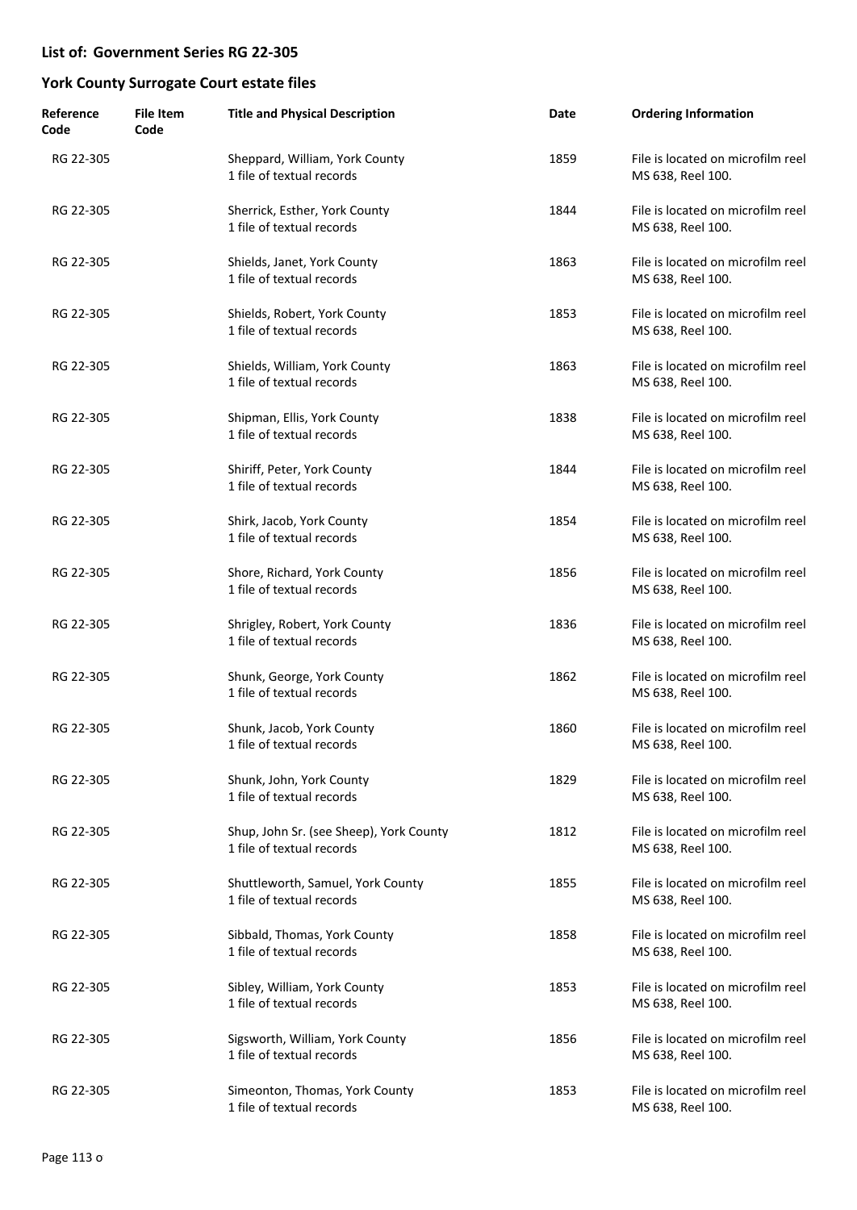## List of: Government Series RG 22-305

## York County Surrogate Court estate files

| Reference Code | File Item Code | Title and Physical Description | Date | Ordering Information |
|---|---|---|---|---|
| RG 22-305 | | Sheppard, William, York County<br>1 file of textual records | 1859 | File is located on microfilm reel MS 638, Reel 100. |
| RG 22-305 | | Sherrick, Esther, York County<br>1 file of textual records | 1844 | File is located on microfilm reel MS 638, Reel 100. |
| RG 22-305 | | Shields, Janet, York County<br>1 file of textual records | 1863 | File is located on microfilm reel MS 638, Reel 100. |
| RG 22-305 | | Shields, Robert, York County<br>1 file of textual records | 1853 | File is located on microfilm reel MS 638, Reel 100. |
| RG 22-305 | | Shields, William, York County<br>1 file of textual records | 1863 | File is located on microfilm reel MS 638, Reel 100. |
| RG 22-305 | | Shipman, Ellis, York County<br>1 file of textual records | 1838 | File is located on microfilm reel MS 638, Reel 100. |
| RG 22-305 | | Shiriff, Peter, York County<br>1 file of textual records | 1844 | File is located on microfilm reel MS 638, Reel 100. |
| RG 22-305 | | Shirk, Jacob, York County<br>1 file of textual records | 1854 | File is located on microfilm reel MS 638, Reel 100. |
| RG 22-305 | | Shore, Richard, York County<br>1 file of textual records | 1856 | File is located on microfilm reel MS 638, Reel 100. |
| RG 22-305 | | Shrigley, Robert, York County<br>1 file of textual records | 1836 | File is located on microfilm reel MS 638, Reel 100. |
| RG 22-305 | | Shunk, George, York County<br>1 file of textual records | 1862 | File is located on microfilm reel MS 638, Reel 100. |
| RG 22-305 | | Shunk, Jacob, York County<br>1 file of textual records | 1860 | File is located on microfilm reel MS 638, Reel 100. |
| RG 22-305 | | Shunk, John, York County<br>1 file of textual records | 1829 | File is located on microfilm reel MS 638, Reel 100. |
| RG 22-305 | | Shup, John Sr. (see Sheep), York County<br>1 file of textual records | 1812 | File is located on microfilm reel MS 638, Reel 100. |
| RG 22-305 | | Shuttleworth, Samuel, York County<br>1 file of textual records | 1855 | File is located on microfilm reel MS 638, Reel 100. |
| RG 22-305 | | Sibbald, Thomas, York County<br>1 file of textual records | 1858 | File is located on microfilm reel MS 638, Reel 100. |
| RG 22-305 | | Sibley, William, York County<br>1 file of textual records | 1853 | File is located on microfilm reel MS 638, Reel 100. |
| RG 22-305 | | Sigsworth, William, York County<br>1 file of textual records | 1856 | File is located on microfilm reel MS 638, Reel 100. |
| RG 22-305 | | Simeonton, Thomas, York County<br>1 file of textual records | 1853 | File is located on microfilm reel MS 638, Reel 100. |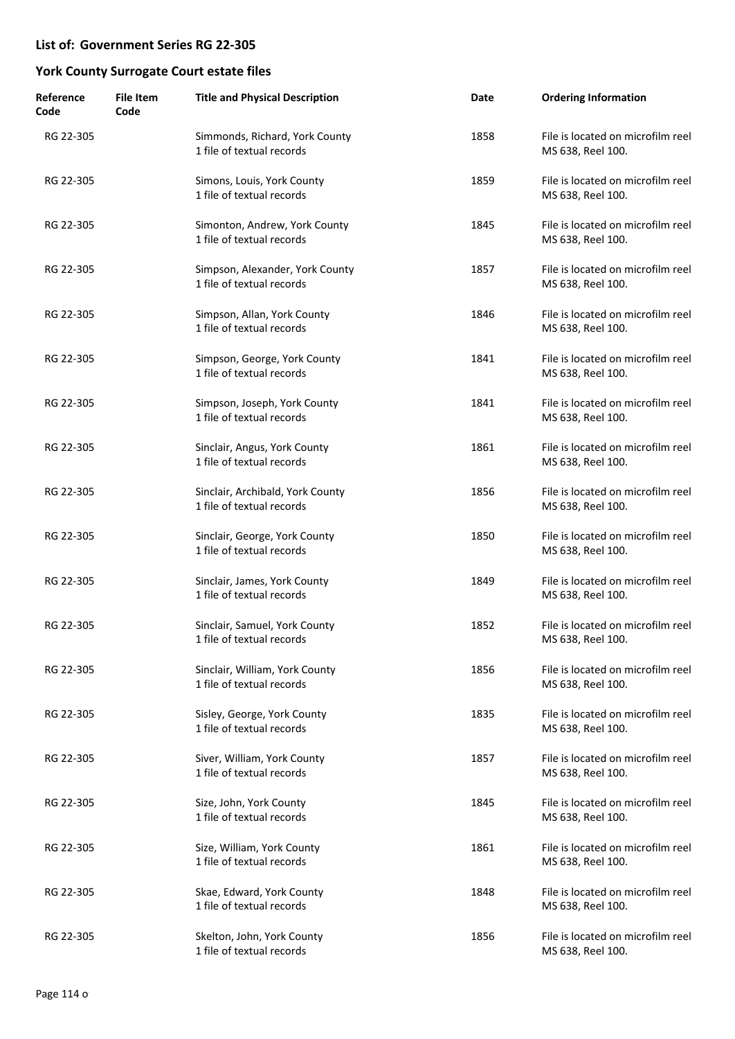## List of: Government Series RG 22-305

## York County Surrogate Court estate files

| Reference Code | File Item Code | Title and Physical Description | Date | Ordering Information |
|---|---|---|---|---|
| RG 22-305 | | Simmonds, Richard, York County<br>1 file of textual records | 1858 | File is located on microfilm reel MS 638, Reel 100. |
| RG 22-305 | | Simons, Louis, York County<br>1 file of textual records | 1859 | File is located on microfilm reel MS 638, Reel 100. |
| RG 22-305 | | Simonton, Andrew, York County<br>1 file of textual records | 1845 | File is located on microfilm reel MS 638, Reel 100. |
| RG 22-305 | | Simpson, Alexander, York County<br>1 file of textual records | 1857 | File is located on microfilm reel MS 638, Reel 100. |
| RG 22-305 | | Simpson, Allan, York County<br>1 file of textual records | 1846 | File is located on microfilm reel MS 638, Reel 100. |
| RG 22-305 | | Simpson, George, York County<br>1 file of textual records | 1841 | File is located on microfilm reel MS 638, Reel 100. |
| RG 22-305 | | Simpson, Joseph, York County<br>1 file of textual records | 1841 | File is located on microfilm reel MS 638, Reel 100. |
| RG 22-305 | | Sinclair, Angus, York County<br>1 file of textual records | 1861 | File is located on microfilm reel MS 638, Reel 100. |
| RG 22-305 | | Sinclair, Archibald, York County<br>1 file of textual records | 1856 | File is located on microfilm reel MS 638, Reel 100. |
| RG 22-305 | | Sinclair, George, York County<br>1 file of textual records | 1850 | File is located on microfilm reel MS 638, Reel 100. |
| RG 22-305 | | Sinclair, James, York County<br>1 file of textual records | 1849 | File is located on microfilm reel MS 638, Reel 100. |
| RG 22-305 | | Sinclair, Samuel, York County<br>1 file of textual records | 1852 | File is located on microfilm reel MS 638, Reel 100. |
| RG 22-305 | | Sinclair, William, York County<br>1 file of textual records | 1856 | File is located on microfilm reel MS 638, Reel 100. |
| RG 22-305 | | Sisley, George, York County<br>1 file of textual records | 1835 | File is located on microfilm reel MS 638, Reel 100. |
| RG 22-305 | | Siver, William, York County<br>1 file of textual records | 1857 | File is located on microfilm reel MS 638, Reel 100. |
| RG 22-305 | | Size, John, York County<br>1 file of textual records | 1845 | File is located on microfilm reel MS 638, Reel 100. |
| RG 22-305 | | Size, William, York County<br>1 file of textual records | 1861 | File is located on microfilm reel MS 638, Reel 100. |
| RG 22-305 | | Skae, Edward, York County<br>1 file of textual records | 1848 | File is located on microfilm reel MS 638, Reel 100. |
| RG 22-305 | | Skelton, John, York County<br>1 file of textual records | 1856 | File is located on microfilm reel MS 638, Reel 100. |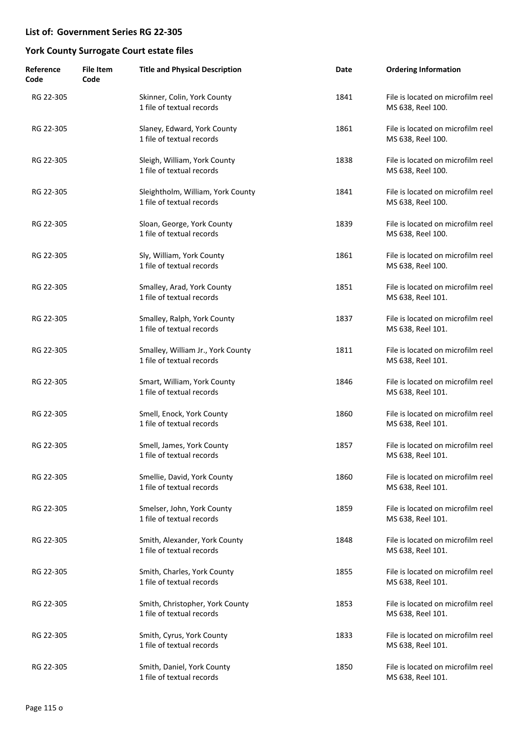## List of: Government Series RG 22-305

## York County Surrogate Court estate files

| Reference Code | File Item Code | Title and Physical Description | Date | Ordering Information |
|---|---|---|---|---|
| RG 22-305 | | Skinner, Colin, York County<br>1 file of textual records | 1841 | File is located on microfilm reel MS 638, Reel 100. |
| RG 22-305 | | Slaney, Edward, York County<br>1 file of textual records | 1861 | File is located on microfilm reel MS 638, Reel 100. |
| RG 22-305 | | Sleigh, William, York County<br>1 file of textual records | 1838 | File is located on microfilm reel MS 638, Reel 100. |
| RG 22-305 | | Sleightholm, William, York County<br>1 file of textual records | 1841 | File is located on microfilm reel MS 638, Reel 100. |
| RG 22-305 | | Sloan, George, York County<br>1 file of textual records | 1839 | File is located on microfilm reel MS 638, Reel 100. |
| RG 22-305 | | Sly, William, York County<br>1 file of textual records | 1861 | File is located on microfilm reel MS 638, Reel 100. |
| RG 22-305 | | Smalley, Arad, York County<br>1 file of textual records | 1851 | File is located on microfilm reel MS 638, Reel 101. |
| RG 22-305 | | Smalley, Ralph, York County<br>1 file of textual records | 1837 | File is located on microfilm reel MS 638, Reel 101. |
| RG 22-305 | | Smalley, William Jr., York County<br>1 file of textual records | 1811 | File is located on microfilm reel MS 638, Reel 101. |
| RG 22-305 | | Smart, William, York County<br>1 file of textual records | 1846 | File is located on microfilm reel MS 638, Reel 101. |
| RG 22-305 | | Smell, Enock, York County<br>1 file of textual records | 1860 | File is located on microfilm reel MS 638, Reel 101. |
| RG 22-305 | | Smell, James, York County<br>1 file of textual records | 1857 | File is located on microfilm reel MS 638, Reel 101. |
| RG 22-305 | | Smellie, David, York County<br>1 file of textual records | 1860 | File is located on microfilm reel MS 638, Reel 101. |
| RG 22-305 | | Smelser, John, York County<br>1 file of textual records | 1859 | File is located on microfilm reel MS 638, Reel 101. |
| RG 22-305 | | Smith, Alexander, York County<br>1 file of textual records | 1848 | File is located on microfilm reel MS 638, Reel 101. |
| RG 22-305 | | Smith, Charles, York County<br>1 file of textual records | 1855 | File is located on microfilm reel MS 638, Reel 101. |
| RG 22-305 | | Smith, Christopher, York County<br>1 file of textual records | 1853 | File is located on microfilm reel MS 638, Reel 101. |
| RG 22-305 | | Smith, Cyrus, York County<br>1 file of textual records | 1833 | File is located on microfilm reel MS 638, Reel 101. |
| RG 22-305 | | Smith, Daniel, York County<br>1 file of textual records | 1850 | File is located on microfilm reel MS 638, Reel 101. |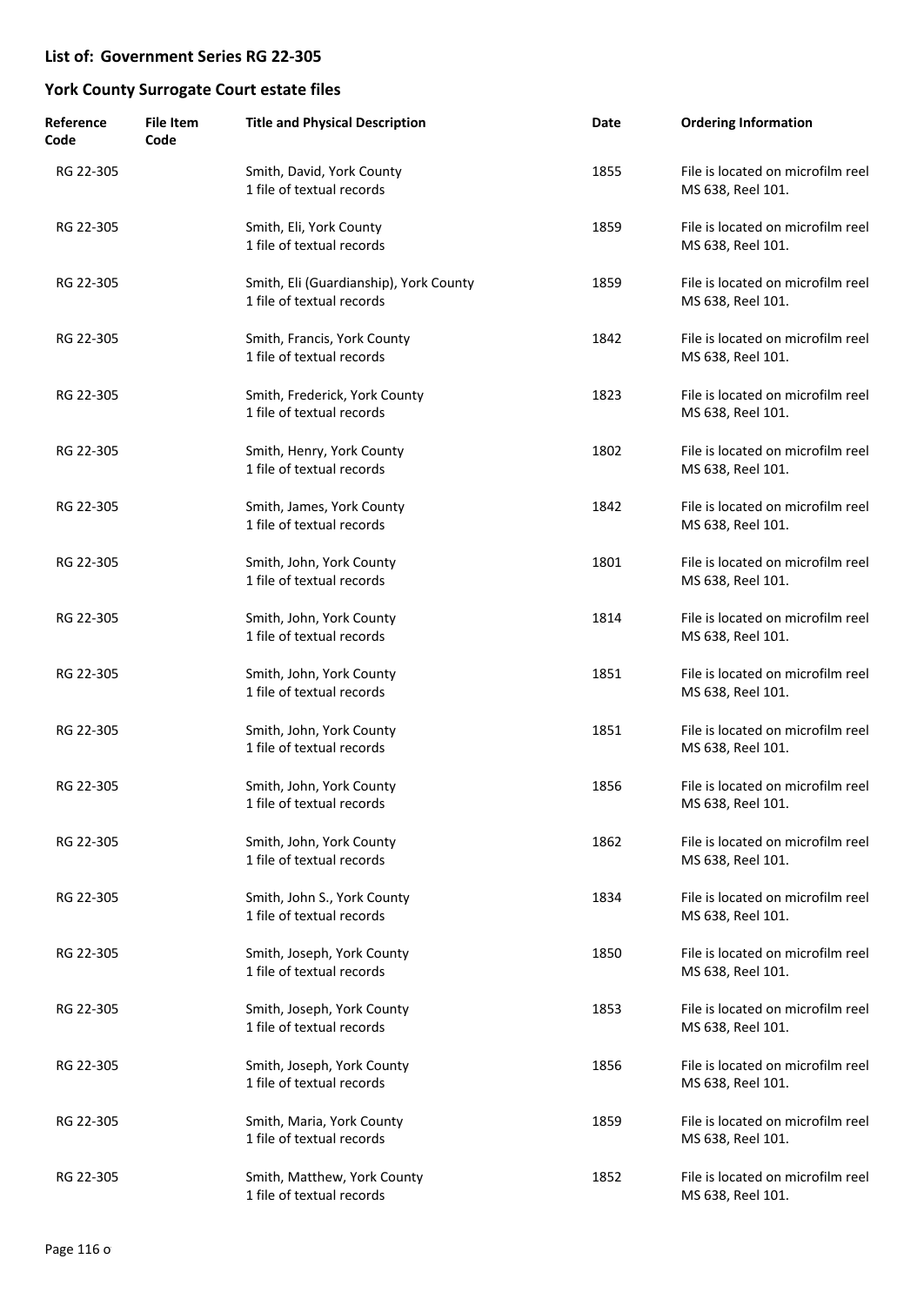## List of: Government Series RG 22-305

## York County Surrogate Court estate files

| Reference Code | File Item Code | Title and Physical Description | Date | Ordering Information |
|---|---|---|---|---|
| RG 22-305 | | Smith, David, York County<br>1 file of textual records | 1855 | File is located on microfilm reel MS 638, Reel 101. |
| RG 22-305 | | Smith, Eli, York County<br>1 file of textual records | 1859 | File is located on microfilm reel MS 638, Reel 101. |
| RG 22-305 | | Smith, Eli (Guardianship), York County<br>1 file of textual records | 1859 | File is located on microfilm reel MS 638, Reel 101. |
| RG 22-305 | | Smith, Francis, York County<br>1 file of textual records | 1842 | File is located on microfilm reel MS 638, Reel 101. |
| RG 22-305 | | Smith, Frederick, York County<br>1 file of textual records | 1823 | File is located on microfilm reel MS 638, Reel 101. |
| RG 22-305 | | Smith, Henry, York County<br>1 file of textual records | 1802 | File is located on microfilm reel MS 638, Reel 101. |
| RG 22-305 | | Smith, James, York County<br>1 file of textual records | 1842 | File is located on microfilm reel MS 638, Reel 101. |
| RG 22-305 | | Smith, John, York County<br>1 file of textual records | 1801 | File is located on microfilm reel MS 638, Reel 101. |
| RG 22-305 | | Smith, John, York County<br>1 file of textual records | 1814 | File is located on microfilm reel MS 638, Reel 101. |
| RG 22-305 | | Smith, John, York County<br>1 file of textual records | 1851 | File is located on microfilm reel MS 638, Reel 101. |
| RG 22-305 | | Smith, John, York County<br>1 file of textual records | 1851 | File is located on microfilm reel MS 638, Reel 101. |
| RG 22-305 | | Smith, John, York County<br>1 file of textual records | 1856 | File is located on microfilm reel MS 638, Reel 101. |
| RG 22-305 | | Smith, John, York County<br>1 file of textual records | 1862 | File is located on microfilm reel MS 638, Reel 101. |
| RG 22-305 | | Smith, John S., York County<br>1 file of textual records | 1834 | File is located on microfilm reel MS 638, Reel 101. |
| RG 22-305 | | Smith, Joseph, York County<br>1 file of textual records | 1850 | File is located on microfilm reel MS 638, Reel 101. |
| RG 22-305 | | Smith, Joseph, York County<br>1 file of textual records | 1853 | File is located on microfilm reel MS 638, Reel 101. |
| RG 22-305 | | Smith, Joseph, York County<br>1 file of textual records | 1856 | File is located on microfilm reel MS 638, Reel 101. |
| RG 22-305 | | Smith, Maria, York County<br>1 file of textual records | 1859 | File is located on microfilm reel MS 638, Reel 101. |
| RG 22-305 | | Smith, Matthew, York County<br>1 file of textual records | 1852 | File is located on microfilm reel MS 638, Reel 101. |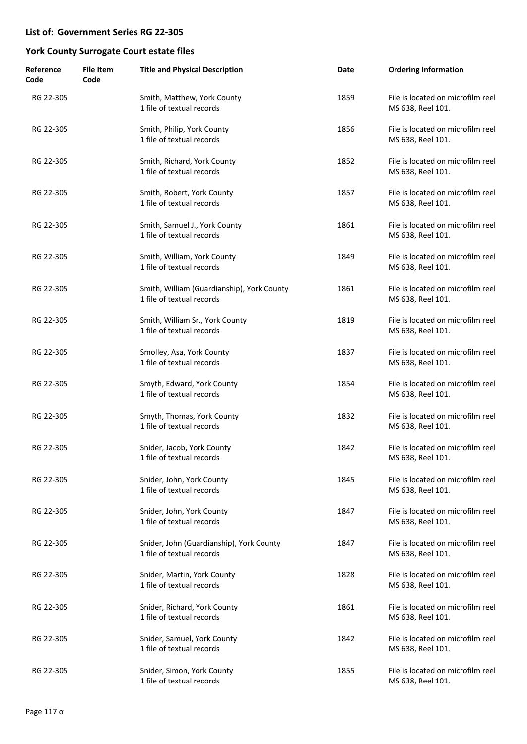## List of: Government Series RG 22-305

## York County Surrogate Court estate files

| Reference Code | File Item Code | Title and Physical Description | Date | Ordering Information |
|---|---|---|---|---|
| RG 22-305 | | Smith, Matthew, York County<br>1 file of textual records | 1859 | File is located on microfilm reel MS 638, Reel 101. |
| RG 22-305 | | Smith, Philip, York County<br>1 file of textual records | 1856 | File is located on microfilm reel MS 638, Reel 101. |
| RG 22-305 | | Smith, Richard, York County<br>1 file of textual records | 1852 | File is located on microfilm reel MS 638, Reel 101. |
| RG 22-305 | | Smith, Robert, York County<br>1 file of textual records | 1857 | File is located on microfilm reel MS 638, Reel 101. |
| RG 22-305 | | Smith, Samuel J., York County<br>1 file of textual records | 1861 | File is located on microfilm reel MS 638, Reel 101. |
| RG 22-305 | | Smith, William, York County<br>1 file of textual records | 1849 | File is located on microfilm reel MS 638, Reel 101. |
| RG 22-305 | | Smith, William (Guardianship), York County<br>1 file of textual records | 1861 | File is located on microfilm reel MS 638, Reel 101. |
| RG 22-305 | | Smith, William Sr., York County<br>1 file of textual records | 1819 | File is located on microfilm reel MS 638, Reel 101. |
| RG 22-305 | | Smolley, Asa, York County<br>1 file of textual records | 1837 | File is located on microfilm reel MS 638, Reel 101. |
| RG 22-305 | | Smyth, Edward, York County<br>1 file of textual records | 1854 | File is located on microfilm reel MS 638, Reel 101. |
| RG 22-305 | | Smyth, Thomas, York County<br>1 file of textual records | 1832 | File is located on microfilm reel MS 638, Reel 101. |
| RG 22-305 | | Snider, Jacob, York County<br>1 file of textual records | 1842 | File is located on microfilm reel MS 638, Reel 101. |
| RG 22-305 | | Snider, John, York County<br>1 file of textual records | 1845 | File is located on microfilm reel MS 638, Reel 101. |
| RG 22-305 | | Snider, John, York County<br>1 file of textual records | 1847 | File is located on microfilm reel MS 638, Reel 101. |
| RG 22-305 | | Snider, John (Guardianship), York County<br>1 file of textual records | 1847 | File is located on microfilm reel MS 638, Reel 101. |
| RG 22-305 | | Snider, Martin, York County<br>1 file of textual records | 1828 | File is located on microfilm reel MS 638, Reel 101. |
| RG 22-305 | | Snider, Richard, York County<br>1 file of textual records | 1861 | File is located on microfilm reel MS 638, Reel 101. |
| RG 22-305 | | Snider, Samuel, York County<br>1 file of textual records | 1842 | File is located on microfilm reel MS 638, Reel 101. |
| RG 22-305 | | Snider, Simon, York County<br>1 file of textual records | 1855 | File is located on microfilm reel MS 638, Reel 101. |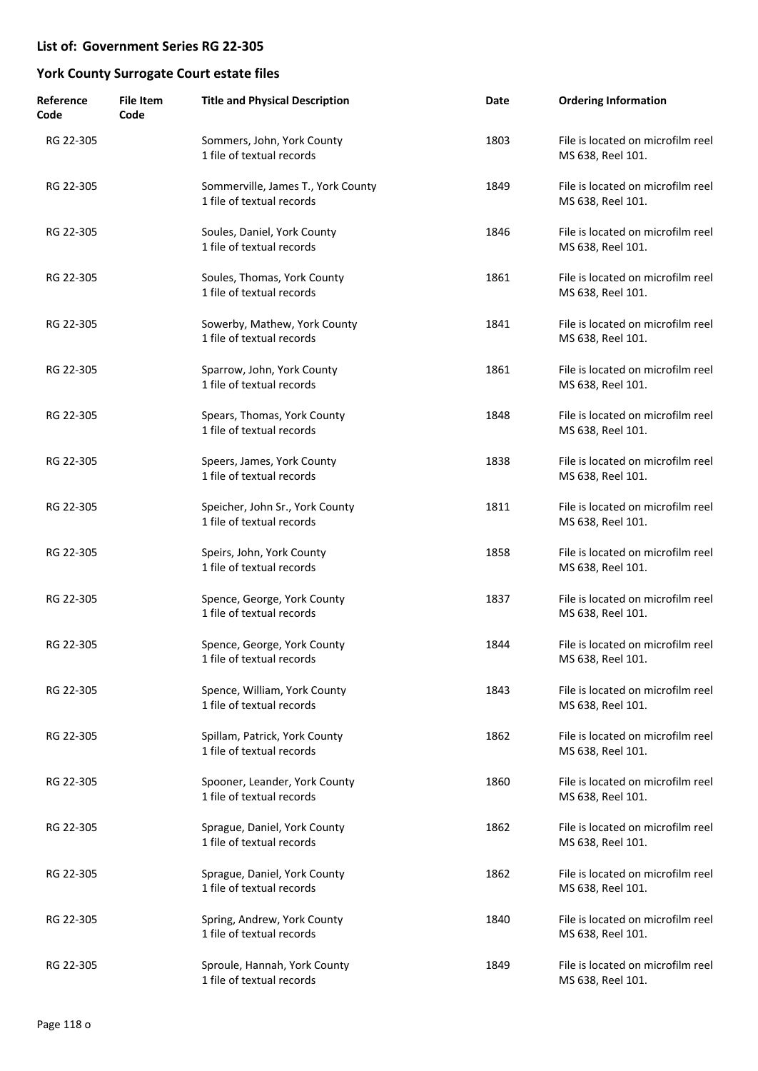## List of: Government Series RG 22-305

## York County Surrogate Court estate files

| Reference Code | File Item Code | Title and Physical Description | Date | Ordering Information |
|---|---|---|---|---|
| RG 22-305 | | Sommers, John, York County<br>1 file of textual records | 1803 | File is located on microfilm reel MS 638, Reel 101. |
| RG 22-305 | | Sommerville, James T., York County<br>1 file of textual records | 1849 | File is located on microfilm reel MS 638, Reel 101. |
| RG 22-305 | | Soules, Daniel, York County<br>1 file of textual records | 1846 | File is located on microfilm reel MS 638, Reel 101. |
| RG 22-305 | | Soules, Thomas, York County<br>1 file of textual records | 1861 | File is located on microfilm reel MS 638, Reel 101. |
| RG 22-305 | | Sowerby, Mathew, York County<br>1 file of textual records | 1841 | File is located on microfilm reel MS 638, Reel 101. |
| RG 22-305 | | Sparrow, John, York County<br>1 file of textual records | 1861 | File is located on microfilm reel MS 638, Reel 101. |
| RG 22-305 | | Spears, Thomas, York County<br>1 file of textual records | 1848 | File is located on microfilm reel MS 638, Reel 101. |
| RG 22-305 | | Speers, James, York County<br>1 file of textual records | 1838 | File is located on microfilm reel MS 638, Reel 101. |
| RG 22-305 | | Speicher, John Sr., York County<br>1 file of textual records | 1811 | File is located on microfilm reel MS 638, Reel 101. |
| RG 22-305 | | Speirs, John, York County<br>1 file of textual records | 1858 | File is located on microfilm reel MS 638, Reel 101. |
| RG 22-305 | | Spence, George, York County<br>1 file of textual records | 1837 | File is located on microfilm reel MS 638, Reel 101. |
| RG 22-305 | | Spence, George, York County<br>1 file of textual records | 1844 | File is located on microfilm reel MS 638, Reel 101. |
| RG 22-305 | | Spence, William, York County<br>1 file of textual records | 1843 | File is located on microfilm reel MS 638, Reel 101. |
| RG 22-305 | | Spillam, Patrick, York County<br>1 file of textual records | 1862 | File is located on microfilm reel MS 638, Reel 101. |
| RG 22-305 | | Spooner, Leander, York County<br>1 file of textual records | 1860 | File is located on microfilm reel MS 638, Reel 101. |
| RG 22-305 | | Sprague, Daniel, York County<br>1 file of textual records | 1862 | File is located on microfilm reel MS 638, Reel 101. |
| RG 22-305 | | Sprague, Daniel, York County<br>1 file of textual records | 1862 | File is located on microfilm reel MS 638, Reel 101. |
| RG 22-305 | | Spring, Andrew, York County<br>1 file of textual records | 1840 | File is located on microfilm reel MS 638, Reel 101. |
| RG 22-305 | | Sproule, Hannah, York County<br>1 file of textual records | 1849 | File is located on microfilm reel MS 638, Reel 101. |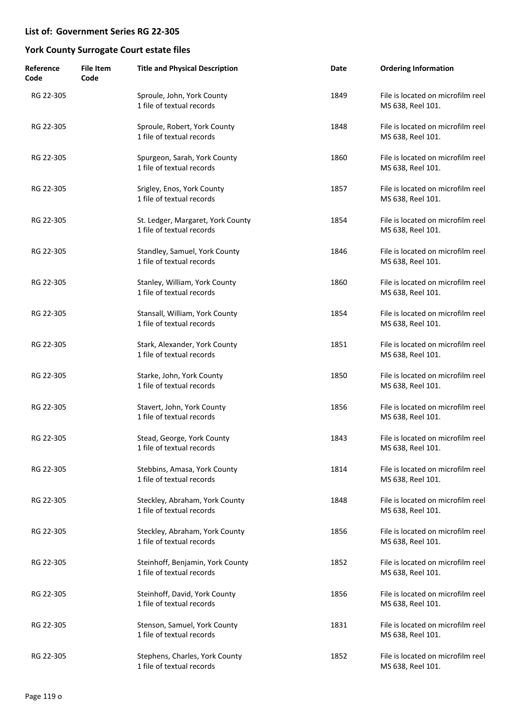## List of: Government Series RG 22-305

## York County Surrogate Court estate files

| Reference Code | File Item Code | Title and Physical Description | Date | Ordering Information |
|---|---|---|---|---|
| RG 22-305 | | Sproule, John, York County<br>1 file of textual records | 1849 | File is located on microfilm reel MS 638, Reel 101. |
| RG 22-305 | | Sproule, Robert, York County<br>1 file of textual records | 1848 | File is located on microfilm reel MS 638, Reel 101. |
| RG 22-305 | | Spurgeon, Sarah, York County<br>1 file of textual records | 1860 | File is located on microfilm reel MS 638, Reel 101. |
| RG 22-305 | | Srigley, Enos, York County<br>1 file of textual records | 1857 | File is located on microfilm reel MS 638, Reel 101. |
| RG 22-305 | | St. Ledger, Margaret, York County<br>1 file of textual records | 1854 | File is located on microfilm reel MS 638, Reel 101. |
| RG 22-305 | | Standley, Samuel, York County<br>1 file of textual records | 1846 | File is located on microfilm reel MS 638, Reel 101. |
| RG 22-305 | | Stanley, William, York County<br>1 file of textual records | 1860 | File is located on microfilm reel MS 638, Reel 101. |
| RG 22-305 | | Stansall, William, York County<br>1 file of textual records | 1854 | File is located on microfilm reel MS 638, Reel 101. |
| RG 22-305 | | Stark, Alexander, York County<br>1 file of textual records | 1851 | File is located on microfilm reel MS 638, Reel 101. |
| RG 22-305 | | Starke, John, York County<br>1 file of textual records | 1850 | File is located on microfilm reel MS 638, Reel 101. |
| RG 22-305 | | Stavert, John, York County<br>1 file of textual records | 1856 | File is located on microfilm reel MS 638, Reel 101. |
| RG 22-305 | | Stead, George, York County<br>1 file of textual records | 1843 | File is located on microfilm reel MS 638, Reel 101. |
| RG 22-305 | | Stebbins, Amasa, York County<br>1 file of textual records | 1814 | File is located on microfilm reel MS 638, Reel 101. |
| RG 22-305 | | Steckley, Abraham, York County<br>1 file of textual records | 1848 | File is located on microfilm reel MS 638, Reel 101. |
| RG 22-305 | | Steckley, Abraham, York County<br>1 file of textual records | 1856 | File is located on microfilm reel MS 638, Reel 101. |
| RG 22-305 | | Steinhoff, Benjamin, York County<br>1 file of textual records | 1852 | File is located on microfilm reel MS 638, Reel 101. |
| RG 22-305 | | Steinhoff, David, York County<br>1 file of textual records | 1856 | File is located on microfilm reel MS 638, Reel 101. |
| RG 22-305 | | Stenson, Samuel, York County<br>1 file of textual records | 1831 | File is located on microfilm reel MS 638, Reel 101. |
| RG 22-305 | | Stephens, Charles, York County<br>1 file of textual records | 1852 | File is located on microfilm reel MS 638, Reel 101. |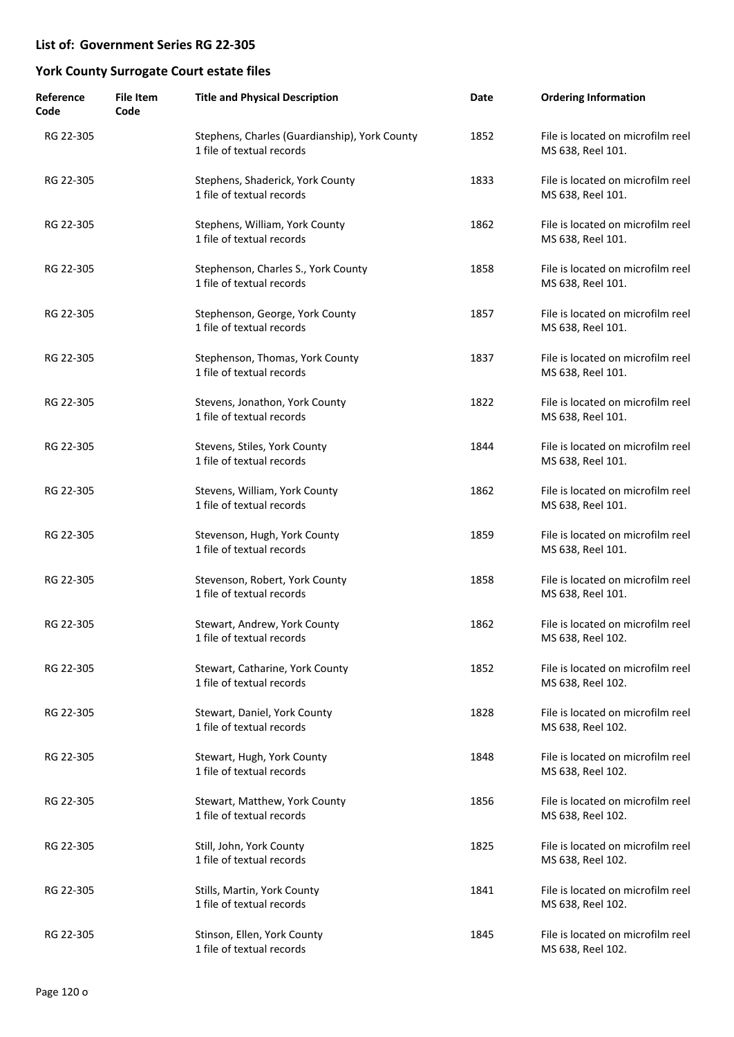## List of: Government Series RG 22-305

## York County Surrogate Court estate files

| Reference Code | File Item Code | Title and Physical Description | Date | Ordering Information |
|---|---|---|---|---|
| RG 22-305 | | Stephens, Charles (Guardianship), York County<br>1 file of textual records | 1852 | File is located on microfilm reel MS 638, Reel 101. |
| RG 22-305 | | Stephens, Shaderick, York County<br>1 file of textual records | 1833 | File is located on microfilm reel MS 638, Reel 101. |
| RG 22-305 | | Stephens, William, York County<br>1 file of textual records | 1862 | File is located on microfilm reel MS 638, Reel 101. |
| RG 22-305 | | Stephenson, Charles S., York County<br>1 file of textual records | 1858 | File is located on microfilm reel MS 638, Reel 101. |
| RG 22-305 | | Stephenson, George, York County<br>1 file of textual records | 1857 | File is located on microfilm reel MS 638, Reel 101. |
| RG 22-305 | | Stephenson, Thomas, York County<br>1 file of textual records | 1837 | File is located on microfilm reel MS 638, Reel 101. |
| RG 22-305 | | Stevens, Jonathon, York County<br>1 file of textual records | 1822 | File is located on microfilm reel MS 638, Reel 101. |
| RG 22-305 | | Stevens, Stiles, York County<br>1 file of textual records | 1844 | File is located on microfilm reel MS 638, Reel 101. |
| RG 22-305 | | Stevens, William, York County<br>1 file of textual records | 1862 | File is located on microfilm reel MS 638, Reel 101. |
| RG 22-305 | | Stevenson, Hugh, York County<br>1 file of textual records | 1859 | File is located on microfilm reel MS 638, Reel 101. |
| RG 22-305 | | Stevenson, Robert, York County<br>1 file of textual records | 1858 | File is located on microfilm reel MS 638, Reel 101. |
| RG 22-305 | | Stewart, Andrew, York County<br>1 file of textual records | 1862 | File is located on microfilm reel MS 638, Reel 102. |
| RG 22-305 | | Stewart, Catharine, York County<br>1 file of textual records | 1852 | File is located on microfilm reel MS 638, Reel 102. |
| RG 22-305 | | Stewart, Daniel, York County<br>1 file of textual records | 1828 | File is located on microfilm reel MS 638, Reel 102. |
| RG 22-305 | | Stewart, Hugh, York County<br>1 file of textual records | 1848 | File is located on microfilm reel MS 638, Reel 102. |
| RG 22-305 | | Stewart, Matthew, York County<br>1 file of textual records | 1856 | File is located on microfilm reel MS 638, Reel 102. |
| RG 22-305 | | Still, John, York County<br>1 file of textual records | 1825 | File is located on microfilm reel MS 638, Reel 102. |
| RG 22-305 | | Stills, Martin, York County<br>1 file of textual records | 1841 | File is located on microfilm reel MS 638, Reel 102. |
| RG 22-305 | | Stinson, Ellen, York County<br>1 file of textual records | 1845 | File is located on microfilm reel MS 638, Reel 102. |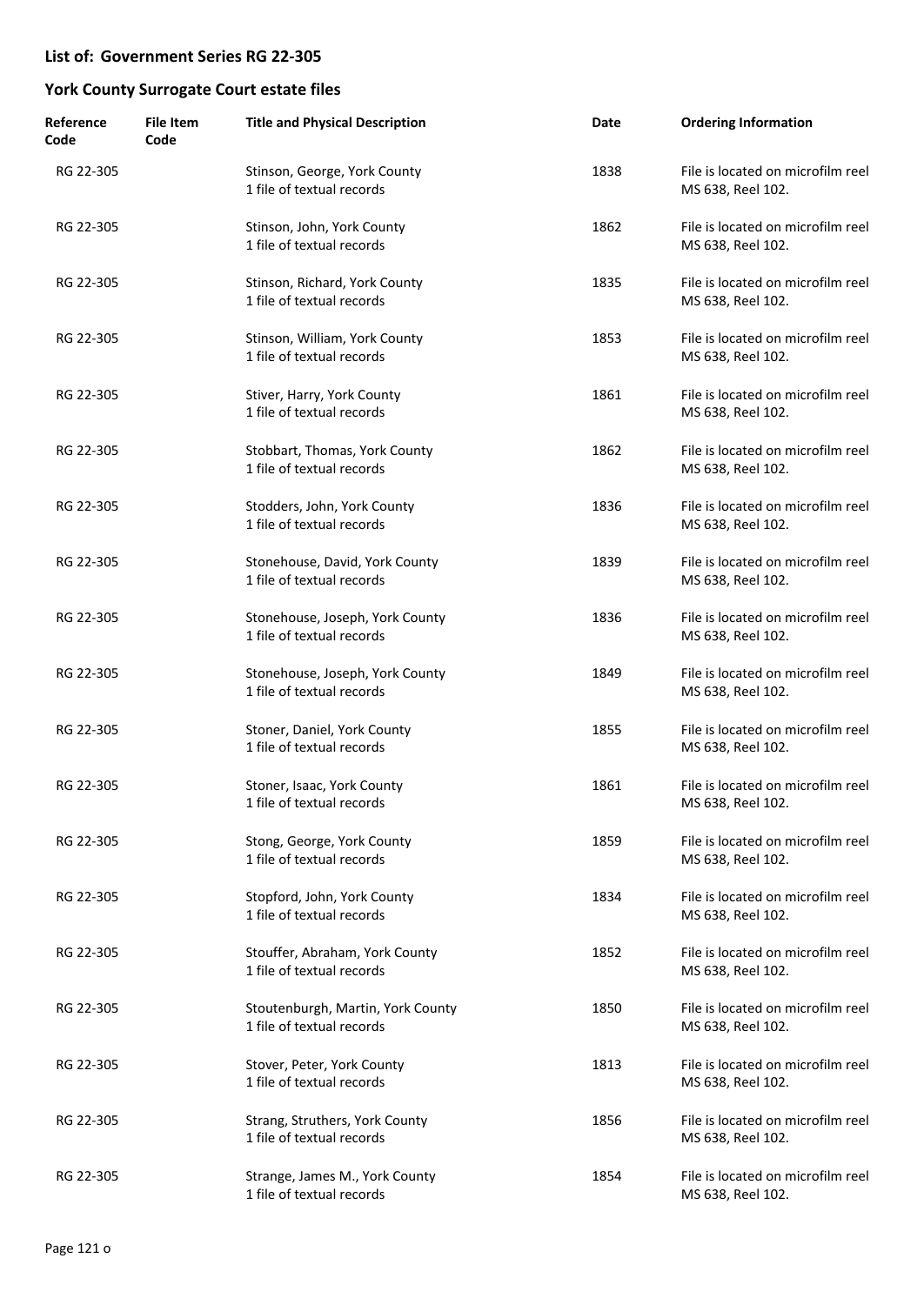## List of: Government Series RG 22-305

## York County Surrogate Court estate files

| Reference Code | File Item Code | Title and Physical Description | Date | Ordering Information |
|---|---|---|---|---|
| RG 22-305 | | Stinson, George, York County<br>1 file of textual records | 1838 | File is located on microfilm reel MS 638, Reel 102. |
| RG 22-305 | | Stinson, John, York County<br>1 file of textual records | 1862 | File is located on microfilm reel MS 638, Reel 102. |
| RG 22-305 | | Stinson, Richard, York County<br>1 file of textual records | 1835 | File is located on microfilm reel MS 638, Reel 102. |
| RG 22-305 | | Stinson, William, York County<br>1 file of textual records | 1853 | File is located on microfilm reel MS 638, Reel 102. |
| RG 22-305 | | Stiver, Harry, York County<br>1 file of textual records | 1861 | File is located on microfilm reel MS 638, Reel 102. |
| RG 22-305 | | Stobbart, Thomas, York County<br>1 file of textual records | 1862 | File is located on microfilm reel MS 638, Reel 102. |
| RG 22-305 | | Stodders, John, York County<br>1 file of textual records | 1836 | File is located on microfilm reel MS 638, Reel 102. |
| RG 22-305 | | Stonehouse, David, York County<br>1 file of textual records | 1839 | File is located on microfilm reel MS 638, Reel 102. |
| RG 22-305 | | Stonehouse, Joseph, York County<br>1 file of textual records | 1836 | File is located on microfilm reel MS 638, Reel 102. |
| RG 22-305 | | Stonehouse, Joseph, York County<br>1 file of textual records | 1849 | File is located on microfilm reel MS 638, Reel 102. |
| RG 22-305 | | Stoner, Daniel, York County<br>1 file of textual records | 1855 | File is located on microfilm reel MS 638, Reel 102. |
| RG 22-305 | | Stoner, Isaac, York County<br>1 file of textual records | 1861 | File is located on microfilm reel MS 638, Reel 102. |
| RG 22-305 | | Stong, George, York County<br>1 file of textual records | 1859 | File is located on microfilm reel MS 638, Reel 102. |
| RG 22-305 | | Stopford, John, York County<br>1 file of textual records | 1834 | File is located on microfilm reel MS 638, Reel 102. |
| RG 22-305 | | Stouffer, Abraham, York County<br>1 file of textual records | 1852 | File is located on microfilm reel MS 638, Reel 102. |
| RG 22-305 | | Stoutenburgh, Martin, York County<br>1 file of textual records | 1850 | File is located on microfilm reel MS 638, Reel 102. |
| RG 22-305 | | Stover, Peter, York County<br>1 file of textual records | 1813 | File is located on microfilm reel MS 638, Reel 102. |
| RG 22-305 | | Strang, Struthers, York County<br>1 file of textual records | 1856 | File is located on microfilm reel MS 638, Reel 102. |
| RG 22-305 | | Strange, James M., York County<br>1 file of textual records | 1854 | File is located on microfilm reel MS 638, Reel 102. |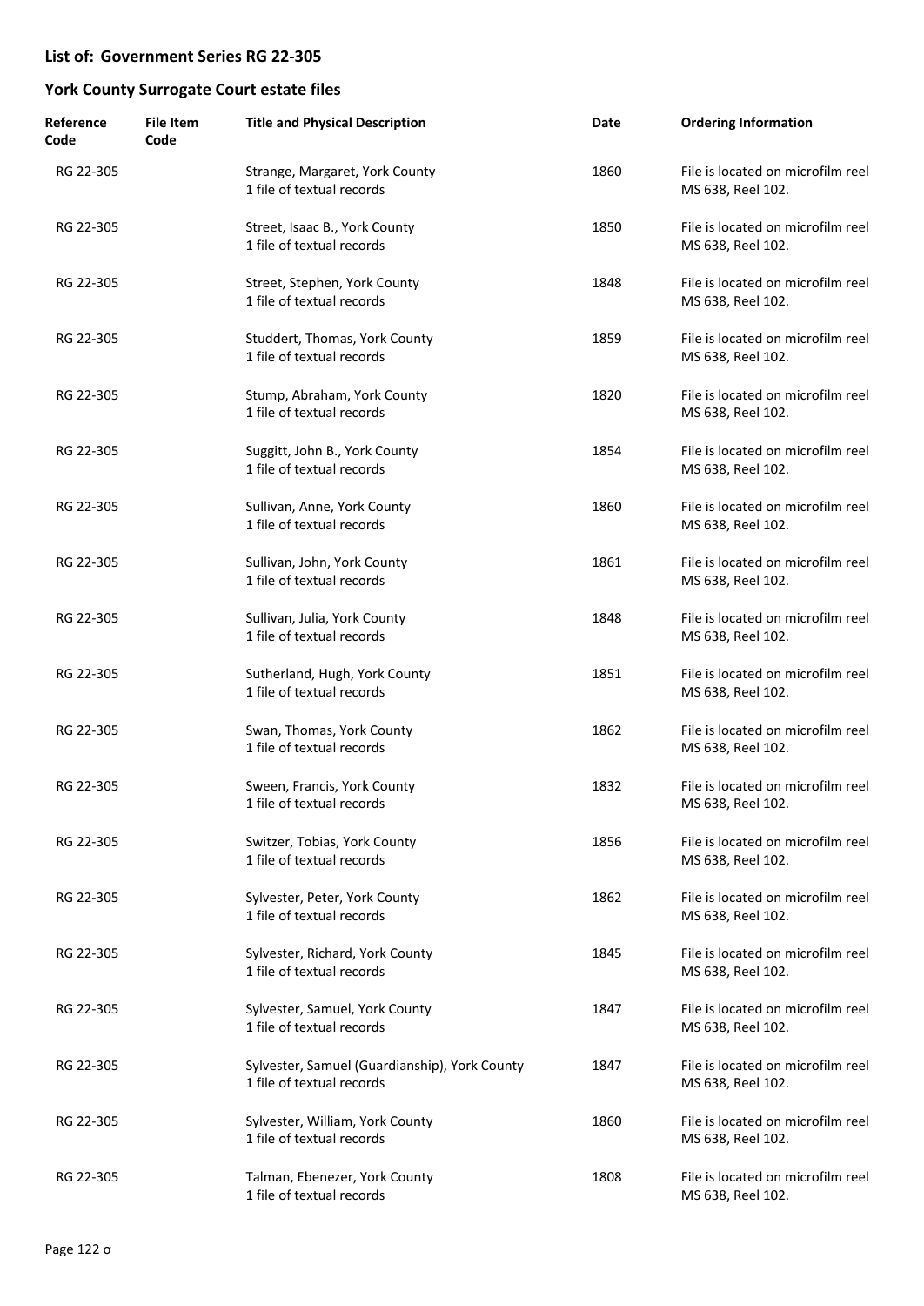## List of: Government Series RG 22-305

## York County Surrogate Court estate files

| Reference Code | File Item Code | Title and Physical Description | Date | Ordering Information |
|---|---|---|---|---|
| RG 22-305 | | Strange, Margaret, York County<br>1 file of textual records | 1860 | File is located on microfilm reel MS 638, Reel 102. |
| RG 22-305 | | Street, Isaac B., York County<br>1 file of textual records | 1850 | File is located on microfilm reel MS 638, Reel 102. |
| RG 22-305 | | Street, Stephen, York County<br>1 file of textual records | 1848 | File is located on microfilm reel MS 638, Reel 102. |
| RG 22-305 | | Studdert, Thomas, York County<br>1 file of textual records | 1859 | File is located on microfilm reel MS 638, Reel 102. |
| RG 22-305 | | Stump, Abraham, York County<br>1 file of textual records | 1820 | File is located on microfilm reel MS 638, Reel 102. |
| RG 22-305 | | Suggitt, John B., York County<br>1 file of textual records | 1854 | File is located on microfilm reel MS 638, Reel 102. |
| RG 22-305 | | Sullivan, Anne, York County<br>1 file of textual records | 1860 | File is located on microfilm reel MS 638, Reel 102. |
| RG 22-305 | | Sullivan, John, York County<br>1 file of textual records | 1861 | File is located on microfilm reel MS 638, Reel 102. |
| RG 22-305 | | Sullivan, Julia, York County<br>1 file of textual records | 1848 | File is located on microfilm reel MS 638, Reel 102. |
| RG 22-305 | | Sutherland, Hugh, York County<br>1 file of textual records | 1851 | File is located on microfilm reel MS 638, Reel 102. |
| RG 22-305 | | Swan, Thomas, York County<br>1 file of textual records | 1862 | File is located on microfilm reel MS 638, Reel 102. |
| RG 22-305 | | Sween, Francis, York County<br>1 file of textual records | 1832 | File is located on microfilm reel MS 638, Reel 102. |
| RG 22-305 | | Switzer, Tobias, York County<br>1 file of textual records | 1856 | File is located on microfilm reel MS 638, Reel 102. |
| RG 22-305 | | Sylvester, Peter, York County<br>1 file of textual records | 1862 | File is located on microfilm reel MS 638, Reel 102. |
| RG 22-305 | | Sylvester, Richard, York County<br>1 file of textual records | 1845 | File is located on microfilm reel MS 638, Reel 102. |
| RG 22-305 | | Sylvester, Samuel, York County<br>1 file of textual records | 1847 | File is located on microfilm reel MS 638, Reel 102. |
| RG 22-305 | | Sylvester, Samuel (Guardianship), York County<br>1 file of textual records | 1847 | File is located on microfilm reel MS 638, Reel 102. |
| RG 22-305 | | Sylvester, William, York County<br>1 file of textual records | 1860 | File is located on microfilm reel MS 638, Reel 102. |
| RG 22-305 | | Talman, Ebenezer, York County<br>1 file of textual records | 1808 | File is located on microfilm reel MS 638, Reel 102. |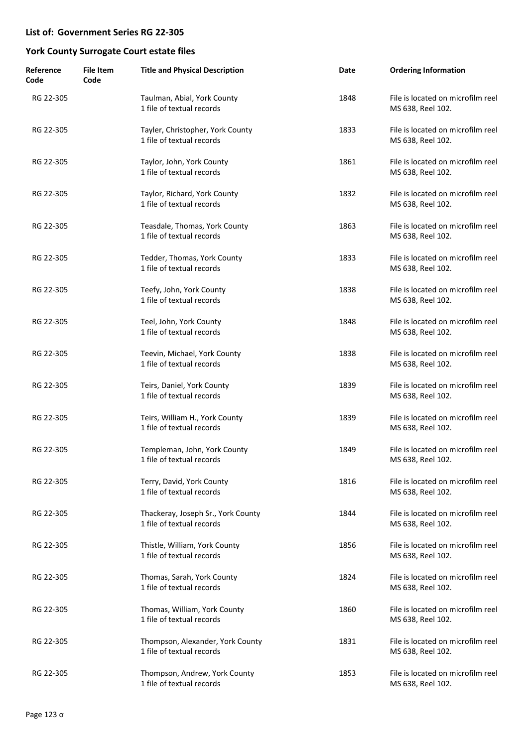## List of: Government Series RG 22-305

## York County Surrogate Court estate files

| Reference Code | File Item Code | Title and Physical Description | Date | Ordering Information |
|---|---|---|---|---|
| RG 22-305 | | Taulman, Abial, York County<br>1 file of textual records | 1848 | File is located on microfilm reel MS 638, Reel 102. |
| RG 22-305 | | Tayler, Christopher, York County<br>1 file of textual records | 1833 | File is located on microfilm reel MS 638, Reel 102. |
| RG 22-305 | | Taylor, John, York County<br>1 file of textual records | 1861 | File is located on microfilm reel MS 638, Reel 102. |
| RG 22-305 | | Taylor, Richard, York County<br>1 file of textual records | 1832 | File is located on microfilm reel MS 638, Reel 102. |
| RG 22-305 | | Teasdale, Thomas, York County<br>1 file of textual records | 1863 | File is located on microfilm reel MS 638, Reel 102. |
| RG 22-305 | | Tedder, Thomas, York County<br>1 file of textual records | 1833 | File is located on microfilm reel MS 638, Reel 102. |
| RG 22-305 | | Teefy, John, York County<br>1 file of textual records | 1838 | File is located on microfilm reel MS 638, Reel 102. |
| RG 22-305 | | Teel, John, York County<br>1 file of textual records | 1848 | File is located on microfilm reel MS 638, Reel 102. |
| RG 22-305 | | Teevin, Michael, York County<br>1 file of textual records | 1838 | File is located on microfilm reel MS 638, Reel 102. |
| RG 22-305 | | Teirs, Daniel, York County<br>1 file of textual records | 1839 | File is located on microfilm reel MS 638, Reel 102. |
| RG 22-305 | | Teirs, William H., York County<br>1 file of textual records | 1839 | File is located on microfilm reel MS 638, Reel 102. |
| RG 22-305 | | Templeman, John, York County<br>1 file of textual records | 1849 | File is located on microfilm reel MS 638, Reel 102. |
| RG 22-305 | | Terry, David, York County<br>1 file of textual records | 1816 | File is located on microfilm reel MS 638, Reel 102. |
| RG 22-305 | | Thackeray, Joseph Sr., York County<br>1 file of textual records | 1844 | File is located on microfilm reel MS 638, Reel 102. |
| RG 22-305 | | Thistle, William, York County<br>1 file of textual records | 1856 | File is located on microfilm reel MS 638, Reel 102. |
| RG 22-305 | | Thomas, Sarah, York County<br>1 file of textual records | 1824 | File is located on microfilm reel MS 638, Reel 102. |
| RG 22-305 | | Thomas, William, York County<br>1 file of textual records | 1860 | File is located on microfilm reel MS 638, Reel 102. |
| RG 22-305 | | Thompson, Alexander, York County<br>1 file of textual records | 1831 | File is located on microfilm reel MS 638, Reel 102. |
| RG 22-305 | | Thompson, Andrew, York County<br>1 file of textual records | 1853 | File is located on microfilm reel MS 638, Reel 102. |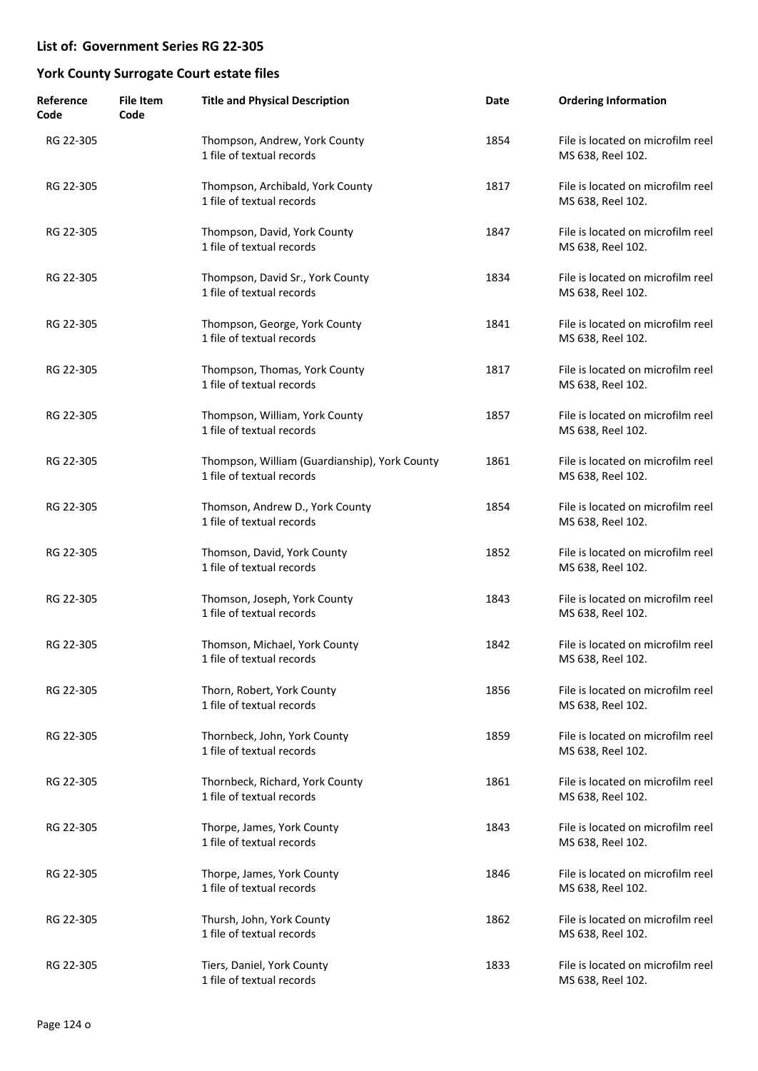## List of: Government Series RG 22-305

## York County Surrogate Court estate files

| Reference Code | File Item Code | Title and Physical Description | Date | Ordering Information |
|---|---|---|---|---|
| RG 22-305 | | Thompson, Andrew, York County<br>1 file of textual records | 1854 | File is located on microfilm reel MS 638, Reel 102. |
| RG 22-305 | | Thompson, Archibald, York County<br>1 file of textual records | 1817 | File is located on microfilm reel MS 638, Reel 102. |
| RG 22-305 | | Thompson, David, York County<br>1 file of textual records | 1847 | File is located on microfilm reel MS 638, Reel 102. |
| RG 22-305 | | Thompson, David Sr., York County<br>1 file of textual records | 1834 | File is located on microfilm reel MS 638, Reel 102. |
| RG 22-305 | | Thompson, George, York County<br>1 file of textual records | 1841 | File is located on microfilm reel MS 638, Reel 102. |
| RG 22-305 | | Thompson, Thomas, York County<br>1 file of textual records | 1817 | File is located on microfilm reel MS 638, Reel 102. |
| RG 22-305 | | Thompson, William, York County<br>1 file of textual records | 1857 | File is located on microfilm reel MS 638, Reel 102. |
| RG 22-305 | | Thompson, William (Guardianship), York County<br>1 file of textual records | 1861 | File is located on microfilm reel MS 638, Reel 102. |
| RG 22-305 | | Thomson, Andrew D., York County<br>1 file of textual records | 1854 | File is located on microfilm reel MS 638, Reel 102. |
| RG 22-305 | | Thomson, David, York County<br>1 file of textual records | 1852 | File is located on microfilm reel MS 638, Reel 102. |
| RG 22-305 | | Thomson, Joseph, York County<br>1 file of textual records | 1843 | File is located on microfilm reel MS 638, Reel 102. |
| RG 22-305 | | Thomson, Michael, York County<br>1 file of textual records | 1842 | File is located on microfilm reel MS 638, Reel 102. |
| RG 22-305 | | Thorn, Robert, York County<br>1 file of textual records | 1856 | File is located on microfilm reel MS 638, Reel 102. |
| RG 22-305 | | Thornbeck, John, York County<br>1 file of textual records | 1859 | File is located on microfilm reel MS 638, Reel 102. |
| RG 22-305 | | Thornbeck, Richard, York County<br>1 file of textual records | 1861 | File is located on microfilm reel MS 638, Reel 102. |
| RG 22-305 | | Thorpe, James, York County<br>1 file of textual records | 1843 | File is located on microfilm reel MS 638, Reel 102. |
| RG 22-305 | | Thorpe, James, York County<br>1 file of textual records | 1846 | File is located on microfilm reel MS 638, Reel 102. |
| RG 22-305 | | Thursh, John, York County<br>1 file of textual records | 1862 | File is located on microfilm reel MS 638, Reel 102. |
| RG 22-305 | | Tiers, Daniel, York County<br>1 file of textual records | 1833 | File is located on microfilm reel MS 638, Reel 102. |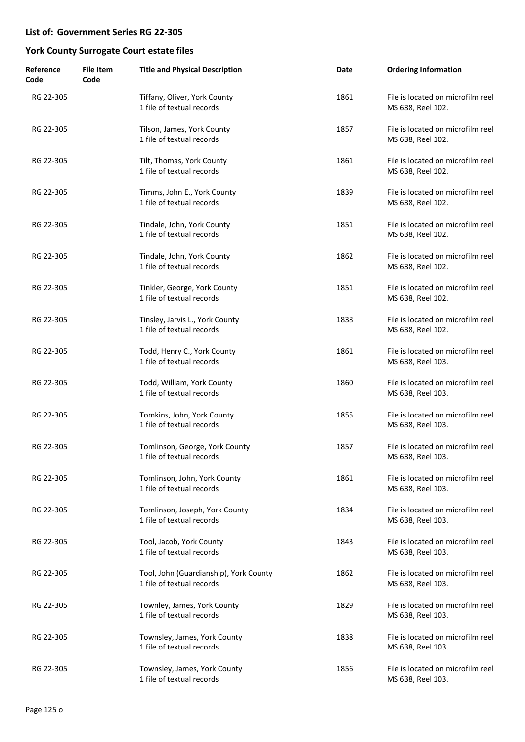## List of: Government Series RG 22-305

## York County Surrogate Court estate files

| Reference Code | File Item Code | Title and Physical Description | Date | Ordering Information |
|---|---|---|---|---|
| RG 22-305 | | Tiffany, Oliver, York County<br>1 file of textual records | 1861 | File is located on microfilm reel MS 638, Reel 102. |
| RG 22-305 | | Tilson, James, York County<br>1 file of textual records | 1857 | File is located on microfilm reel MS 638, Reel 102. |
| RG 22-305 | | Tilt, Thomas, York County<br>1 file of textual records | 1861 | File is located on microfilm reel MS 638, Reel 102. |
| RG 22-305 | | Timms, John E., York County<br>1 file of textual records | 1839 | File is located on microfilm reel MS 638, Reel 102. |
| RG 22-305 | | Tindale, John, York County<br>1 file of textual records | 1851 | File is located on microfilm reel MS 638, Reel 102. |
| RG 22-305 | | Tindale, John, York County<br>1 file of textual records | 1862 | File is located on microfilm reel MS 638, Reel 102. |
| RG 22-305 | | Tinkler, George, York County<br>1 file of textual records | 1851 | File is located on microfilm reel MS 638, Reel 102. |
| RG 22-305 | | Tinsley, Jarvis L., York County<br>1 file of textual records | 1838 | File is located on microfilm reel MS 638, Reel 102. |
| RG 22-305 | | Todd, Henry C., York County<br>1 file of textual records | 1861 | File is located on microfilm reel MS 638, Reel 103. |
| RG 22-305 | | Todd, William, York County<br>1 file of textual records | 1860 | File is located on microfilm reel MS 638, Reel 103. |
| RG 22-305 | | Tomkins, John, York County<br>1 file of textual records | 1855 | File is located on microfilm reel MS 638, Reel 103. |
| RG 22-305 | | Tomlinson, George, York County<br>1 file of textual records | 1857 | File is located on microfilm reel MS 638, Reel 103. |
| RG 22-305 | | Tomlinson, John, York County<br>1 file of textual records | 1861 | File is located on microfilm reel MS 638, Reel 103. |
| RG 22-305 | | Tomlinson, Joseph, York County<br>1 file of textual records | 1834 | File is located on microfilm reel MS 638, Reel 103. |
| RG 22-305 | | Tool, Jacob, York County<br>1 file of textual records | 1843 | File is located on microfilm reel MS 638, Reel 103. |
| RG 22-305 | | Tool, John (Guardianship), York County<br>1 file of textual records | 1862 | File is located on microfilm reel MS 638, Reel 103. |
| RG 22-305 | | Townley, James, York County<br>1 file of textual records | 1829 | File is located on microfilm reel MS 638, Reel 103. |
| RG 22-305 | | Townsley, James, York County<br>1 file of textual records | 1838 | File is located on microfilm reel MS 638, Reel 103. |
| RG 22-305 | | Townsley, James, York County<br>1 file of textual records | 1856 | File is located on microfilm reel MS 638, Reel 103. |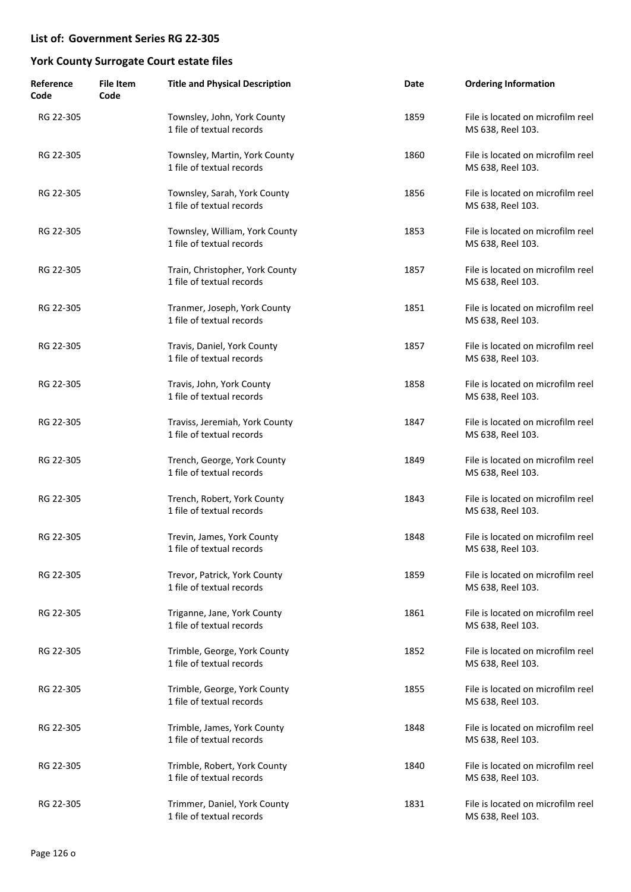## List of: Government Series RG 22-305

## York County Surrogate Court estate files

| Reference Code | File Item Code | Title and Physical Description | Date | Ordering Information |
|---|---|---|---|---|
| RG 22-305 | | Townsley, John, York County<br>1 file of textual records | 1859 | File is located on microfilm reel MS 638, Reel 103. |
| RG 22-305 | | Townsley, Martin, York County<br>1 file of textual records | 1860 | File is located on microfilm reel MS 638, Reel 103. |
| RG 22-305 | | Townsley, Sarah, York County<br>1 file of textual records | 1856 | File is located on microfilm reel MS 638, Reel 103. |
| RG 22-305 | | Townsley, William, York County<br>1 file of textual records | 1853 | File is located on microfilm reel MS 638, Reel 103. |
| RG 22-305 | | Train, Christopher, York County<br>1 file of textual records | 1857 | File is located on microfilm reel MS 638, Reel 103. |
| RG 22-305 | | Tranmer, Joseph, York County<br>1 file of textual records | 1851 | File is located on microfilm reel MS 638, Reel 103. |
| RG 22-305 | | Travis, Daniel, York County<br>1 file of textual records | 1857 | File is located on microfilm reel MS 638, Reel 103. |
| RG 22-305 | | Travis, John, York County<br>1 file of textual records | 1858 | File is located on microfilm reel MS 638, Reel 103. |
| RG 22-305 | | Traviss, Jeremiah, York County<br>1 file of textual records | 1847 | File is located on microfilm reel MS 638, Reel 103. |
| RG 22-305 | | Trench, George, York County<br>1 file of textual records | 1849 | File is located on microfilm reel MS 638, Reel 103. |
| RG 22-305 | | Trench, Robert, York County<br>1 file of textual records | 1843 | File is located on microfilm reel MS 638, Reel 103. |
| RG 22-305 | | Trevin, James, York County<br>1 file of textual records | 1848 | File is located on microfilm reel MS 638, Reel 103. |
| RG 22-305 | | Trevor, Patrick, York County<br>1 file of textual records | 1859 | File is located on microfilm reel MS 638, Reel 103. |
| RG 22-305 | | Triganne, Jane, York County<br>1 file of textual records | 1861 | File is located on microfilm reel MS 638, Reel 103. |
| RG 22-305 | | Trimble, George, York County<br>1 file of textual records | 1852 | File is located on microfilm reel MS 638, Reel 103. |
| RG 22-305 | | Trimble, George, York County<br>1 file of textual records | 1855 | File is located on microfilm reel MS 638, Reel 103. |
| RG 22-305 | | Trimble, James, York County<br>1 file of textual records | 1848 | File is located on microfilm reel MS 638, Reel 103. |
| RG 22-305 | | Trimble, Robert, York County<br>1 file of textual records | 1840 | File is located on microfilm reel MS 638, Reel 103. |
| RG 22-305 | | Trimmer, Daniel, York County<br>1 file of textual records | 1831 | File is located on microfilm reel MS 638, Reel 103. |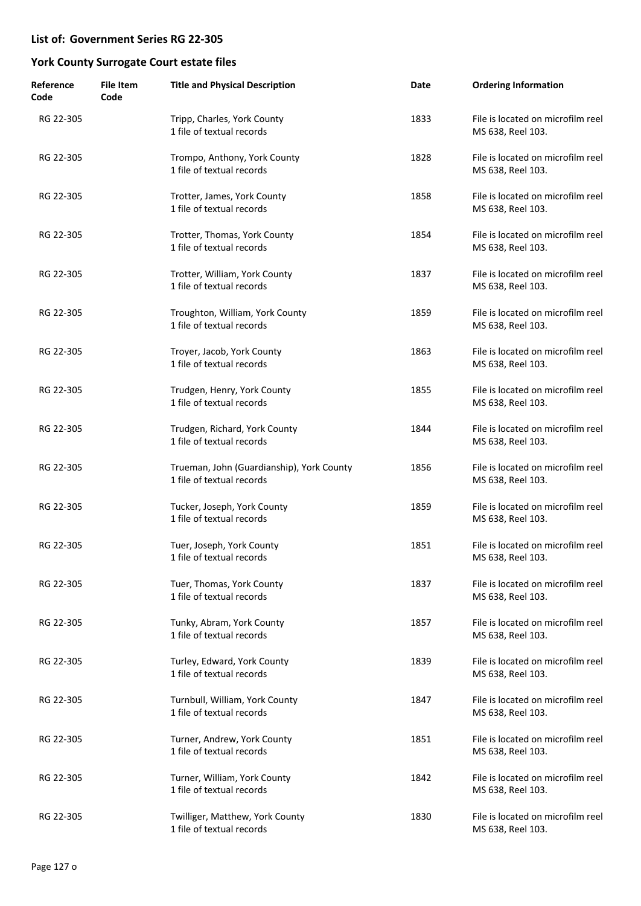## List of: Government Series RG 22-305

## York County Surrogate Court estate files

| Reference Code | File Item Code | Title and Physical Description | Date | Ordering Information |
|---|---|---|---|---|
| RG 22-305 | | Tripp, Charles, York County<br>1 file of textual records | 1833 | File is located on microfilm reel MS 638, Reel 103. |
| RG 22-305 | | Trompo, Anthony, York County<br>1 file of textual records | 1828 | File is located on microfilm reel MS 638, Reel 103. |
| RG 22-305 | | Trotter, James, York County<br>1 file of textual records | 1858 | File is located on microfilm reel MS 638, Reel 103. |
| RG 22-305 | | Trotter, Thomas, York County<br>1 file of textual records | 1854 | File is located on microfilm reel MS 638, Reel 103. |
| RG 22-305 | | Trotter, William, York County<br>1 file of textual records | 1837 | File is located on microfilm reel MS 638, Reel 103. |
| RG 22-305 | | Troughton, William, York County<br>1 file of textual records | 1859 | File is located on microfilm reel MS 638, Reel 103. |
| RG 22-305 | | Troyer, Jacob, York County<br>1 file of textual records | 1863 | File is located on microfilm reel MS 638, Reel 103. |
| RG 22-305 | | Trudgen, Henry, York County<br>1 file of textual records | 1855 | File is located on microfilm reel MS 638, Reel 103. |
| RG 22-305 | | Trudgen, Richard, York County<br>1 file of textual records | 1844 | File is located on microfilm reel MS 638, Reel 103. |
| RG 22-305 | | Trueman, John (Guardianship), York County<br>1 file of textual records | 1856 | File is located on microfilm reel MS 638, Reel 103. |
| RG 22-305 | | Tucker, Joseph, York County<br>1 file of textual records | 1859 | File is located on microfilm reel MS 638, Reel 103. |
| RG 22-305 | | Tuer, Joseph, York County<br>1 file of textual records | 1851 | File is located on microfilm reel MS 638, Reel 103. |
| RG 22-305 | | Tuer, Thomas, York County<br>1 file of textual records | 1837 | File is located on microfilm reel MS 638, Reel 103. |
| RG 22-305 | | Tunky, Abram, York County<br>1 file of textual records | 1857 | File is located on microfilm reel MS 638, Reel 103. |
| RG 22-305 | | Turley, Edward, York County<br>1 file of textual records | 1839 | File is located on microfilm reel MS 638, Reel 103. |
| RG 22-305 | | Turnbull, William, York County<br>1 file of textual records | 1847 | File is located on microfilm reel MS 638, Reel 103. |
| RG 22-305 | | Turner, Andrew, York County<br>1 file of textual records | 1851 | File is located on microfilm reel MS 638, Reel 103. |
| RG 22-305 | | Turner, William, York County<br>1 file of textual records | 1842 | File is located on microfilm reel MS 638, Reel 103. |
| RG 22-305 | | Twilliger, Matthew, York County<br>1 file of textual records | 1830 | File is located on microfilm reel MS 638, Reel 103. |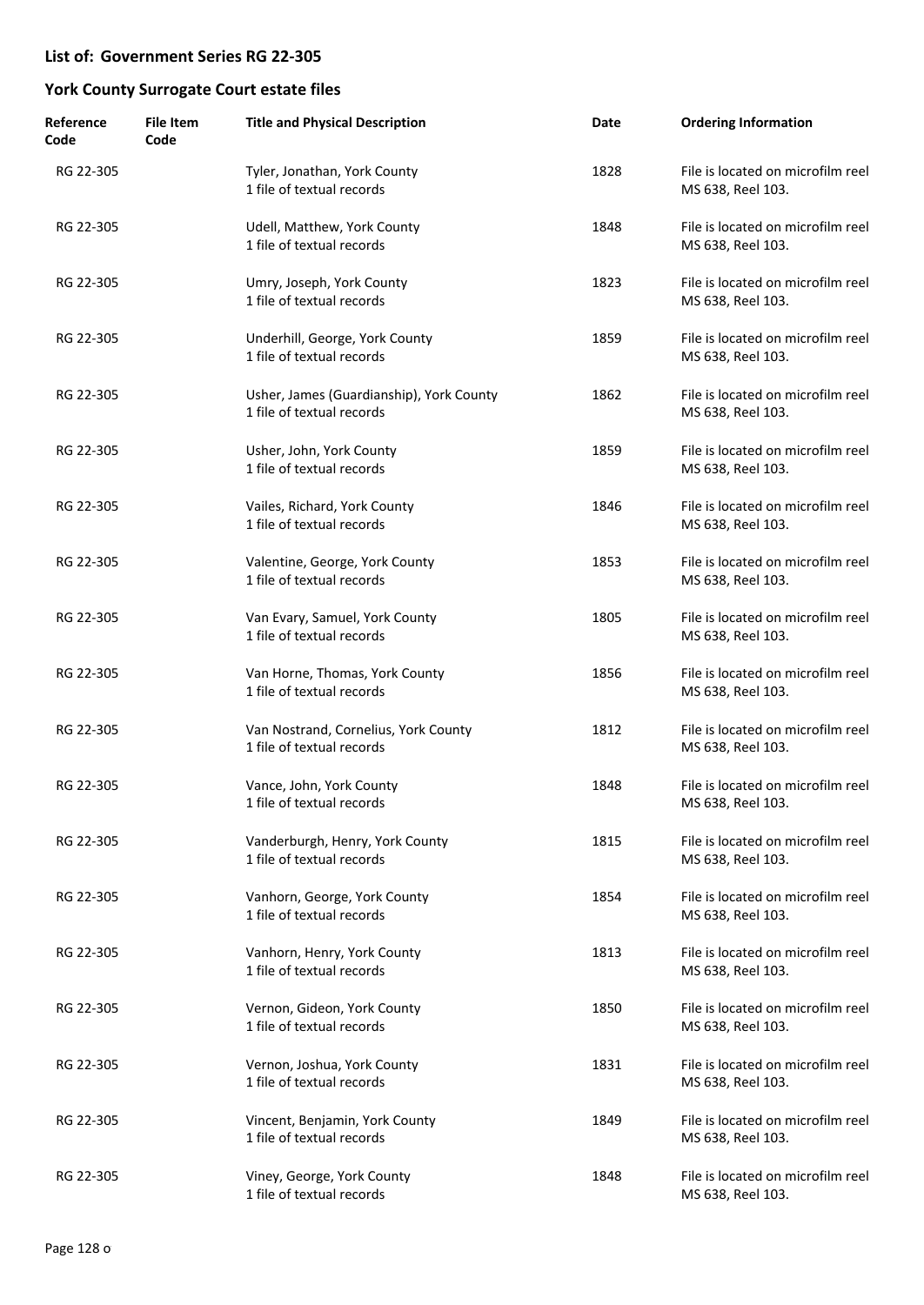## List of: Government Series RG 22-305

## York County Surrogate Court estate files

| Reference Code | File Item Code | Title and Physical Description | Date | Ordering Information |
|---|---|---|---|---|
| RG 22-305 | | Tyler, Jonathan, York County<br>1 file of textual records | 1828 | File is located on microfilm reel MS 638, Reel 103. |
| RG 22-305 | | Udell, Matthew, York County<br>1 file of textual records | 1848 | File is located on microfilm reel MS 638, Reel 103. |
| RG 22-305 | | Umry, Joseph, York County<br>1 file of textual records | 1823 | File is located on microfilm reel MS 638, Reel 103. |
| RG 22-305 | | Underhill, George, York County<br>1 file of textual records | 1859 | File is located on microfilm reel MS 638, Reel 103. |
| RG 22-305 | | Usher, James (Guardianship), York County<br>1 file of textual records | 1862 | File is located on microfilm reel MS 638, Reel 103. |
| RG 22-305 | | Usher, John, York County<br>1 file of textual records | 1859 | File is located on microfilm reel MS 638, Reel 103. |
| RG 22-305 | | Vailes, Richard, York County<br>1 file of textual records | 1846 | File is located on microfilm reel MS 638, Reel 103. |
| RG 22-305 | | Valentine, George, York County<br>1 file of textual records | 1853 | File is located on microfilm reel MS 638, Reel 103. |
| RG 22-305 | | Van Evary, Samuel, York County<br>1 file of textual records | 1805 | File is located on microfilm reel MS 638, Reel 103. |
| RG 22-305 | | Van Horne, Thomas, York County<br>1 file of textual records | 1856 | File is located on microfilm reel MS 638, Reel 103. |
| RG 22-305 | | Van Nostrand, Cornelius, York County<br>1 file of textual records | 1812 | File is located on microfilm reel MS 638, Reel 103. |
| RG 22-305 | | Vance, John, York County<br>1 file of textual records | 1848 | File is located on microfilm reel MS 638, Reel 103. |
| RG 22-305 | | Vanderburgh, Henry, York County<br>1 file of textual records | 1815 | File is located on microfilm reel MS 638, Reel 103. |
| RG 22-305 | | Vanhorn, George, York County<br>1 file of textual records | 1854 | File is located on microfilm reel MS 638, Reel 103. |
| RG 22-305 | | Vanhorn, Henry, York County<br>1 file of textual records | 1813 | File is located on microfilm reel MS 638, Reel 103. |
| RG 22-305 | | Vernon, Gideon, York County<br>1 file of textual records | 1850 | File is located on microfilm reel MS 638, Reel 103. |
| RG 22-305 | | Vernon, Joshua, York County<br>1 file of textual records | 1831 | File is located on microfilm reel MS 638, Reel 103. |
| RG 22-305 | | Vincent, Benjamin, York County<br>1 file of textual records | 1849 | File is located on microfilm reel MS 638, Reel 103. |
| RG 22-305 | | Viney, George, York County<br>1 file of textual records | 1848 | File is located on microfilm reel MS 638, Reel 103. |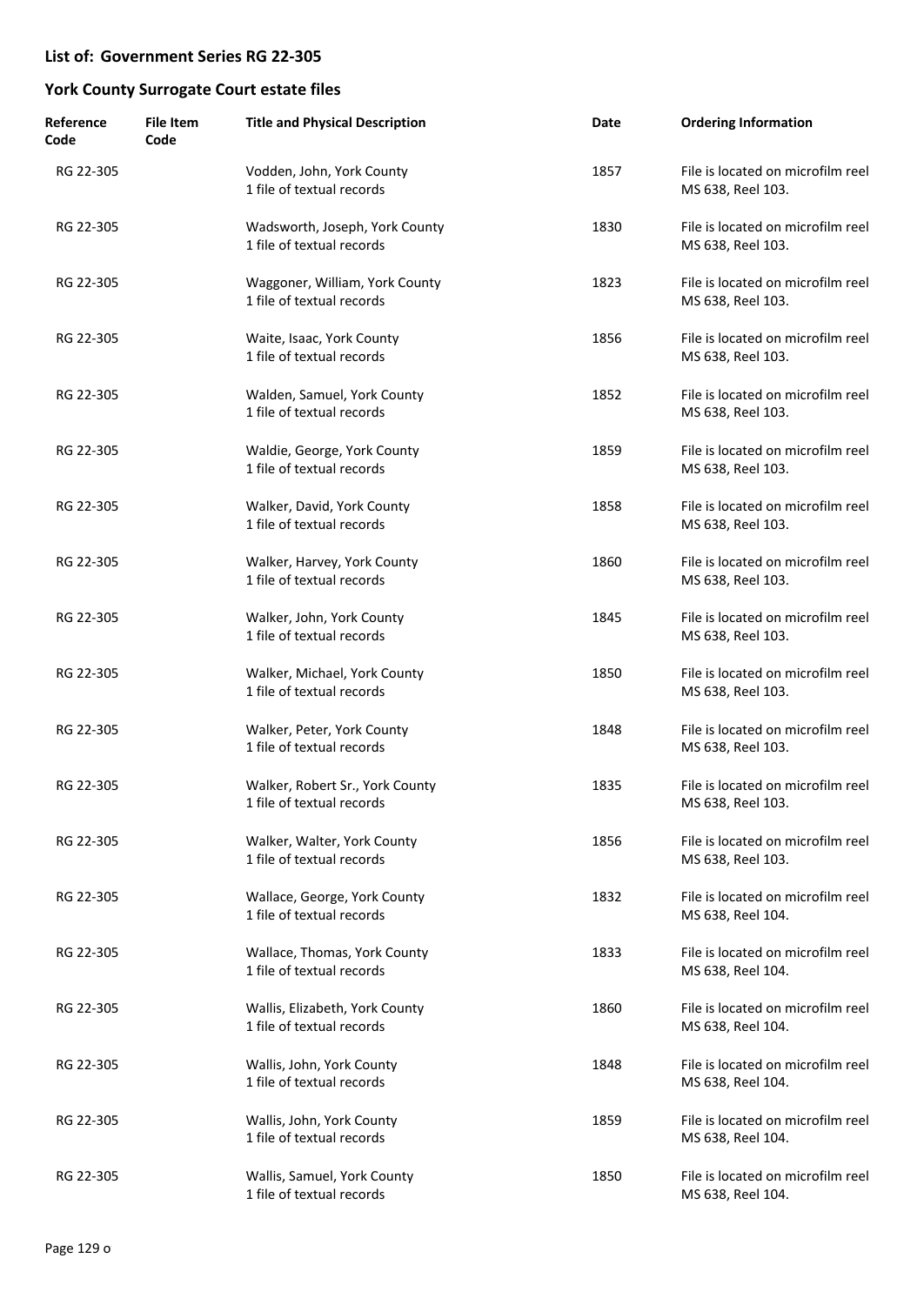## List of: Government Series RG 22-305

## York County Surrogate Court estate files

| Reference Code | File Item Code | Title and Physical Description | Date | Ordering Information |
|---|---|---|---|---|
| RG 22-305 | | Vodden, John, York County<br>1 file of textual records | 1857 | File is located on microfilm reel MS 638, Reel 103. |
| RG 22-305 | | Wadsworth, Joseph, York County<br>1 file of textual records | 1830 | File is located on microfilm reel MS 638, Reel 103. |
| RG 22-305 | | Waggoner, William, York County<br>1 file of textual records | 1823 | File is located on microfilm reel MS 638, Reel 103. |
| RG 22-305 | | Waite, Isaac, York County<br>1 file of textual records | 1856 | File is located on microfilm reel MS 638, Reel 103. |
| RG 22-305 | | Walden, Samuel, York County<br>1 file of textual records | 1852 | File is located on microfilm reel MS 638, Reel 103. |
| RG 22-305 | | Waldie, George, York County<br>1 file of textual records | 1859 | File is located on microfilm reel MS 638, Reel 103. |
| RG 22-305 | | Walker, David, York County<br>1 file of textual records | 1858 | File is located on microfilm reel MS 638, Reel 103. |
| RG 22-305 | | Walker, Harvey, York County<br>1 file of textual records | 1860 | File is located on microfilm reel MS 638, Reel 103. |
| RG 22-305 | | Walker, John, York County<br>1 file of textual records | 1845 | File is located on microfilm reel MS 638, Reel 103. |
| RG 22-305 | | Walker, Michael, York County<br>1 file of textual records | 1850 | File is located on microfilm reel MS 638, Reel 103. |
| RG 22-305 | | Walker, Peter, York County<br>1 file of textual records | 1848 | File is located on microfilm reel MS 638, Reel 103. |
| RG 22-305 | | Walker, Robert Sr., York County<br>1 file of textual records | 1835 | File is located on microfilm reel MS 638, Reel 103. |
| RG 22-305 | | Walker, Walter, York County<br>1 file of textual records | 1856 | File is located on microfilm reel MS 638, Reel 103. |
| RG 22-305 | | Wallace, George, York County<br>1 file of textual records | 1832 | File is located on microfilm reel MS 638, Reel 104. |
| RG 22-305 | | Wallace, Thomas, York County<br>1 file of textual records | 1833 | File is located on microfilm reel MS 638, Reel 104. |
| RG 22-305 | | Wallis, Elizabeth, York County<br>1 file of textual records | 1860 | File is located on microfilm reel MS 638, Reel 104. |
| RG 22-305 | | Wallis, John, York County<br>1 file of textual records | 1848 | File is located on microfilm reel MS 638, Reel 104. |
| RG 22-305 | | Wallis, John, York County<br>1 file of textual records | 1859 | File is located on microfilm reel MS 638, Reel 104. |
| RG 22-305 | | Wallis, Samuel, York County<br>1 file of textual records | 1850 | File is located on microfilm reel MS 638, Reel 104. |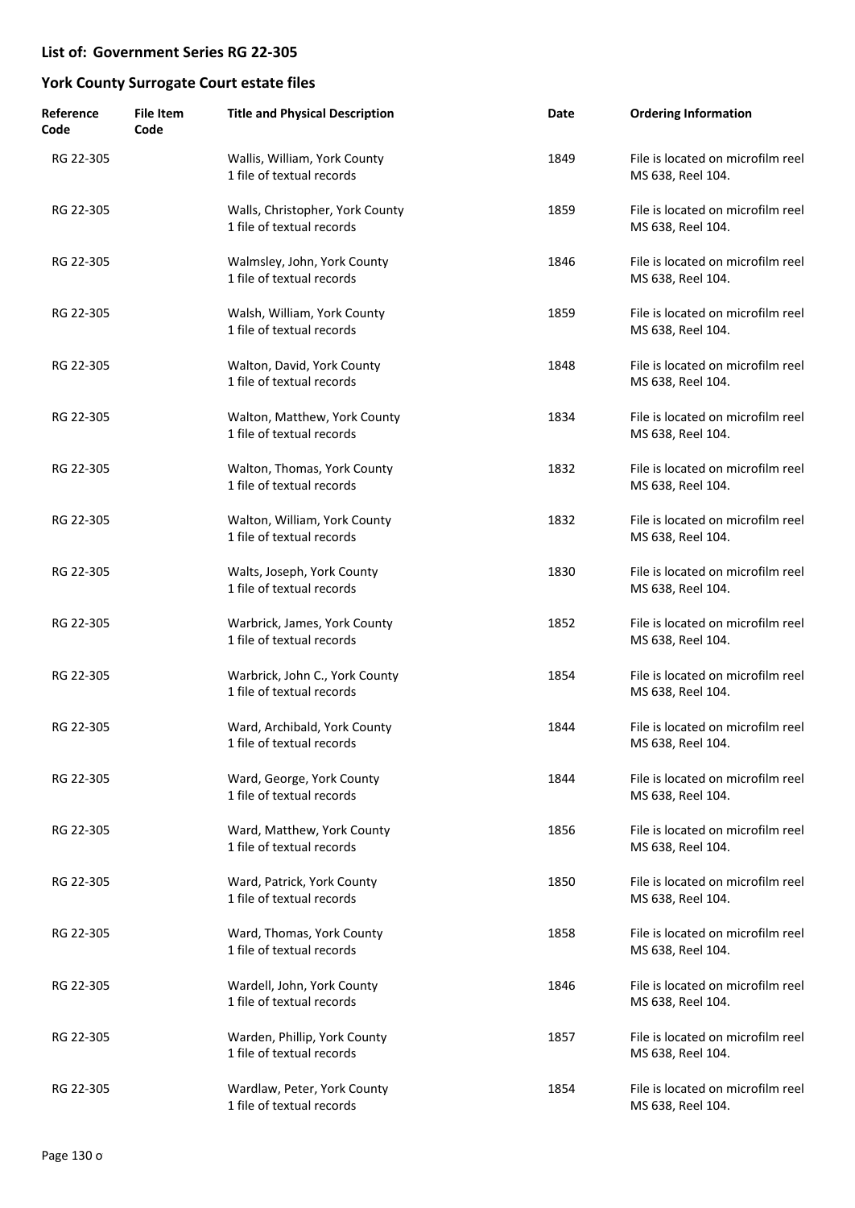## List of: Government Series RG 22-305

## York County Surrogate Court estate files

| Reference Code | File Item Code | Title and Physical Description | Date | Ordering Information |
|---|---|---|---|---|
| RG 22-305 | | Wallis, William, York County<br>1 file of textual records | 1849 | File is located on microfilm reel MS 638, Reel 104. |
| RG 22-305 | | Walls, Christopher, York County<br>1 file of textual records | 1859 | File is located on microfilm reel MS 638, Reel 104. |
| RG 22-305 | | Walmsley, John, York County<br>1 file of textual records | 1846 | File is located on microfilm reel MS 638, Reel 104. |
| RG 22-305 | | Walsh, William, York County<br>1 file of textual records | 1859 | File is located on microfilm reel MS 638, Reel 104. |
| RG 22-305 | | Walton, David, York County<br>1 file of textual records | 1848 | File is located on microfilm reel MS 638, Reel 104. |
| RG 22-305 | | Walton, Matthew, York County<br>1 file of textual records | 1834 | File is located on microfilm reel MS 638, Reel 104. |
| RG 22-305 | | Walton, Thomas, York County<br>1 file of textual records | 1832 | File is located on microfilm reel MS 638, Reel 104. |
| RG 22-305 | | Walton, William, York County<br>1 file of textual records | 1832 | File is located on microfilm reel MS 638, Reel 104. |
| RG 22-305 | | Walts, Joseph, York County<br>1 file of textual records | 1830 | File is located on microfilm reel MS 638, Reel 104. |
| RG 22-305 | | Warbrick, James, York County<br>1 file of textual records | 1852 | File is located on microfilm reel MS 638, Reel 104. |
| RG 22-305 | | Warbrick, John C., York County<br>1 file of textual records | 1854 | File is located on microfilm reel MS 638, Reel 104. |
| RG 22-305 | | Ward, Archibald, York County<br>1 file of textual records | 1844 | File is located on microfilm reel MS 638, Reel 104. |
| RG 22-305 | | Ward, George, York County<br>1 file of textual records | 1844 | File is located on microfilm reel MS 638, Reel 104. |
| RG 22-305 | | Ward, Matthew, York County<br>1 file of textual records | 1856 | File is located on microfilm reel MS 638, Reel 104. |
| RG 22-305 | | Ward, Patrick, York County<br>1 file of textual records | 1850 | File is located on microfilm reel MS 638, Reel 104. |
| RG 22-305 | | Ward, Thomas, York County<br>1 file of textual records | 1858 | File is located on microfilm reel MS 638, Reel 104. |
| RG 22-305 | | Wardell, John, York County<br>1 file of textual records | 1846 | File is located on microfilm reel MS 638, Reel 104. |
| RG 22-305 | | Warden, Phillip, York County<br>1 file of textual records | 1857 | File is located on microfilm reel MS 638, Reel 104. |
| RG 22-305 | | Wardlaw, Peter, York County<br>1 file of textual records | 1854 | File is located on microfilm reel MS 638, Reel 104. |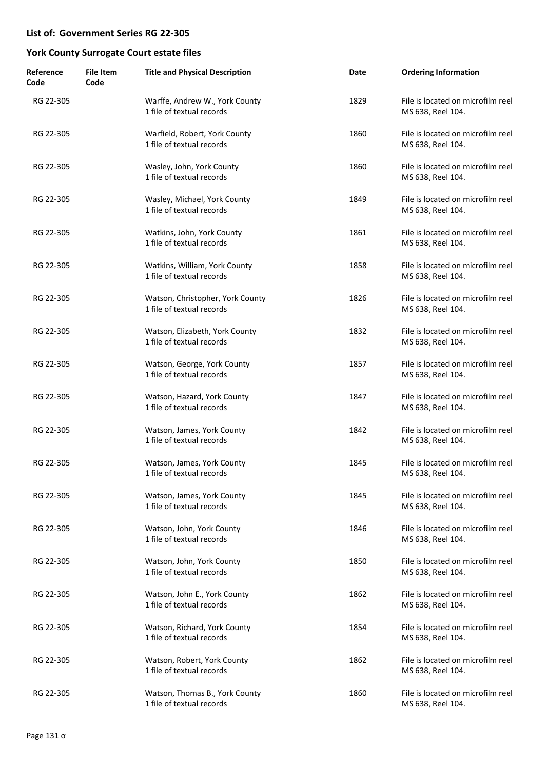## List of: Government Series RG 22-305

## York County Surrogate Court estate files

| Reference Code | File Item Code | Title and Physical Description | Date | Ordering Information |
|---|---|---|---|---|
| RG 22-305 | | Warffe, Andrew W., York County<br>1 file of textual records | 1829 | File is located on microfilm reel MS 638, Reel 104. |
| RG 22-305 | | Warfield, Robert, York County<br>1 file of textual records | 1860 | File is located on microfilm reel MS 638, Reel 104. |
| RG 22-305 | | Wasley, John, York County<br>1 file of textual records | 1860 | File is located on microfilm reel MS 638, Reel 104. |
| RG 22-305 | | Wasley, Michael, York County<br>1 file of textual records | 1849 | File is located on microfilm reel MS 638, Reel 104. |
| RG 22-305 | | Watkins, John, York County<br>1 file of textual records | 1861 | File is located on microfilm reel MS 638, Reel 104. |
| RG 22-305 | | Watkins, William, York County<br>1 file of textual records | 1858 | File is located on microfilm reel MS 638, Reel 104. |
| RG 22-305 | | Watson, Christopher, York County<br>1 file of textual records | 1826 | File is located on microfilm reel MS 638, Reel 104. |
| RG 22-305 | | Watson, Elizabeth, York County<br>1 file of textual records | 1832 | File is located on microfilm reel MS 638, Reel 104. |
| RG 22-305 | | Watson, George, York County<br>1 file of textual records | 1857 | File is located on microfilm reel MS 638, Reel 104. |
| RG 22-305 | | Watson, Hazard, York County<br>1 file of textual records | 1847 | File is located on microfilm reel MS 638, Reel 104. |
| RG 22-305 | | Watson, James, York County<br>1 file of textual records | 1842 | File is located on microfilm reel MS 638, Reel 104. |
| RG 22-305 | | Watson, James, York County<br>1 file of textual records | 1845 | File is located on microfilm reel MS 638, Reel 104. |
| RG 22-305 | | Watson, James, York County<br>1 file of textual records | 1845 | File is located on microfilm reel MS 638, Reel 104. |
| RG 22-305 | | Watson, John, York County<br>1 file of textual records | 1846 | File is located on microfilm reel MS 638, Reel 104. |
| RG 22-305 | | Watson, John, York County<br>1 file of textual records | 1850 | File is located on microfilm reel MS 638, Reel 104. |
| RG 22-305 | | Watson, John E., York County<br>1 file of textual records | 1862 | File is located on microfilm reel MS 638, Reel 104. |
| RG 22-305 | | Watson, Richard, York County<br>1 file of textual records | 1854 | File is located on microfilm reel MS 638, Reel 104. |
| RG 22-305 | | Watson, Robert, York County<br>1 file of textual records | 1862 | File is located on microfilm reel MS 638, Reel 104. |
| RG 22-305 | | Watson, Thomas B., York County<br>1 file of textual records | 1860 | File is located on microfilm reel MS 638, Reel 104. |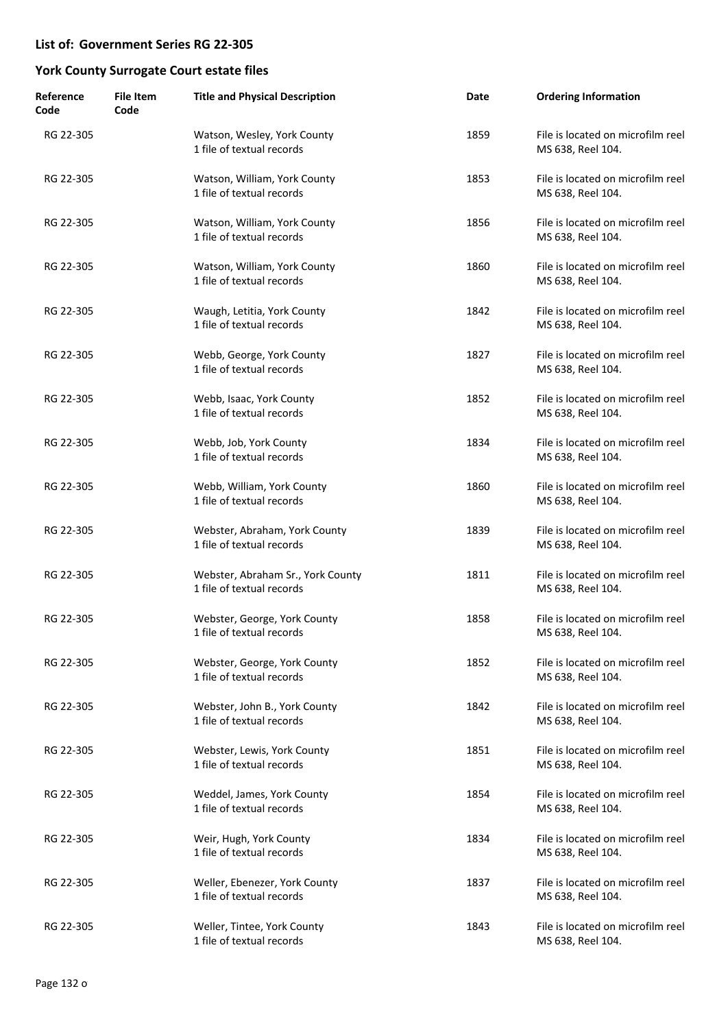## List of: Government Series RG 22-305

## York County Surrogate Court estate files

| Reference Code | File Item Code | Title and Physical Description | Date | Ordering Information |
|---|---|---|---|---|
| RG 22-305 | | Watson, Wesley, York County<br>1 file of textual records | 1859 | File is located on microfilm reel MS 638, Reel 104. |
| RG 22-305 | | Watson, William, York County<br>1 file of textual records | 1853 | File is located on microfilm reel MS 638, Reel 104. |
| RG 22-305 | | Watson, William, York County<br>1 file of textual records | 1856 | File is located on microfilm reel MS 638, Reel 104. |
| RG 22-305 | | Watson, William, York County<br>1 file of textual records | 1860 | File is located on microfilm reel MS 638, Reel 104. |
| RG 22-305 | | Waugh, Letitia, York County<br>1 file of textual records | 1842 | File is located on microfilm reel MS 638, Reel 104. |
| RG 22-305 | | Webb, George, York County<br>1 file of textual records | 1827 | File is located on microfilm reel MS 638, Reel 104. |
| RG 22-305 | | Webb, Isaac, York County<br>1 file of textual records | 1852 | File is located on microfilm reel MS 638, Reel 104. |
| RG 22-305 | | Webb, Job, York County<br>1 file of textual records | 1834 | File is located on microfilm reel MS 638, Reel 104. |
| RG 22-305 | | Webb, William, York County<br>1 file of textual records | 1860 | File is located on microfilm reel MS 638, Reel 104. |
| RG 22-305 | | Webster, Abraham, York County<br>1 file of textual records | 1839 | File is located on microfilm reel MS 638, Reel 104. |
| RG 22-305 | | Webster, Abraham Sr., York County<br>1 file of textual records | 1811 | File is located on microfilm reel MS 638, Reel 104. |
| RG 22-305 | | Webster, George, York County<br>1 file of textual records | 1858 | File is located on microfilm reel MS 638, Reel 104. |
| RG 22-305 | | Webster, George, York County<br>1 file of textual records | 1852 | File is located on microfilm reel MS 638, Reel 104. |
| RG 22-305 | | Webster, John B., York County<br>1 file of textual records | 1842 | File is located on microfilm reel MS 638, Reel 104. |
| RG 22-305 | | Webster, Lewis, York County<br>1 file of textual records | 1851 | File is located on microfilm reel MS 638, Reel 104. |
| RG 22-305 | | Weddel, James, York County<br>1 file of textual records | 1854 | File is located on microfilm reel MS 638, Reel 104. |
| RG 22-305 | | Weir, Hugh, York County<br>1 file of textual records | 1834 | File is located on microfilm reel MS 638, Reel 104. |
| RG 22-305 | | Weller, Ebenezer, York County<br>1 file of textual records | 1837 | File is located on microfilm reel MS 638, Reel 104. |
| RG 22-305 | | Weller, Tintee, York County<br>1 file of textual records | 1843 | File is located on microfilm reel MS 638, Reel 104. |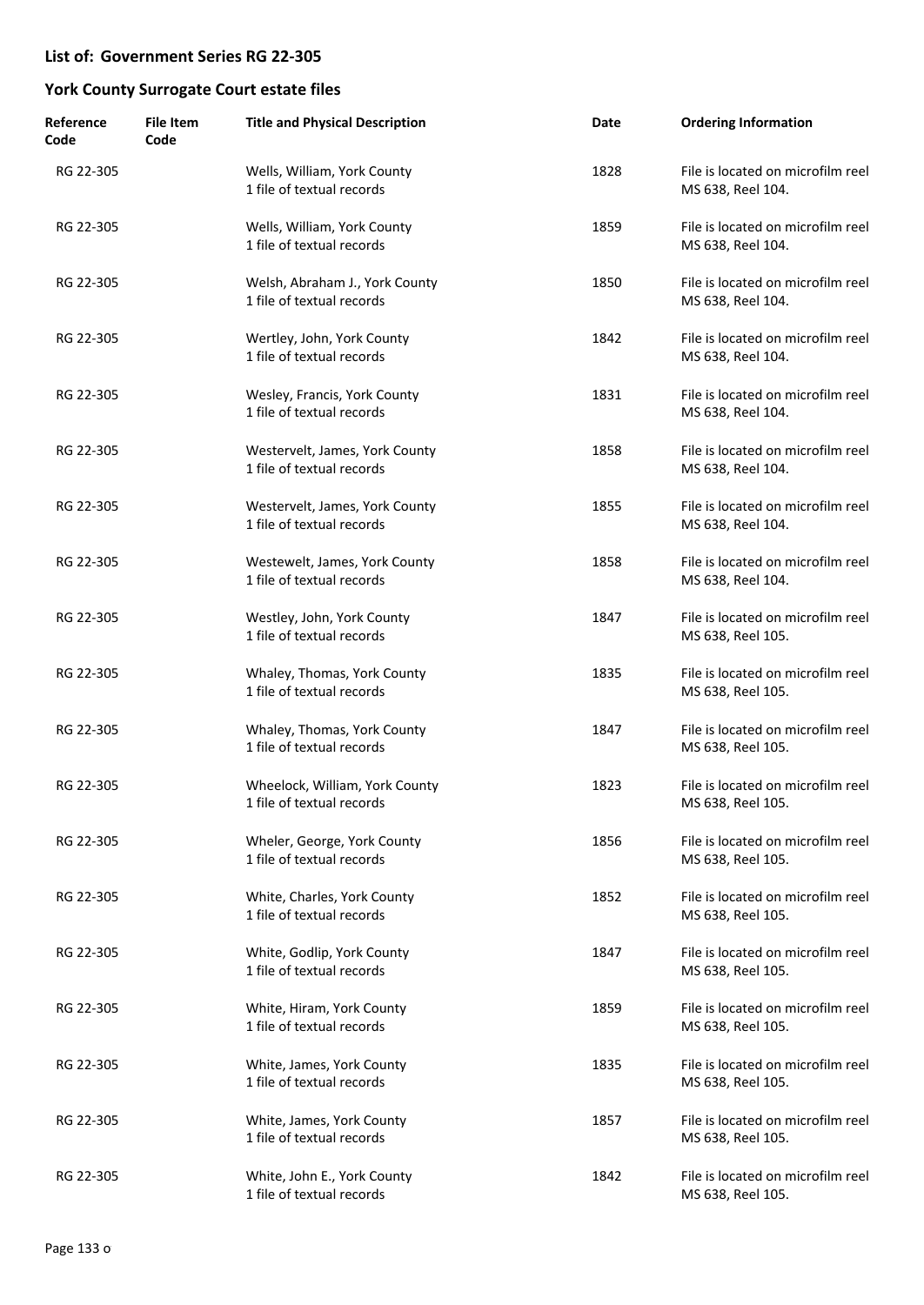**List of: Government Series RG 22-305**

**York County Surrogate Court estate files**

| Reference Code | File Item Code | Title and Physical Description | Date | Ordering Information |
|---|---|---|---|---|
| RG 22-305 | | Wells, William, York County<br>1 file of textual records | 1828 | File is located on microfilm reel MS 638, Reel 104. |
| RG 22-305 | | Wells, William, York County<br>1 file of textual records | 1859 | File is located on microfilm reel MS 638, Reel 104. |
| RG 22-305 | | Welsh, Abraham J., York County<br>1 file of textual records | 1850 | File is located on microfilm reel MS 638, Reel 104. |
| RG 22-305 | | Wertley, John, York County<br>1 file of textual records | 1842 | File is located on microfilm reel MS 638, Reel 104. |
| RG 22-305 | | Wesley, Francis, York County<br>1 file of textual records | 1831 | File is located on microfilm reel MS 638, Reel 104. |
| RG 22-305 | | Westervelt, James, York County<br>1 file of textual records | 1858 | File is located on microfilm reel MS 638, Reel 104. |
| RG 22-305 | | Westervelt, James, York County<br>1 file of textual records | 1855 | File is located on microfilm reel MS 638, Reel 104. |
| RG 22-305 | | Westewelt, James, York County<br>1 file of textual records | 1858 | File is located on microfilm reel MS 638, Reel 104. |
| RG 22-305 | | Westley, John, York County<br>1 file of textual records | 1847 | File is located on microfilm reel MS 638, Reel 105. |
| RG 22-305 | | Whaley, Thomas, York County<br>1 file of textual records | 1835 | File is located on microfilm reel MS 638, Reel 105. |
| RG 22-305 | | Whaley, Thomas, York County<br>1 file of textual records | 1847 | File is located on microfilm reel MS 638, Reel 105. |
| RG 22-305 | | Wheelock, William, York County<br>1 file of textual records | 1823 | File is located on microfilm reel MS 638, Reel 105. |
| RG 22-305 | | Wheler, George, York County<br>1 file of textual records | 1856 | File is located on microfilm reel MS 638, Reel 105. |
| RG 22-305 | | White, Charles, York County<br>1 file of textual records | 1852 | File is located on microfilm reel MS 638, Reel 105. |
| RG 22-305 | | White, Godlip, York County<br>1 file of textual records | 1847 | File is located on microfilm reel MS 638, Reel 105. |
| RG 22-305 | | White, Hiram, York County<br>1 file of textual records | 1859 | File is located on microfilm reel MS 638, Reel 105. |
| RG 22-305 | | White, James, York County<br>1 file of textual records | 1835 | File is located on microfilm reel MS 638, Reel 105. |
| RG 22-305 | | White, James, York County<br>1 file of textual records | 1857 | File is located on microfilm reel MS 638, Reel 105. |
| RG 22-305 | | White, John E., York County<br>1 file of textual records | 1842 | File is located on microfilm reel MS 638, Reel 105. |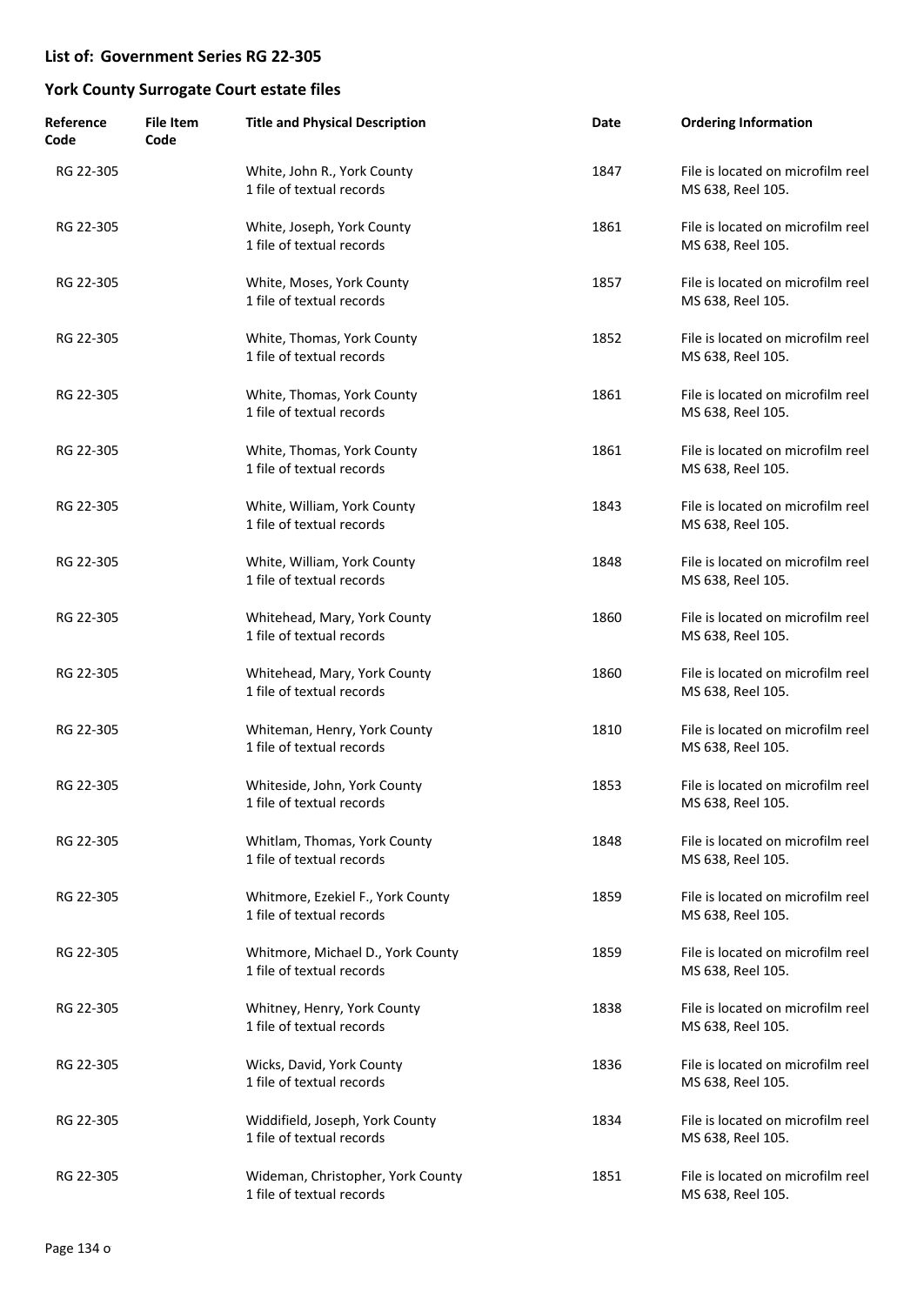## List of: Government Series RG 22-305

## York County Surrogate Court estate files

| Reference Code | File Item Code | Title and Physical Description | Date | Ordering Information |
|---|---|---|---|---|
| RG 22-305 | | White, John R., York County<br>1 file of textual records | 1847 | File is located on microfilm reel MS 638, Reel 105. |
| RG 22-305 | | White, Joseph, York County<br>1 file of textual records | 1861 | File is located on microfilm reel MS 638, Reel 105. |
| RG 22-305 | | White, Moses, York County<br>1 file of textual records | 1857 | File is located on microfilm reel MS 638, Reel 105. |
| RG 22-305 | | White, Thomas, York County<br>1 file of textual records | 1852 | File is located on microfilm reel MS 638, Reel 105. |
| RG 22-305 | | White, Thomas, York County<br>1 file of textual records | 1861 | File is located on microfilm reel MS 638, Reel 105. |
| RG 22-305 | | White, Thomas, York County<br>1 file of textual records | 1861 | File is located on microfilm reel MS 638, Reel 105. |
| RG 22-305 | | White, William, York County<br>1 file of textual records | 1843 | File is located on microfilm reel MS 638, Reel 105. |
| RG 22-305 | | White, William, York County<br>1 file of textual records | 1848 | File is located on microfilm reel MS 638, Reel 105. |
| RG 22-305 | | Whitehead, Mary, York County<br>1 file of textual records | 1860 | File is located on microfilm reel MS 638, Reel 105. |
| RG 22-305 | | Whitehead, Mary, York County<br>1 file of textual records | 1860 | File is located on microfilm reel MS 638, Reel 105. |
| RG 22-305 | | Whiteman, Henry, York County<br>1 file of textual records | 1810 | File is located on microfilm reel MS 638, Reel 105. |
| RG 22-305 | | Whiteside, John, York County<br>1 file of textual records | 1853 | File is located on microfilm reel MS 638, Reel 105. |
| RG 22-305 | | Whitlam, Thomas, York County<br>1 file of textual records | 1848 | File is located on microfilm reel MS 638, Reel 105. |
| RG 22-305 | | Whitmore, Ezekiel F., York County<br>1 file of textual records | 1859 | File is located on microfilm reel MS 638, Reel 105. |
| RG 22-305 | | Whitmore, Michael D., York County<br>1 file of textual records | 1859 | File is located on microfilm reel MS 638, Reel 105. |
| RG 22-305 | | Whitney, Henry, York County<br>1 file of textual records | 1838 | File is located on microfilm reel MS 638, Reel 105. |
| RG 22-305 | | Wicks, David, York County<br>1 file of textual records | 1836 | File is located on microfilm reel MS 638, Reel 105. |
| RG 22-305 | | Widdifield, Joseph, York County<br>1 file of textual records | 1834 | File is located on microfilm reel MS 638, Reel 105. |
| RG 22-305 | | Wideman, Christopher, York County<br>1 file of textual records | 1851 | File is located on microfilm reel MS 638, Reel 105. |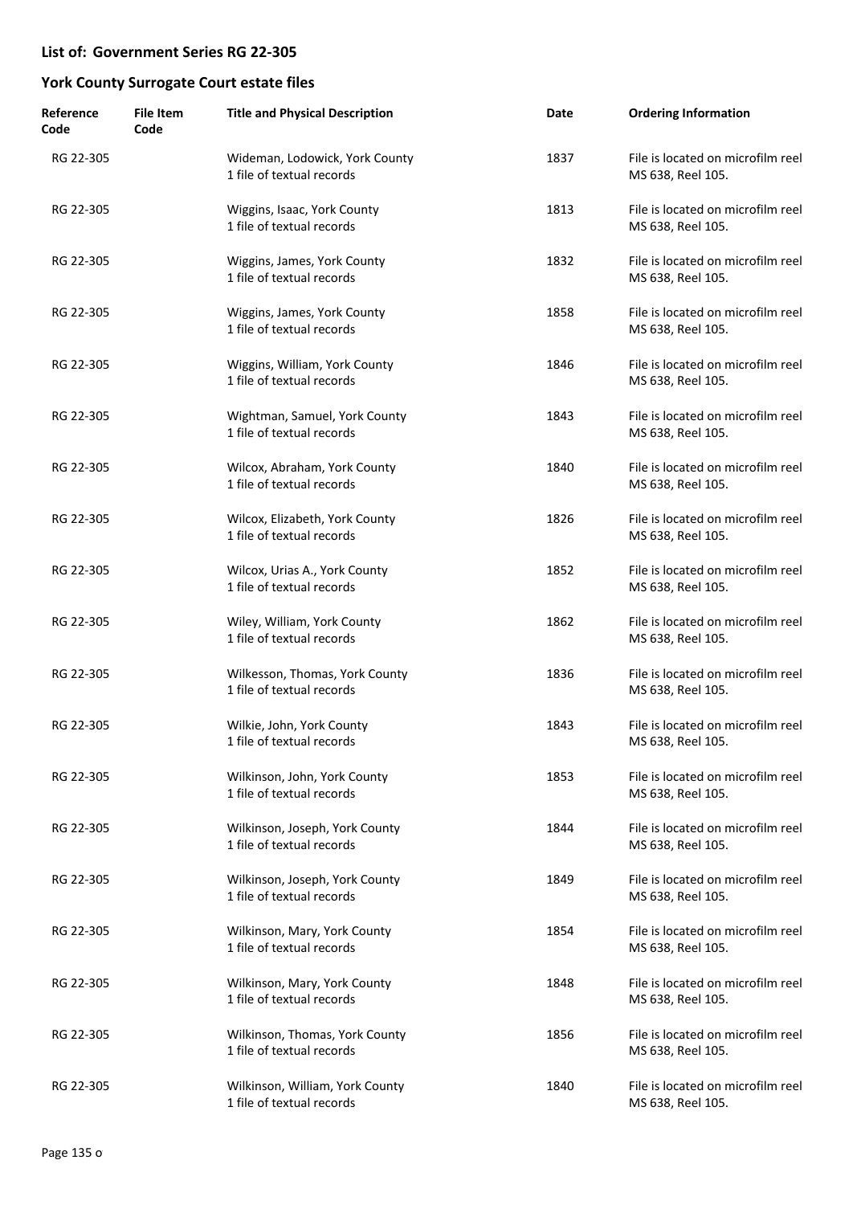## List of: Government Series RG 22-305

## York County Surrogate Court estate files

| Reference Code | File Item Code | Title and Physical Description | Date | Ordering Information |
|---|---|---|---|---|
| RG 22-305 | | Wideman, Lodowick, York County<br>1 file of textual records | 1837 | File is located on microfilm reel MS 638, Reel 105. |
| RG 22-305 | | Wiggins, Isaac, York County<br>1 file of textual records | 1813 | File is located on microfilm reel MS 638, Reel 105. |
| RG 22-305 | | Wiggins, James, York County<br>1 file of textual records | 1832 | File is located on microfilm reel MS 638, Reel 105. |
| RG 22-305 | | Wiggins, James, York County<br>1 file of textual records | 1858 | File is located on microfilm reel MS 638, Reel 105. |
| RG 22-305 | | Wiggins, William, York County<br>1 file of textual records | 1846 | File is located on microfilm reel MS 638, Reel 105. |
| RG 22-305 | | Wightman, Samuel, York County<br>1 file of textual records | 1843 | File is located on microfilm reel MS 638, Reel 105. |
| RG 22-305 | | Wilcox, Abraham, York County<br>1 file of textual records | 1840 | File is located on microfilm reel MS 638, Reel 105. |
| RG 22-305 | | Wilcox, Elizabeth, York County<br>1 file of textual records | 1826 | File is located on microfilm reel MS 638, Reel 105. |
| RG 22-305 | | Wilcox, Urias A., York County<br>1 file of textual records | 1852 | File is located on microfilm reel MS 638, Reel 105. |
| RG 22-305 | | Wiley, William, York County<br>1 file of textual records | 1862 | File is located on microfilm reel MS 638, Reel 105. |
| RG 22-305 | | Wilkesson, Thomas, York County<br>1 file of textual records | 1836 | File is located on microfilm reel MS 638, Reel 105. |
| RG 22-305 | | Wilkie, John, York County<br>1 file of textual records | 1843 | File is located on microfilm reel MS 638, Reel 105. |
| RG 22-305 | | Wilkinson, John, York County<br>1 file of textual records | 1853 | File is located on microfilm reel MS 638, Reel 105. |
| RG 22-305 | | Wilkinson, Joseph, York County<br>1 file of textual records | 1844 | File is located on microfilm reel MS 638, Reel 105. |
| RG 22-305 | | Wilkinson, Joseph, York County<br>1 file of textual records | 1849 | File is located on microfilm reel MS 638, Reel 105. |
| RG 22-305 | | Wilkinson, Mary, York County<br>1 file of textual records | 1854 | File is located on microfilm reel MS 638, Reel 105. |
| RG 22-305 | | Wilkinson, Mary, York County<br>1 file of textual records | 1848 | File is located on microfilm reel MS 638, Reel 105. |
| RG 22-305 | | Wilkinson, Thomas, York County<br>1 file of textual records | 1856 | File is located on microfilm reel MS 638, Reel 105. |
| RG 22-305 | | Wilkinson, William, York County<br>1 file of textual records | 1840 | File is located on microfilm reel MS 638, Reel 105. |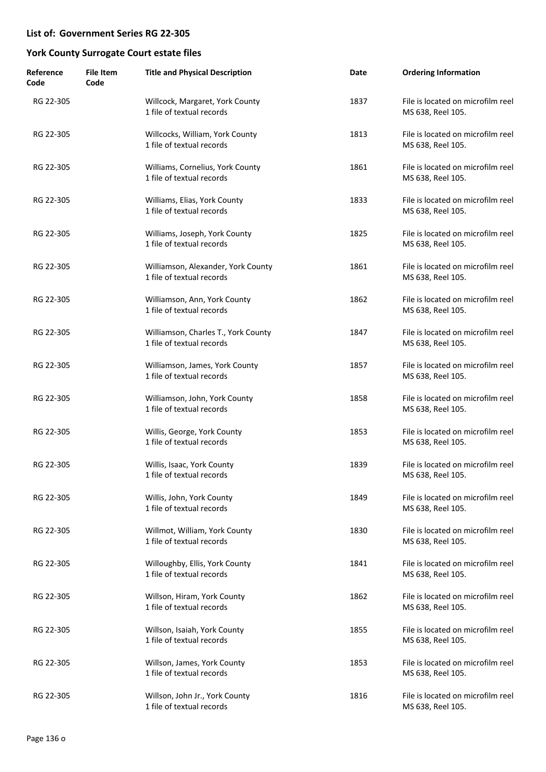## List of: Government Series RG 22-305

## York County Surrogate Court estate files

| Reference Code | File Item Code | Title and Physical Description | Date | Ordering Information |
|---|---|---|---|---|
| RG 22-305 | | Willcock, Margaret, York County<br>1 file of textual records | 1837 | File is located on microfilm reel MS 638, Reel 105. |
| RG 22-305 | | Willcocks, William, York County<br>1 file of textual records | 1813 | File is located on microfilm reel MS 638, Reel 105. |
| RG 22-305 | | Williams, Cornelius, York County<br>1 file of textual records | 1861 | File is located on microfilm reel MS 638, Reel 105. |
| RG 22-305 | | Williams, Elias, York County<br>1 file of textual records | 1833 | File is located on microfilm reel MS 638, Reel 105. |
| RG 22-305 | | Williams, Joseph, York County<br>1 file of textual records | 1825 | File is located on microfilm reel MS 638, Reel 105. |
| RG 22-305 | | Williamson, Alexander, York County<br>1 file of textual records | 1861 | File is located on microfilm reel MS 638, Reel 105. |
| RG 22-305 | | Williamson, Ann, York County<br>1 file of textual records | 1862 | File is located on microfilm reel MS 638, Reel 105. |
| RG 22-305 | | Williamson, Charles T., York County<br>1 file of textual records | 1847 | File is located on microfilm reel MS 638, Reel 105. |
| RG 22-305 | | Williamson, James, York County<br>1 file of textual records | 1857 | File is located on microfilm reel MS 638, Reel 105. |
| RG 22-305 | | Williamson, John, York County<br>1 file of textual records | 1858 | File is located on microfilm reel MS 638, Reel 105. |
| RG 22-305 | | Willis, George, York County<br>1 file of textual records | 1853 | File is located on microfilm reel MS 638, Reel 105. |
| RG 22-305 | | Willis, Isaac, York County<br>1 file of textual records | 1839 | File is located on microfilm reel MS 638, Reel 105. |
| RG 22-305 | | Willis, John, York County<br>1 file of textual records | 1849 | File is located on microfilm reel MS 638, Reel 105. |
| RG 22-305 | | Willmot, William, York County<br>1 file of textual records | 1830 | File is located on microfilm reel MS 638, Reel 105. |
| RG 22-305 | | Willoughby, Ellis, York County<br>1 file of textual records | 1841 | File is located on microfilm reel MS 638, Reel 105. |
| RG 22-305 | | Willson, Hiram, York County<br>1 file of textual records | 1862 | File is located on microfilm reel MS 638, Reel 105. |
| RG 22-305 | | Willson, Isaiah, York County<br>1 file of textual records | 1855 | File is located on microfilm reel MS 638, Reel 105. |
| RG 22-305 | | Willson, James, York County<br>1 file of textual records | 1853 | File is located on microfilm reel MS 638, Reel 105. |
| RG 22-305 | | Willson, John Jr., York County<br>1 file of textual records | 1816 | File is located on microfilm reel MS 638, Reel 105. |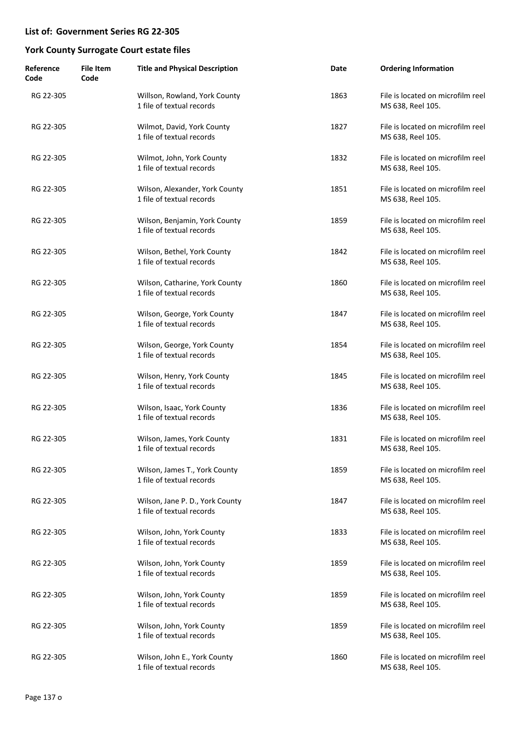## List of: Government Series RG 22-305

## York County Surrogate Court estate files

| Reference Code | File Item Code | Title and Physical Description | Date | Ordering Information |
|---|---|---|---|---|
| RG 22-305 | | Willson, Rowland, York County<br>1 file of textual records | 1863 | File is located on microfilm reel MS 638, Reel 105. |
| RG 22-305 | | Wilmot, David, York County<br>1 file of textual records | 1827 | File is located on microfilm reel MS 638, Reel 105. |
| RG 22-305 | | Wilmot, John, York County<br>1 file of textual records | 1832 | File is located on microfilm reel MS 638, Reel 105. |
| RG 22-305 | | Wilson, Alexander, York County<br>1 file of textual records | 1851 | File is located on microfilm reel MS 638, Reel 105. |
| RG 22-305 | | Wilson, Benjamin, York County<br>1 file of textual records | 1859 | File is located on microfilm reel MS 638, Reel 105. |
| RG 22-305 | | Wilson, Bethel, York County<br>1 file of textual records | 1842 | File is located on microfilm reel MS 638, Reel 105. |
| RG 22-305 | | Wilson, Catharine, York County<br>1 file of textual records | 1860 | File is located on microfilm reel MS 638, Reel 105. |
| RG 22-305 | | Wilson, George, York County<br>1 file of textual records | 1847 | File is located on microfilm reel MS 638, Reel 105. |
| RG 22-305 | | Wilson, George, York County<br>1 file of textual records | 1854 | File is located on microfilm reel MS 638, Reel 105. |
| RG 22-305 | | Wilson, Henry, York County<br>1 file of textual records | 1845 | File is located on microfilm reel MS 638, Reel 105. |
| RG 22-305 | | Wilson, Isaac, York County<br>1 file of textual records | 1836 | File is located on microfilm reel MS 638, Reel 105. |
| RG 22-305 | | Wilson, James, York County<br>1 file of textual records | 1831 | File is located on microfilm reel MS 638, Reel 105. |
| RG 22-305 | | Wilson, James T., York County<br>1 file of textual records | 1859 | File is located on microfilm reel MS 638, Reel 105. |
| RG 22-305 | | Wilson, Jane P. D., York County<br>1 file of textual records | 1847 | File is located on microfilm reel MS 638, Reel 105. |
| RG 22-305 | | Wilson, John, York County<br>1 file of textual records | 1833 | File is located on microfilm reel MS 638, Reel 105. |
| RG 22-305 | | Wilson, John, York County<br>1 file of textual records | 1859 | File is located on microfilm reel MS 638, Reel 105. |
| RG 22-305 | | Wilson, John, York County<br>1 file of textual records | 1859 | File is located on microfilm reel MS 638, Reel 105. |
| RG 22-305 | | Wilson, John, York County<br>1 file of textual records | 1859 | File is located on microfilm reel MS 638, Reel 105. |
| RG 22-305 | | Wilson, John E., York County<br>1 file of textual records | 1860 | File is located on microfilm reel MS 638, Reel 105. |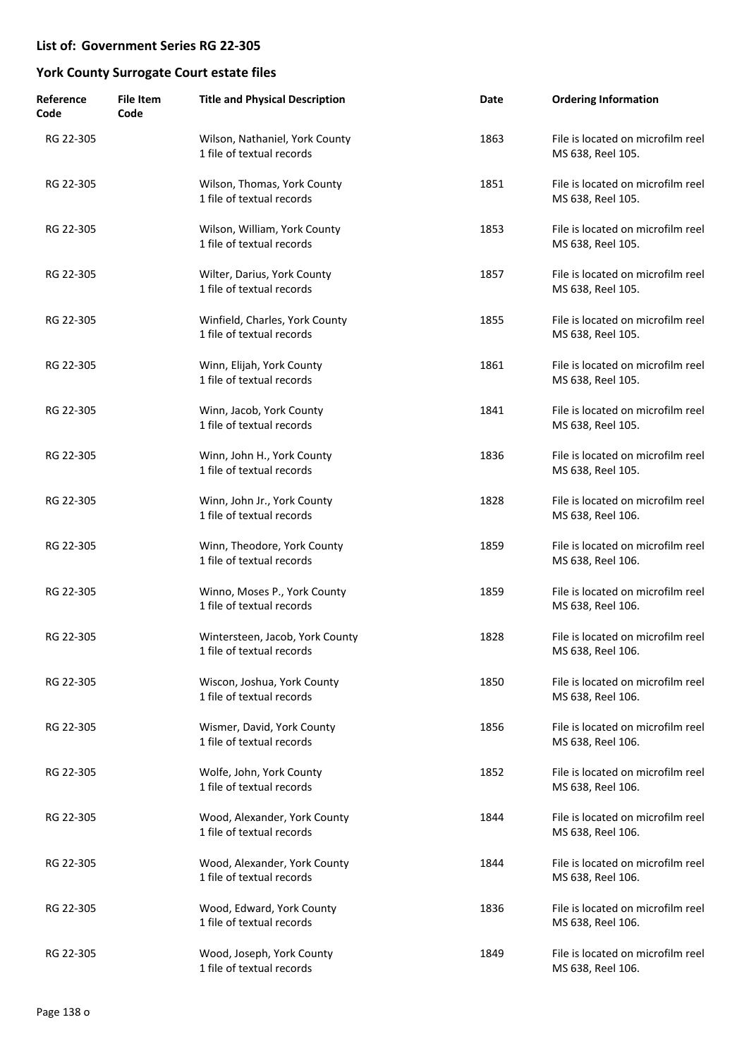**List of: Government Series RG 22-305**

**York County Surrogate Court estate files**

| Reference Code | File Item Code | Title and Physical Description | Date | Ordering Information |
|---|---|---|---|---|
| RG 22-305 | | Wilson, Nathaniel, York County<br>1 file of textual records | 1863 | File is located on microfilm reel MS 638, Reel 105. |
| RG 22-305 | | Wilson, Thomas, York County<br>1 file of textual records | 1851 | File is located on microfilm reel MS 638, Reel 105. |
| RG 22-305 | | Wilson, William, York County<br>1 file of textual records | 1853 | File is located on microfilm reel MS 638, Reel 105. |
| RG 22-305 | | Wilter, Darius, York County<br>1 file of textual records | 1857 | File is located on microfilm reel MS 638, Reel 105. |
| RG 22-305 | | Winfield, Charles, York County<br>1 file of textual records | 1855 | File is located on microfilm reel MS 638, Reel 105. |
| RG 22-305 | | Winn, Elijah, York County<br>1 file of textual records | 1861 | File is located on microfilm reel MS 638, Reel 105. |
| RG 22-305 | | Winn, Jacob, York County<br>1 file of textual records | 1841 | File is located on microfilm reel MS 638, Reel 105. |
| RG 22-305 | | Winn, John H., York County<br>1 file of textual records | 1836 | File is located on microfilm reel MS 638, Reel 105. |
| RG 22-305 | | Winn, John Jr., York County<br>1 file of textual records | 1828 | File is located on microfilm reel MS 638, Reel 106. |
| RG 22-305 | | Winn, Theodore, York County<br>1 file of textual records | 1859 | File is located on microfilm reel MS 638, Reel 106. |
| RG 22-305 | | Winno, Moses P., York County<br>1 file of textual records | 1859 | File is located on microfilm reel MS 638, Reel 106. |
| RG 22-305 | | Wintersteen, Jacob, York County<br>1 file of textual records | 1828 | File is located on microfilm reel MS 638, Reel 106. |
| RG 22-305 | | Wiscon, Joshua, York County<br>1 file of textual records | 1850 | File is located on microfilm reel MS 638, Reel 106. |
| RG 22-305 | | Wismer, David, York County<br>1 file of textual records | 1856 | File is located on microfilm reel MS 638, Reel 106. |
| RG 22-305 | | Wolfe, John, York County<br>1 file of textual records | 1852 | File is located on microfilm reel MS 638, Reel 106. |
| RG 22-305 | | Wood, Alexander, York County<br>1 file of textual records | 1844 | File is located on microfilm reel MS 638, Reel 106. |
| RG 22-305 | | Wood, Alexander, York County<br>1 file of textual records | 1844 | File is located on microfilm reel MS 638, Reel 106. |
| RG 22-305 | | Wood, Edward, York County<br>1 file of textual records | 1836 | File is located on microfilm reel MS 638, Reel 106. |
| RG 22-305 | | Wood, Joseph, York County<br>1 file of textual records | 1849 | File is located on microfilm reel MS 638, Reel 106. |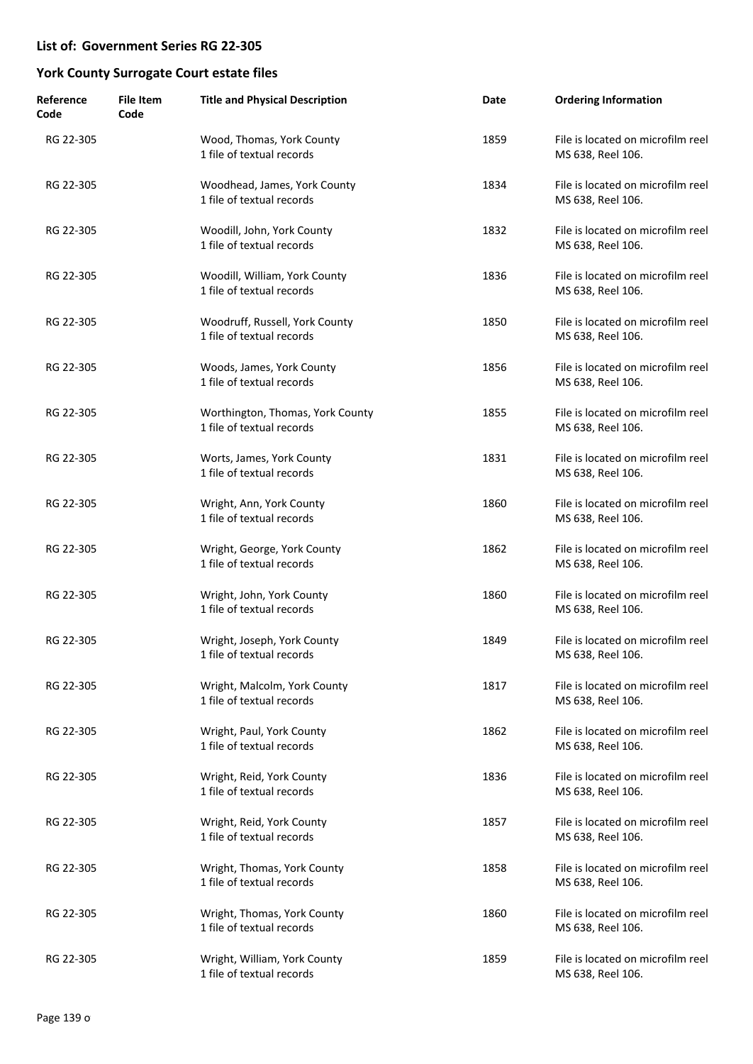## List of: Government Series RG 22-305

## York County Surrogate Court estate files

| Reference Code | File Item Code | Title and Physical Description | Date | Ordering Information |
|---|---|---|---|---|
| RG 22-305 | | Wood, Thomas, York County<br>1 file of textual records | 1859 | File is located on microfilm reel MS 638, Reel 106. |
| RG 22-305 | | Woodhead, James, York County<br>1 file of textual records | 1834 | File is located on microfilm reel MS 638, Reel 106. |
| RG 22-305 | | Woodill, John, York County<br>1 file of textual records | 1832 | File is located on microfilm reel MS 638, Reel 106. |
| RG 22-305 | | Woodill, William, York County<br>1 file of textual records | 1836 | File is located on microfilm reel MS 638, Reel 106. |
| RG 22-305 | | Woodruff, Russell, York County<br>1 file of textual records | 1850 | File is located on microfilm reel MS 638, Reel 106. |
| RG 22-305 | | Woods, James, York County<br>1 file of textual records | 1856 | File is located on microfilm reel MS 638, Reel 106. |
| RG 22-305 | | Worthington, Thomas, York County<br>1 file of textual records | 1855 | File is located on microfilm reel MS 638, Reel 106. |
| RG 22-305 | | Worts, James, York County<br>1 file of textual records | 1831 | File is located on microfilm reel MS 638, Reel 106. |
| RG 22-305 | | Wright, Ann, York County<br>1 file of textual records | 1860 | File is located on microfilm reel MS 638, Reel 106. |
| RG 22-305 | | Wright, George, York County<br>1 file of textual records | 1862 | File is located on microfilm reel MS 638, Reel 106. |
| RG 22-305 | | Wright, John, York County<br>1 file of textual records | 1860 | File is located on microfilm reel MS 638, Reel 106. |
| RG 22-305 | | Wright, Joseph, York County<br>1 file of textual records | 1849 | File is located on microfilm reel MS 638, Reel 106. |
| RG 22-305 | | Wright, Malcolm, York County<br>1 file of textual records | 1817 | File is located on microfilm reel MS 638, Reel 106. |
| RG 22-305 | | Wright, Paul, York County<br>1 file of textual records | 1862 | File is located on microfilm reel MS 638, Reel 106. |
| RG 22-305 | | Wright, Reid, York County<br>1 file of textual records | 1836 | File is located on microfilm reel MS 638, Reel 106. |
| RG 22-305 | | Wright, Reid, York County<br>1 file of textual records | 1857 | File is located on microfilm reel MS 638, Reel 106. |
| RG 22-305 | | Wright, Thomas, York County<br>1 file of textual records | 1858 | File is located on microfilm reel MS 638, Reel 106. |
| RG 22-305 | | Wright, Thomas, York County<br>1 file of textual records | 1860 | File is located on microfilm reel MS 638, Reel 106. |
| RG 22-305 | | Wright, William, York County<br>1 file of textual records | 1859 | File is located on microfilm reel MS 638, Reel 106. |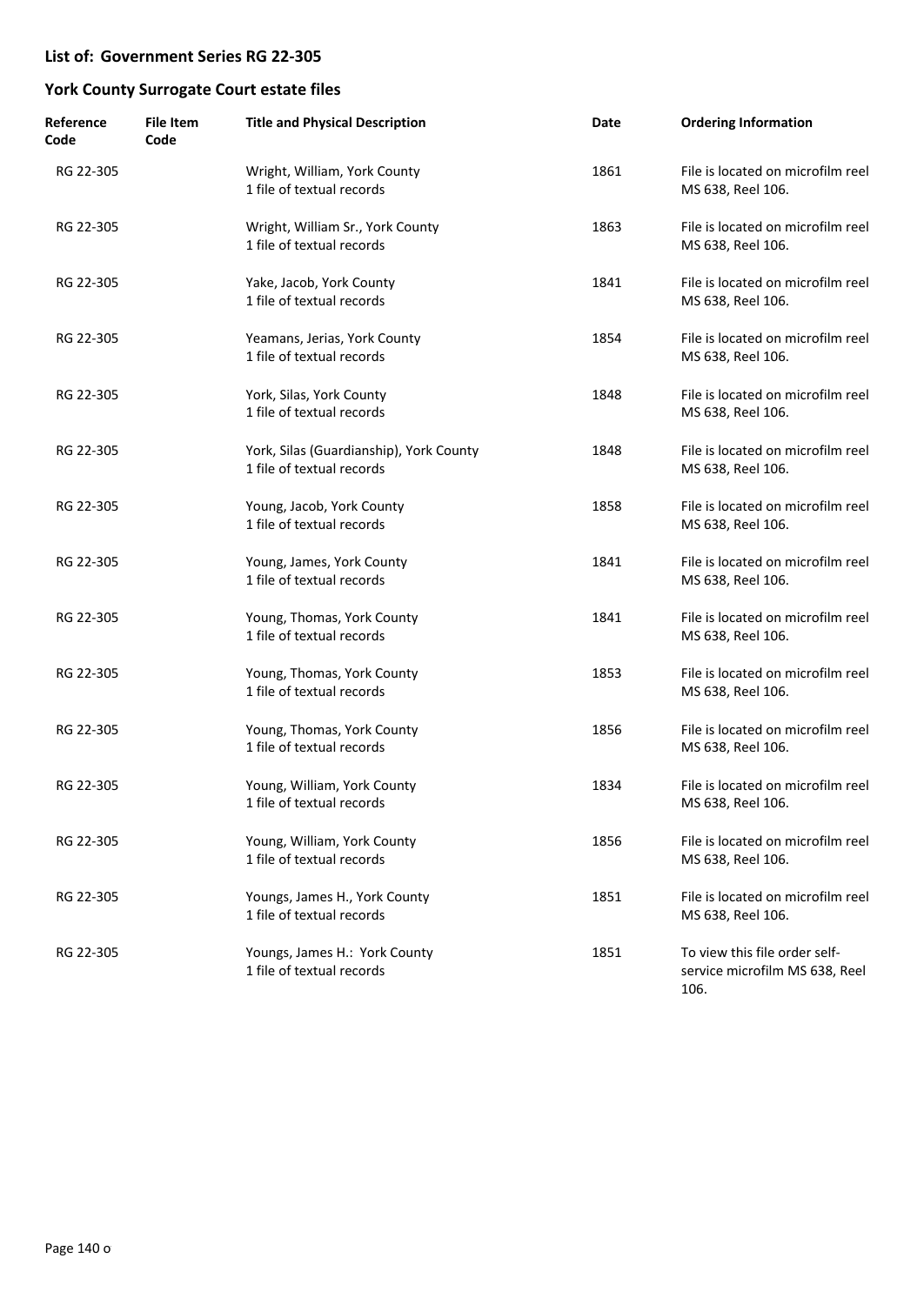## List of: Government Series RG 22-305

## York County Surrogate Court estate files

| Reference Code | File Item Code | Title and Physical Description | Date | Ordering Information |
|---|---|---|---|---|
| RG 22-305 | | Wright, William, York County<br>1 file of textual records | 1861 | File is located on microfilm reel MS 638, Reel 106. |
| RG 22-305 | | Wright, William Sr., York County<br>1 file of textual records | 1863 | File is located on microfilm reel MS 638, Reel 106. |
| RG 22-305 | | Yake, Jacob, York County<br>1 file of textual records | 1841 | File is located on microfilm reel MS 638, Reel 106. |
| RG 22-305 | | Yeamans, Jerias, York County<br>1 file of textual records | 1854 | File is located on microfilm reel MS 638, Reel 106. |
| RG 22-305 | | York, Silas, York County<br>1 file of textual records | 1848 | File is located on microfilm reel MS 638, Reel 106. |
| RG 22-305 | | York, Silas (Guardianship), York County<br>1 file of textual records | 1848 | File is located on microfilm reel MS 638, Reel 106. |
| RG 22-305 | | Young, Jacob, York County<br>1 file of textual records | 1858 | File is located on microfilm reel MS 638, Reel 106. |
| RG 22-305 | | Young, James, York County<br>1 file of textual records | 1841 | File is located on microfilm reel MS 638, Reel 106. |
| RG 22-305 | | Young, Thomas, York County<br>1 file of textual records | 1841 | File is located on microfilm reel MS 638, Reel 106. |
| RG 22-305 | | Young, Thomas, York County<br>1 file of textual records | 1853 | File is located on microfilm reel MS 638, Reel 106. |
| RG 22-305 | | Young, Thomas, York County<br>1 file of textual records | 1856 | File is located on microfilm reel MS 638, Reel 106. |
| RG 22-305 | | Young, William, York County<br>1 file of textual records | 1834 | File is located on microfilm reel MS 638, Reel 106. |
| RG 22-305 | | Young, William, York County<br>1 file of textual records | 1856 | File is located on microfilm reel MS 638, Reel 106. |
| RG 22-305 | | Youngs, James H., York County<br>1 file of textual records | 1851 | File is located on microfilm reel MS 638, Reel 106. |
| RG 22-305 | | Youngs, James H.: York County<br>1 file of textual records | 1851 | To view this file order self-service microfilm MS 638, Reel 106. |